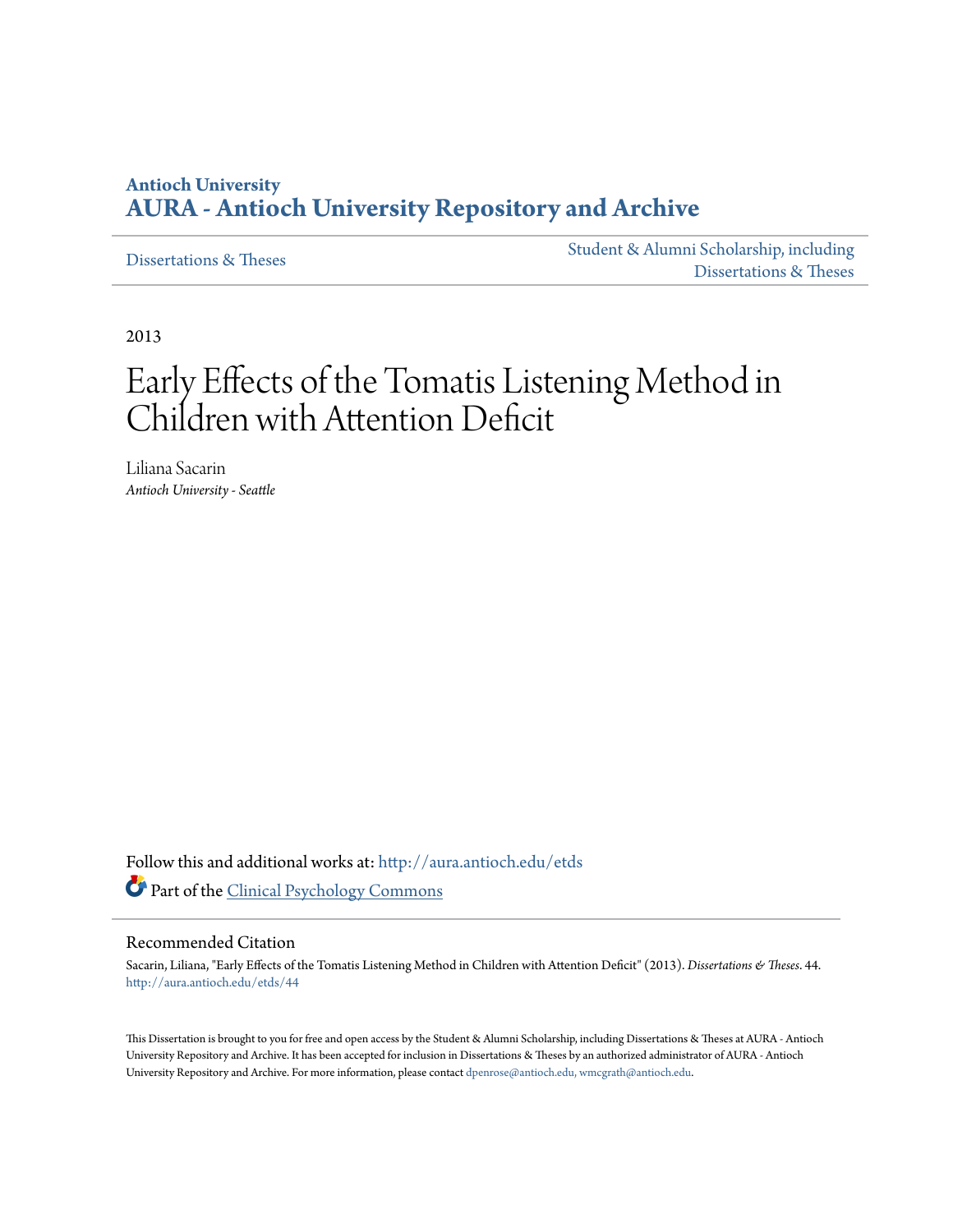**Antioch University**
**AURA - Antioch University Repository and Archive**

Dissertations & Theses | Student & Alumni Scholarship, including Dissertations & Theses

2013

# Early Effects of the Tomatis Listening Method in Children with Attention Deficit

Liliana Sacarin
*Antioch University - Seattle*

Follow this and additional works at: http://aura.antioch.edu/etds

Part of the Clinical Psychology Commons

## Recommended Citation

Sacarin, Liliana, "Early Effects of the Tomatis Listening Method in Children with Attention Deficit" (2013). *Dissertations & Theses*. 44.
http://aura.antioch.edu/etds/44

This Dissertation is brought to you for free and open access by the Student & Alumni Scholarship, including Dissertations & Theses at AURA - Antioch University Repository and Archive. It has been accepted for inclusion in Dissertations & Theses by an authorized administrator of AURA - Antioch University Repository and Archive. For more information, please contact dpenrose@antioch.edu, wmcgrath@antioch.edu.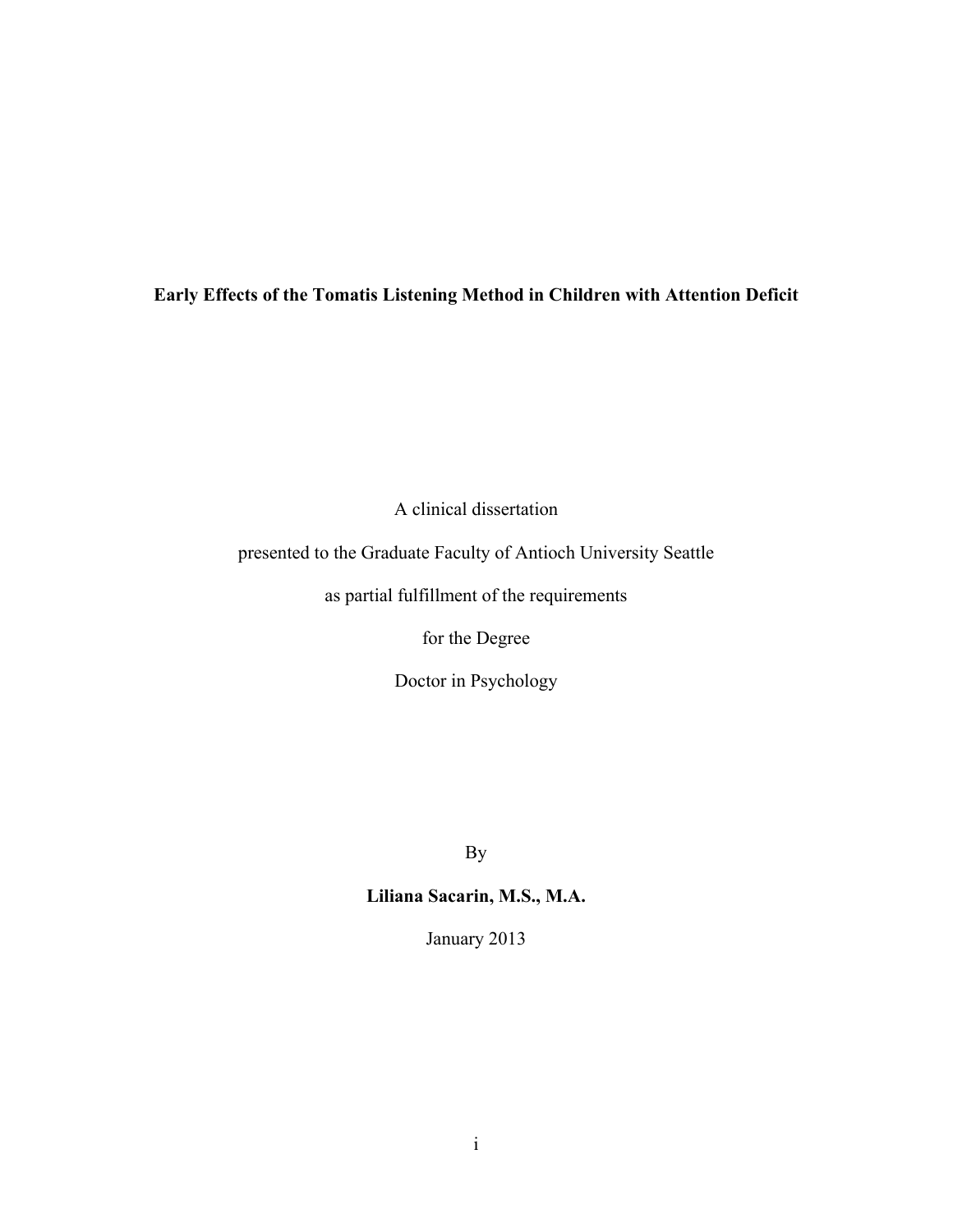**Early Effects of the Tomatis Listening Method in Children with Attention Deficit**

A clinical dissertation

presented to the Graduate Faculty of Antioch University Seattle

as partial fulfillment of the requirements

for the Degree

Doctor in Psychology

By

**Liliana Sacarin, M.S., M.A.**

January 2013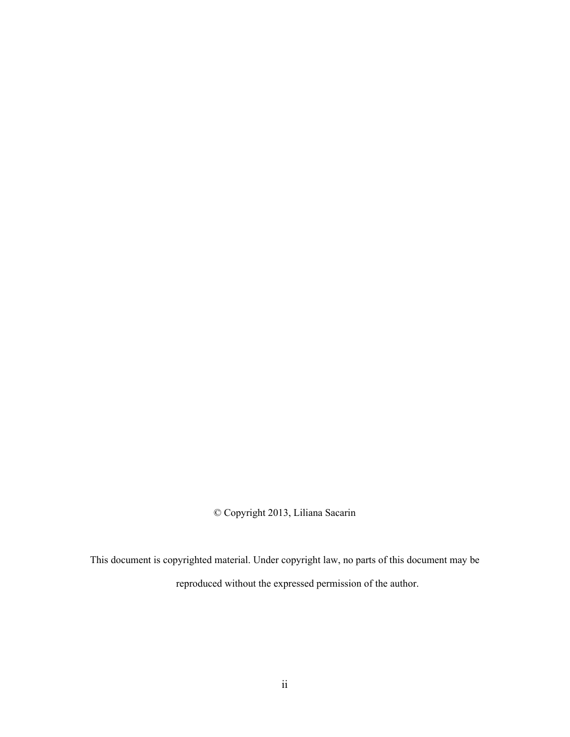© Copyright 2013, Liliana Sacarin

This document is copyrighted material. Under copyright law, no parts of this document may be reproduced without the expressed permission of the author.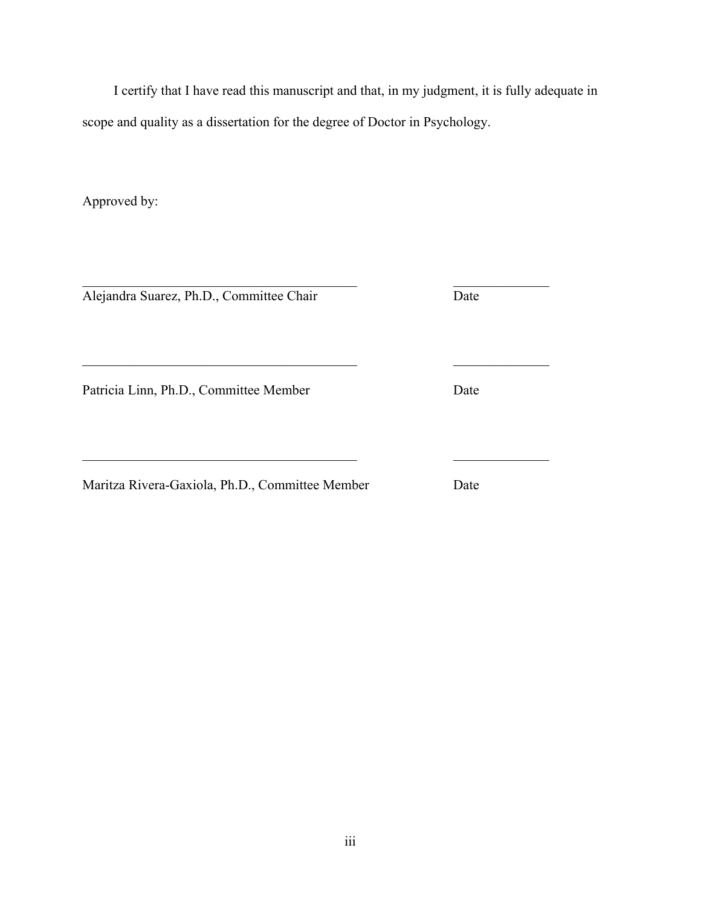I certify that I have read this manuscript and that, in my judgment, it is fully adequate in scope and quality as a dissertation for the degree of Doctor in Psychology.

Approved by:

_________________________________________ ______________

Alejandra Suarez, Ph.D., Committee Chair Date

_________________________________________ ______________

Patricia Linn, Ph.D., Committee Member Date

_________________________________________ ______________

Maritza Rivera-Gaxiola, Ph.D., Committee Member Date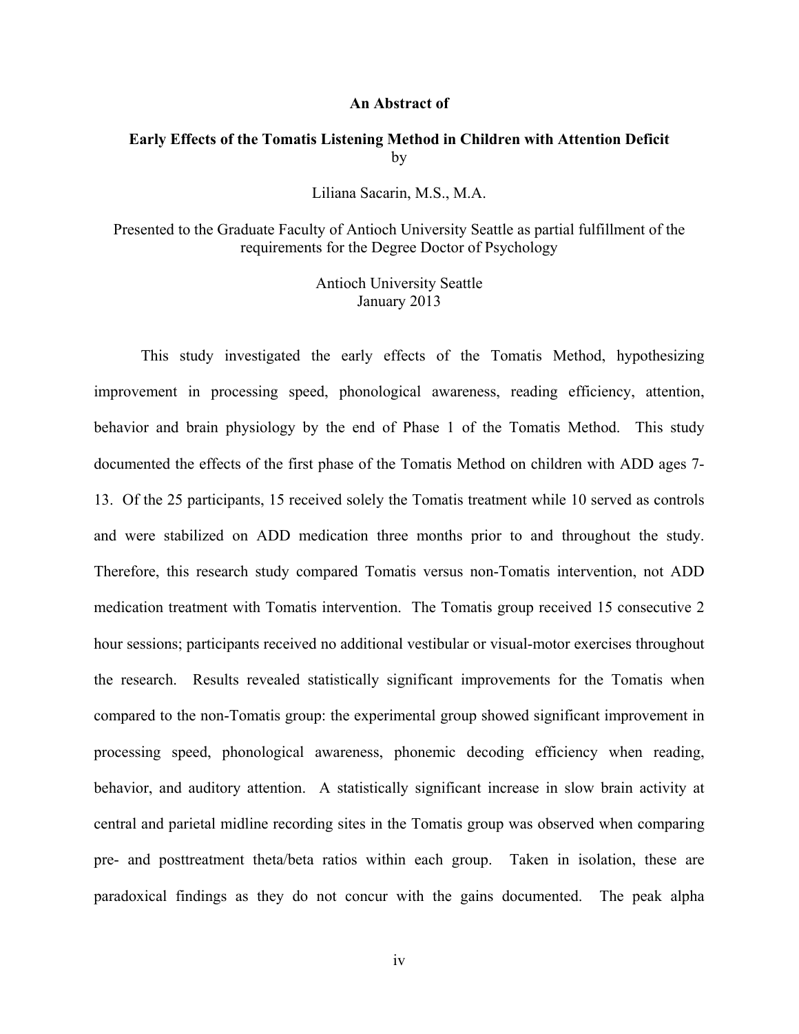**An Abstract of**

**Early Effects of the Tomatis Listening Method in Children with Attention Deficit**

by

Liliana Sacarin, M.S., M.A.

Presented to the Graduate Faculty of Antioch University Seattle as partial fulfillment of the requirements for the Degree Doctor of Psychology

Antioch University Seattle
January 2013

This study investigated the early effects of the Tomatis Method, hypothesizing improvement in processing speed, phonological awareness, reading efficiency, attention, behavior and brain physiology by the end of Phase 1 of the Tomatis Method. This study documented the effects of the first phase of the Tomatis Method on children with ADD ages 7-13. Of the 25 participants, 15 received solely the Tomatis treatment while 10 served as controls and were stabilized on ADD medication three months prior to and throughout the study. Therefore, this research study compared Tomatis versus non-Tomatis intervention, not ADD medication treatment with Tomatis intervention. The Tomatis group received 15 consecutive 2 hour sessions; participants received no additional vestibular or visual-motor exercises throughout the research. Results revealed statistically significant improvements for the Tomatis when compared to the non-Tomatis group: the experimental group showed significant improvement in processing speed, phonological awareness, phonemic decoding efficiency when reading, behavior, and auditory attention. A statistically significant increase in slow brain activity at central and parietal midline recording sites in the Tomatis group was observed when comparing pre- and posttreatment theta/beta ratios within each group. Taken in isolation, these are paradoxical findings as they do not concur with the gains documented. The peak alpha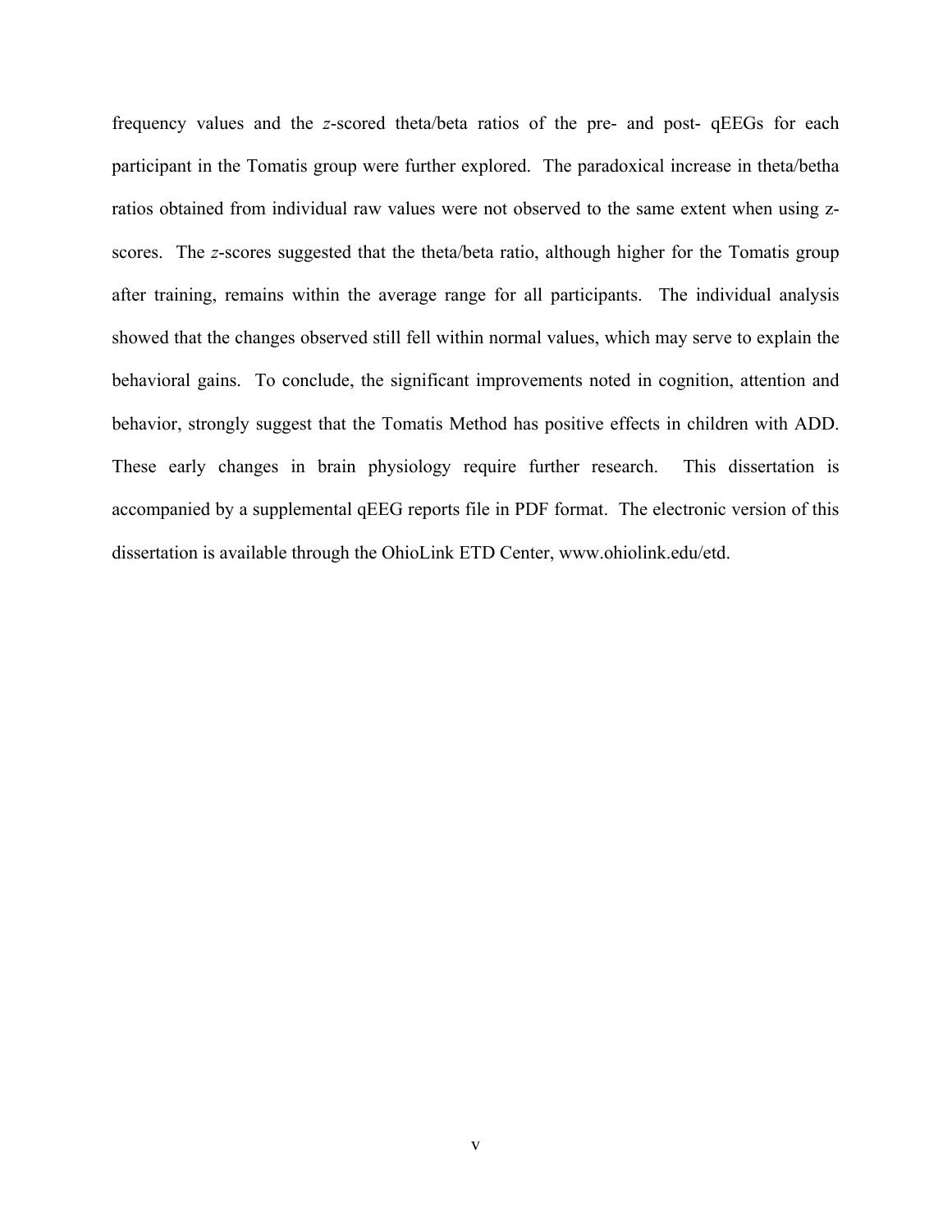frequency values and the *z*-scored theta/beta ratios of the pre- and post- qEEGs for each participant in the Tomatis group were further explored. The paradoxical increase in theta/betha ratios obtained from individual raw values were not observed to the same extent when using z-scores. The *z*-scores suggested that the theta/beta ratio, although higher for the Tomatis group after training, remains within the average range for all participants. The individual analysis showed that the changes observed still fell within normal values, which may serve to explain the behavioral gains. To conclude, the significant improvements noted in cognition, attention and behavior, strongly suggest that the Tomatis Method has positive effects in children with ADD. These early changes in brain physiology require further research. This dissertation is accompanied by a supplemental qEEG reports file in PDF format. The electronic version of this dissertation is available through the OhioLink ETD Center, www.ohiolink.edu/etd.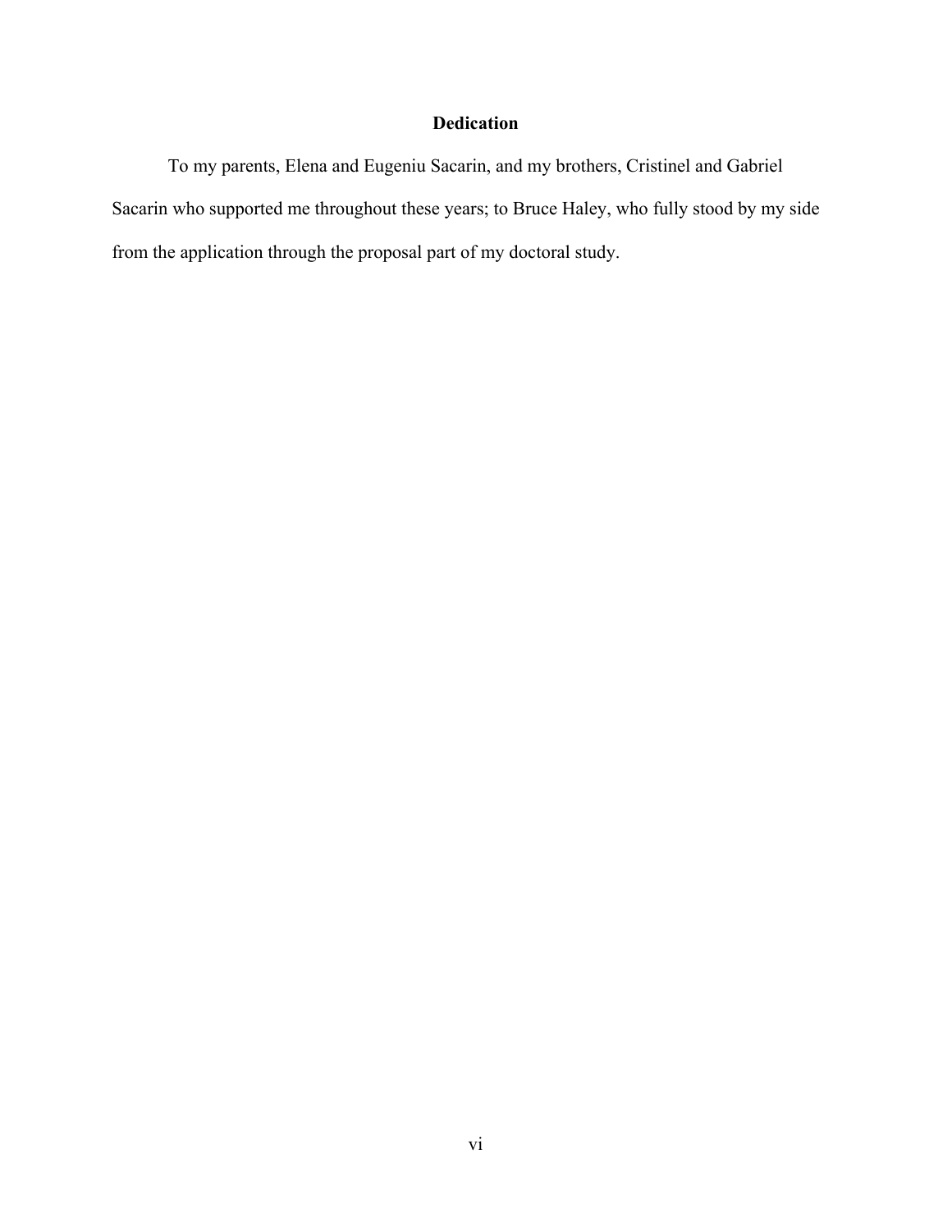# Dedication

To my parents, Elena and Eugeniu Sacarin, and my brothers, Cristinel and Gabriel Sacarin who supported me throughout these years; to Bruce Haley, who fully stood by my side from the application through the proposal part of my doctoral study.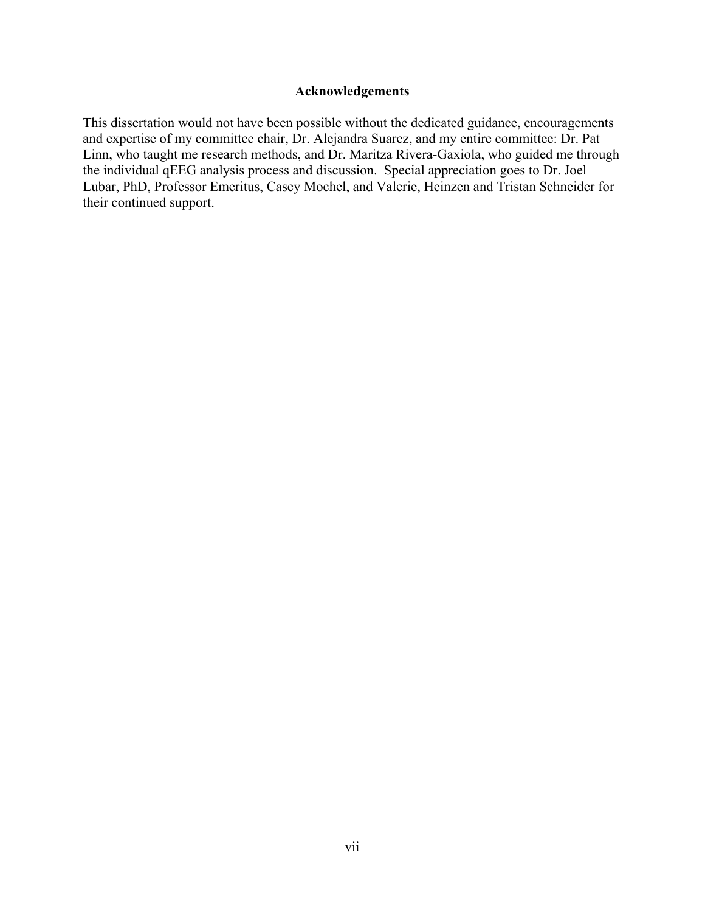## Acknowledgements

This dissertation would not have been possible without the dedicated guidance, encouragements and expertise of my committee chair, Dr. Alejandra Suarez, and my entire committee: Dr. Pat Linn, who taught me research methods, and Dr. Maritza Rivera-Gaxiola, who guided me through the individual qEEG analysis process and discussion. Special appreciation goes to Dr. Joel Lubar, PhD, Professor Emeritus, Casey Mochel, and Valerie, Heinzen and Tristan Schneider for their continued support.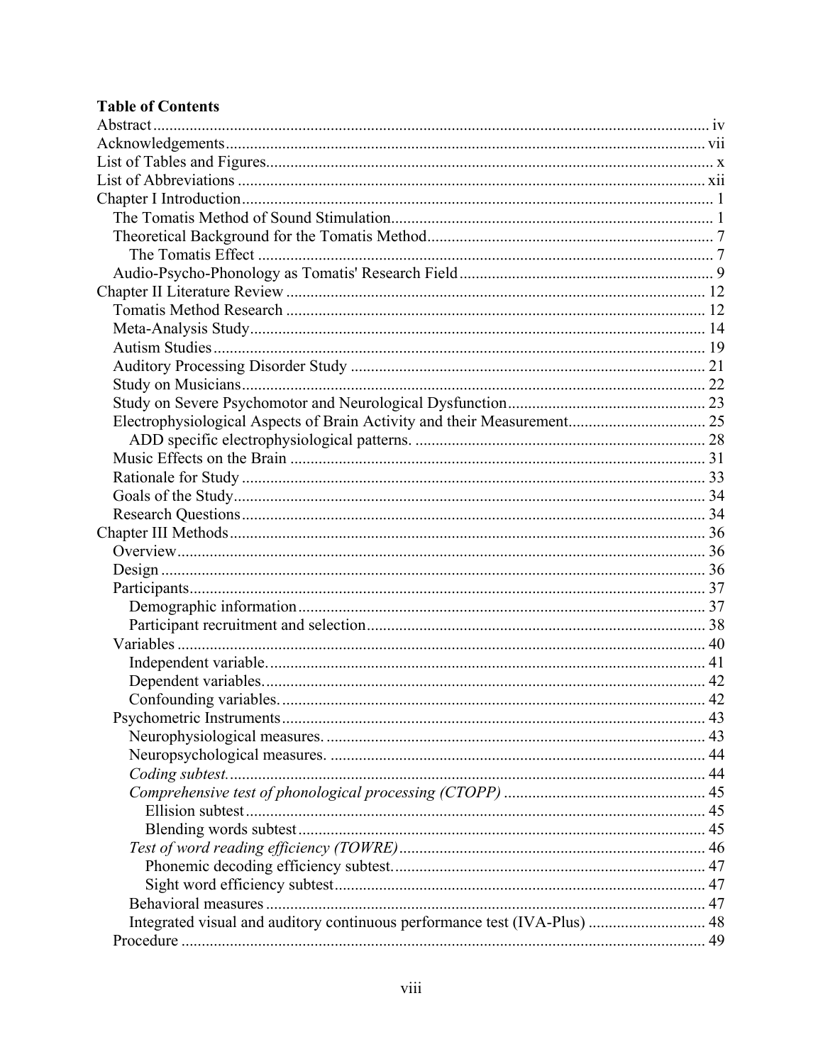**Table of Contents**

Abstract ..... iv
Acknowledgements ..... vii
List of Tables and Figures ..... x
List of Abbreviations ..... xii
Chapter I Introduction ..... 1
- The Tomatis Method of Sound Stimulation ..... 1
- Theoretical Background for the Tomatis Method ..... 7
  - The Tomatis Effect ..... 7
- Audio-Psycho-Phonology as Tomatis' Research Field ..... 9

Chapter II Literature Review ..... 12
- Tomatis Method Research ..... 12
- Meta-Analysis Study ..... 14
- Autism Studies ..... 19
- Auditory Processing Disorder Study ..... 21
- Study on Musicians ..... 22
- Study on Severe Psychomotor and Neurological Dysfunction ..... 23
- Electrophysiological Aspects of Brain Activity and their Measurement ..... 25
  - ADD specific electrophysiological patterns. ..... 28
- Music Effects on the Brain ..... 31
- Rationale for Study ..... 33
- Goals of the Study ..... 34
- Research Questions ..... 34

Chapter III Methods ..... 36
- Overview ..... 36
- Design ..... 36
- Participants ..... 37
  - Demographic information ..... 37
  - Participant recruitment and selection ..... 38
- Variables ..... 40
  - Independent variable. ..... 41
  - Dependent variables. ..... 42
  - Confounding variables. ..... 42
- Psychometric Instruments ..... 43
  - Neurophysiological measures. ..... 43
  - Neuropsychological measures. ..... 44
  - *Coding subtest.* ..... 44
  - *Comprehensive test of phonological processing (CTOPP)* ..... 45
    - Ellision subtest ..... 45
    - Blending words subtest ..... 45
  - *Test of word reading efficiency (TOWRE)* ..... 46
    - Phonemic decoding efficiency subtest. ..... 47
    - Sight word efficiency subtest ..... 47
  - Behavioral measures ..... 47
  - Integrated visual and auditory continuous performance test (IVA-Plus) ..... 48
- Procedure ..... 49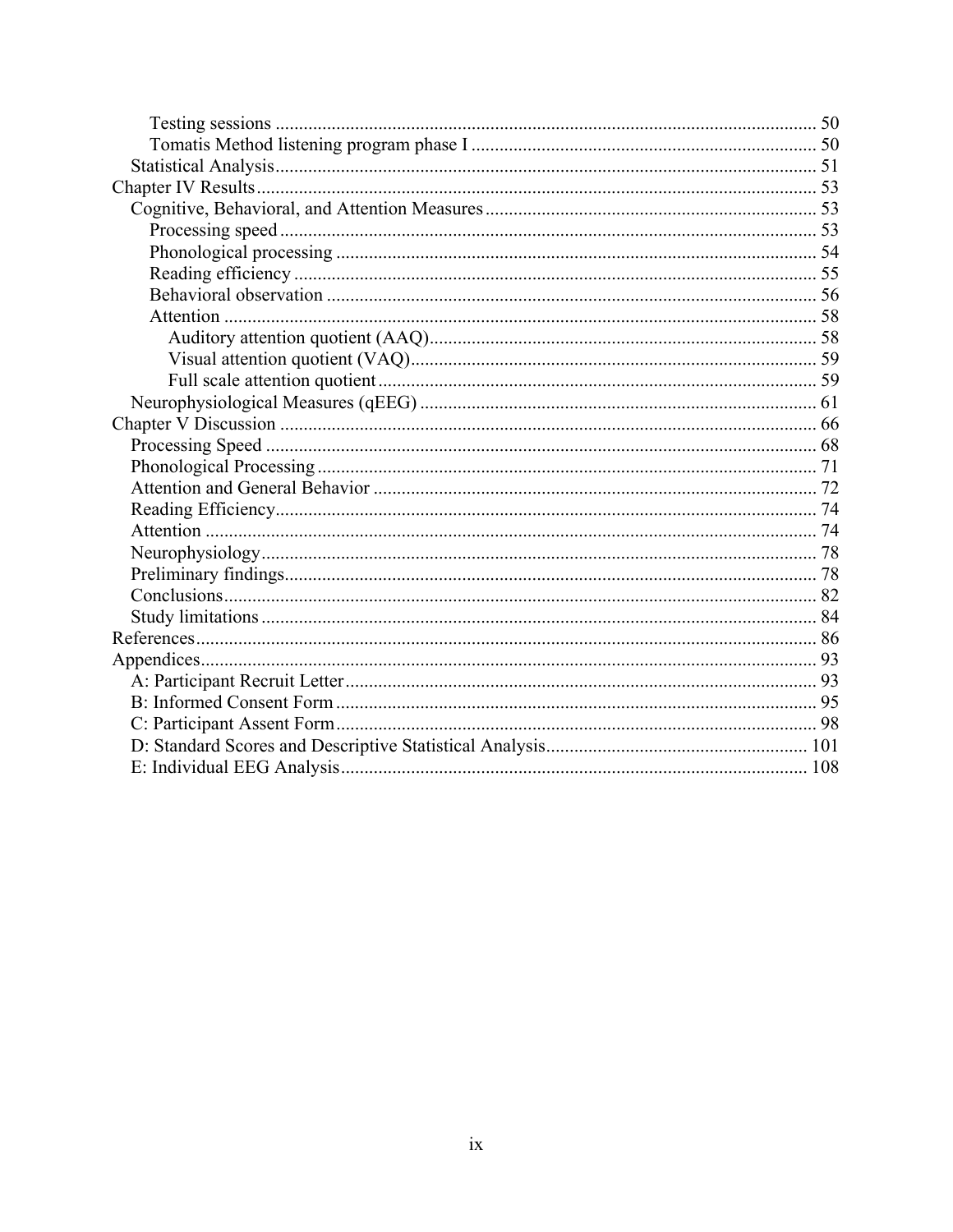Testing sessions ........................................................................................................ 50
Tomatis Method listening program phase I ......................................................................... 50
Statistical Analysis ........................................................................................................ 51
Chapter IV Results ........................................................................................................ 53
Cognitive, Behavioral, and Attention Measures ...................................................................... 53
Processing speed ........................................................................................................ 53
Phonological processing ................................................................................................ 54
Reading efficiency ...................................................................................................... 55
Behavioral observation ................................................................................................. 56
Attention ...................................................................................................................... 58
Auditory attention quotient (AAQ) ................................................................................. 58
Visual attention quotient (VAQ) ..................................................................................... 59
Full scale attention quotient ........................................................................................... 59
Neurophysiological Measures (qEEG) ................................................................................ 61
Chapter V Discussion ..................................................................................................... 66
Processing Speed .......................................................................................................... 68
Phonological Processing ................................................................................................. 71
Attention and General Behavior ....................................................................................... 72
Reading Efficiency ......................................................................................................... 74
Attention ...................................................................................................................... 74
Neurophysiology ............................................................................................................ 78
Preliminary findings ....................................................................................................... 78
Conclusions .................................................................................................................. 82
Study limitations ........................................................................................................... 84
References .................................................................................................................... 86
Appendices .................................................................................................................... 93
A: Participant Recruit Letter .............................................................................................. 93
B: Informed Consent Form ................................................................................................ 95
C: Participant Assent Form ................................................................................................ 98
D: Standard Scores and Descriptive Statistical Analysis ......................................................... 101
E: Individual EEG Analysis ............................................................................................. 108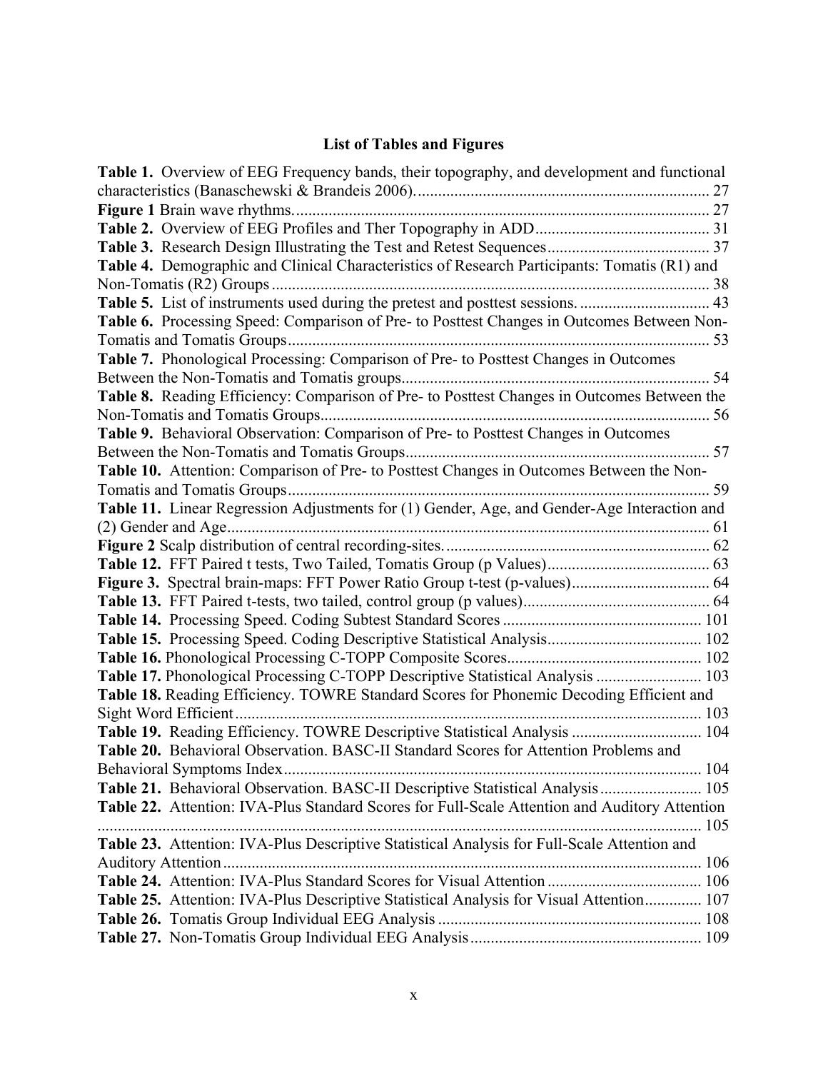# List of Tables and Figures

**Table 1.** Overview of EEG Frequency bands, their topography, and development and functional characteristics (Banaschewski & Brandeis 2006)........................................................................ 27

**Figure 1** Brain wave rhythms...................................................................................................... 27

**Table 2.** Overview of EEG Profiles and Ther Topography in ADD.......................................... 31

**Table 3.** Research Design Illustrating the Test and Retest Sequences....................................... 37

**Table 4.** Demographic and Clinical Characteristics of Research Participants: Tomatis (R1) and Non-Tomatis (R2) Groups........................................................................................................... 38

**Table 5.** List of instruments used during the pretest and posttest sessions. ............................... 43

**Table 6.** Processing Speed: Comparison of Pre- to Posttest Changes in Outcomes Between Non-Tomatis and Tomatis Groups....................................................................................................... 53

**Table 7.** Phonological Processing: Comparison of Pre- to Posttest Changes in Outcomes Between the Non-Tomatis and Tomatis groups........................................................................... 54

**Table 8.** Reading Efficiency: Comparison of Pre- to Posttest Changes in Outcomes Between the Non-Tomatis and Tomatis Groups............................................................................................... 56

**Table 9.** Behavioral Observation: Comparison of Pre- to Posttest Changes in Outcomes Between the Non-Tomatis and Tomatis Groups.......................................................................... 57

**Table 10.** Attention: Comparison of Pre- to Posttest Changes in Outcomes Between the Non-Tomatis and Tomatis Groups....................................................................................................... 59

**Table 11.** Linear Regression Adjustments for (1) Gender, Age, and Gender-Age Interaction and (2) Gender and Age...................................................................................................................... 61

**Figure 2** Scalp distribution of central recording-sites................................................................. 62

**Table 12.** FFT Paired t tests, Two Tailed, Tomatis Group (p Values)........................................ 63

**Figure 3.** Spectral brain-maps: FFT Power Ratio Group t-test (p-values).................................. 64

**Table 13.** FFT Paired t-tests, two tailed, control group (p values)............................................. 64

**Table 14.** Processing Speed. Coding Subtest Standard Scores ................................................. 101

**Table 15.** Processing Speed. Coding Descriptive Statistical Analysis...................................... 102

**Table 16.** Phonological Processing C-TOPP Composite Scores................................................ 102

**Table 17.** Phonological Processing C-TOPP Descriptive Statistical Analysis .......................... 103

**Table 18.** Reading Efficiency. TOWRE Standard Scores for Phonemic Decoding Efficient and Sight Word Efficient.................................................................................................................... 103

**Table 19.** Reading Efficiency. TOWRE Descriptive Statistical Analysis ................................ 104

**Table 20.** Behavioral Observation. BASC-II Standard Scores for Attention Problems and Behavioral Symptoms Index....................................................................................................... 104

**Table 21.** Behavioral Observation. BASC-II Descriptive Statistical Analysis......................... 105

**Table 22.** Attention: IVA-Plus Standard Scores for Full-Scale Attention and Auditory Attention ..................................................................................................................................... 105

**Table 23.** Attention: IVA-Plus Descriptive Statistical Analysis for Full-Scale Attention and Auditory Attention....................................................................................................................... 106

**Table 24.** Attention: IVA-Plus Standard Scores for Visual Attention...................................... 106

**Table 25.** Attention: IVA-Plus Descriptive Statistical Analysis for Visual Attention.............. 107

**Table 26.** Tomatis Group Individual EEG Analysis ................................................................. 108

**Table 27.** Non-Tomatis Group Individual EEG Analysis......................................................... 109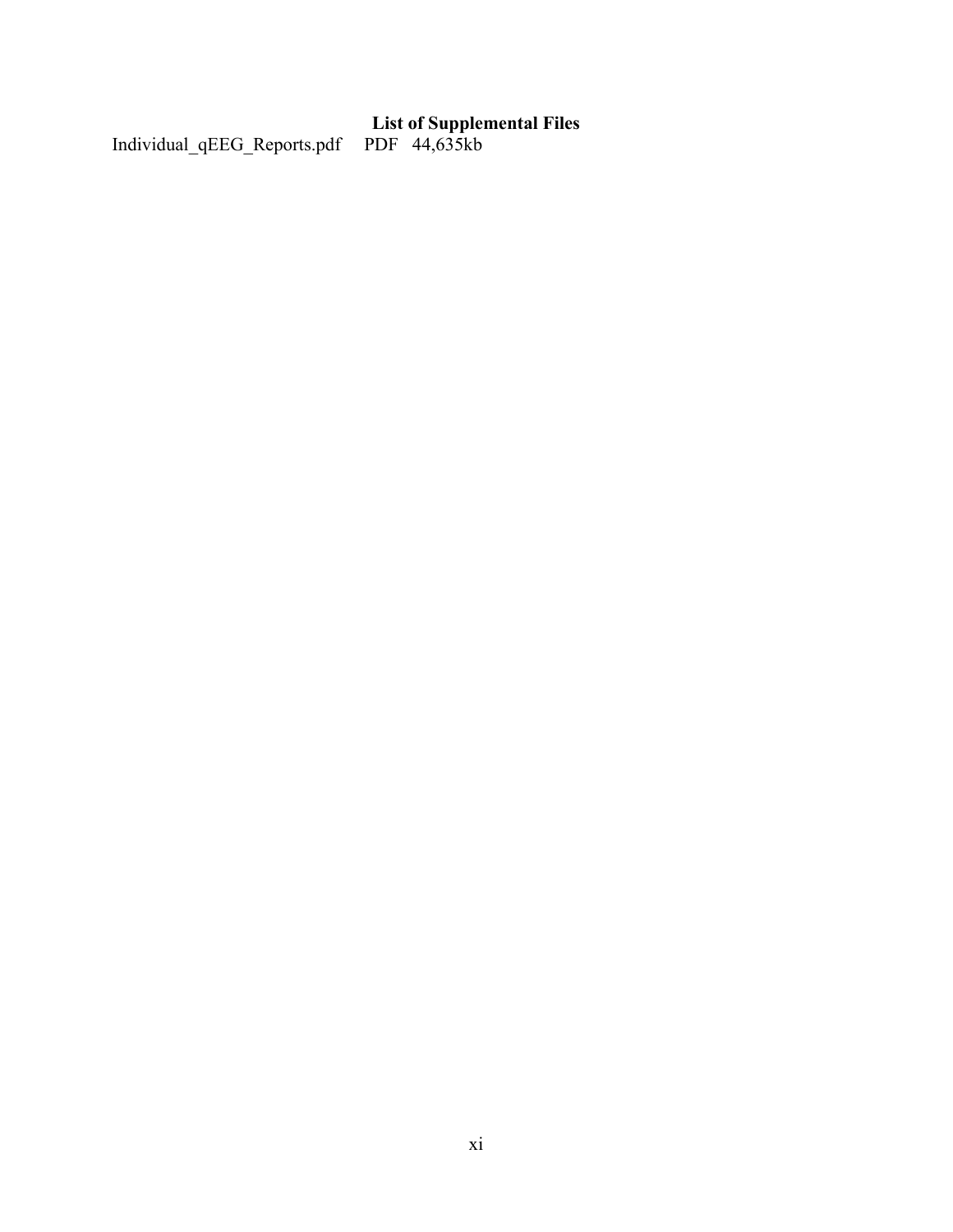# List of Supplemental Files

Individual_qEEG_Reports.pdf  PDF  44,635kb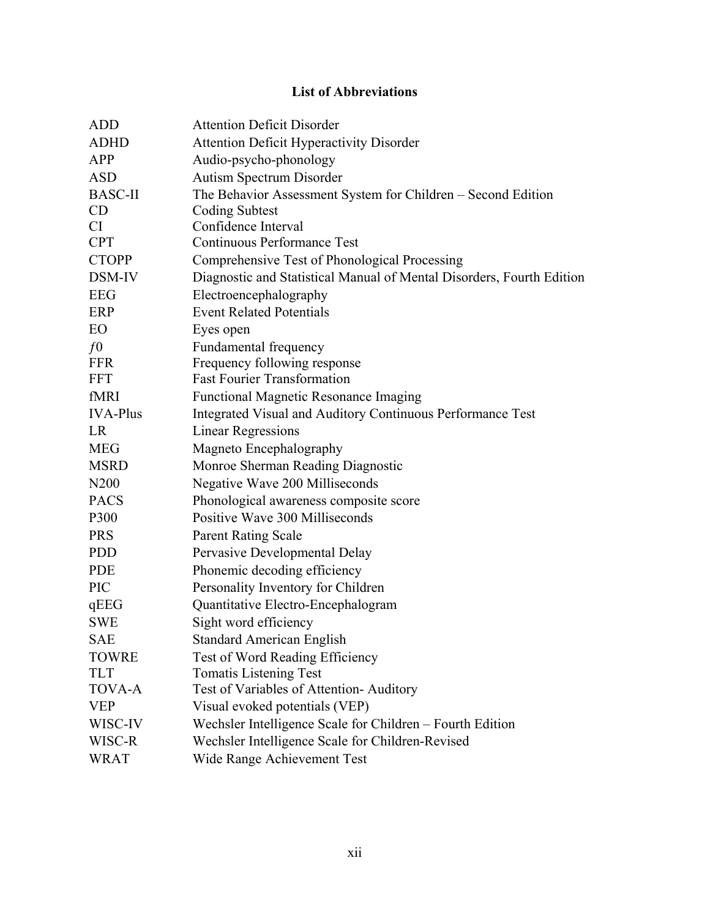# List of Abbreviations

| | |
|---|---|
| ADD | Attention Deficit Disorder |
| ADHD | Attention Deficit Hyperactivity Disorder |
| APP | Audio-psycho-phonology |
| ASD | Autism Spectrum Disorder |
| BASC-II | The Behavior Assessment System for Children – Second Edition |
| CD | Coding Subtest |
| CI | Confidence Interval |
| CPT | Continuous Performance Test |
| CTOPP | Comprehensive Test of Phonological Processing |
| DSM-IV | Diagnostic and Statistical Manual of Mental Disorders, Fourth Edition |
| EEG | Electroencephalography |
| ERP | Event Related Potentials |
| EO | Eyes open |
| $f0$ | Fundamental frequency |
| FFR | Frequency following response |
| FFT | Fast Fourier Transformation |
| fMRI | Functional Magnetic Resonance Imaging |
| IVA-Plus | Integrated Visual and Auditory Continuous Performance Test |
| LR | Linear Regressions |
| MEG | Magneto Encephalography |
| MSRD | Monroe Sherman Reading Diagnostic |
| N200 | Negative Wave 200 Milliseconds |
| PACS | Phonological awareness composite score |
| P300 | Positive Wave 300 Milliseconds |
| PRS | Parent Rating Scale |
| PDD | Pervasive Developmental Delay |
| PDE | Phonemic decoding efficiency |
| PIC | Personality Inventory for Children |
| qEEG | Quantitative Electro-Encephalogram |
| SWE | Sight word efficiency |
| SAE | Standard American English |
| TOWRE | Test of Word Reading Efficiency |
| TLT | Tomatis Listening Test |
| TOVA-A | Test of Variables of Attention- Auditory |
| VEP | Visual evoked potentials (VEP) |
| WISC-IV | Wechsler Intelligence Scale for Children – Fourth Edition |
| WISC-R | Wechsler Intelligence Scale for Children-Revised |
| WRAT | Wide Range Achievement Test |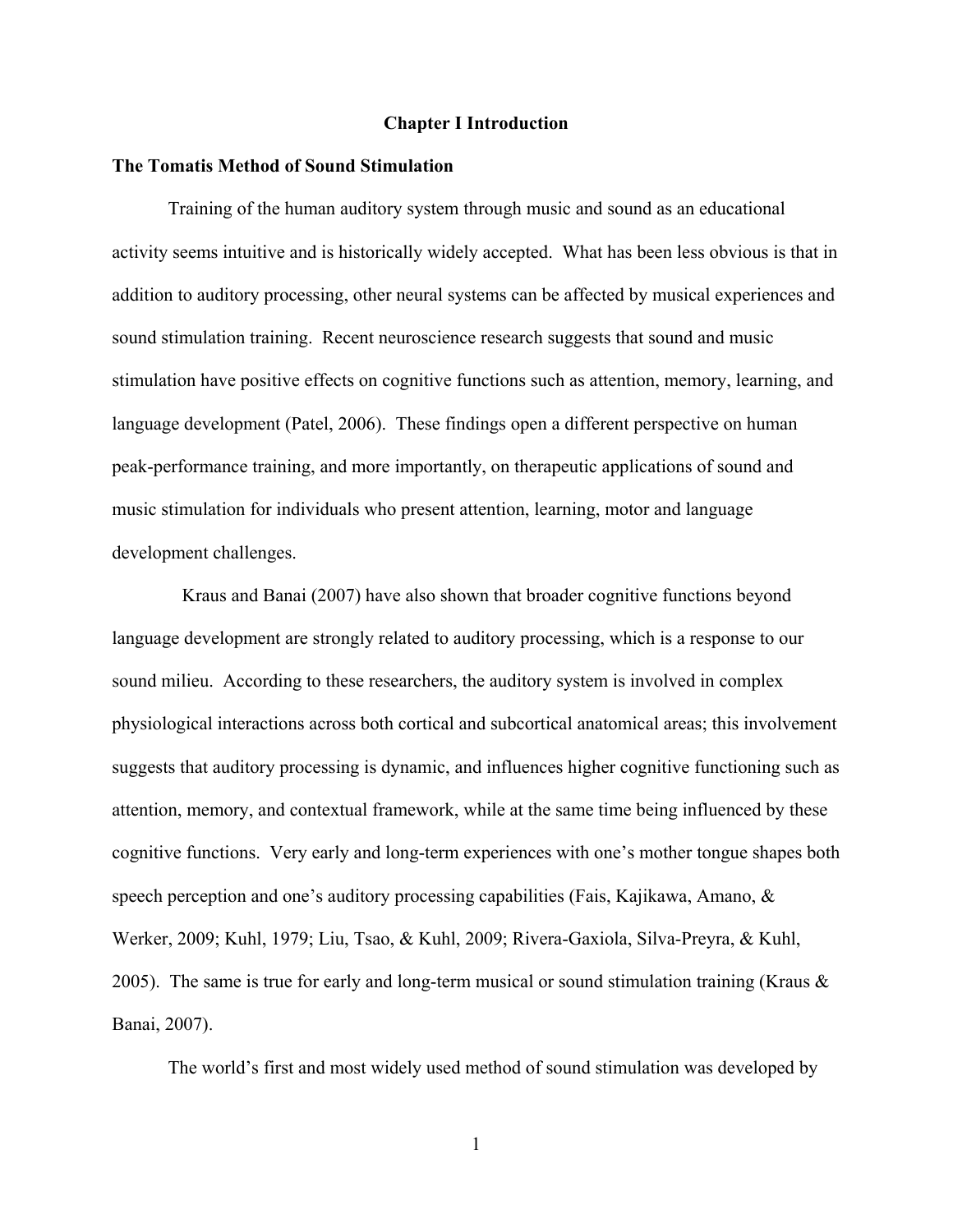# Chapter I Introduction

## The Tomatis Method of Sound Stimulation

Training of the human auditory system through music and sound as an educational activity seems intuitive and is historically widely accepted. What has been less obvious is that in addition to auditory processing, other neural systems can be affected by musical experiences and sound stimulation training. Recent neuroscience research suggests that sound and music stimulation have positive effects on cognitive functions such as attention, memory, learning, and language development (Patel, 2006). These findings open a different perspective on human peak-performance training, and more importantly, on therapeutic applications of sound and music stimulation for individuals who present attention, learning, motor and language development challenges.

Kraus and Banai (2007) have also shown that broader cognitive functions beyond language development are strongly related to auditory processing, which is a response to our sound milieu. According to these researchers, the auditory system is involved in complex physiological interactions across both cortical and subcortical anatomical areas; this involvement suggests that auditory processing is dynamic, and influences higher cognitive functioning such as attention, memory, and contextual framework, while at the same time being influenced by these cognitive functions. Very early and long-term experiences with one's mother tongue shapes both speech perception and one's auditory processing capabilities (Fais, Kajikawa, Amano, & Werker, 2009; Kuhl, 1979; Liu, Tsao, & Kuhl, 2009; Rivera-Gaxiola, Silva-Preyra, & Kuhl, 2005). The same is true for early and long-term musical or sound stimulation training (Kraus & Banai, 2007).

The world's first and most widely used method of sound stimulation was developed by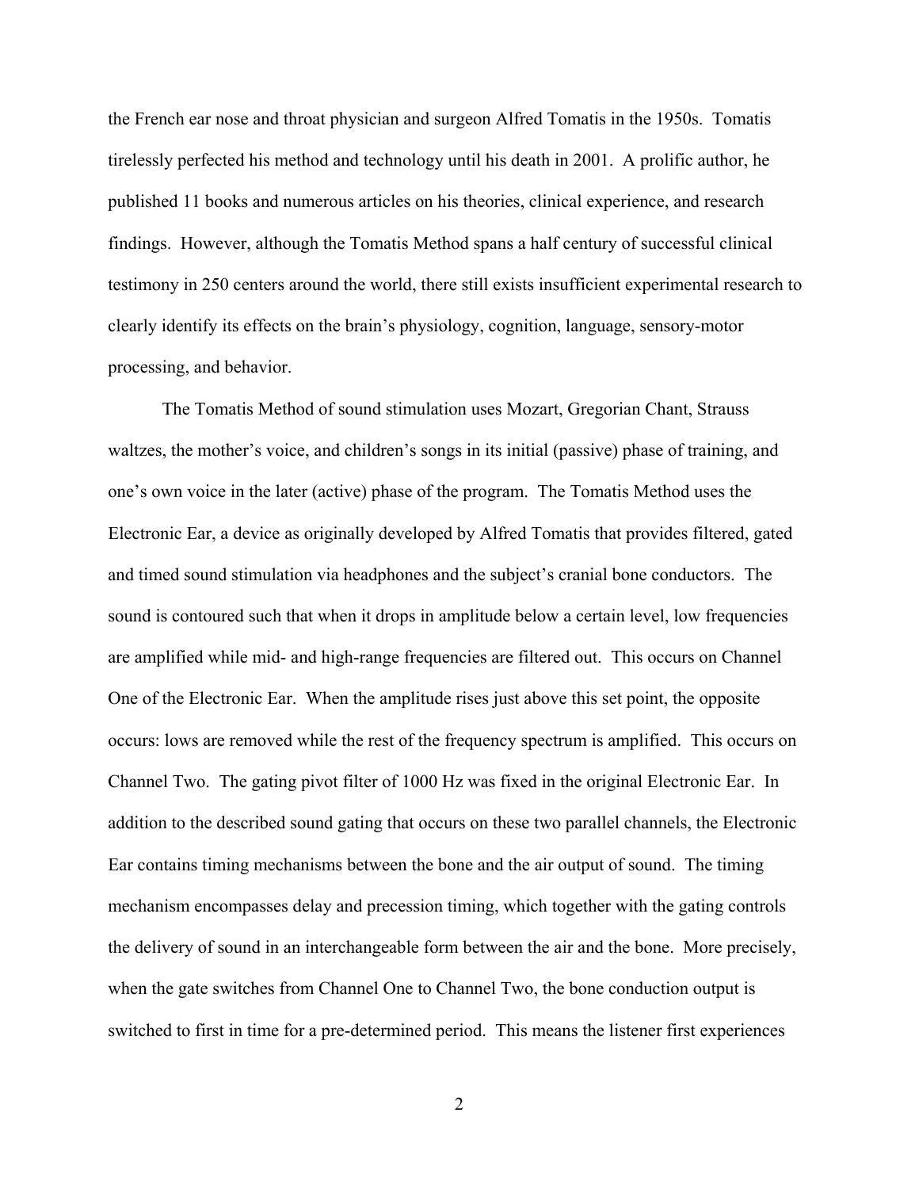the French ear nose and throat physician and surgeon Alfred Tomatis in the 1950s. Tomatis tirelessly perfected his method and technology until his death in 2001. A prolific author, he published 11 books and numerous articles on his theories, clinical experience, and research findings. However, although the Tomatis Method spans a half century of successful clinical testimony in 250 centers around the world, there still exists insufficient experimental research to clearly identify its effects on the brain's physiology, cognition, language, sensory-motor processing, and behavior.

The Tomatis Method of sound stimulation uses Mozart, Gregorian Chant, Strauss waltzes, the mother's voice, and children's songs in its initial (passive) phase of training, and one's own voice in the later (active) phase of the program. The Tomatis Method uses the Electronic Ear, a device as originally developed by Alfred Tomatis that provides filtered, gated and timed sound stimulation via headphones and the subject's cranial bone conductors. The sound is contoured such that when it drops in amplitude below a certain level, low frequencies are amplified while mid- and high-range frequencies are filtered out. This occurs on Channel One of the Electronic Ear. When the amplitude rises just above this set point, the opposite occurs: lows are removed while the rest of the frequency spectrum is amplified. This occurs on Channel Two. The gating pivot filter of 1000 Hz was fixed in the original Electronic Ear. In addition to the described sound gating that occurs on these two parallel channels, the Electronic Ear contains timing mechanisms between the bone and the air output of sound. The timing mechanism encompasses delay and precession timing, which together with the gating controls the delivery of sound in an interchangeable form between the air and the bone. More precisely, when the gate switches from Channel One to Channel Two, the bone conduction output is switched to first in time for a pre-determined period. This means the listener first experiences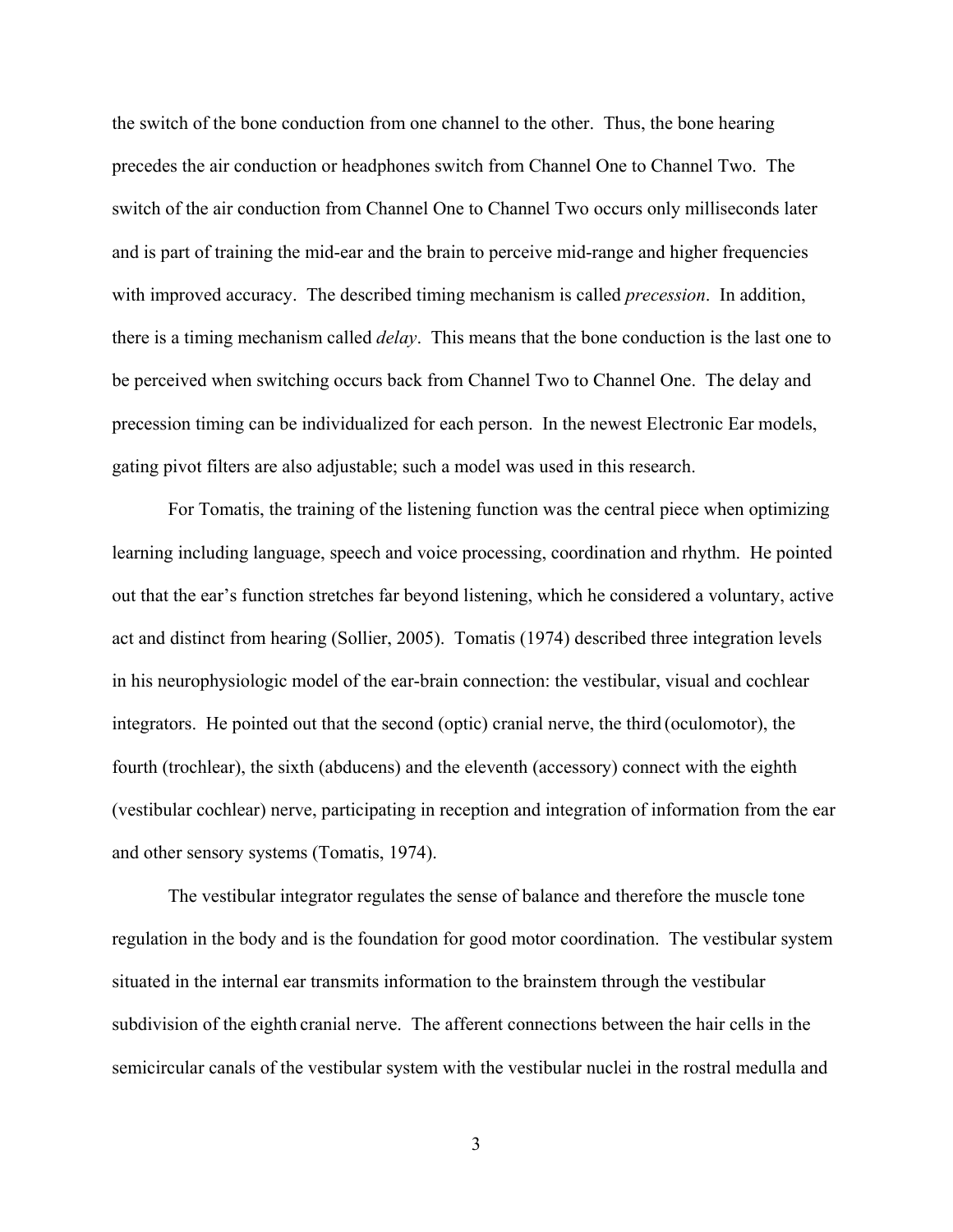the switch of the bone conduction from one channel to the other. Thus, the bone hearing precedes the air conduction or headphones switch from Channel One to Channel Two. The switch of the air conduction from Channel One to Channel Two occurs only milliseconds later and is part of training the mid-ear and the brain to perceive mid-range and higher frequencies with improved accuracy. The described timing mechanism is called *precession*. In addition, there is a timing mechanism called *delay*. This means that the bone conduction is the last one to be perceived when switching occurs back from Channel Two to Channel One. The delay and precession timing can be individualized for each person. In the newest Electronic Ear models, gating pivot filters are also adjustable; such a model was used in this research.

For Tomatis, the training of the listening function was the central piece when optimizing learning including language, speech and voice processing, coordination and rhythm. He pointed out that the ear's function stretches far beyond listening, which he considered a voluntary, active act and distinct from hearing (Sollier, 2005). Tomatis (1974) described three integration levels in his neurophysiologic model of the ear-brain connection: the vestibular, visual and cochlear integrators. He pointed out that the second (optic) cranial nerve, the third (oculomotor), the fourth (trochlear), the sixth (abducens) and the eleventh (accessory) connect with the eighth (vestibular cochlear) nerve, participating in reception and integration of information from the ear and other sensory systems (Tomatis, 1974).

The vestibular integrator regulates the sense of balance and therefore the muscle tone regulation in the body and is the foundation for good motor coordination. The vestibular system situated in the internal ear transmits information to the brainstem through the vestibular subdivision of the eighth cranial nerve. The afferent connections between the hair cells in the semicircular canals of the vestibular system with the vestibular nuclei in the rostral medulla and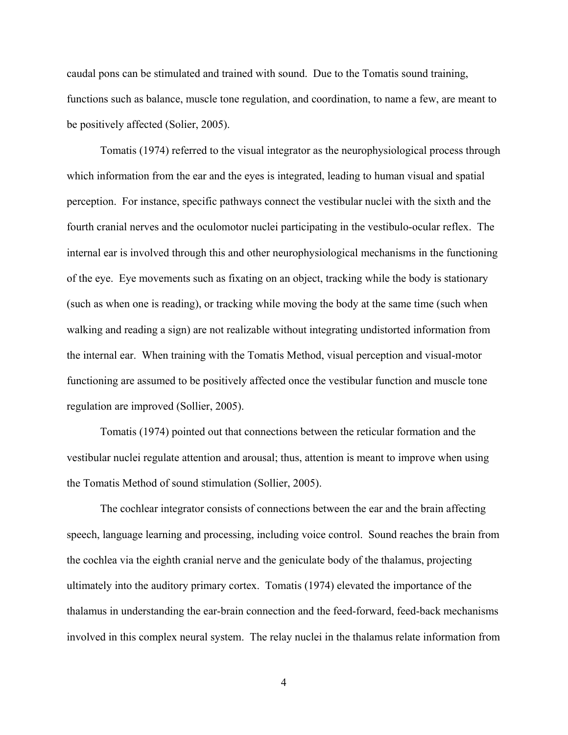caudal pons can be stimulated and trained with sound. Due to the Tomatis sound training, functions such as balance, muscle tone regulation, and coordination, to name a few, are meant to be positively affected (Solier, 2005).

Tomatis (1974) referred to the visual integrator as the neurophysiological process through which information from the ear and the eyes is integrated, leading to human visual and spatial perception. For instance, specific pathways connect the vestibular nuclei with the sixth and the fourth cranial nerves and the oculomotor nuclei participating in the vestibulo-ocular reflex. The internal ear is involved through this and other neurophysiological mechanisms in the functioning of the eye. Eye movements such as fixating on an object, tracking while the body is stationary (such as when one is reading), or tracking while moving the body at the same time (such when walking and reading a sign) are not realizable without integrating undistorted information from the internal ear. When training with the Tomatis Method, visual perception and visual-motor functioning are assumed to be positively affected once the vestibular function and muscle tone regulation are improved (Sollier, 2005).

Tomatis (1974) pointed out that connections between the reticular formation and the vestibular nuclei regulate attention and arousal; thus, attention is meant to improve when using the Tomatis Method of sound stimulation (Sollier, 2005).

The cochlear integrator consists of connections between the ear and the brain affecting speech, language learning and processing, including voice control. Sound reaches the brain from the cochlea via the eighth cranial nerve and the geniculate body of the thalamus, projecting ultimately into the auditory primary cortex. Tomatis (1974) elevated the importance of the thalamus in understanding the ear-brain connection and the feed-forward, feed-back mechanisms involved in this complex neural system. The relay nuclei in the thalamus relate information from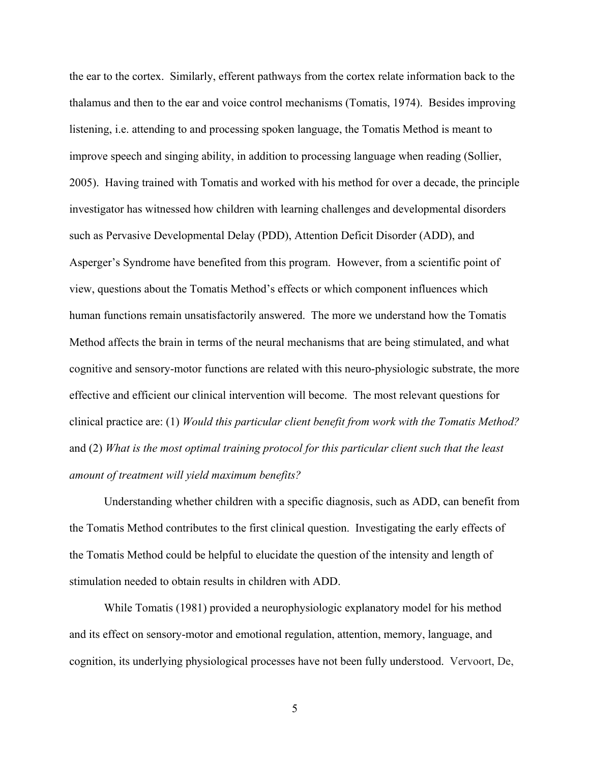the ear to the cortex. Similarly, efferent pathways from the cortex relate information back to the thalamus and then to the ear and voice control mechanisms (Tomatis, 1974). Besides improving listening, i.e. attending to and processing spoken language, the Tomatis Method is meant to improve speech and singing ability, in addition to processing language when reading (Sollier, 2005). Having trained with Tomatis and worked with his method for over a decade, the principle investigator has witnessed how children with learning challenges and developmental disorders such as Pervasive Developmental Delay (PDD), Attention Deficit Disorder (ADD), and Asperger's Syndrome have benefited from this program. However, from a scientific point of view, questions about the Tomatis Method's effects or which component influences which human functions remain unsatisfactorily answered. The more we understand how the Tomatis Method affects the brain in terms of the neural mechanisms that are being stimulated, and what cognitive and sensory-motor functions are related with this neuro-physiologic substrate, the more effective and efficient our clinical intervention will become. The most relevant questions for clinical practice are: (1) *Would this particular client benefit from work with the Tomatis Method?* and (2) *What is the most optimal training protocol for this particular client such that the least amount of treatment will yield maximum benefits?*

Understanding whether children with a specific diagnosis, such as ADD, can benefit from the Tomatis Method contributes to the first clinical question. Investigating the early effects of the Tomatis Method could be helpful to elucidate the question of the intensity and length of stimulation needed to obtain results in children with ADD.

While Tomatis (1981) provided a neurophysiologic explanatory model for his method and its effect on sensory-motor and emotional regulation, attention, memory, language, and cognition, its underlying physiological processes have not been fully understood. Vervoort, De,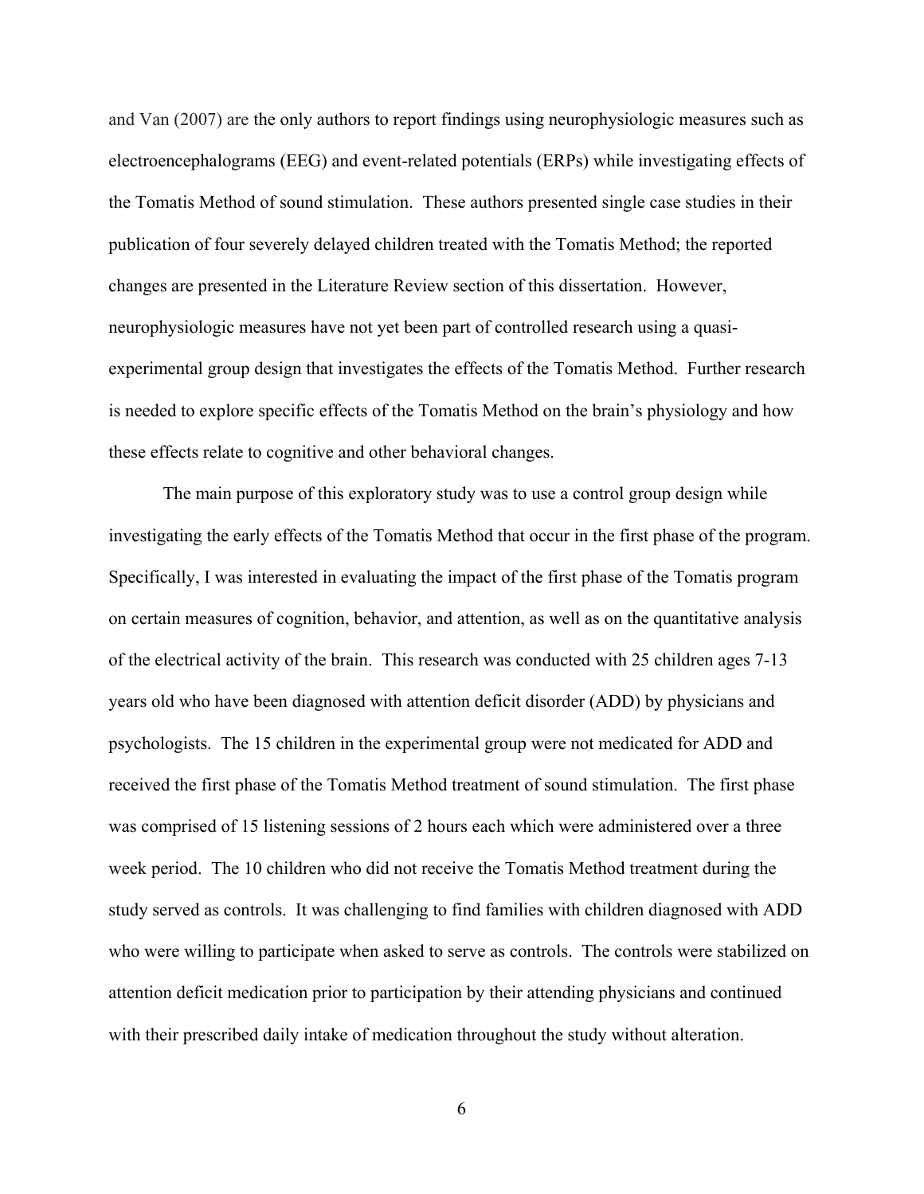and Van (2007) are the only authors to report findings using neurophysiologic measures such as electroencephalograms (EEG) and event-related potentials (ERPs) while investigating effects of the Tomatis Method of sound stimulation. These authors presented single case studies in their publication of four severely delayed children treated with the Tomatis Method; the reported changes are presented in the Literature Review section of this dissertation. However, neurophysiologic measures have not yet been part of controlled research using a quasi-experimental group design that investigates the effects of the Tomatis Method. Further research is needed to explore specific effects of the Tomatis Method on the brain's physiology and how these effects relate to cognitive and other behavioral changes.

The main purpose of this exploratory study was to use a control group design while investigating the early effects of the Tomatis Method that occur in the first phase of the program. Specifically, I was interested in evaluating the impact of the first phase of the Tomatis program on certain measures of cognition, behavior, and attention, as well as on the quantitative analysis of the electrical activity of the brain. This research was conducted with 25 children ages 7-13 years old who have been diagnosed with attention deficit disorder (ADD) by physicians and psychologists. The 15 children in the experimental group were not medicated for ADD and received the first phase of the Tomatis Method treatment of sound stimulation. The first phase was comprised of 15 listening sessions of 2 hours each which were administered over a three week period. The 10 children who did not receive the Tomatis Method treatment during the study served as controls. It was challenging to find families with children diagnosed with ADD who were willing to participate when asked to serve as controls. The controls were stabilized on attention deficit medication prior to participation by their attending physicians and continued with their prescribed daily intake of medication throughout the study without alteration.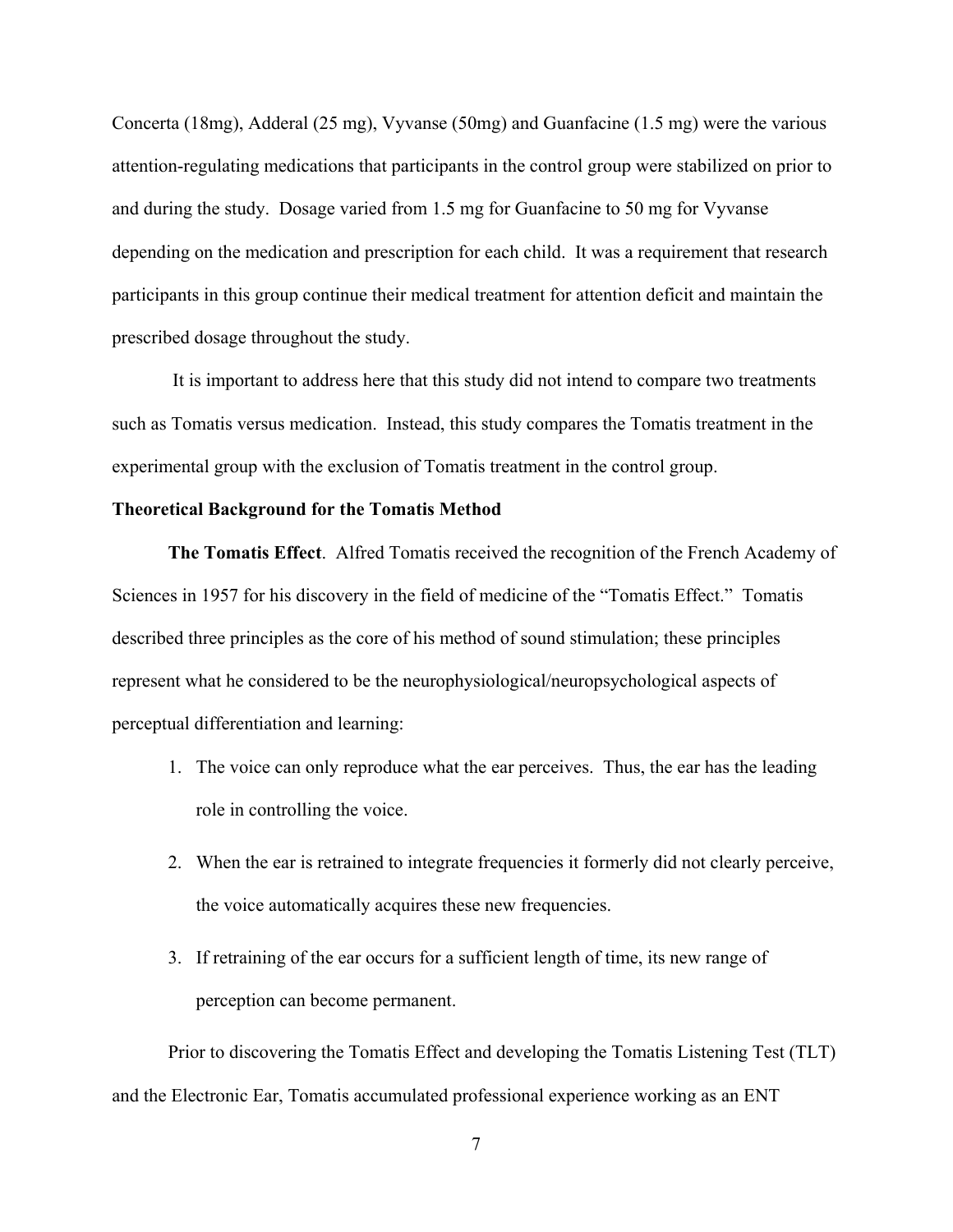Concerta (18mg), Adderal (25 mg), Vyvanse (50mg) and Guanfacine (1.5 mg) were the various attention-regulating medications that participants in the control group were stabilized on prior to and during the study. Dosage varied from 1.5 mg for Guanfacine to 50 mg for Vyvanse depending on the medication and prescription for each child. It was a requirement that research participants in this group continue their medical treatment for attention deficit and maintain the prescribed dosage throughout the study.

It is important to address here that this study did not intend to compare two treatments such as Tomatis versus medication. Instead, this study compares the Tomatis treatment in the experimental group with the exclusion of Tomatis treatment in the control group.

**Theoretical Background for the Tomatis Method**

**The Tomatis Effect**. Alfred Tomatis received the recognition of the French Academy of Sciences in 1957 for his discovery in the field of medicine of the "Tomatis Effect." Tomatis described three principles as the core of his method of sound stimulation; these principles represent what he considered to be the neurophysiological/neuropsychological aspects of perceptual differentiation and learning:

1. The voice can only reproduce what the ear perceives. Thus, the ear has the leading role in controlling the voice.
2. When the ear is retrained to integrate frequencies it formerly did not clearly perceive, the voice automatically acquires these new frequencies.
3. If retraining of the ear occurs for a sufficient length of time, its new range of perception can become permanent.

Prior to discovering the Tomatis Effect and developing the Tomatis Listening Test (TLT) and the Electronic Ear, Tomatis accumulated professional experience working as an ENT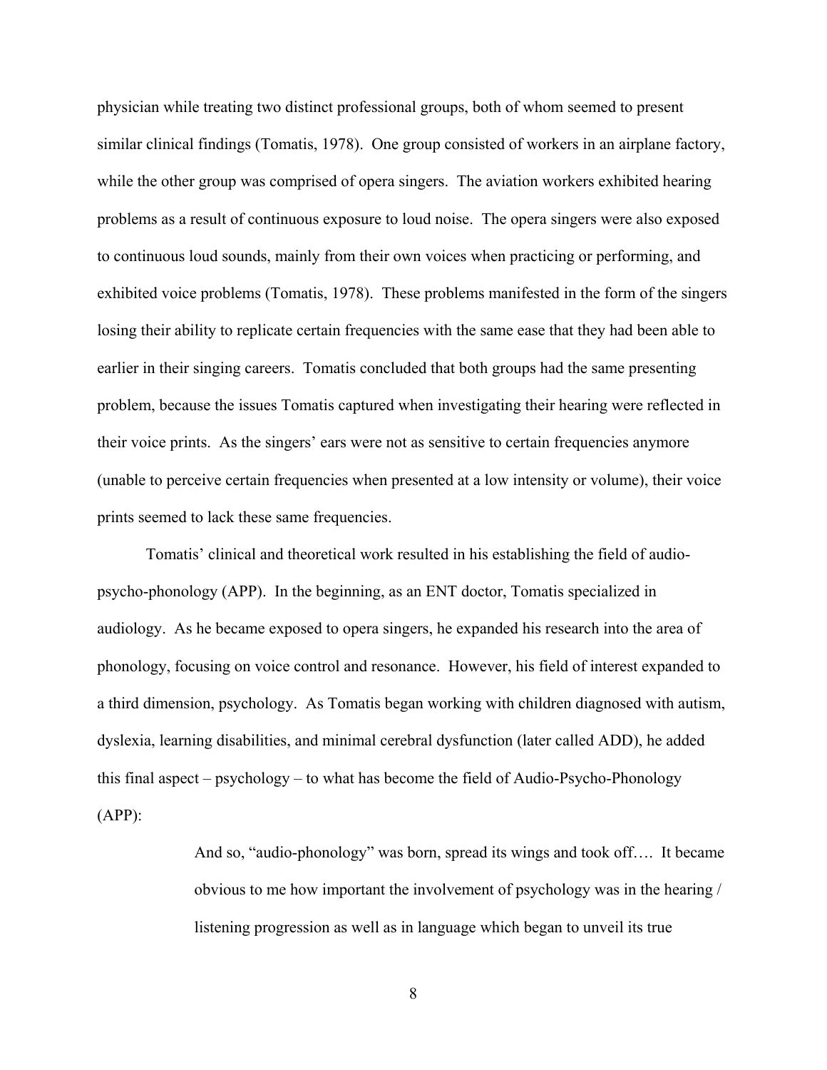physician while treating two distinct professional groups, both of whom seemed to present similar clinical findings (Tomatis, 1978). One group consisted of workers in an airplane factory, while the other group was comprised of opera singers. The aviation workers exhibited hearing problems as a result of continuous exposure to loud noise. The opera singers were also exposed to continuous loud sounds, mainly from their own voices when practicing or performing, and exhibited voice problems (Tomatis, 1978). These problems manifested in the form of the singers losing their ability to replicate certain frequencies with the same ease that they had been able to earlier in their singing careers. Tomatis concluded that both groups had the same presenting problem, because the issues Tomatis captured when investigating their hearing were reflected in their voice prints. As the singers' ears were not as sensitive to certain frequencies anymore (unable to perceive certain frequencies when presented at a low intensity or volume), their voice prints seemed to lack these same frequencies.

Tomatis' clinical and theoretical work resulted in his establishing the field of audio-psycho-phonology (APP). In the beginning, as an ENT doctor, Tomatis specialized in audiology. As he became exposed to opera singers, he expanded his research into the area of phonology, focusing on voice control and resonance. However, his field of interest expanded to a third dimension, psychology. As Tomatis began working with children diagnosed with autism, dyslexia, learning disabilities, and minimal cerebral dysfunction (later called ADD), he added this final aspect – psychology – to what has become the field of Audio-Psycho-Phonology (APP):

> And so, "audio-phonology" was born, spread its wings and took off…. It became obvious to me how important the involvement of psychology was in the hearing / listening progression as well as in language which began to unveil its true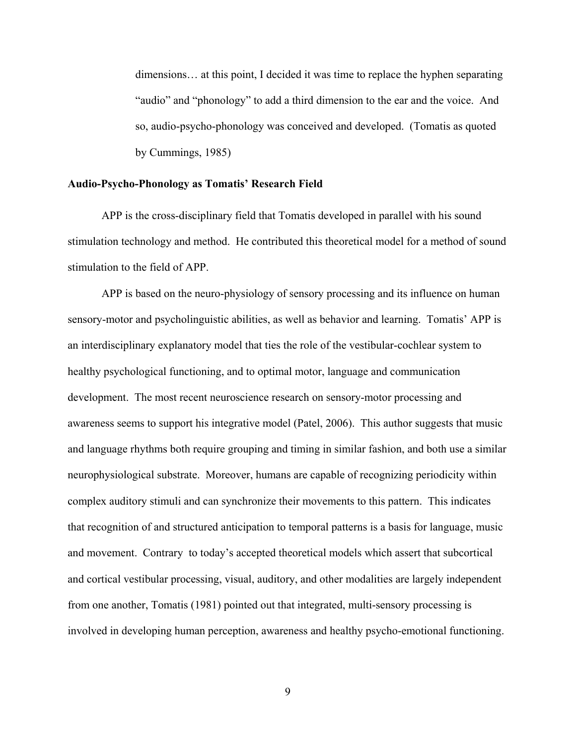> dimensions… at this point, I decided it was time to replace the hyphen separating "audio" and "phonology" to add a third dimension to the ear and the voice. And so, audio-psycho-phonology was conceived and developed. (Tomatis as quoted by Cummings, 1985)

**Audio-Psycho-Phonology as Tomatis' Research Field**

APP is the cross-disciplinary field that Tomatis developed in parallel with his sound stimulation technology and method. He contributed this theoretical model for a method of sound stimulation to the field of APP.

APP is based on the neuro-physiology of sensory processing and its influence on human sensory-motor and psycholinguistic abilities, as well as behavior and learning. Tomatis' APP is an interdisciplinary explanatory model that ties the role of the vestibular-cochlear system to healthy psychological functioning, and to optimal motor, language and communication development. The most recent neuroscience research on sensory-motor processing and awareness seems to support his integrative model (Patel, 2006). This author suggests that music and language rhythms both require grouping and timing in similar fashion, and both use a similar neurophysiological substrate. Moreover, humans are capable of recognizing periodicity within complex auditory stimuli and can synchronize their movements to this pattern. This indicates that recognition of and structured anticipation to temporal patterns is a basis for language, music and movement. Contrary to today's accepted theoretical models which assert that subcortical and cortical vestibular processing, visual, auditory, and other modalities are largely independent from one another, Tomatis (1981) pointed out that integrated, multi-sensory processing is involved in developing human perception, awareness and healthy psycho-emotional functioning.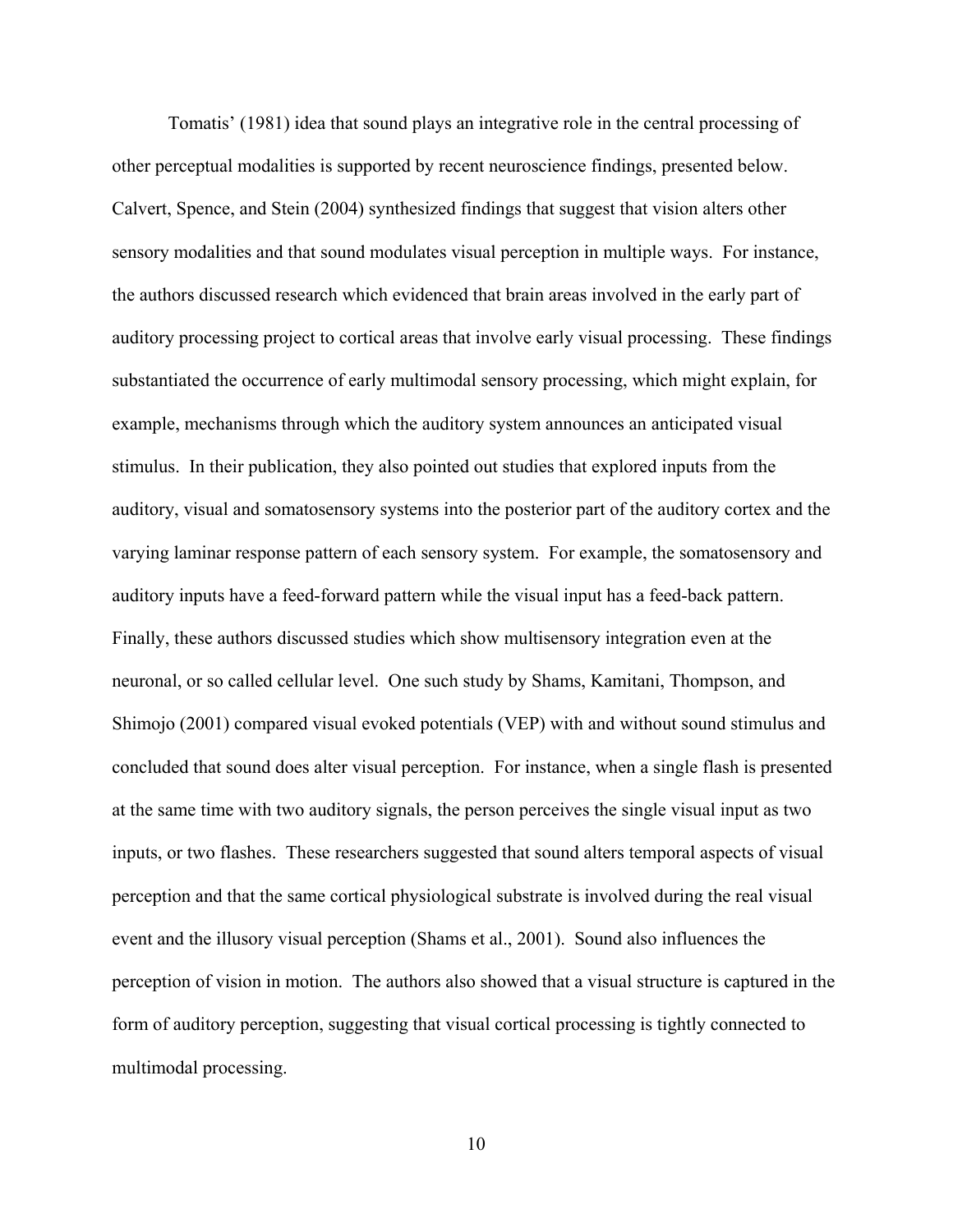Tomatis' (1981) idea that sound plays an integrative role in the central processing of other perceptual modalities is supported by recent neuroscience findings, presented below. Calvert, Spence, and Stein (2004) synthesized findings that suggest that vision alters other sensory modalities and that sound modulates visual perception in multiple ways. For instance, the authors discussed research which evidenced that brain areas involved in the early part of auditory processing project to cortical areas that involve early visual processing. These findings substantiated the occurrence of early multimodal sensory processing, which might explain, for example, mechanisms through which the auditory system announces an anticipated visual stimulus. In their publication, they also pointed out studies that explored inputs from the auditory, visual and somatosensory systems into the posterior part of the auditory cortex and the varying laminar response pattern of each sensory system. For example, the somatosensory and auditory inputs have a feed-forward pattern while the visual input has a feed-back pattern. Finally, these authors discussed studies which show multisensory integration even at the neuronal, or so called cellular level. One such study by Shams, Kamitani, Thompson, and Shimojo (2001) compared visual evoked potentials (VEP) with and without sound stimulus and concluded that sound does alter visual perception. For instance, when a single flash is presented at the same time with two auditory signals, the person perceives the single visual input as two inputs, or two flashes. These researchers suggested that sound alters temporal aspects of visual perception and that the same cortical physiological substrate is involved during the real visual event and the illusory visual perception (Shams et al., 2001). Sound also influences the perception of vision in motion. The authors also showed that a visual structure is captured in the form of auditory perception, suggesting that visual cortical processing is tightly connected to multimodal processing.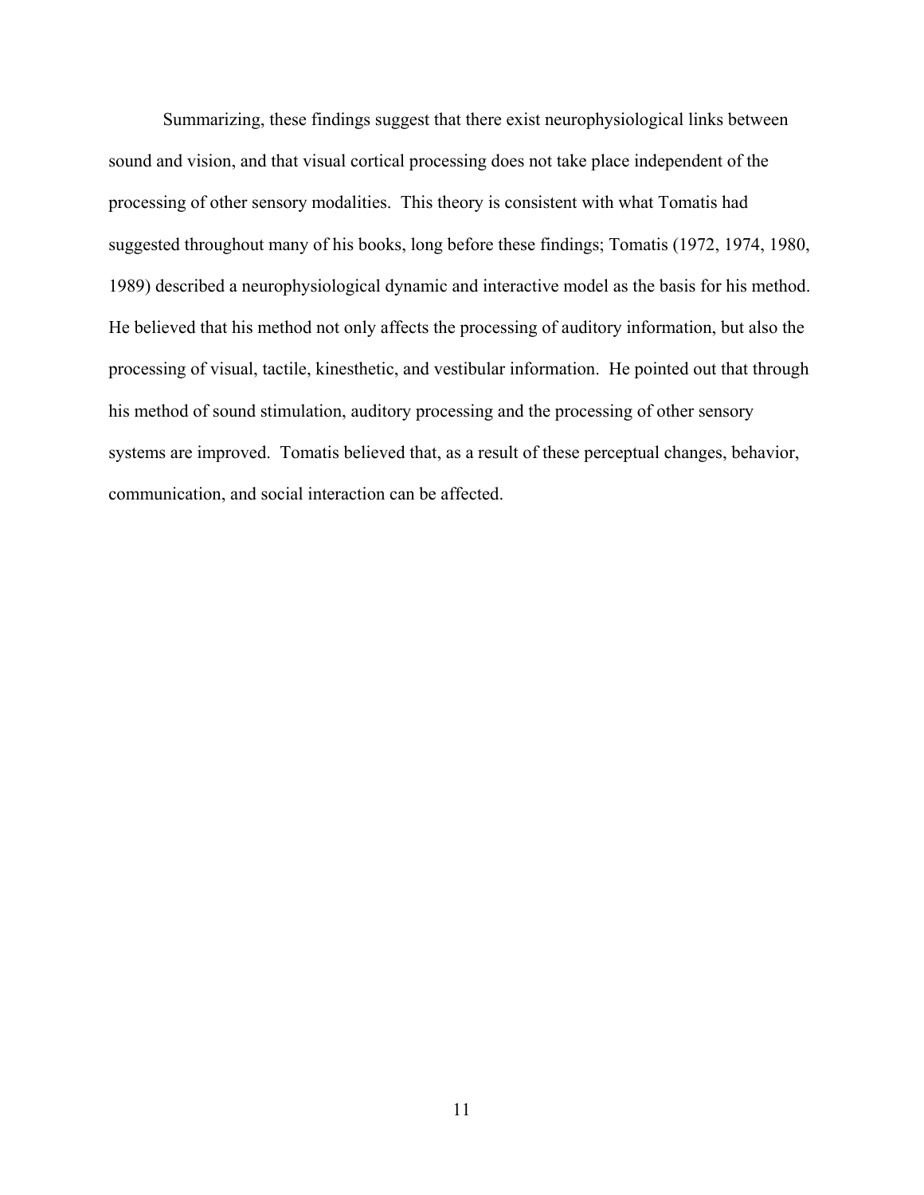Summarizing, these findings suggest that there exist neurophysiological links between sound and vision, and that visual cortical processing does not take place independent of the processing of other sensory modalities. This theory is consistent with what Tomatis had suggested throughout many of his books, long before these findings; Tomatis (1972, 1974, 1980, 1989) described a neurophysiological dynamic and interactive model as the basis for his method. He believed that his method not only affects the processing of auditory information, but also the processing of visual, tactile, kinesthetic, and vestibular information. He pointed out that through his method of sound stimulation, auditory processing and the processing of other sensory systems are improved. Tomatis believed that, as a result of these perceptual changes, behavior, communication, and social interaction can be affected.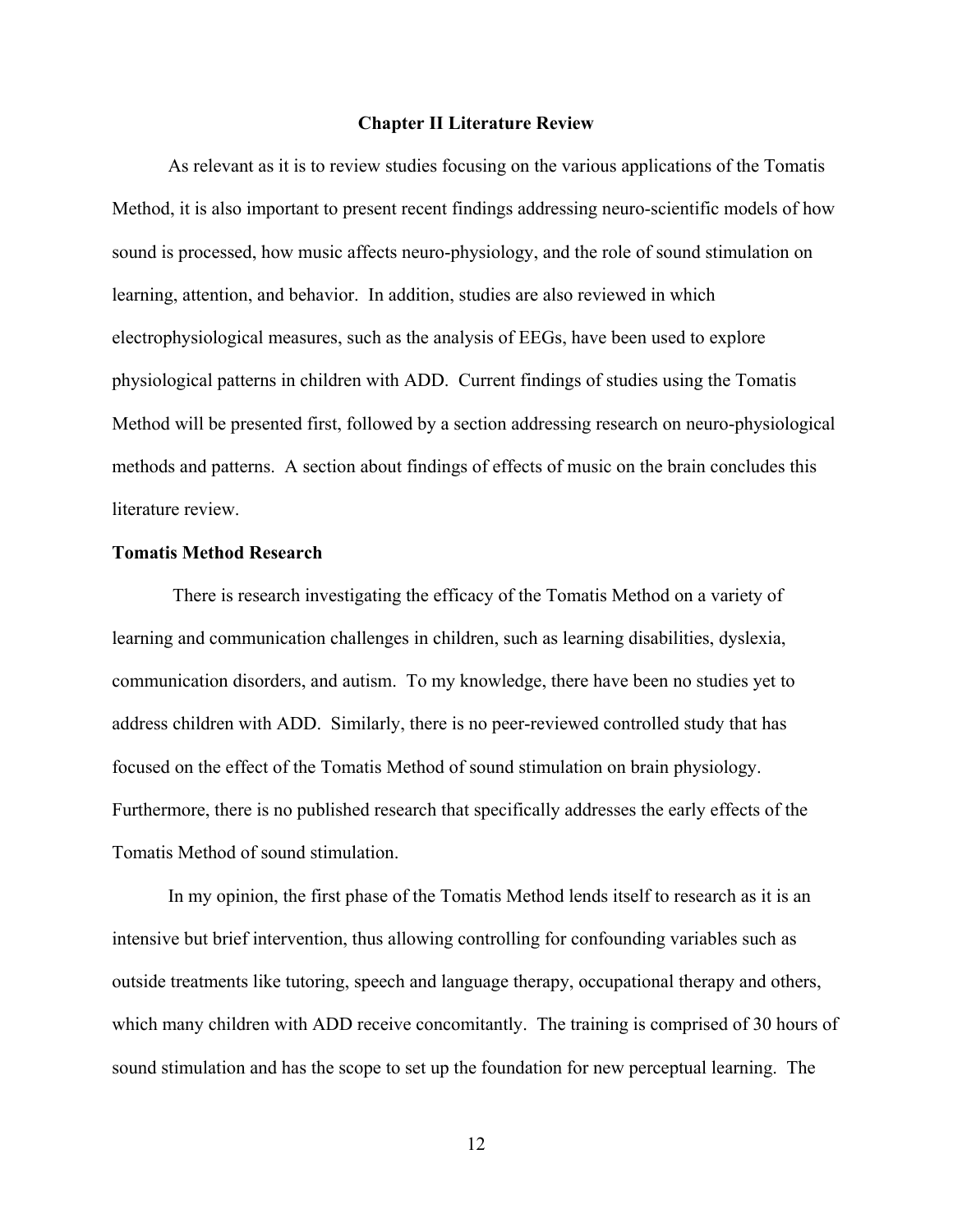## Chapter II Literature Review

As relevant as it is to review studies focusing on the various applications of the Tomatis Method, it is also important to present recent findings addressing neuro-scientific models of how sound is processed, how music affects neuro-physiology, and the role of sound stimulation on learning, attention, and behavior. In addition, studies are also reviewed in which electrophysiological measures, such as the analysis of EEGs, have been used to explore physiological patterns in children with ADD. Current findings of studies using the Tomatis Method will be presented first, followed by a section addressing research on neuro-physiological methods and patterns. A section about findings of effects of music on the brain concludes this literature review.

### Tomatis Method Research

There is research investigating the efficacy of the Tomatis Method on a variety of learning and communication challenges in children, such as learning disabilities, dyslexia, communication disorders, and autism. To my knowledge, there have been no studies yet to address children with ADD. Similarly, there is no peer-reviewed controlled study that has focused on the effect of the Tomatis Method of sound stimulation on brain physiology. Furthermore, there is no published research that specifically addresses the early effects of the Tomatis Method of sound stimulation.

In my opinion, the first phase of the Tomatis Method lends itself to research as it is an intensive but brief intervention, thus allowing controlling for confounding variables such as outside treatments like tutoring, speech and language therapy, occupational therapy and others, which many children with ADD receive concomitantly. The training is comprised of 30 hours of sound stimulation and has the scope to set up the foundation for new perceptual learning. The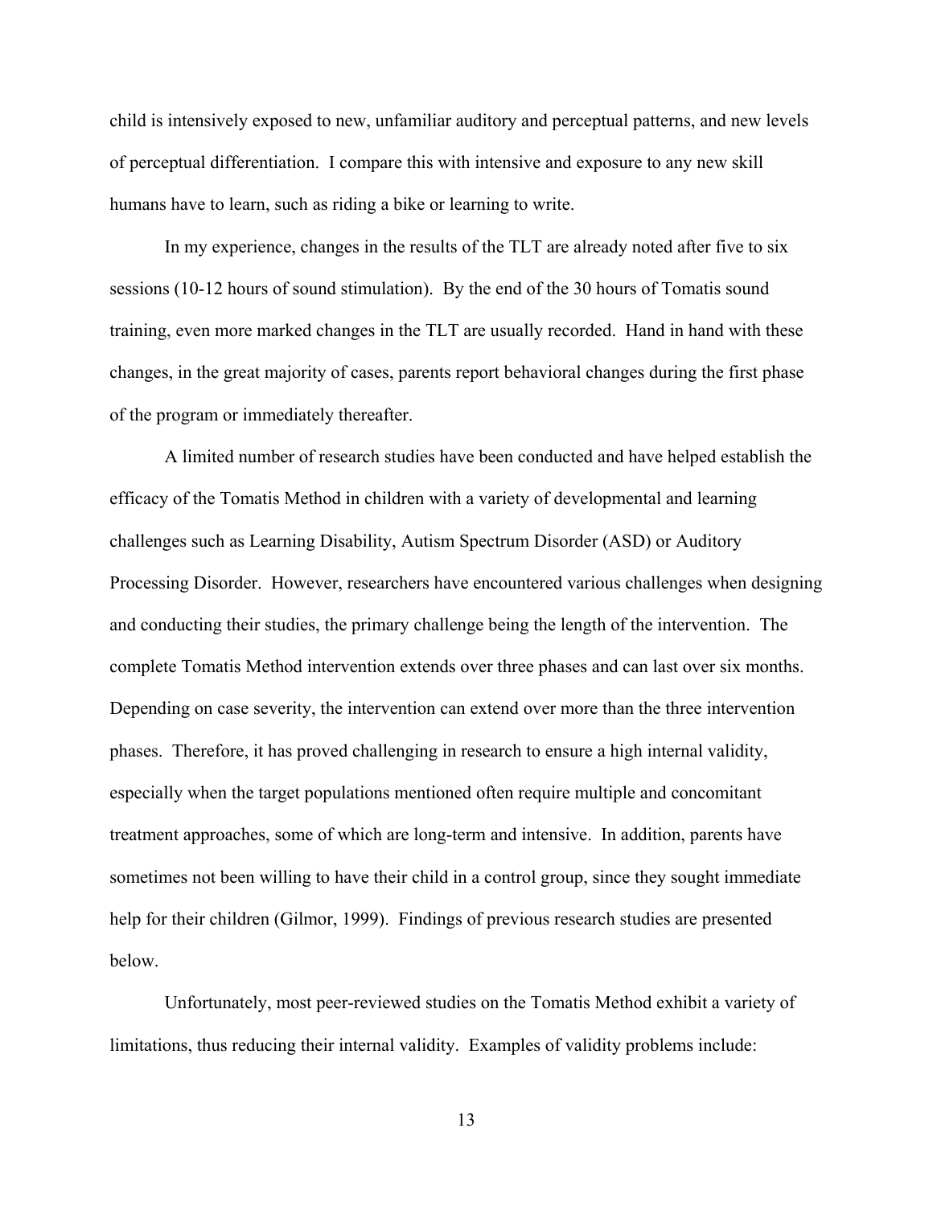child is intensively exposed to new, unfamiliar auditory and perceptual patterns, and new levels of perceptual differentiation. I compare this with intensive and exposure to any new skill humans have to learn, such as riding a bike or learning to write.

In my experience, changes in the results of the TLT are already noted after five to six sessions (10-12 hours of sound stimulation). By the end of the 30 hours of Tomatis sound training, even more marked changes in the TLT are usually recorded. Hand in hand with these changes, in the great majority of cases, parents report behavioral changes during the first phase of the program or immediately thereafter.

A limited number of research studies have been conducted and have helped establish the efficacy of the Tomatis Method in children with a variety of developmental and learning challenges such as Learning Disability, Autism Spectrum Disorder (ASD) or Auditory Processing Disorder. However, researchers have encountered various challenges when designing and conducting their studies, the primary challenge being the length of the intervention. The complete Tomatis Method intervention extends over three phases and can last over six months. Depending on case severity, the intervention can extend over more than the three intervention phases. Therefore, it has proved challenging in research to ensure a high internal validity, especially when the target populations mentioned often require multiple and concomitant treatment approaches, some of which are long-term and intensive. In addition, parents have sometimes not been willing to have their child in a control group, since they sought immediate help for their children (Gilmor, 1999). Findings of previous research studies are presented below.

Unfortunately, most peer-reviewed studies on the Tomatis Method exhibit a variety of limitations, thus reducing their internal validity. Examples of validity problems include: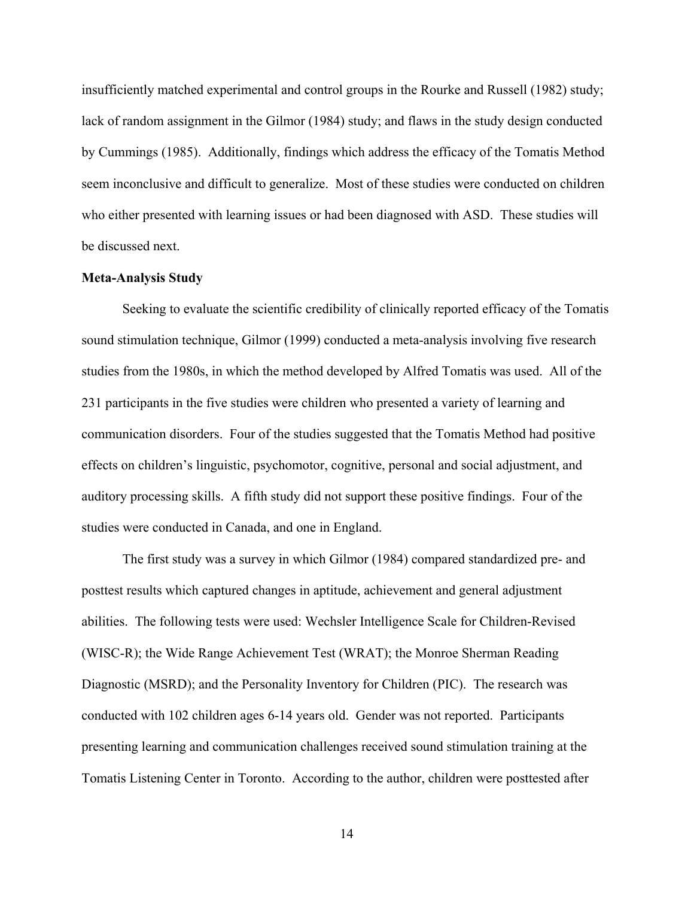insufficiently matched experimental and control groups in the Rourke and Russell (1982) study; lack of random assignment in the Gilmor (1984) study; and flaws in the study design conducted by Cummings (1985). Additionally, findings which address the efficacy of the Tomatis Method seem inconclusive and difficult to generalize. Most of these studies were conducted on children who either presented with learning issues or had been diagnosed with ASD. These studies will be discussed next.

**Meta-Analysis Study**

Seeking to evaluate the scientific credibility of clinically reported efficacy of the Tomatis sound stimulation technique, Gilmor (1999) conducted a meta-analysis involving five research studies from the 1980s, in which the method developed by Alfred Tomatis was used. All of the 231 participants in the five studies were children who presented a variety of learning and communication disorders. Four of the studies suggested that the Tomatis Method had positive effects on children's linguistic, psychomotor, cognitive, personal and social adjustment, and auditory processing skills. A fifth study did not support these positive findings. Four of the studies were conducted in Canada, and one in England.

The first study was a survey in which Gilmor (1984) compared standardized pre- and posttest results which captured changes in aptitude, achievement and general adjustment abilities. The following tests were used: Wechsler Intelligence Scale for Children-Revised (WISC-R); the Wide Range Achievement Test (WRAT); the Monroe Sherman Reading Diagnostic (MSRD); and the Personality Inventory for Children (PIC). The research was conducted with 102 children ages 6-14 years old. Gender was not reported. Participants presenting learning and communication challenges received sound stimulation training at the Tomatis Listening Center in Toronto. According to the author, children were posttested after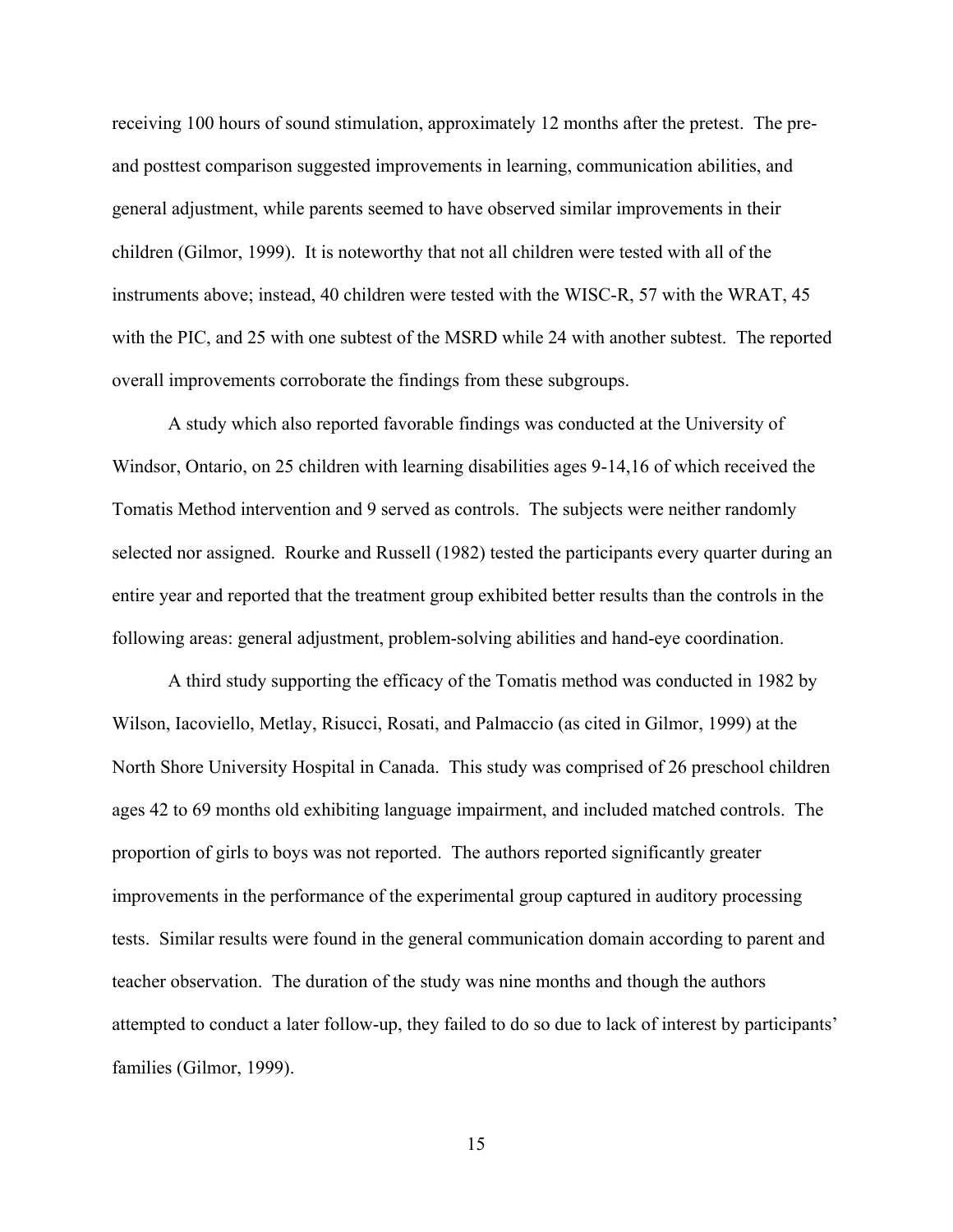receiving 100 hours of sound stimulation, approximately 12 months after the pretest. The pre- and posttest comparison suggested improvements in learning, communication abilities, and general adjustment, while parents seemed to have observed similar improvements in their children (Gilmor, 1999). It is noteworthy that not all children were tested with all of the instruments above; instead, 40 children were tested with the WISC-R, 57 with the WRAT, 45 with the PIC, and 25 with one subtest of the MSRD while 24 with another subtest. The reported overall improvements corroborate the findings from these subgroups.

A study which also reported favorable findings was conducted at the University of Windsor, Ontario, on 25 children with learning disabilities ages 9-14,16 of which received the Tomatis Method intervention and 9 served as controls. The subjects were neither randomly selected nor assigned. Rourke and Russell (1982) tested the participants every quarter during an entire year and reported that the treatment group exhibited better results than the controls in the following areas: general adjustment, problem-solving abilities and hand-eye coordination.

A third study supporting the efficacy of the Tomatis method was conducted in 1982 by Wilson, Iacoviello, Metlay, Risucci, Rosati, and Palmaccio (as cited in Gilmor, 1999) at the North Shore University Hospital in Canada. This study was comprised of 26 preschool children ages 42 to 69 months old exhibiting language impairment, and included matched controls. The proportion of girls to boys was not reported. The authors reported significantly greater improvements in the performance of the experimental group captured in auditory processing tests. Similar results were found in the general communication domain according to parent and teacher observation. The duration of the study was nine months and though the authors attempted to conduct a later follow-up, they failed to do so due to lack of interest by participants' families (Gilmor, 1999).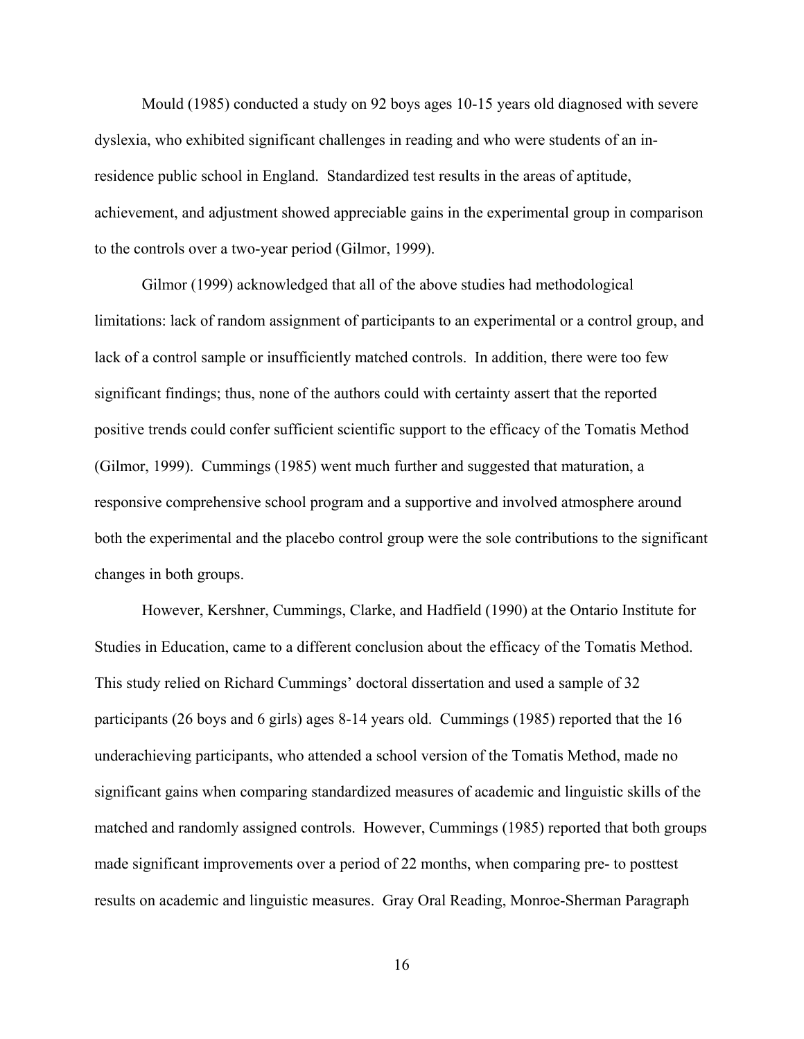Mould (1985) conducted a study on 92 boys ages 10-15 years old diagnosed with severe dyslexia, who exhibited significant challenges in reading and who were students of an in-residence public school in England. Standardized test results in the areas of aptitude, achievement, and adjustment showed appreciable gains in the experimental group in comparison to the controls over a two-year period (Gilmor, 1999).

Gilmor (1999) acknowledged that all of the above studies had methodological limitations: lack of random assignment of participants to an experimental or a control group, and lack of a control sample or insufficiently matched controls. In addition, there were too few significant findings; thus, none of the authors could with certainty assert that the reported positive trends could confer sufficient scientific support to the efficacy of the Tomatis Method (Gilmor, 1999). Cummings (1985) went much further and suggested that maturation, a responsive comprehensive school program and a supportive and involved atmosphere around both the experimental and the placebo control group were the sole contributions to the significant changes in both groups.

However, Kershner, Cummings, Clarke, and Hadfield (1990) at the Ontario Institute for Studies in Education, came to a different conclusion about the efficacy of the Tomatis Method. This study relied on Richard Cummings' doctoral dissertation and used a sample of 32 participants (26 boys and 6 girls) ages 8-14 years old. Cummings (1985) reported that the 16 underachieving participants, who attended a school version of the Tomatis Method, made no significant gains when comparing standardized measures of academic and linguistic skills of the matched and randomly assigned controls. However, Cummings (1985) reported that both groups made significant improvements over a period of 22 months, when comparing pre- to posttest results on academic and linguistic measures. Gray Oral Reading, Monroe-Sherman Paragraph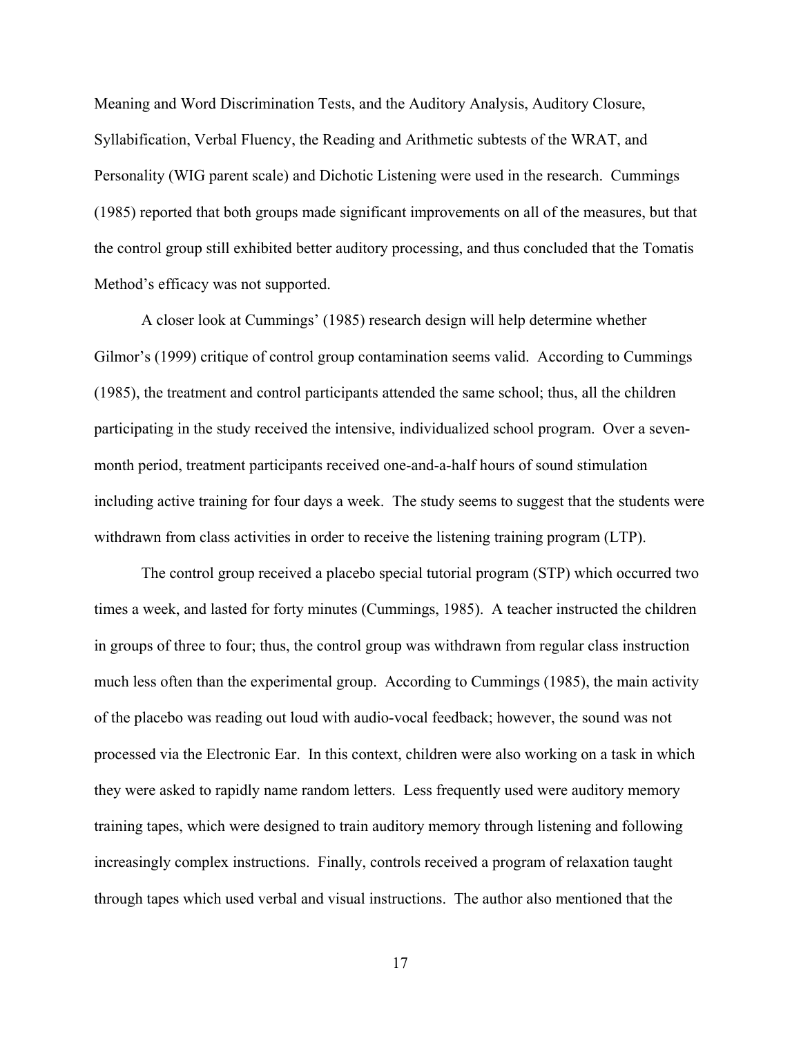Meaning and Word Discrimination Tests, and the Auditory Analysis, Auditory Closure, Syllabification, Verbal Fluency, the Reading and Arithmetic subtests of the WRAT, and Personality (WIG parent scale) and Dichotic Listening were used in the research. Cummings (1985) reported that both groups made significant improvements on all of the measures, but that the control group still exhibited better auditory processing, and thus concluded that the Tomatis Method's efficacy was not supported.

A closer look at Cummings' (1985) research design will help determine whether Gilmor's (1999) critique of control group contamination seems valid. According to Cummings (1985), the treatment and control participants attended the same school; thus, all the children participating in the study received the intensive, individualized school program. Over a seven-month period, treatment participants received one-and-a-half hours of sound stimulation including active training for four days a week. The study seems to suggest that the students were withdrawn from class activities in order to receive the listening training program (LTP).

The control group received a placebo special tutorial program (STP) which occurred two times a week, and lasted for forty minutes (Cummings, 1985). A teacher instructed the children in groups of three to four; thus, the control group was withdrawn from regular class instruction much less often than the experimental group. According to Cummings (1985), the main activity of the placebo was reading out loud with audio-vocal feedback; however, the sound was not processed via the Electronic Ear. In this context, children were also working on a task in which they were asked to rapidly name random letters. Less frequently used were auditory memory training tapes, which were designed to train auditory memory through listening and following increasingly complex instructions. Finally, controls received a program of relaxation taught through tapes which used verbal and visual instructions. The author also mentioned that the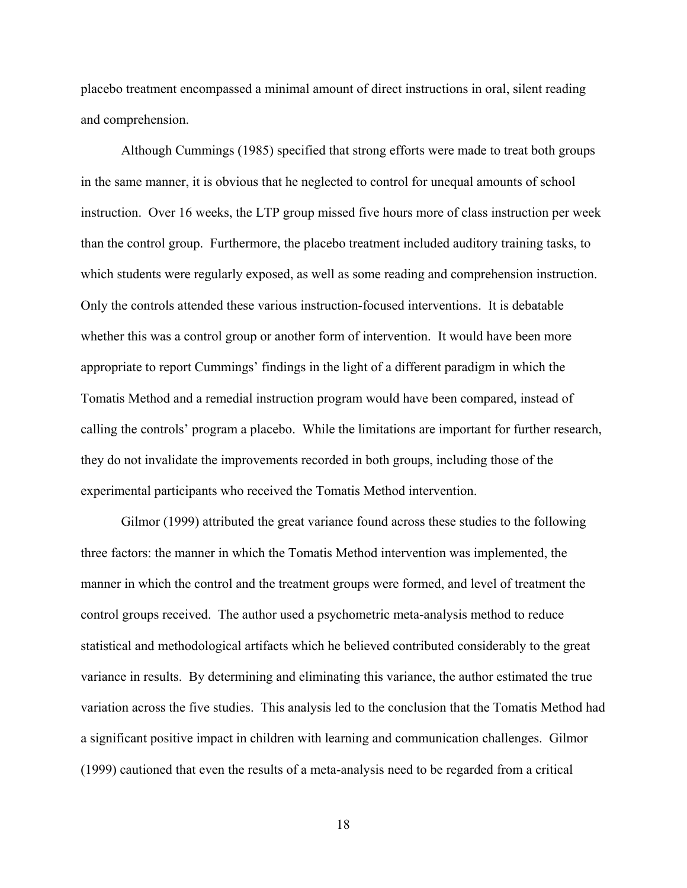placebo treatment encompassed a minimal amount of direct instructions in oral, silent reading and comprehension.

Although Cummings (1985) specified that strong efforts were made to treat both groups in the same manner, it is obvious that he neglected to control for unequal amounts of school instruction. Over 16 weeks, the LTP group missed five hours more of class instruction per week than the control group. Furthermore, the placebo treatment included auditory training tasks, to which students were regularly exposed, as well as some reading and comprehension instruction. Only the controls attended these various instruction-focused interventions. It is debatable whether this was a control group or another form of intervention. It would have been more appropriate to report Cummings' findings in the light of a different paradigm in which the Tomatis Method and a remedial instruction program would have been compared, instead of calling the controls' program a placebo. While the limitations are important for further research, they do not invalidate the improvements recorded in both groups, including those of the experimental participants who received the Tomatis Method intervention.

Gilmor (1999) attributed the great variance found across these studies to the following three factors: the manner in which the Tomatis Method intervention was implemented, the manner in which the control and the treatment groups were formed, and level of treatment the control groups received. The author used a psychometric meta-analysis method to reduce statistical and methodological artifacts which he believed contributed considerably to the great variance in results. By determining and eliminating this variance, the author estimated the true variation across the five studies. This analysis led to the conclusion that the Tomatis Method had a significant positive impact in children with learning and communication challenges. Gilmor (1999) cautioned that even the results of a meta-analysis need to be regarded from a critical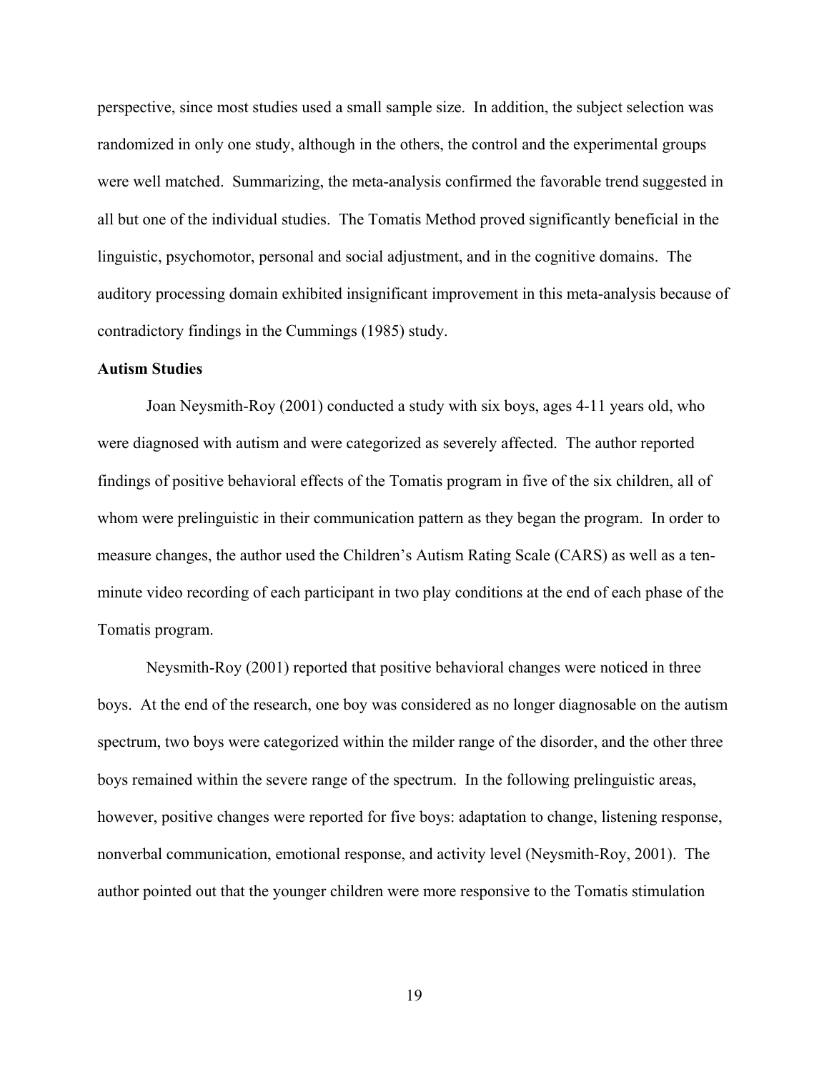perspective, since most studies used a small sample size. In addition, the subject selection was randomized in only one study, although in the others, the control and the experimental groups were well matched. Summarizing, the meta-analysis confirmed the favorable trend suggested in all but one of the individual studies. The Tomatis Method proved significantly beneficial in the linguistic, psychomotor, personal and social adjustment, and in the cognitive domains. The auditory processing domain exhibited insignificant improvement in this meta-analysis because of contradictory findings in the Cummings (1985) study.

**Autism Studies**

Joan Neysmith-Roy (2001) conducted a study with six boys, ages 4-11 years old, who were diagnosed with autism and were categorized as severely affected. The author reported findings of positive behavioral effects of the Tomatis program in five of the six children, all of whom were prelinguistic in their communication pattern as they began the program. In order to measure changes, the author used the Children's Autism Rating Scale (CARS) as well as a ten-minute video recording of each participant in two play conditions at the end of each phase of the Tomatis program.

Neysmith-Roy (2001) reported that positive behavioral changes were noticed in three boys. At the end of the research, one boy was considered as no longer diagnosable on the autism spectrum, two boys were categorized within the milder range of the disorder, and the other three boys remained within the severe range of the spectrum. In the following prelinguistic areas, however, positive changes were reported for five boys: adaptation to change, listening response, nonverbal communication, emotional response, and activity level (Neysmith-Roy, 2001). The author pointed out that the younger children were more responsive to the Tomatis stimulation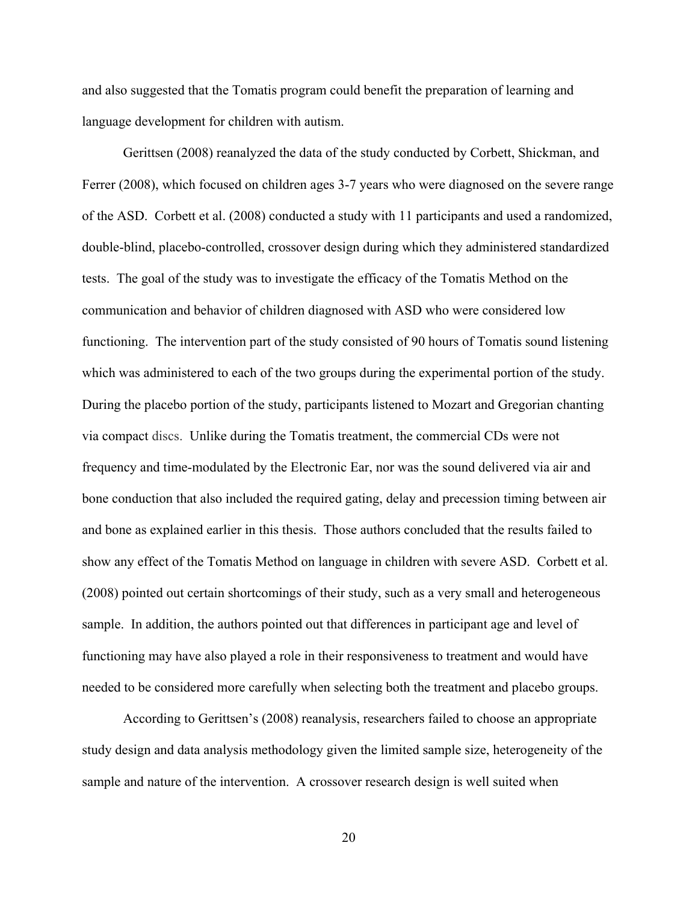and also suggested that the Tomatis program could benefit the preparation of learning and language development for children with autism.

Gerittsen (2008) reanalyzed the data of the study conducted by Corbett, Shickman, and Ferrer (2008), which focused on children ages 3-7 years who were diagnosed on the severe range of the ASD. Corbett et al. (2008) conducted a study with 11 participants and used a randomized, double-blind, placebo-controlled, crossover design during which they administered standardized tests. The goal of the study was to investigate the efficacy of the Tomatis Method on the communication and behavior of children diagnosed with ASD who were considered low functioning. The intervention part of the study consisted of 90 hours of Tomatis sound listening which was administered to each of the two groups during the experimental portion of the study. During the placebo portion of the study, participants listened to Mozart and Gregorian chanting via compact discs. Unlike during the Tomatis treatment, the commercial CDs were not frequency and time-modulated by the Electronic Ear, nor was the sound delivered via air and bone conduction that also included the required gating, delay and precession timing between air and bone as explained earlier in this thesis. Those authors concluded that the results failed to show any effect of the Tomatis Method on language in children with severe ASD. Corbett et al. (2008) pointed out certain shortcomings of their study, such as a very small and heterogeneous sample. In addition, the authors pointed out that differences in participant age and level of functioning may have also played a role in their responsiveness to treatment and would have needed to be considered more carefully when selecting both the treatment and placebo groups.

According to Gerittsen's (2008) reanalysis, researchers failed to choose an appropriate study design and data analysis methodology given the limited sample size, heterogeneity of the sample and nature of the intervention. A crossover research design is well suited when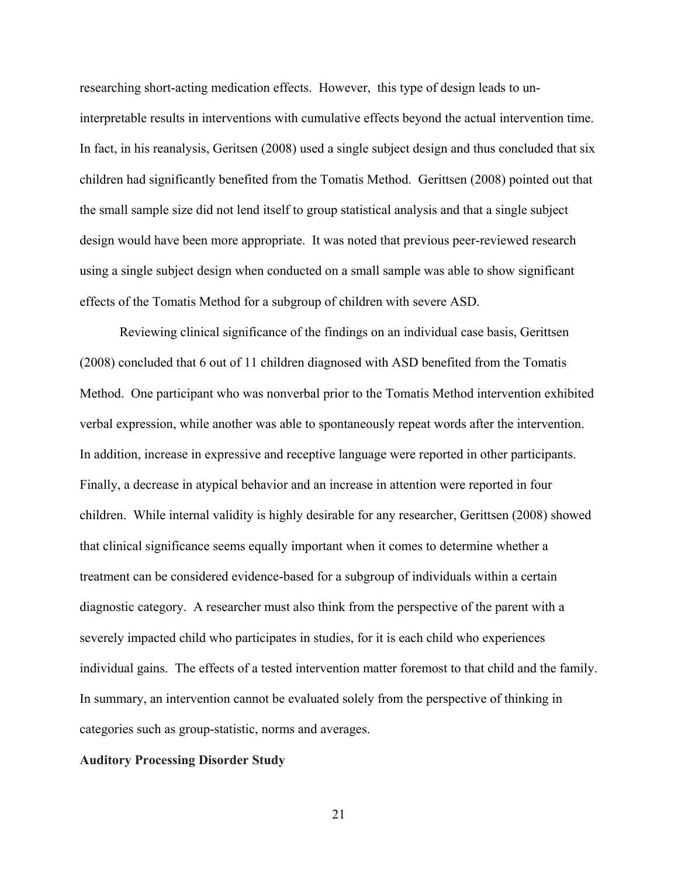researching short-acting medication effects. However, this type of design leads to un-interpretable results in interventions with cumulative effects beyond the actual intervention time. In fact, in his reanalysis, Geritsen (2008) used a single subject design and thus concluded that six children had significantly benefited from the Tomatis Method. Gerittsen (2008) pointed out that the small sample size did not lend itself to group statistical analysis and that a single subject design would have been more appropriate. It was noted that previous peer-reviewed research using a single subject design when conducted on a small sample was able to show significant effects of the Tomatis Method for a subgroup of children with severe ASD.

Reviewing clinical significance of the findings on an individual case basis, Gerittsen (2008) concluded that 6 out of 11 children diagnosed with ASD benefited from the Tomatis Method. One participant who was nonverbal prior to the Tomatis Method intervention exhibited verbal expression, while another was able to spontaneously repeat words after the intervention. In addition, increase in expressive and receptive language were reported in other participants. Finally, a decrease in atypical behavior and an increase in attention were reported in four children. While internal validity is highly desirable for any researcher, Gerittsen (2008) showed that clinical significance seems equally important when it comes to determine whether a treatment can be considered evidence-based for a subgroup of individuals within a certain diagnostic category. A researcher must also think from the perspective of the parent with a severely impacted child who participates in studies, for it is each child who experiences individual gains. The effects of a tested intervention matter foremost to that child and the family. In summary, an intervention cannot be evaluated solely from the perspective of thinking in categories such as group-statistic, norms and averages.

**Auditory Processing Disorder Study**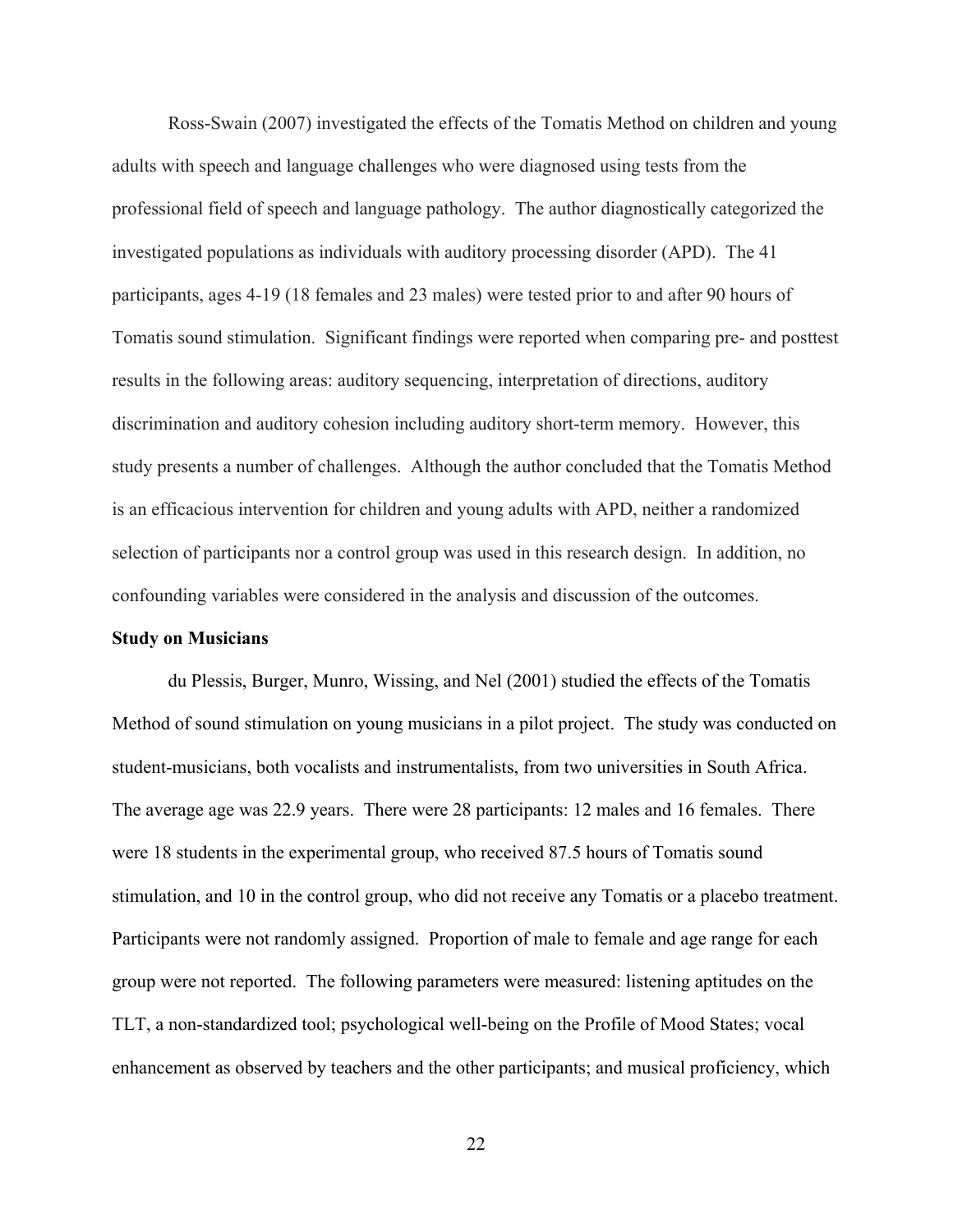Ross-Swain (2007) investigated the effects of the Tomatis Method on children and young adults with speech and language challenges who were diagnosed using tests from the professional field of speech and language pathology. The author diagnostically categorized the investigated populations as individuals with auditory processing disorder (APD). The 41 participants, ages 4-19 (18 females and 23 males) were tested prior to and after 90 hours of Tomatis sound stimulation. Significant findings were reported when comparing pre- and posttest results in the following areas: auditory sequencing, interpretation of directions, auditory discrimination and auditory cohesion including auditory short-term memory. However, this study presents a number of challenges. Although the author concluded that the Tomatis Method is an efficacious intervention for children and young adults with APD, neither a randomized selection of participants nor a control group was used in this research design. In addition, no confounding variables were considered in the analysis and discussion of the outcomes.

**Study on Musicians**

du Plessis, Burger, Munro, Wissing, and Nel (2001) studied the effects of the Tomatis Method of sound stimulation on young musicians in a pilot project. The study was conducted on student-musicians, both vocalists and instrumentalists, from two universities in South Africa. The average age was 22.9 years. There were 28 participants: 12 males and 16 females. There were 18 students in the experimental group, who received 87.5 hours of Tomatis sound stimulation, and 10 in the control group, who did not receive any Tomatis or a placebo treatment. Participants were not randomly assigned. Proportion of male to female and age range for each group were not reported. The following parameters were measured: listening aptitudes on the TLT, a non-standardized tool; psychological well-being on the Profile of Mood States; vocal enhancement as observed by teachers and the other participants; and musical proficiency, which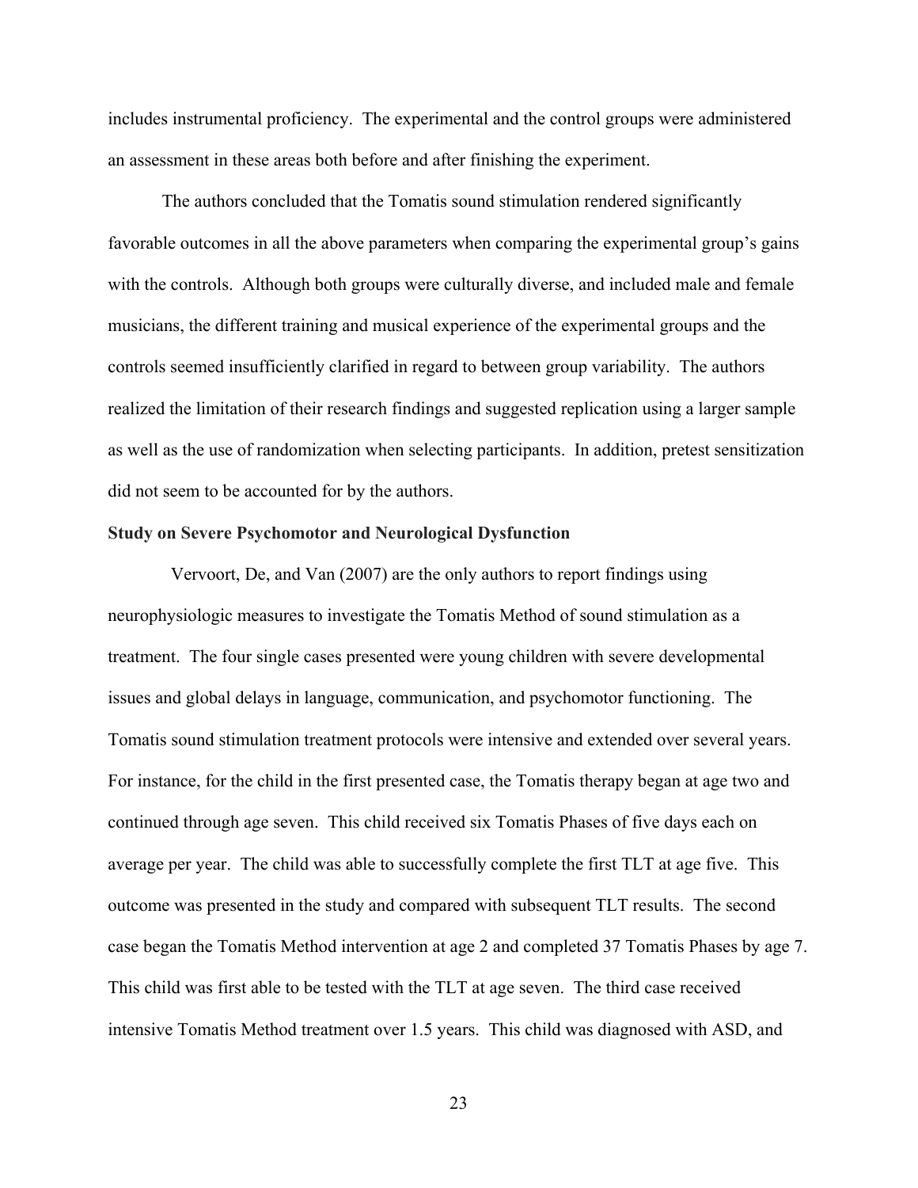includes instrumental proficiency. The experimental and the control groups were administered an assessment in these areas both before and after finishing the experiment.

The authors concluded that the Tomatis sound stimulation rendered significantly favorable outcomes in all the above parameters when comparing the experimental group's gains with the controls. Although both groups were culturally diverse, and included male and female musicians, the different training and musical experience of the experimental groups and the controls seemed insufficiently clarified in regard to between group variability. The authors realized the limitation of their research findings and suggested replication using a larger sample as well as the use of randomization when selecting participants. In addition, pretest sensitization did not seem to be accounted for by the authors.

**Study on Severe Psychomotor and Neurological Dysfunction**

Vervoort, De, and Van (2007) are the only authors to report findings using neurophysiologic measures to investigate the Tomatis Method of sound stimulation as a treatment. The four single cases presented were young children with severe developmental issues and global delays in language, communication, and psychomotor functioning. The Tomatis sound stimulation treatment protocols were intensive and extended over several years. For instance, for the child in the first presented case, the Tomatis therapy began at age two and continued through age seven. This child received six Tomatis Phases of five days each on average per year. The child was able to successfully complete the first TLT at age five. This outcome was presented in the study and compared with subsequent TLT results. The second case began the Tomatis Method intervention at age 2 and completed 37 Tomatis Phases by age 7. This child was first able to be tested with the TLT at age seven. The third case received intensive Tomatis Method treatment over 1.5 years. This child was diagnosed with ASD, and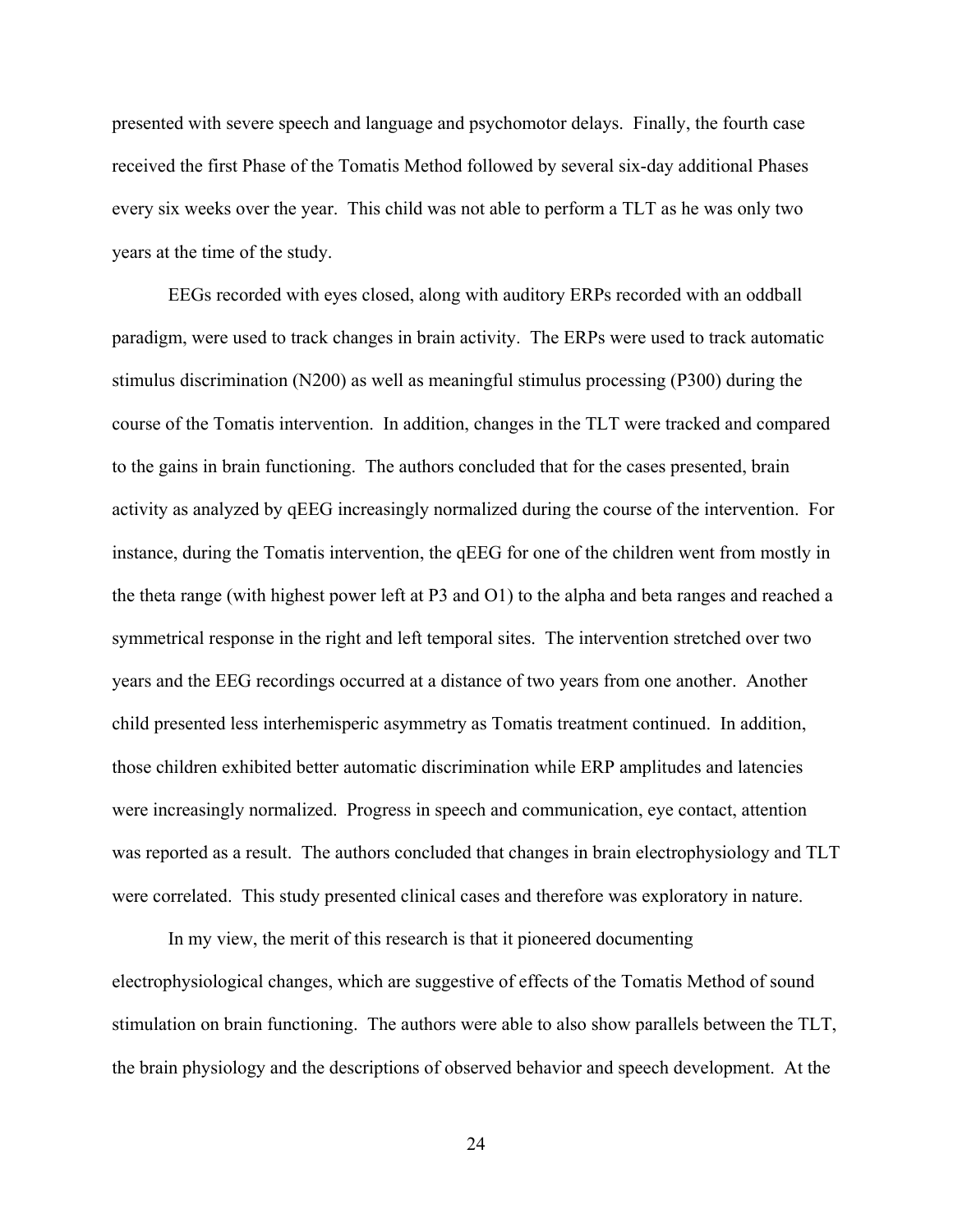presented with severe speech and language and psychomotor delays. Finally, the fourth case received the first Phase of the Tomatis Method followed by several six-day additional Phases every six weeks over the year. This child was not able to perform a TLT as he was only two years at the time of the study.

EEGs recorded with eyes closed, along with auditory ERPs recorded with an oddball paradigm, were used to track changes in brain activity. The ERPs were used to track automatic stimulus discrimination (N200) as well as meaningful stimulus processing (P300) during the course of the Tomatis intervention. In addition, changes in the TLT were tracked and compared to the gains in brain functioning. The authors concluded that for the cases presented, brain activity as analyzed by qEEG increasingly normalized during the course of the intervention. For instance, during the Tomatis intervention, the qEEG for one of the children went from mostly in the theta range (with highest power left at P3 and O1) to the alpha and beta ranges and reached a symmetrical response in the right and left temporal sites. The intervention stretched over two years and the EEG recordings occurred at a distance of two years from one another. Another child presented less interhemisperic asymmetry as Tomatis treatment continued. In addition, those children exhibited better automatic discrimination while ERP amplitudes and latencies were increasingly normalized. Progress in speech and communication, eye contact, attention was reported as a result. The authors concluded that changes in brain electrophysiology and TLT were correlated. This study presented clinical cases and therefore was exploratory in nature.

In my view, the merit of this research is that it pioneered documenting electrophysiological changes, which are suggestive of effects of the Tomatis Method of sound stimulation on brain functioning. The authors were able to also show parallels between the TLT, the brain physiology and the descriptions of observed behavior and speech development. At the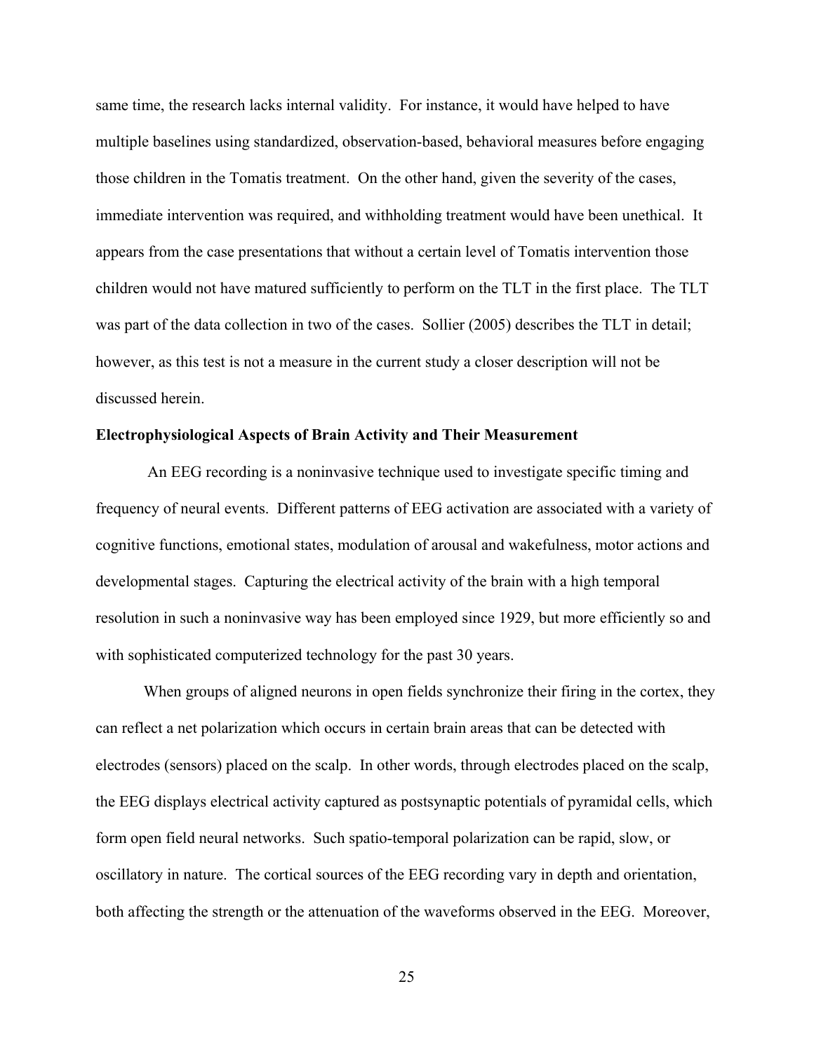same time, the research lacks internal validity. For instance, it would have helped to have multiple baselines using standardized, observation-based, behavioral measures before engaging those children in the Tomatis treatment. On the other hand, given the severity of the cases, immediate intervention was required, and withholding treatment would have been unethical. It appears from the case presentations that without a certain level of Tomatis intervention those children would not have matured sufficiently to perform on the TLT in the first place. The TLT was part of the data collection in two of the cases. Sollier (2005) describes the TLT in detail; however, as this test is not a measure in the current study a closer description will not be discussed herein.

**Electrophysiological Aspects of Brain Activity and Their Measurement**

An EEG recording is a noninvasive technique used to investigate specific timing and frequency of neural events. Different patterns of EEG activation are associated with a variety of cognitive functions, emotional states, modulation of arousal and wakefulness, motor actions and developmental stages. Capturing the electrical activity of the brain with a high temporal resolution in such a noninvasive way has been employed since 1929, but more efficiently so and with sophisticated computerized technology for the past 30 years.

When groups of aligned neurons in open fields synchronize their firing in the cortex, they can reflect a net polarization which occurs in certain brain areas that can be detected with electrodes (sensors) placed on the scalp. In other words, through electrodes placed on the scalp, the EEG displays electrical activity captured as postsynaptic potentials of pyramidal cells, which form open field neural networks. Such spatio-temporal polarization can be rapid, slow, or oscillatory in nature. The cortical sources of the EEG recording vary in depth and orientation, both affecting the strength or the attenuation of the waveforms observed in the EEG. Moreover,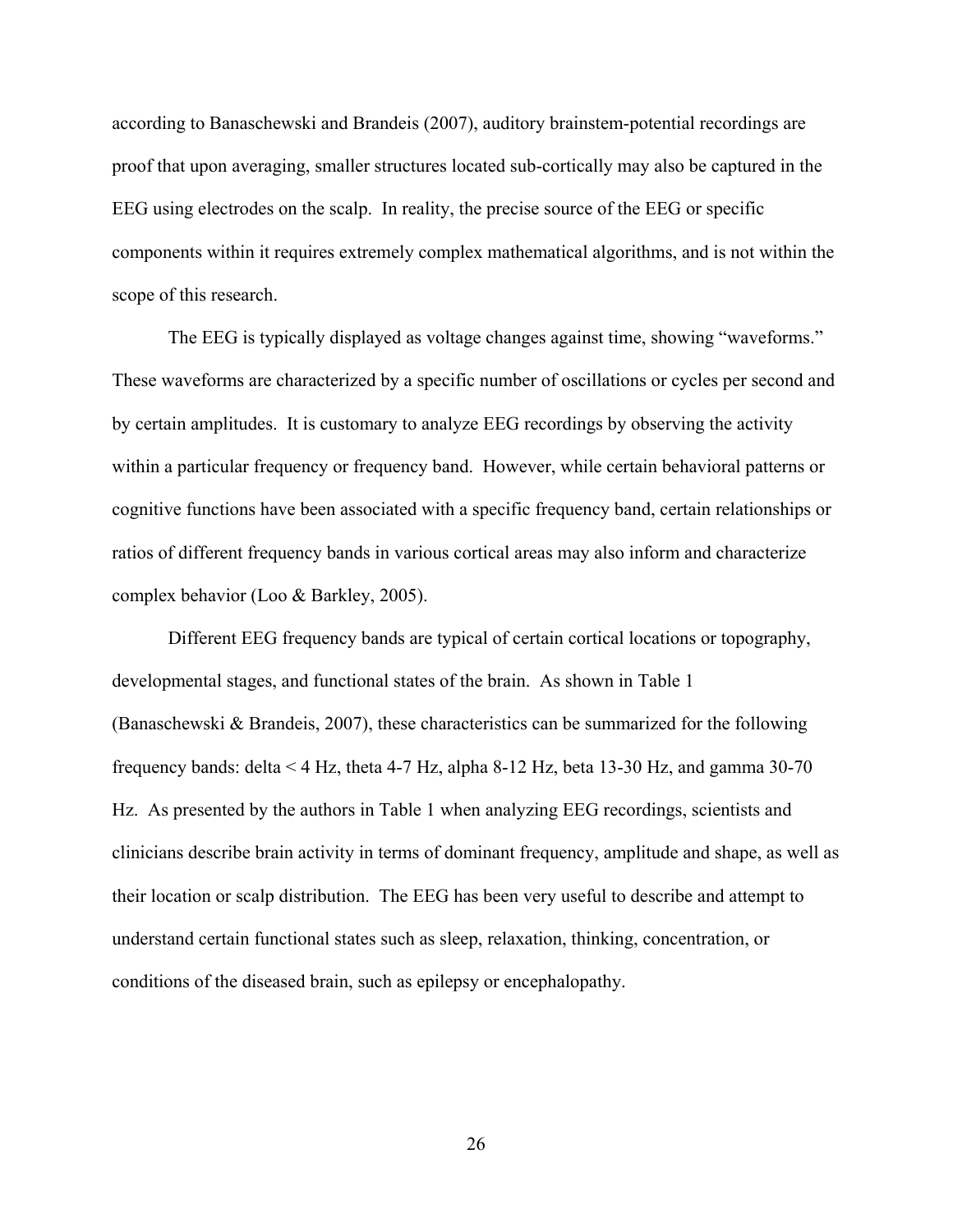according to Banaschewski and Brandeis (2007), auditory brainstem-potential recordings are proof that upon averaging, smaller structures located sub-cortically may also be captured in the EEG using electrodes on the scalp. In reality, the precise source of the EEG or specific components within it requires extremely complex mathematical algorithms, and is not within the scope of this research.

The EEG is typically displayed as voltage changes against time, showing "waveforms." These waveforms are characterized by a specific number of oscillations or cycles per second and by certain amplitudes. It is customary to analyze EEG recordings by observing the activity within a particular frequency or frequency band. However, while certain behavioral patterns or cognitive functions have been associated with a specific frequency band, certain relationships or ratios of different frequency bands in various cortical areas may also inform and characterize complex behavior (Loo & Barkley, 2005).

Different EEG frequency bands are typical of certain cortical locations or topography, developmental stages, and functional states of the brain. As shown in Table 1 (Banaschewski & Brandeis, 2007), these characteristics can be summarized for the following frequency bands: delta < 4 Hz, theta 4-7 Hz, alpha 8-12 Hz, beta 13-30 Hz, and gamma 30-70 Hz. As presented by the authors in Table 1 when analyzing EEG recordings, scientists and clinicians describe brain activity in terms of dominant frequency, amplitude and shape, as well as their location or scalp distribution. The EEG has been very useful to describe and attempt to understand certain functional states such as sleep, relaxation, thinking, concentration, or conditions of the diseased brain, such as epilepsy or encephalopathy.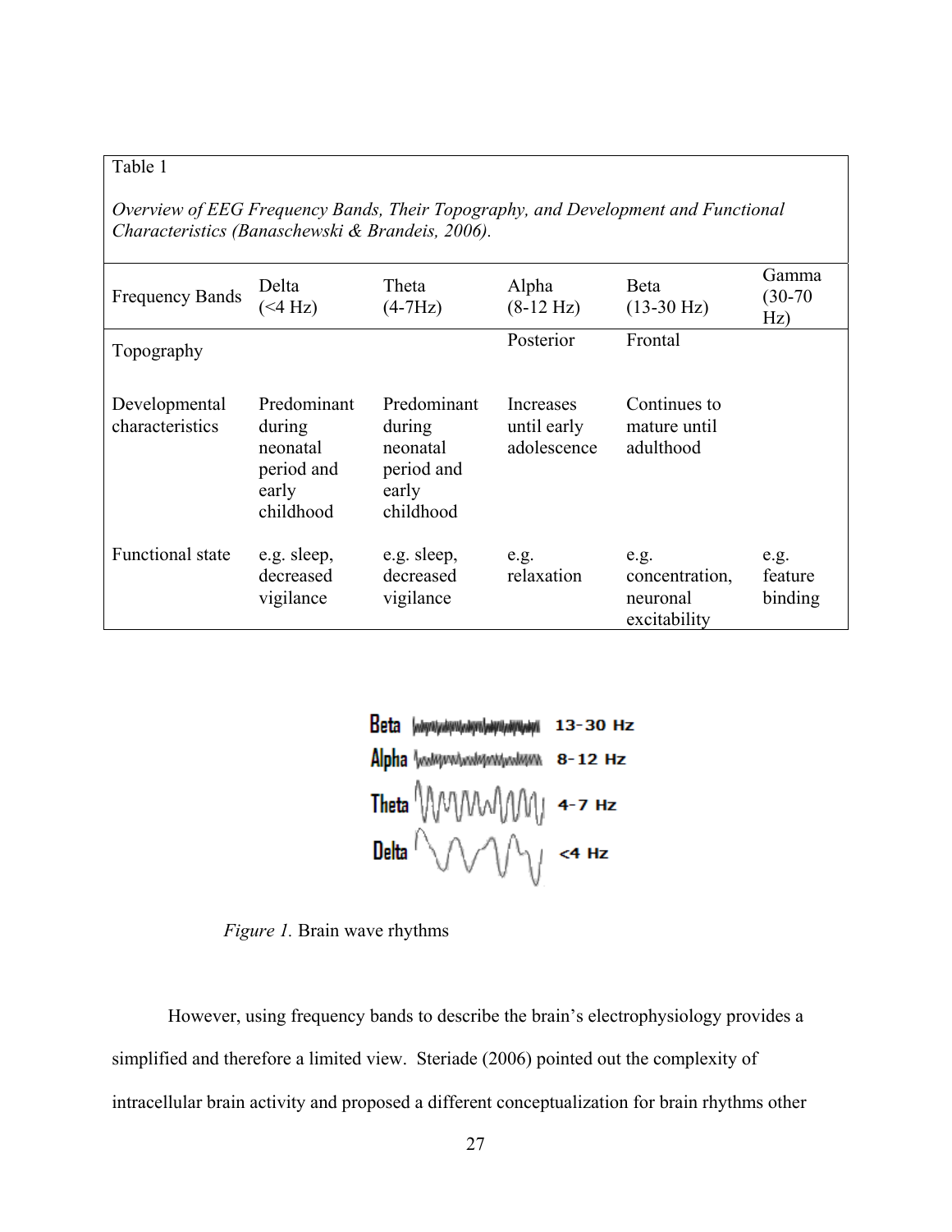Table 1

*Overview of EEG Frequency Bands, Their Topography, and Development and Functional Characteristics (Banaschewski & Brandeis, 2006).*

| Frequency Bands | Delta (<4 Hz) | Theta (4-7Hz) | Alpha (8-12 Hz) | Beta (13-30 Hz) | Gamma (30-70 Hz) |
|---|---|---|---|---|---|
| Topography | | | Posterior | Frontal | |
| Developmental characteristics | Predominant during neonatal period and early childhood | Predominant during neonatal period and early childhood | Increases until early adolescence | Continues to mature until adulthood | |
| Functional state | e.g. sleep, decreased vigilance | e.g. sleep, decreased vigilance | e.g. relaxation | e.g. concentration, neuronal excitability | e.g. feature binding |

*Figure 1.* Brain wave rhythms

However, using frequency bands to describe the brain's electrophysiology provides a simplified and therefore a limited view. Steriade (2006) pointed out the complexity of intracellular brain activity and proposed a different conceptualization for brain rhythms other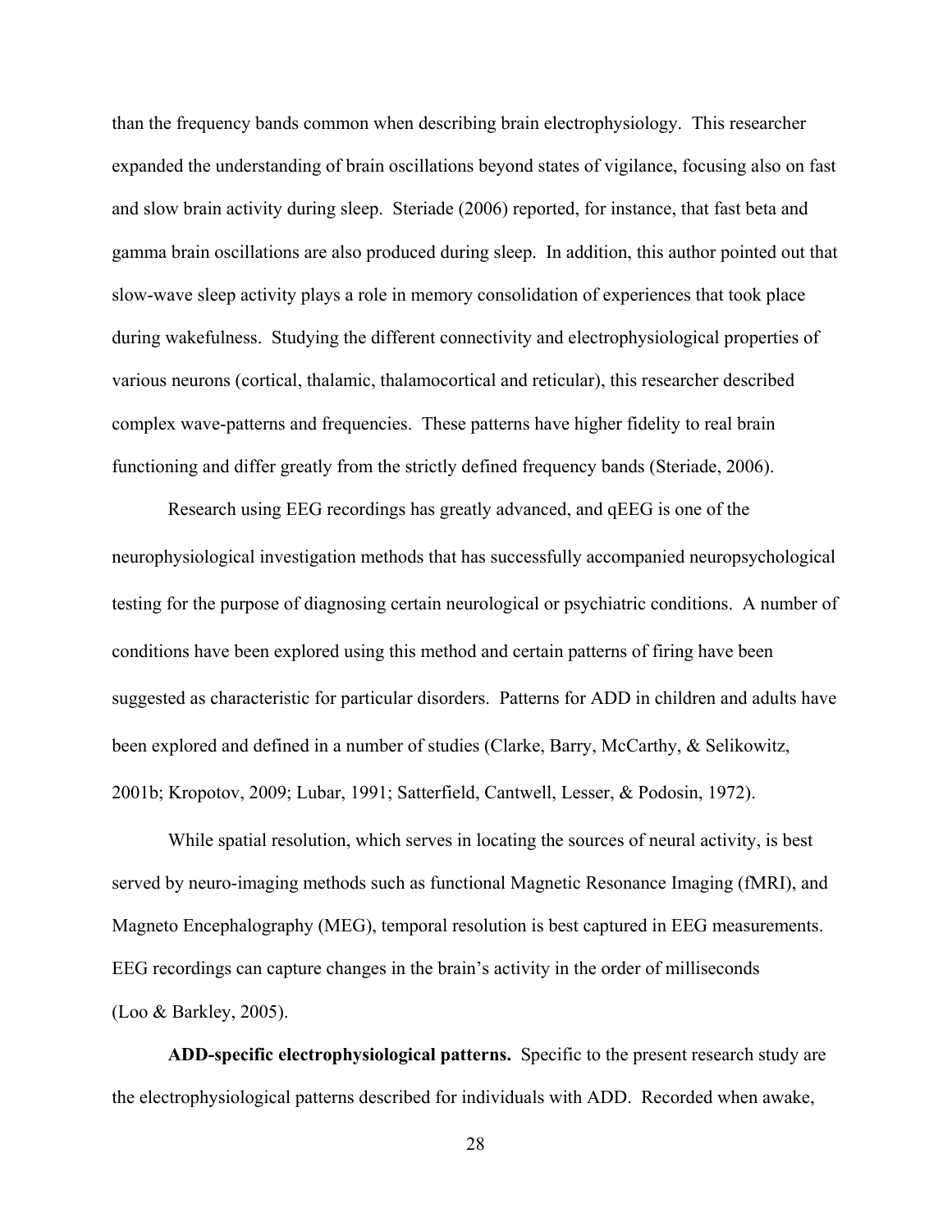than the frequency bands common when describing brain electrophysiology. This researcher expanded the understanding of brain oscillations beyond states of vigilance, focusing also on fast and slow brain activity during sleep. Steriade (2006) reported, for instance, that fast beta and gamma brain oscillations are also produced during sleep. In addition, this author pointed out that slow-wave sleep activity plays a role in memory consolidation of experiences that took place during wakefulness. Studying the different connectivity and electrophysiological properties of various neurons (cortical, thalamic, thalamocortical and reticular), this researcher described complex wave-patterns and frequencies. These patterns have higher fidelity to real brain functioning and differ greatly from the strictly defined frequency bands (Steriade, 2006).

Research using EEG recordings has greatly advanced, and qEEG is one of the neurophysiological investigation methods that has successfully accompanied neuropsychological testing for the purpose of diagnosing certain neurological or psychiatric conditions. A number of conditions have been explored using this method and certain patterns of firing have been suggested as characteristic for particular disorders. Patterns for ADD in children and adults have been explored and defined in a number of studies (Clarke, Barry, McCarthy, & Selikowitz, 2001b; Kropotov, 2009; Lubar, 1991; Satterfield, Cantwell, Lesser, & Podosin, 1972).

While spatial resolution, which serves in locating the sources of neural activity, is best served by neuro-imaging methods such as functional Magnetic Resonance Imaging (fMRI), and Magneto Encephalography (MEG), temporal resolution is best captured in EEG measurements. EEG recordings can capture changes in the brain's activity in the order of milliseconds (Loo & Barkley, 2005).

**ADD-specific electrophysiological patterns.** Specific to the present research study are the electrophysiological patterns described for individuals with ADD. Recorded when awake,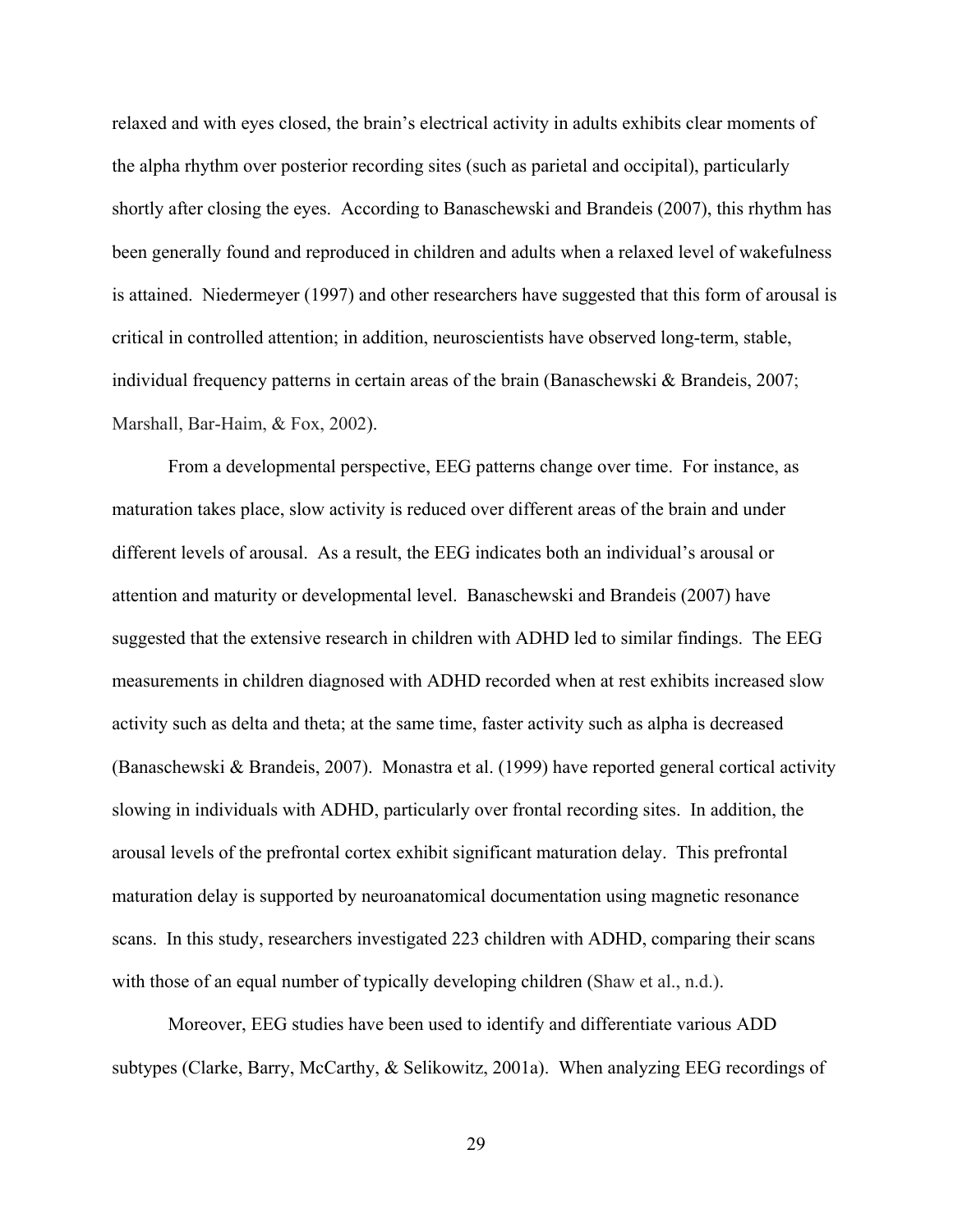relaxed and with eyes closed, the brain's electrical activity in adults exhibits clear moments of the alpha rhythm over posterior recording sites (such as parietal and occipital), particularly shortly after closing the eyes. According to Banaschewski and Brandeis (2007), this rhythm has been generally found and reproduced in children and adults when a relaxed level of wakefulness is attained. Niedermeyer (1997) and other researchers have suggested that this form of arousal is critical in controlled attention; in addition, neuroscientists have observed long-term, stable, individual frequency patterns in certain areas of the brain (Banaschewski & Brandeis, 2007; Marshall, Bar-Haim, & Fox, 2002).

From a developmental perspective, EEG patterns change over time. For instance, as maturation takes place, slow activity is reduced over different areas of the brain and under different levels of arousal. As a result, the EEG indicates both an individual's arousal or attention and maturity or developmental level. Banaschewski and Brandeis (2007) have suggested that the extensive research in children with ADHD led to similar findings. The EEG measurements in children diagnosed with ADHD recorded when at rest exhibits increased slow activity such as delta and theta; at the same time, faster activity such as alpha is decreased (Banaschewski & Brandeis, 2007). Monastra et al. (1999) have reported general cortical activity slowing in individuals with ADHD, particularly over frontal recording sites. In addition, the arousal levels of the prefrontal cortex exhibit significant maturation delay. This prefrontal maturation delay is supported by neuroanatomical documentation using magnetic resonance scans. In this study, researchers investigated 223 children with ADHD, comparing their scans with those of an equal number of typically developing children (Shaw et al., n.d.).

Moreover, EEG studies have been used to identify and differentiate various ADD subtypes (Clarke, Barry, McCarthy, & Selikowitz, 2001a). When analyzing EEG recordings of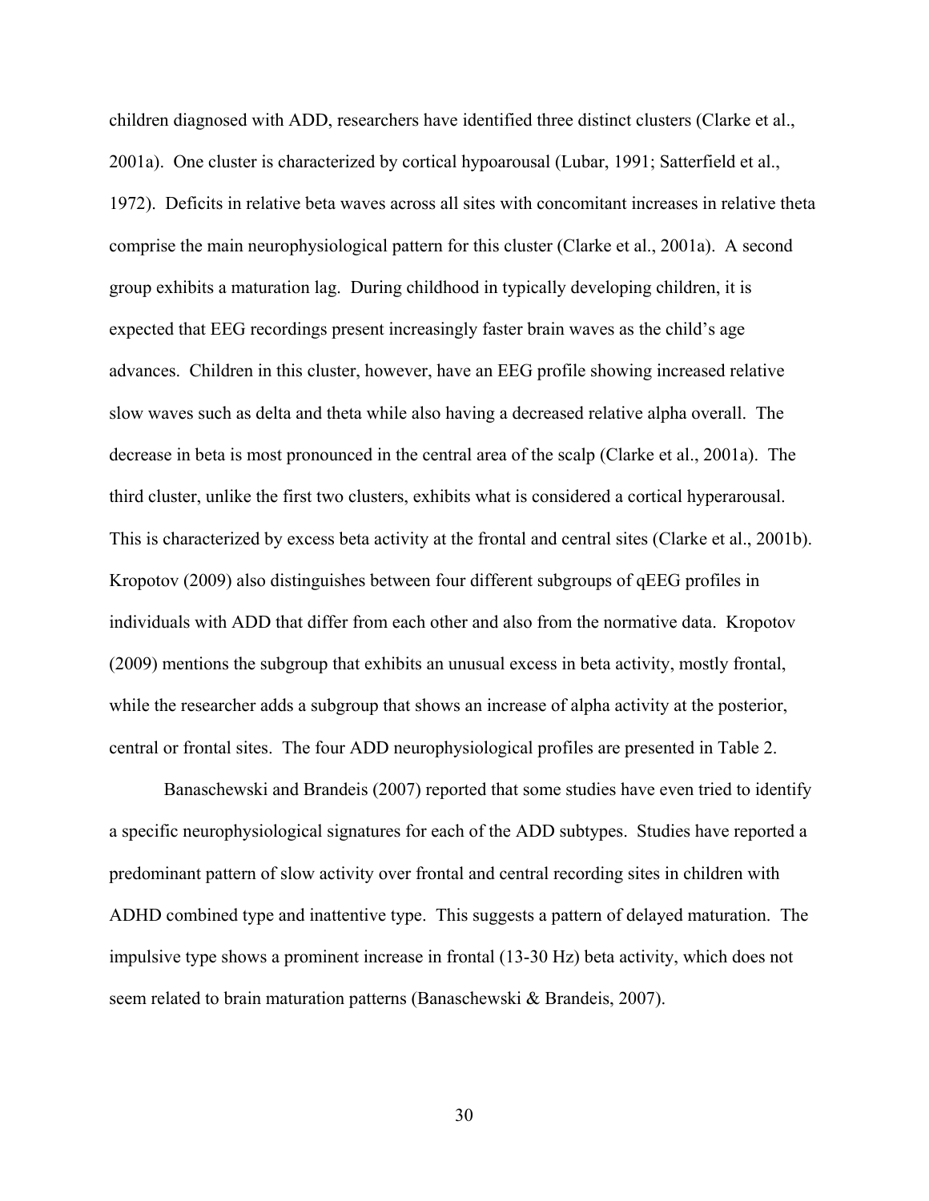children diagnosed with ADD, researchers have identified three distinct clusters (Clarke et al., 2001a). One cluster is characterized by cortical hypoarousal (Lubar, 1991; Satterfield et al., 1972). Deficits in relative beta waves across all sites with concomitant increases in relative theta comprise the main neurophysiological pattern for this cluster (Clarke et al., 2001a). A second group exhibits a maturation lag. During childhood in typically developing children, it is expected that EEG recordings present increasingly faster brain waves as the child's age advances. Children in this cluster, however, have an EEG profile showing increased relative slow waves such as delta and theta while also having a decreased relative alpha overall. The decrease in beta is most pronounced in the central area of the scalp (Clarke et al., 2001a). The third cluster, unlike the first two clusters, exhibits what is considered a cortical hyperarousal. This is characterized by excess beta activity at the frontal and central sites (Clarke et al., 2001b). Kropotov (2009) also distinguishes between four different subgroups of qEEG profiles in individuals with ADD that differ from each other and also from the normative data. Kropotov (2009) mentions the subgroup that exhibits an unusual excess in beta activity, mostly frontal, while the researcher adds a subgroup that shows an increase of alpha activity at the posterior, central or frontal sites. The four ADD neurophysiological profiles are presented in Table 2.

Banaschewski and Brandeis (2007) reported that some studies have even tried to identify a specific neurophysiological signatures for each of the ADD subtypes. Studies have reported a predominant pattern of slow activity over frontal and central recording sites in children with ADHD combined type and inattentive type. This suggests a pattern of delayed maturation. The impulsive type shows a prominent increase in frontal (13-30 Hz) beta activity, which does not seem related to brain maturation patterns (Banaschewski & Brandeis, 2007).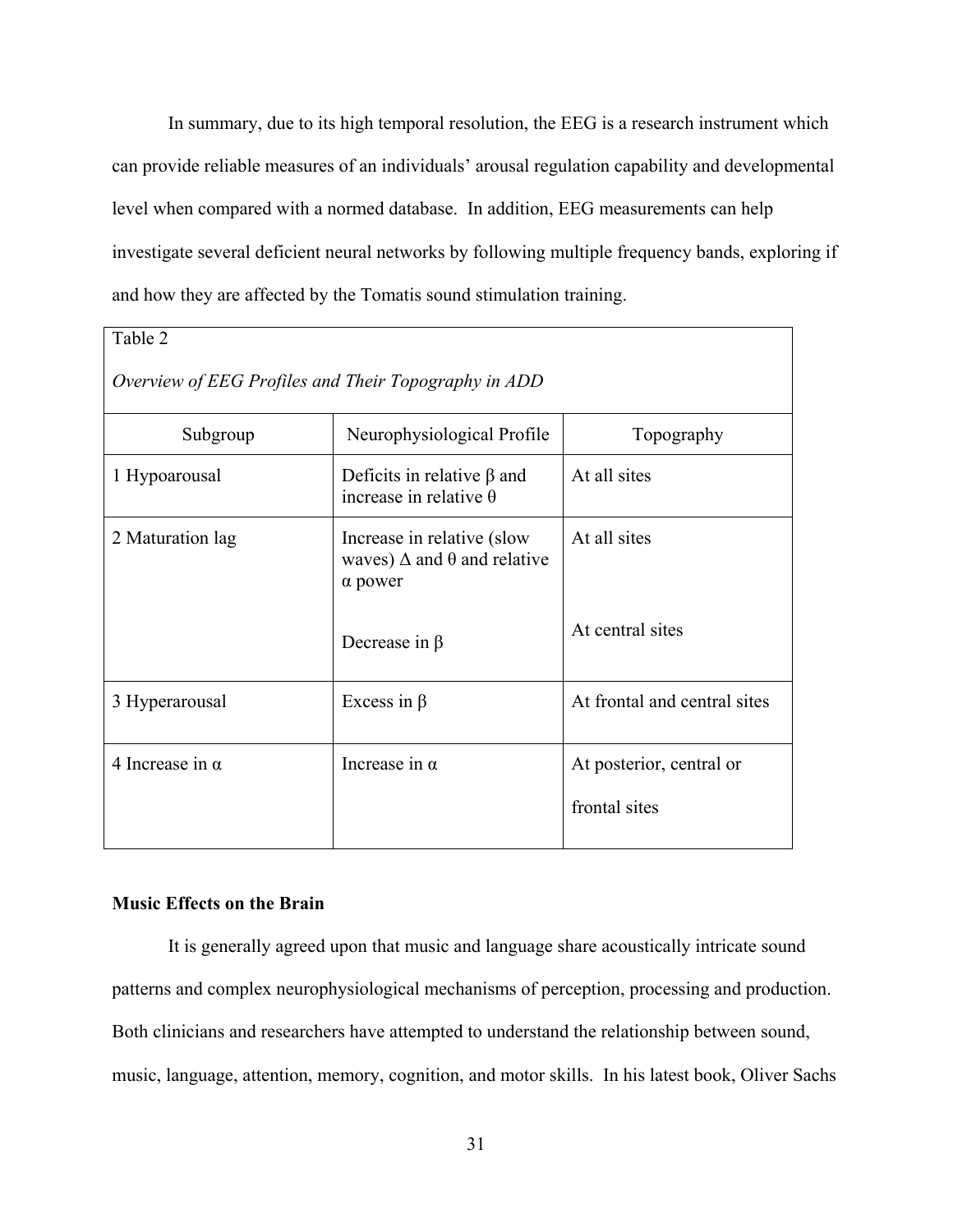In summary, due to its high temporal resolution, the EEG is a research instrument which can provide reliable measures of an individuals' arousal regulation capability and developmental level when compared with a normed database. In addition, EEG measurements can help investigate several deficient neural networks by following multiple frequency bands, exploring if and how they are affected by the Tomatis sound stimulation training.

Table 2

*Overview of EEG Profiles and Their Topography in ADD*

| Subgroup | Neurophysiological Profile | Topography |
|---|---|---|
| 1 Hypoarousal | Deficits in relative $\beta$ and increase in relative $\theta$ | At all sites |
| 2 Maturation lag | Increase in relative (slow waves) $\Delta$ and $\theta$ and relative $\alpha$ power | At all sites |
| | Decrease in $\beta$ | At central sites |
| 3 Hyperarousal | Excess in $\beta$ | At frontal and central sites |
| 4 Increase in $\alpha$ | Increase in $\alpha$ | At posterior, central or frontal sites |

**Music Effects on the Brain**

It is generally agreed upon that music and language share acoustically intricate sound patterns and complex neurophysiological mechanisms of perception, processing and production. Both clinicians and researchers have attempted to understand the relationship between sound, music, language, attention, memory, cognition, and motor skills. In his latest book, Oliver Sachs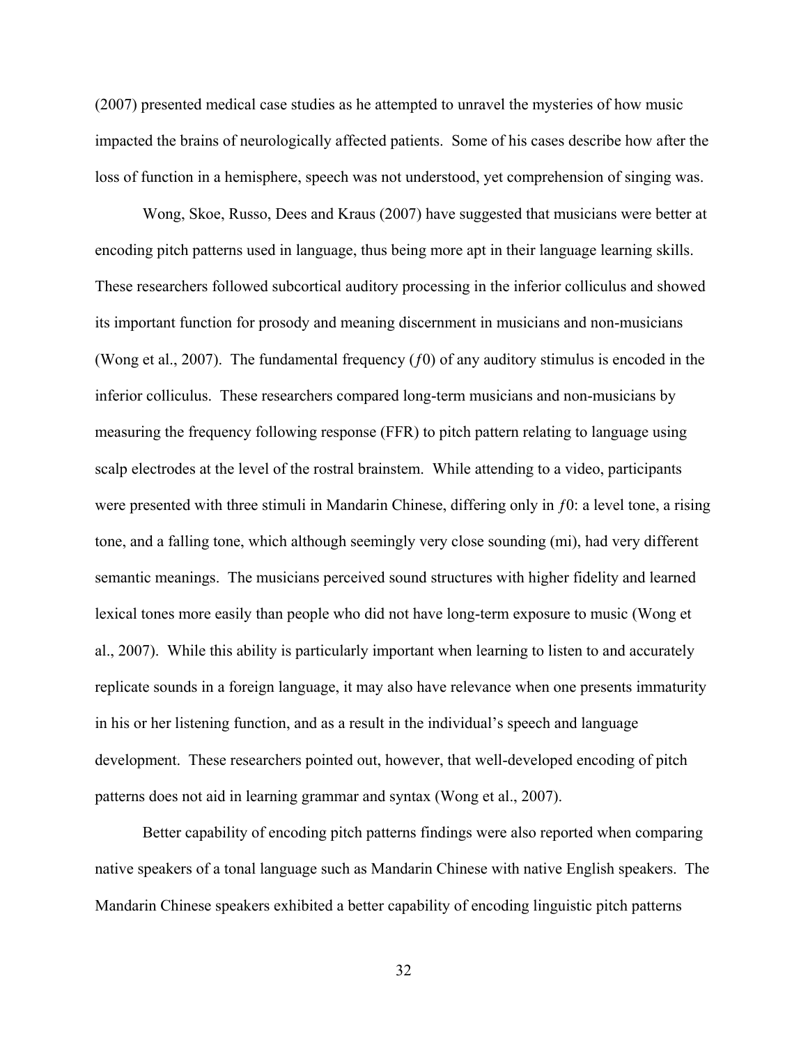(2007) presented medical case studies as he attempted to unravel the mysteries of how music impacted the brains of neurologically affected patients. Some of his cases describe how after the loss of function in a hemisphere, speech was not understood, yet comprehension of singing was.

Wong, Skoe, Russo, Dees and Kraus (2007) have suggested that musicians were better at encoding pitch patterns used in language, thus being more apt in their language learning skills. These researchers followed subcortical auditory processing in the inferior colliculus and showed its important function for prosody and meaning discernment in musicians and non-musicians (Wong et al., 2007). The fundamental frequency ($f0$) of any auditory stimulus is encoded in the inferior colliculus. These researchers compared long-term musicians and non-musicians by measuring the frequency following response (FFR) to pitch pattern relating to language using scalp electrodes at the level of the rostral brainstem. While attending to a video, participants were presented with three stimuli in Mandarin Chinese, differing only in $f0$: a level tone, a rising tone, and a falling tone, which although seemingly very close sounding (mi), had very different semantic meanings. The musicians perceived sound structures with higher fidelity and learned lexical tones more easily than people who did not have long-term exposure to music (Wong et al., 2007). While this ability is particularly important when learning to listen to and accurately replicate sounds in a foreign language, it may also have relevance when one presents immaturity in his or her listening function, and as a result in the individual's speech and language development. These researchers pointed out, however, that well-developed encoding of pitch patterns does not aid in learning grammar and syntax (Wong et al., 2007).

Better capability of encoding pitch patterns findings were also reported when comparing native speakers of a tonal language such as Mandarin Chinese with native English speakers. The Mandarin Chinese speakers exhibited a better capability of encoding linguistic pitch patterns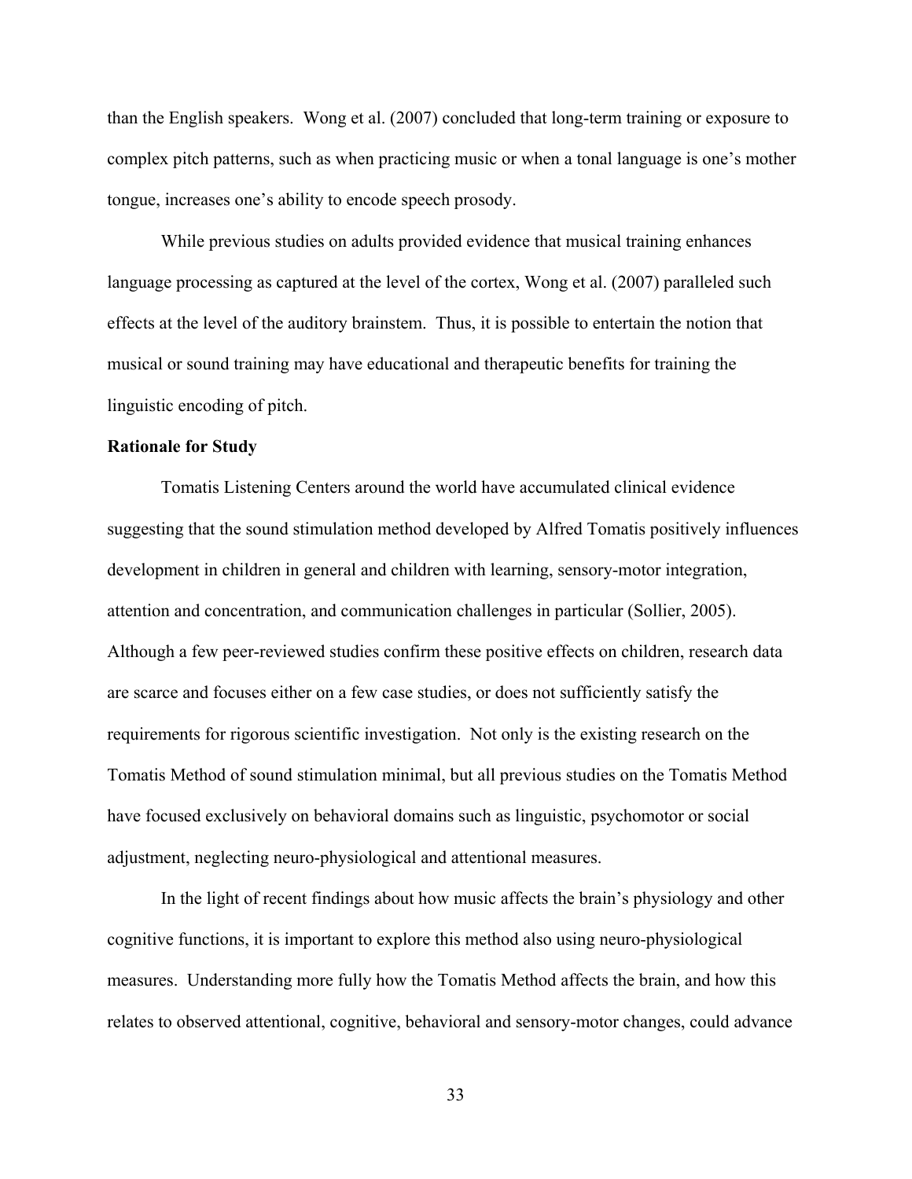than the English speakers. Wong et al. (2007) concluded that long-term training or exposure to complex pitch patterns, such as when practicing music or when a tonal language is one's mother tongue, increases one's ability to encode speech prosody.

While previous studies on adults provided evidence that musical training enhances language processing as captured at the level of the cortex, Wong et al. (2007) paralleled such effects at the level of the auditory brainstem. Thus, it is possible to entertain the notion that musical or sound training may have educational and therapeutic benefits for training the linguistic encoding of pitch.

**Rationale for Study**

Tomatis Listening Centers around the world have accumulated clinical evidence suggesting that the sound stimulation method developed by Alfred Tomatis positively influences development in children in general and children with learning, sensory-motor integration, attention and concentration, and communication challenges in particular (Sollier, 2005). Although a few peer-reviewed studies confirm these positive effects on children, research data are scarce and focuses either on a few case studies, or does not sufficiently satisfy the requirements for rigorous scientific investigation. Not only is the existing research on the Tomatis Method of sound stimulation minimal, but all previous studies on the Tomatis Method have focused exclusively on behavioral domains such as linguistic, psychomotor or social adjustment, neglecting neuro-physiological and attentional measures.

In the light of recent findings about how music affects the brain's physiology and other cognitive functions, it is important to explore this method also using neuro-physiological measures. Understanding more fully how the Tomatis Method affects the brain, and how this relates to observed attentional, cognitive, behavioral and sensory-motor changes, could advance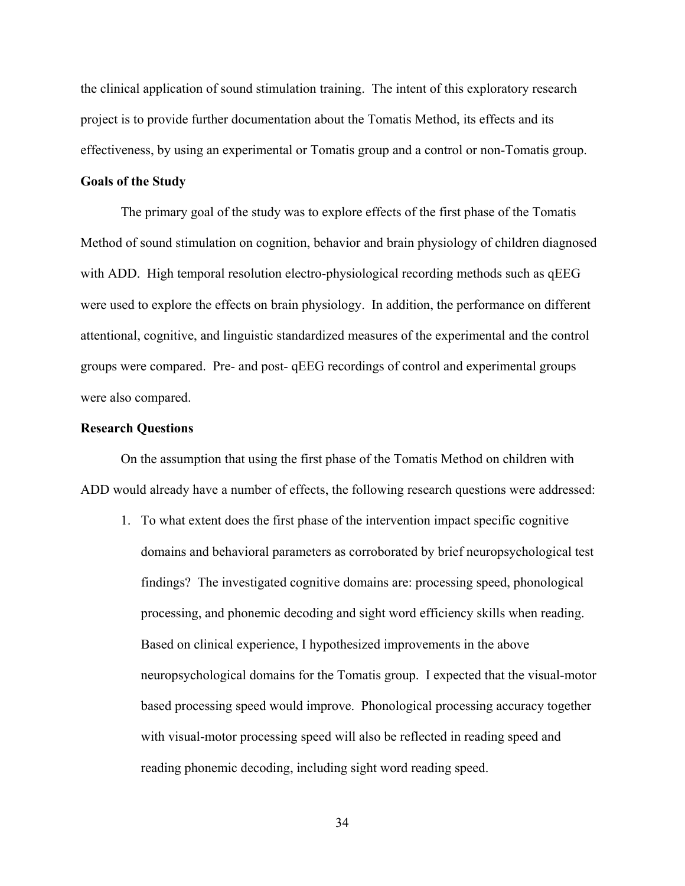the clinical application of sound stimulation training. The intent of this exploratory research project is to provide further documentation about the Tomatis Method, its effects and its effectiveness, by using an experimental or Tomatis group and a control or non-Tomatis group.

**Goals of the Study**

The primary goal of the study was to explore effects of the first phase of the Tomatis Method of sound stimulation on cognition, behavior and brain physiology of children diagnosed with ADD. High temporal resolution electro-physiological recording methods such as qEEG were used to explore the effects on brain physiology. In addition, the performance on different attentional, cognitive, and linguistic standardized measures of the experimental and the control groups were compared. Pre- and post- qEEG recordings of control and experimental groups were also compared.

**Research Questions**

On the assumption that using the first phase of the Tomatis Method on children with ADD would already have a number of effects, the following research questions were addressed:

1. To what extent does the first phase of the intervention impact specific cognitive domains and behavioral parameters as corroborated by brief neuropsychological test findings? The investigated cognitive domains are: processing speed, phonological processing, and phonemic decoding and sight word efficiency skills when reading. Based on clinical experience, I hypothesized improvements in the above neuropsychological domains for the Tomatis group. I expected that the visual-motor based processing speed would improve. Phonological processing accuracy together with visual-motor processing speed will also be reflected in reading speed and reading phonemic decoding, including sight word reading speed.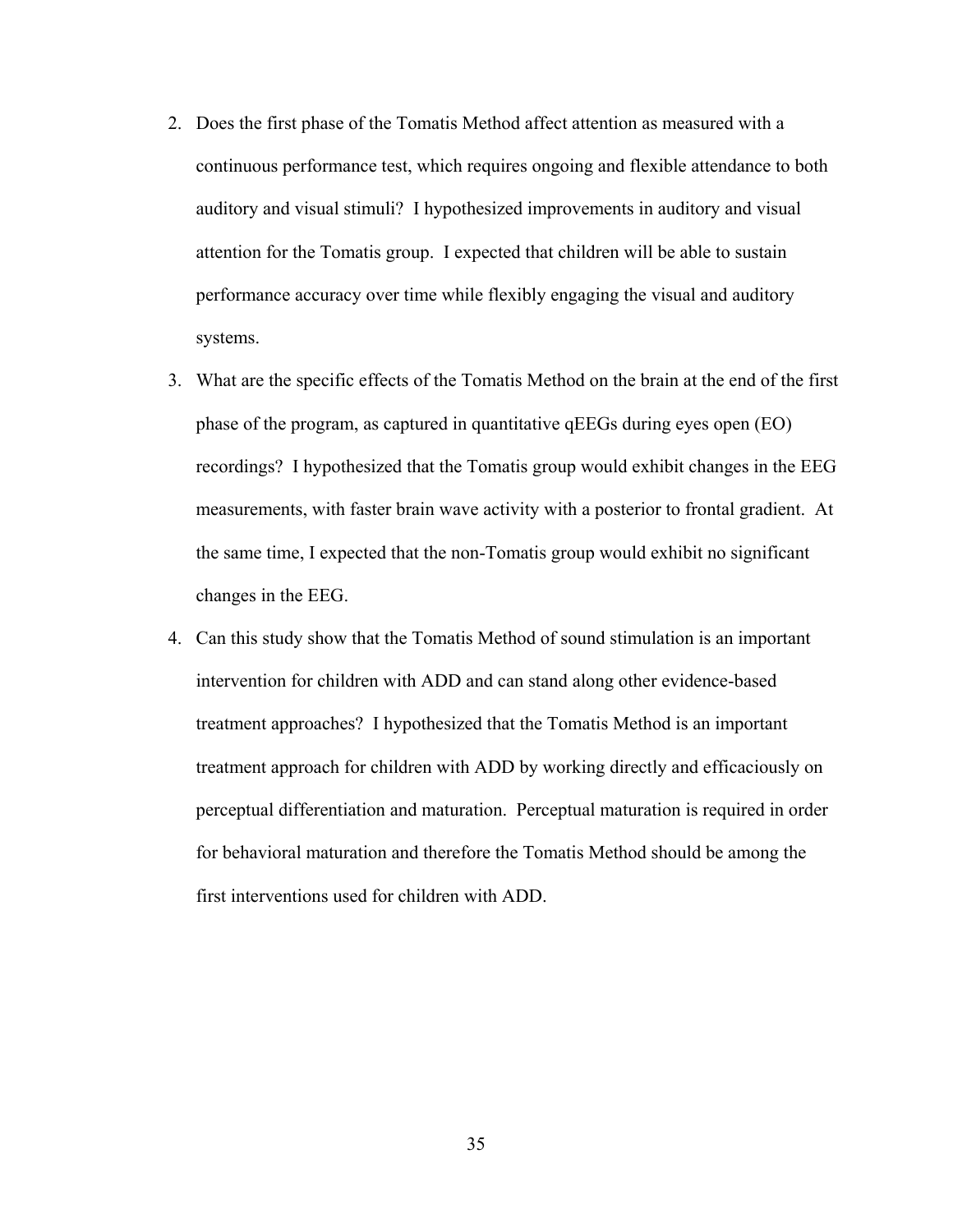2. Does the first phase of the Tomatis Method affect attention as measured with a continuous performance test, which requires ongoing and flexible attendance to both auditory and visual stimuli? I hypothesized improvements in auditory and visual attention for the Tomatis group. I expected that children will be able to sustain performance accuracy over time while flexibly engaging the visual and auditory systems.
3. What are the specific effects of the Tomatis Method on the brain at the end of the first phase of the program, as captured in quantitative qEEGs during eyes open (EO) recordings? I hypothesized that the Tomatis group would exhibit changes in the EEG measurements, with faster brain wave activity with a posterior to frontal gradient. At the same time, I expected that the non-Tomatis group would exhibit no significant changes in the EEG.
4. Can this study show that the Tomatis Method of sound stimulation is an important intervention for children with ADD and can stand along other evidence-based treatment approaches? I hypothesized that the Tomatis Method is an important treatment approach for children with ADD by working directly and efficaciously on perceptual differentiation and maturation. Perceptual maturation is required in order for behavioral maturation and therefore the Tomatis Method should be among the first interventions used for children with ADD.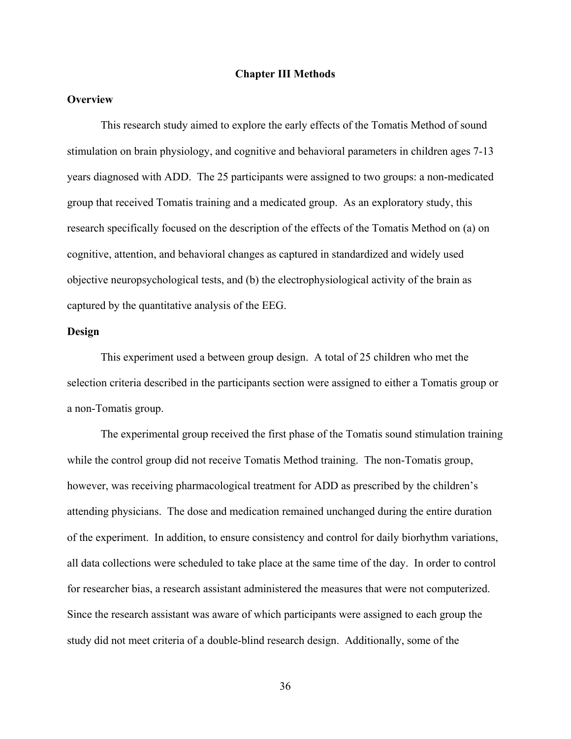# Chapter III Methods

## Overview

This research study aimed to explore the early effects of the Tomatis Method of sound stimulation on brain physiology, and cognitive and behavioral parameters in children ages 7-13 years diagnosed with ADD. The 25 participants were assigned to two groups: a non-medicated group that received Tomatis training and a medicated group. As an exploratory study, this research specifically focused on the description of the effects of the Tomatis Method on (a) on cognitive, attention, and behavioral changes as captured in standardized and widely used objective neuropsychological tests, and (b) the electrophysiological activity of the brain as captured by the quantitative analysis of the EEG.

## Design

This experiment used a between group design. A total of 25 children who met the selection criteria described in the participants section were assigned to either a Tomatis group or a non-Tomatis group.

The experimental group received the first phase of the Tomatis sound stimulation training while the control group did not receive Tomatis Method training. The non-Tomatis group, however, was receiving pharmacological treatment for ADD as prescribed by the children's attending physicians. The dose and medication remained unchanged during the entire duration of the experiment. In addition, to ensure consistency and control for daily biorhythm variations, all data collections were scheduled to take place at the same time of the day. In order to control for researcher bias, a research assistant administered the measures that were not computerized. Since the research assistant was aware of which participants were assigned to each group the study did not meet criteria of a double-blind research design. Additionally, some of the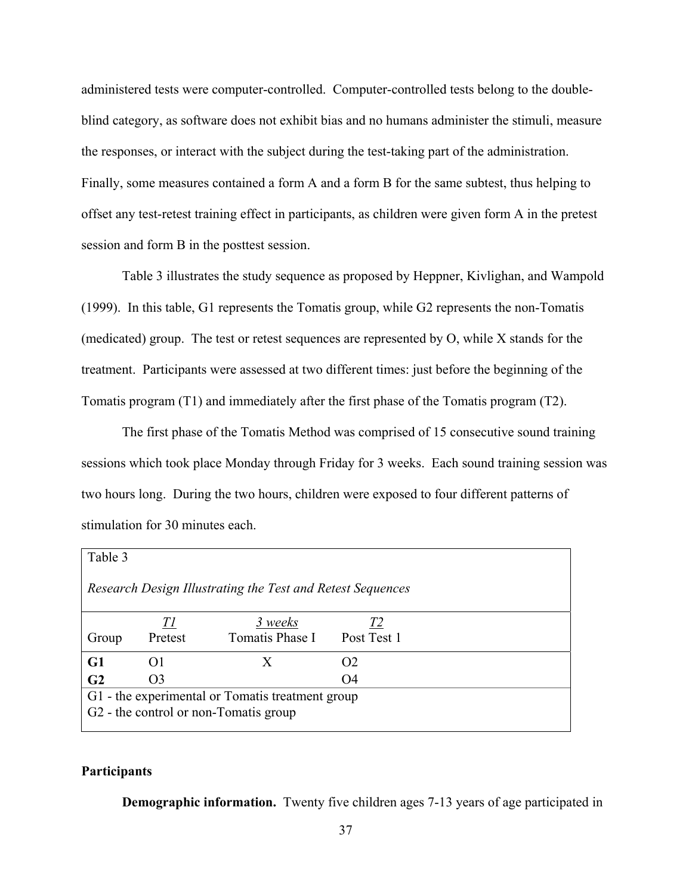administered tests were computer-controlled. Computer-controlled tests belong to the double-blind category, as software does not exhibit bias and no humans administer the stimuli, measure the responses, or interact with the subject during the test-taking part of the administration. Finally, some measures contained a form A and a form B for the same subtest, thus helping to offset any test-retest training effect in participants, as children were given form A in the pretest session and form B in the posttest session.

Table 3 illustrates the study sequence as proposed by Heppner, Kivlighan, and Wampold (1999). In this table, G1 represents the Tomatis group, while G2 represents the non-Tomatis (medicated) group. The test or retest sequences are represented by O, while X stands for the treatment. Participants were assessed at two different times: just before the beginning of the Tomatis program (T1) and immediately after the first phase of the Tomatis program (T2).

The first phase of the Tomatis Method was comprised of 15 consecutive sound training sessions which took place Monday through Friday for 3 weeks. Each sound training session was two hours long. During the two hours, children were exposed to four different patterns of stimulation for 30 minutes each.

Table 3

*Research Design Illustrating the Test and Retest Sequences*

| Group | <u>T1</u> Pretest | <u>3 weeks</u> Tomatis Phase I | <u>T2</u> Post Test 1 |
|---|---|---|---|
| **G1** | O1 | X | O2 |
| **G2** | O3 | | O4 |

G1 - the experimental or Tomatis treatment group
G2 - the control or non-Tomatis group

## Participants

**Demographic information.** Twenty five children ages 7-13 years of age participated in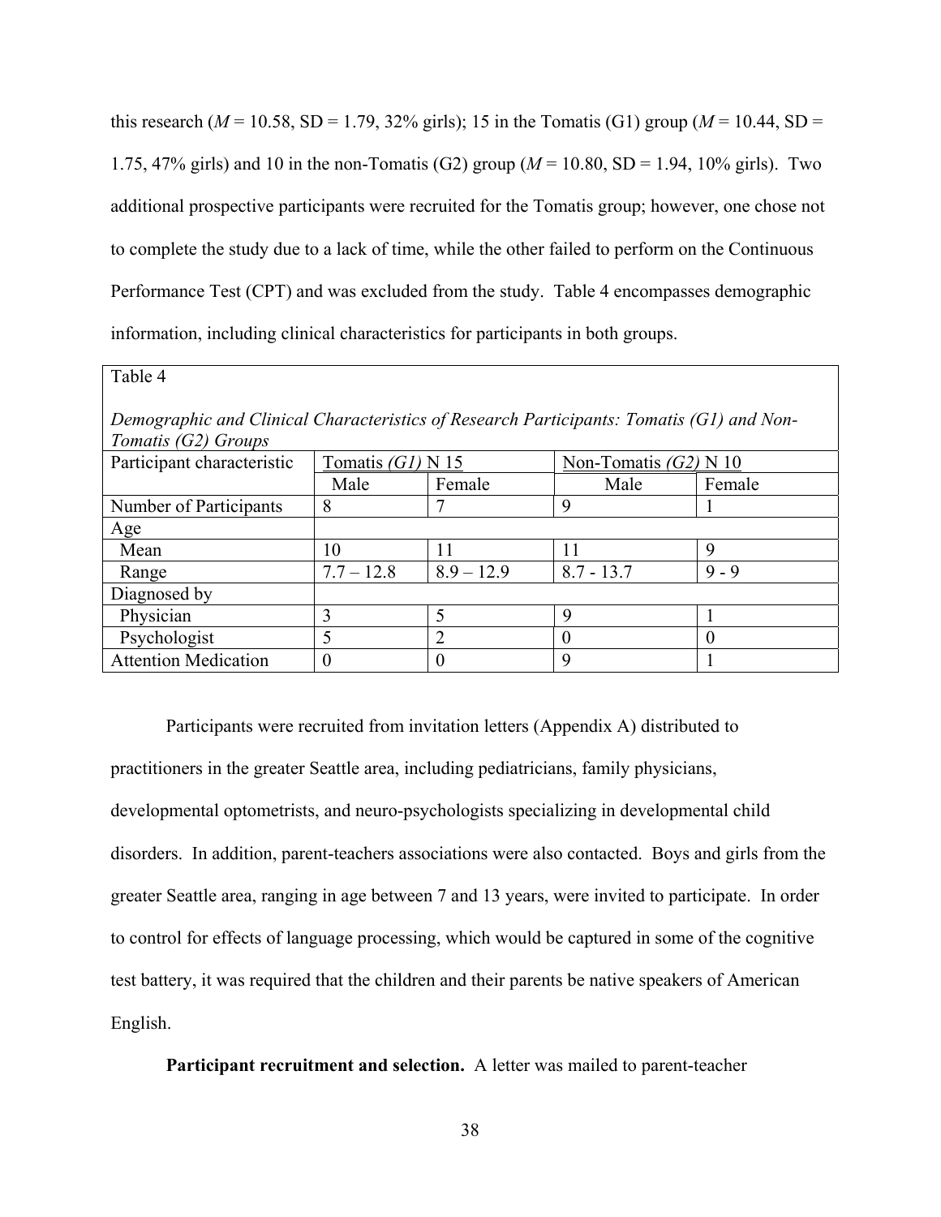this research ($M$ = 10.58, SD = 1.79, 32% girls); 15 in the Tomatis (G1) group ($M$ = 10.44, SD = 1.75, 47% girls) and 10 in the non-Tomatis (G2) group ($M$ = 10.80, SD = 1.94, 10% girls). Two additional prospective participants were recruited for the Tomatis group; however, one chose not to complete the study due to a lack of time, while the other failed to perform on the Continuous Performance Test (CPT) and was excluded from the study. Table 4 encompasses demographic information, including clinical characteristics for participants in both groups.

Table 4

*Demographic and Clinical Characteristics of Research Participants: Tomatis (G1) and Non-Tomatis (G2) Groups*

| Participant characteristic | Tomatis *(G1)* N 15 | | Non-Tomatis *(G2)* N 10 | |
|---|---|---|---|---|
| | Male | Female | Male | Female |
| Number of Participants | 8 | 7 | 9 | 1 |
| Age | | | | |
| Mean | 10 | 11 | 11 | 9 |
| Range | 7.7 – 12.8 | 8.9 – 12.9 | 8.7 - 13.7 | 9 - 9 |
| Diagnosed by | | | | |
| Physician | 3 | 5 | 9 | 1 |
| Psychologist | 5 | 2 | 0 | 0 |
| Attention Medication | 0 | 0 | 9 | 1 |

Participants were recruited from invitation letters (Appendix A) distributed to practitioners in the greater Seattle area, including pediatricians, family physicians, developmental optometrists, and neuro-psychologists specializing in developmental child disorders. In addition, parent-teachers associations were also contacted. Boys and girls from the greater Seattle area, ranging in age between 7 and 13 years, were invited to participate. In order to control for effects of language processing, which would be captured in some of the cognitive test battery, it was required that the children and their parents be native speakers of American English.

**Participant recruitment and selection.** A letter was mailed to parent-teacher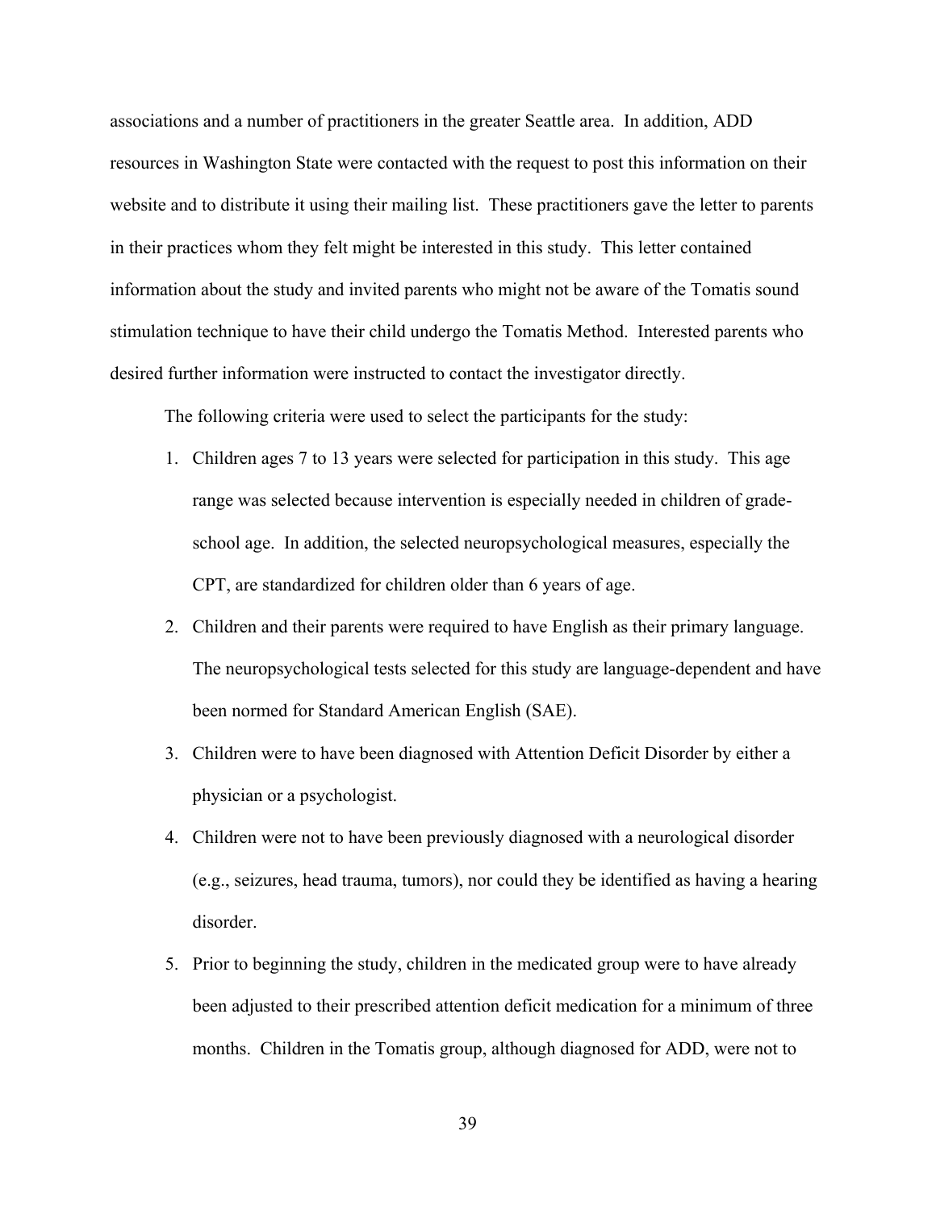associations and a number of practitioners in the greater Seattle area. In addition, ADD resources in Washington State were contacted with the request to post this information on their website and to distribute it using their mailing list. These practitioners gave the letter to parents in their practices whom they felt might be interested in this study. This letter contained information about the study and invited parents who might not be aware of the Tomatis sound stimulation technique to have their child undergo the Tomatis Method. Interested parents who desired further information were instructed to contact the investigator directly.

The following criteria were used to select the participants for the study:

1. Children ages 7 to 13 years were selected for participation in this study. This age range was selected because intervention is especially needed in children of grade-school age. In addition, the selected neuropsychological measures, especially the CPT, are standardized for children older than 6 years of age.
2. Children and their parents were required to have English as their primary language. The neuropsychological tests selected for this study are language-dependent and have been normed for Standard American English (SAE).
3. Children were to have been diagnosed with Attention Deficit Disorder by either a physician or a psychologist.
4. Children were not to have been previously diagnosed with a neurological disorder (e.g., seizures, head trauma, tumors), nor could they be identified as having a hearing disorder.
5. Prior to beginning the study, children in the medicated group were to have already been adjusted to their prescribed attention deficit medication for a minimum of three months. Children in the Tomatis group, although diagnosed for ADD, were not to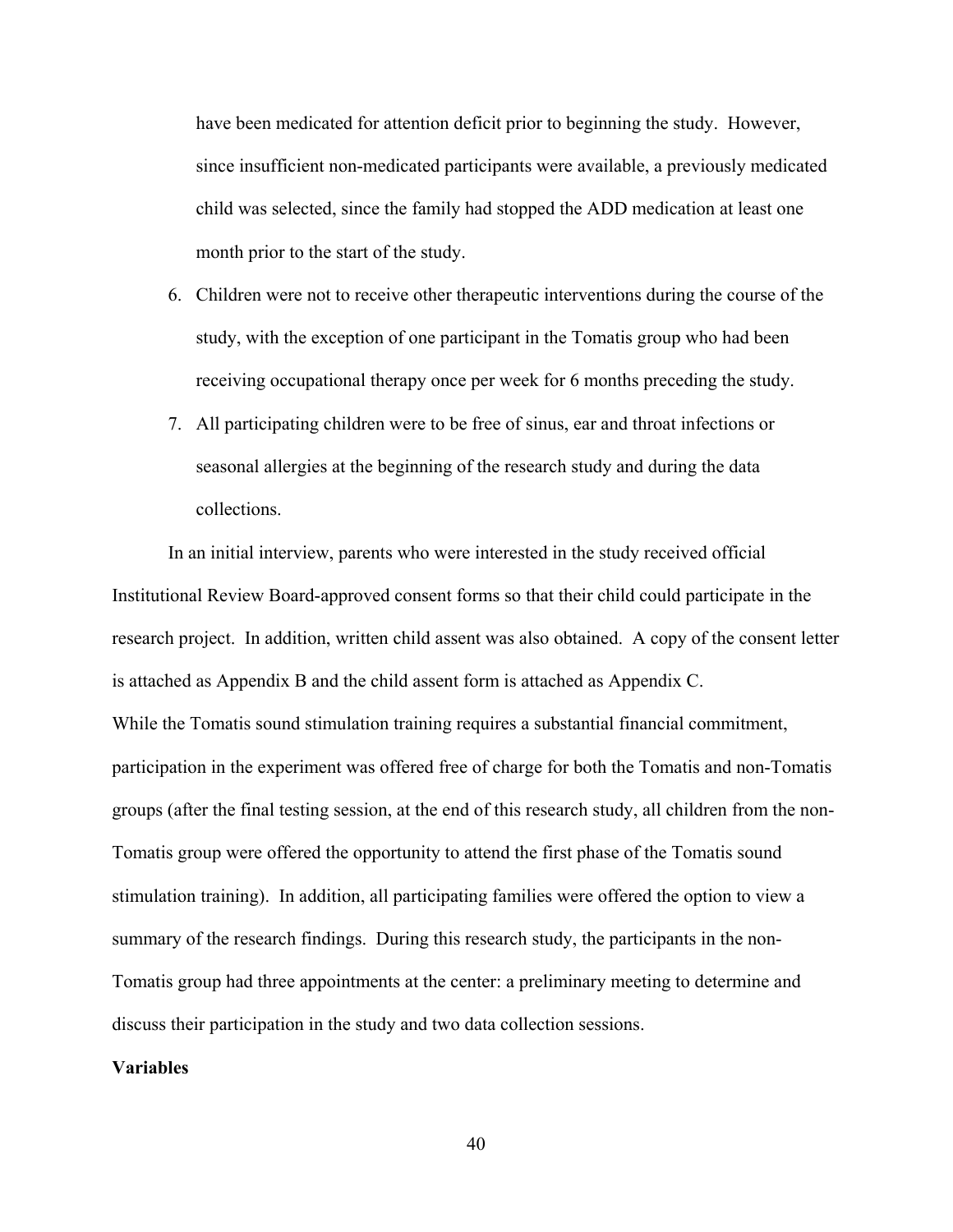have been medicated for attention deficit prior to beginning the study. However, since insufficient non-medicated participants were available, a previously medicated child was selected, since the family had stopped the ADD medication at least one month prior to the start of the study.

6. Children were not to receive other therapeutic interventions during the course of the study, with the exception of one participant in the Tomatis group who had been receiving occupational therapy once per week for 6 months preceding the study.
7. All participating children were to be free of sinus, ear and throat infections or seasonal allergies at the beginning of the research study and during the data collections.

In an initial interview, parents who were interested in the study received official Institutional Review Board-approved consent forms so that their child could participate in the research project. In addition, written child assent was also obtained. A copy of the consent letter is attached as Appendix B and the child assent form is attached as Appendix C.

While the Tomatis sound stimulation training requires a substantial financial commitment, participation in the experiment was offered free of charge for both the Tomatis and non-Tomatis groups (after the final testing session, at the end of this research study, all children from the non-Tomatis group were offered the opportunity to attend the first phase of the Tomatis sound stimulation training). In addition, all participating families were offered the option to view a summary of the research findings. During this research study, the participants in the non-Tomatis group had three appointments at the center: a preliminary meeting to determine and discuss their participation in the study and two data collection sessions.

**Variables**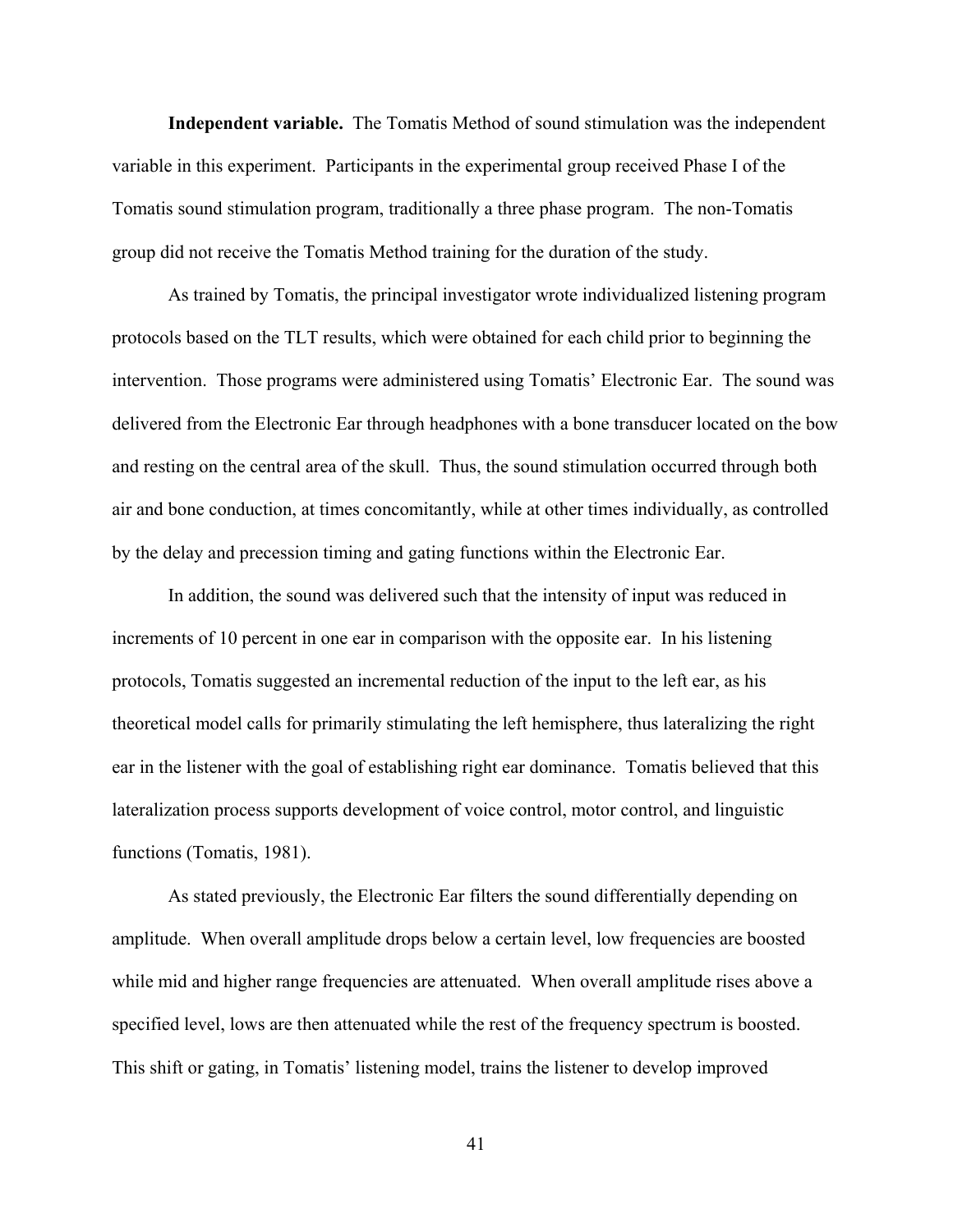**Independent variable.** The Tomatis Method of sound stimulation was the independent variable in this experiment. Participants in the experimental group received Phase I of the Tomatis sound stimulation program, traditionally a three phase program. The non-Tomatis group did not receive the Tomatis Method training for the duration of the study.

As trained by Tomatis, the principal investigator wrote individualized listening program protocols based on the TLT results, which were obtained for each child prior to beginning the intervention. Those programs were administered using Tomatis' Electronic Ear. The sound was delivered from the Electronic Ear through headphones with a bone transducer located on the bow and resting on the central area of the skull. Thus, the sound stimulation occurred through both air and bone conduction, at times concomitantly, while at other times individually, as controlled by the delay and precession timing and gating functions within the Electronic Ear.

In addition, the sound was delivered such that the intensity of input was reduced in increments of 10 percent in one ear in comparison with the opposite ear. In his listening protocols, Tomatis suggested an incremental reduction of the input to the left ear, as his theoretical model calls for primarily stimulating the left hemisphere, thus lateralizing the right ear in the listener with the goal of establishing right ear dominance. Tomatis believed that this lateralization process supports development of voice control, motor control, and linguistic functions (Tomatis, 1981).

As stated previously, the Electronic Ear filters the sound differentially depending on amplitude. When overall amplitude drops below a certain level, low frequencies are boosted while mid and higher range frequencies are attenuated. When overall amplitude rises above a specified level, lows are then attenuated while the rest of the frequency spectrum is boosted. This shift or gating, in Tomatis' listening model, trains the listener to develop improved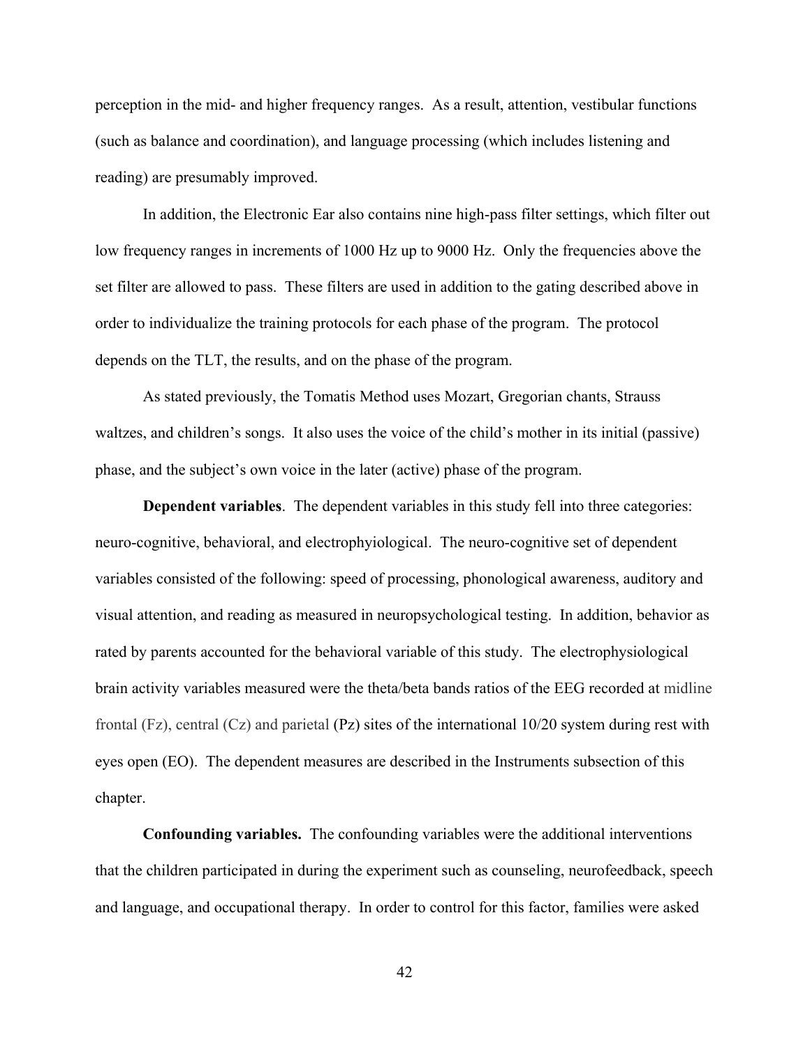perception in the mid- and higher frequency ranges. As a result, attention, vestibular functions (such as balance and coordination), and language processing (which includes listening and reading) are presumably improved.

In addition, the Electronic Ear also contains nine high-pass filter settings, which filter out low frequency ranges in increments of 1000 Hz up to 9000 Hz. Only the frequencies above the set filter are allowed to pass. These filters are used in addition to the gating described above in order to individualize the training protocols for each phase of the program. The protocol depends on the TLT, the results, and on the phase of the program.

As stated previously, the Tomatis Method uses Mozart, Gregorian chants, Strauss waltzes, and children's songs. It also uses the voice of the child's mother in its initial (passive) phase, and the subject's own voice in the later (active) phase of the program.

**Dependent variables**. The dependent variables in this study fell into three categories: neuro-cognitive, behavioral, and electrophyiological. The neuro-cognitive set of dependent variables consisted of the following: speed of processing, phonological awareness, auditory and visual attention, and reading as measured in neuropsychological testing. In addition, behavior as rated by parents accounted for the behavioral variable of this study. The electrophysiological brain activity variables measured were the theta/beta bands ratios of the EEG recorded at midline frontal (Fz), central (Cz) and parietal (Pz) sites of the international 10/20 system during rest with eyes open (EO). The dependent measures are described in the Instruments subsection of this chapter.

**Confounding variables.** The confounding variables were the additional interventions that the children participated in during the experiment such as counseling, neurofeedback, speech and language, and occupational therapy. In order to control for this factor, families were asked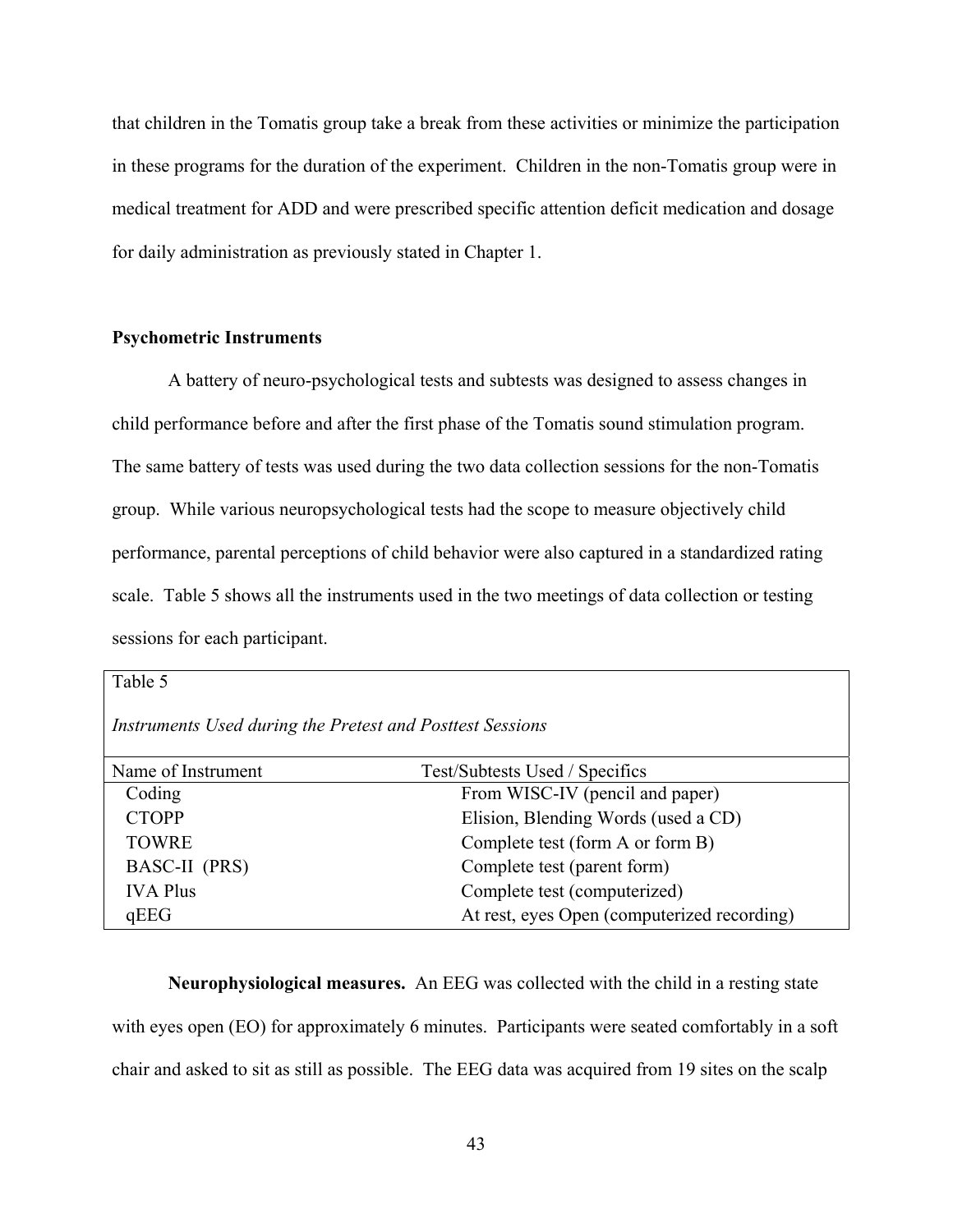that children in the Tomatis group take a break from these activities or minimize the participation in these programs for the duration of the experiment. Children in the non-Tomatis group were in medical treatment for ADD and were prescribed specific attention deficit medication and dosage for daily administration as previously stated in Chapter 1.

### Psychometric Instruments

A battery of neuro-psychological tests and subtests was designed to assess changes in child performance before and after the first phase of the Tomatis sound stimulation program. The same battery of tests was used during the two data collection sessions for the non-Tomatis group. While various neuropsychological tests had the scope to measure objectively child performance, parental perceptions of child behavior were also captured in a standardized rating scale. Table 5 shows all the instruments used in the two meetings of data collection or testing sessions for each participant.

Table 5

*Instruments Used during the Pretest and Posttest Sessions*

| Name of Instrument | Test/Subtests Used / Specifics |
|---|---|
| Coding | From WISC-IV (pencil and paper) |
| CTOPP | Elision, Blending Words (used a CD) |
| TOWRE | Complete test (form A or form B) |
| BASC-II (PRS) | Complete test (parent form) |
| IVA Plus | Complete test (computerized) |
| qEEG | At rest, eyes Open (computerized recording) |

**Neurophysiological measures.** An EEG was collected with the child in a resting state with eyes open (EO) for approximately 6 minutes. Participants were seated comfortably in a soft chair and asked to sit as still as possible. The EEG data was acquired from 19 sites on the scalp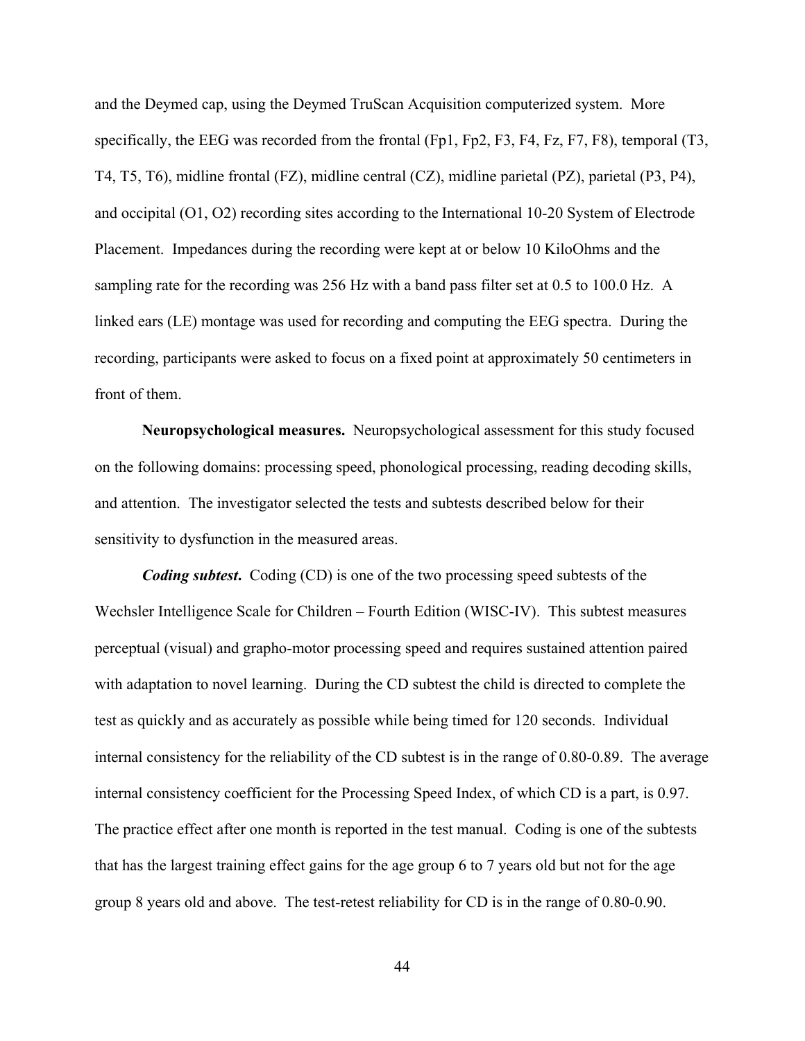and the Deymed cap, using the Deymed TruScan Acquisition computerized system. More specifically, the EEG was recorded from the frontal (Fp1, Fp2, F3, F4, Fz, F7, F8), temporal (T3, T4, T5, T6), midline frontal (FZ), midline central (CZ), midline parietal (PZ), parietal (P3, P4), and occipital (O1, O2) recording sites according to the International 10-20 System of Electrode Placement. Impedances during the recording were kept at or below 10 KiloOhms and the sampling rate for the recording was 256 Hz with a band pass filter set at 0.5 to 100.0 Hz. A linked ears (LE) montage was used for recording and computing the EEG spectra. During the recording, participants were asked to focus on a fixed point at approximately 50 centimeters in front of them.

**Neuropsychological measures.** Neuropsychological assessment for this study focused on the following domains: processing speed, phonological processing, reading decoding skills, and attention. The investigator selected the tests and subtests described below for their sensitivity to dysfunction in the measured areas.

***Coding subtest.*** Coding (CD) is one of the two processing speed subtests of the Wechsler Intelligence Scale for Children – Fourth Edition (WISC-IV). This subtest measures perceptual (visual) and grapho-motor processing speed and requires sustained attention paired with adaptation to novel learning. During the CD subtest the child is directed to complete the test as quickly and as accurately as possible while being timed for 120 seconds. Individual internal consistency for the reliability of the CD subtest is in the range of 0.80-0.89. The average internal consistency coefficient for the Processing Speed Index, of which CD is a part, is 0.97. The practice effect after one month is reported in the test manual. Coding is one of the subtests that has the largest training effect gains for the age group 6 to 7 years old but not for the age group 8 years old and above. The test-retest reliability for CD is in the range of 0.80-0.90.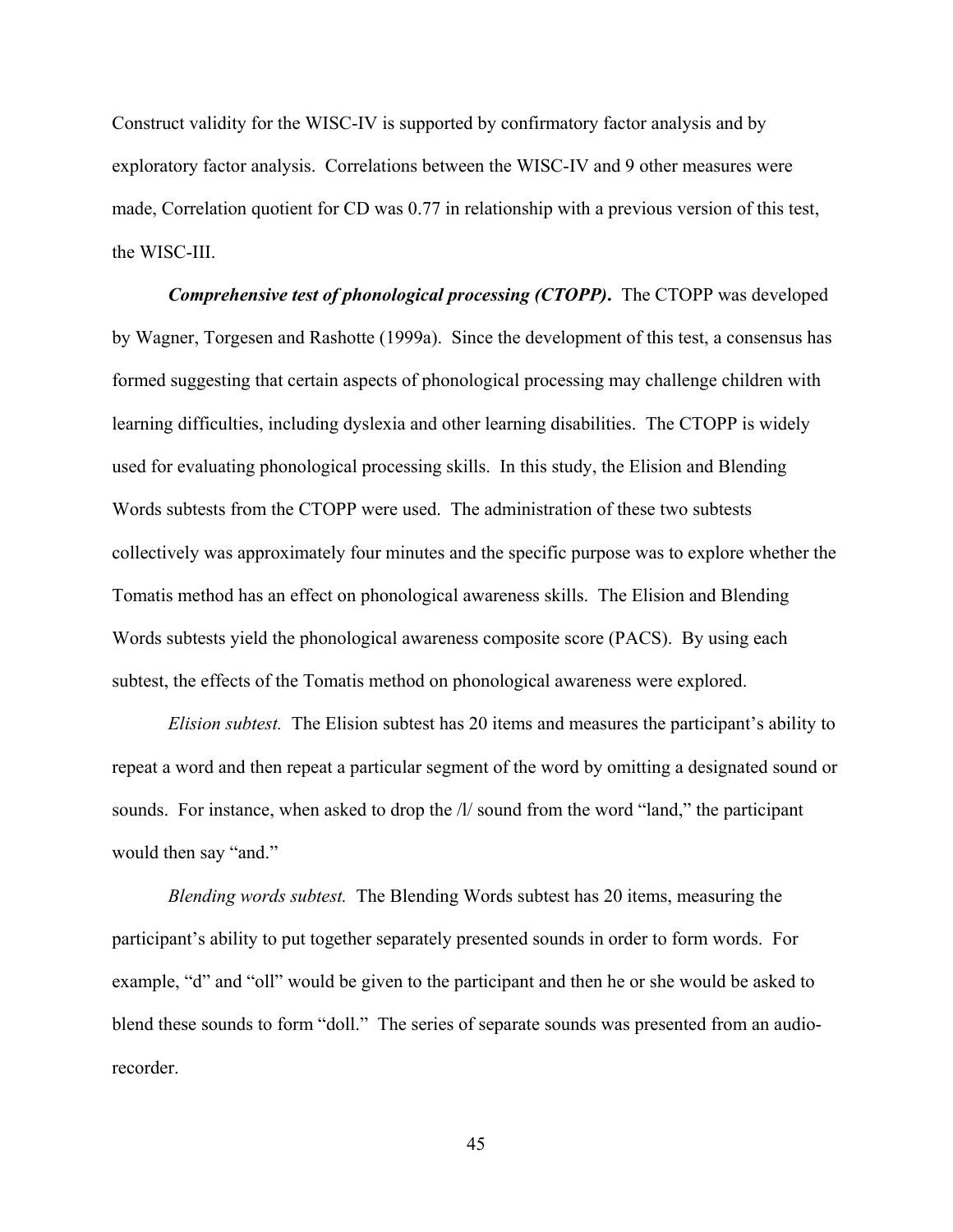Construct validity for the WISC-IV is supported by confirmatory factor analysis and by exploratory factor analysis. Correlations between the WISC-IV and 9 other measures were made, Correlation quotient for CD was 0.77 in relationship with a previous version of this test, the WISC-III.

***Comprehensive test of phonological processing (CTOPP).*** The CTOPP was developed by Wagner, Torgesen and Rashotte (1999a). Since the development of this test, a consensus has formed suggesting that certain aspects of phonological processing may challenge children with learning difficulties, including dyslexia and other learning disabilities. The CTOPP is widely used for evaluating phonological processing skills. In this study, the Elision and Blending Words subtests from the CTOPP were used. The administration of these two subtests collectively was approximately four minutes and the specific purpose was to explore whether the Tomatis method has an effect on phonological awareness skills. The Elision and Blending Words subtests yield the phonological awareness composite score (PACS). By using each subtest, the effects of the Tomatis method on phonological awareness were explored.

*Elision subtest.* The Elision subtest has 20 items and measures the participant's ability to repeat a word and then repeat a particular segment of the word by omitting a designated sound or sounds. For instance, when asked to drop the /l/ sound from the word "land," the participant would then say "and."

*Blending words subtest.* The Blending Words subtest has 20 items, measuring the participant's ability to put together separately presented sounds in order to form words. For example, "d" and "oll" would be given to the participant and then he or she would be asked to blend these sounds to form "doll." The series of separate sounds was presented from an audio-recorder.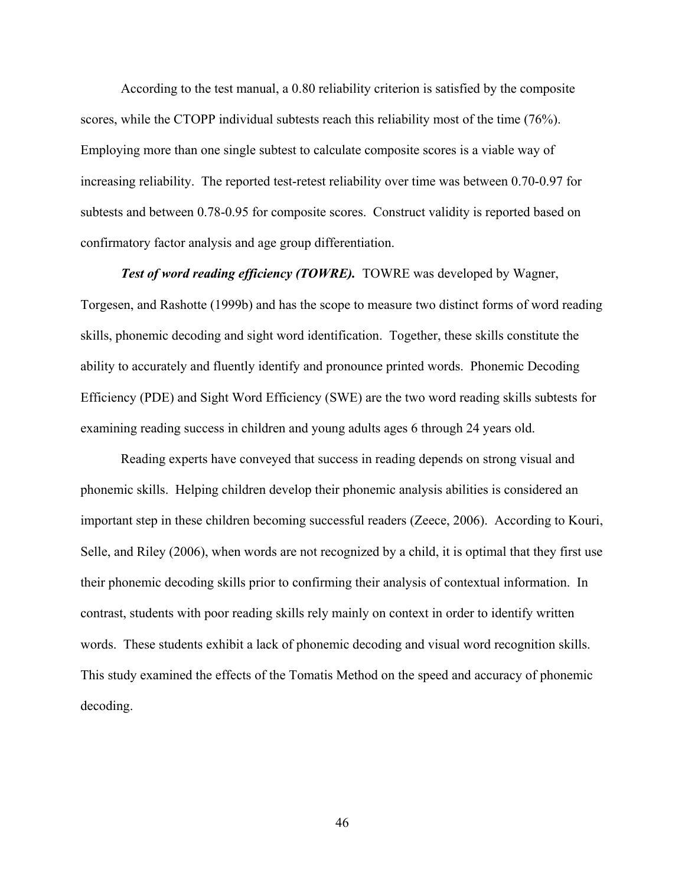According to the test manual, a 0.80 reliability criterion is satisfied by the composite scores, while the CTOPP individual subtests reach this reliability most of the time (76%). Employing more than one single subtest to calculate composite scores is a viable way of increasing reliability. The reported test-retest reliability over time was between 0.70-0.97 for subtests and between 0.78-0.95 for composite scores. Construct validity is reported based on confirmatory factor analysis and age group differentiation.

***Test of word reading efficiency (TOWRE).*** TOWRE was developed by Wagner, Torgesen, and Rashotte (1999b) and has the scope to measure two distinct forms of word reading skills, phonemic decoding and sight word identification. Together, these skills constitute the ability to accurately and fluently identify and pronounce printed words. Phonemic Decoding Efficiency (PDE) and Sight Word Efficiency (SWE) are the two word reading skills subtests for examining reading success in children and young adults ages 6 through 24 years old.

Reading experts have conveyed that success in reading depends on strong visual and phonemic skills. Helping children develop their phonemic analysis abilities is considered an important step in these children becoming successful readers (Zeece, 2006). According to Kouri, Selle, and Riley (2006), when words are not recognized by a child, it is optimal that they first use their phonemic decoding skills prior to confirming their analysis of contextual information. In contrast, students with poor reading skills rely mainly on context in order to identify written words. These students exhibit a lack of phonemic decoding and visual word recognition skills. This study examined the effects of the Tomatis Method on the speed and accuracy of phonemic decoding.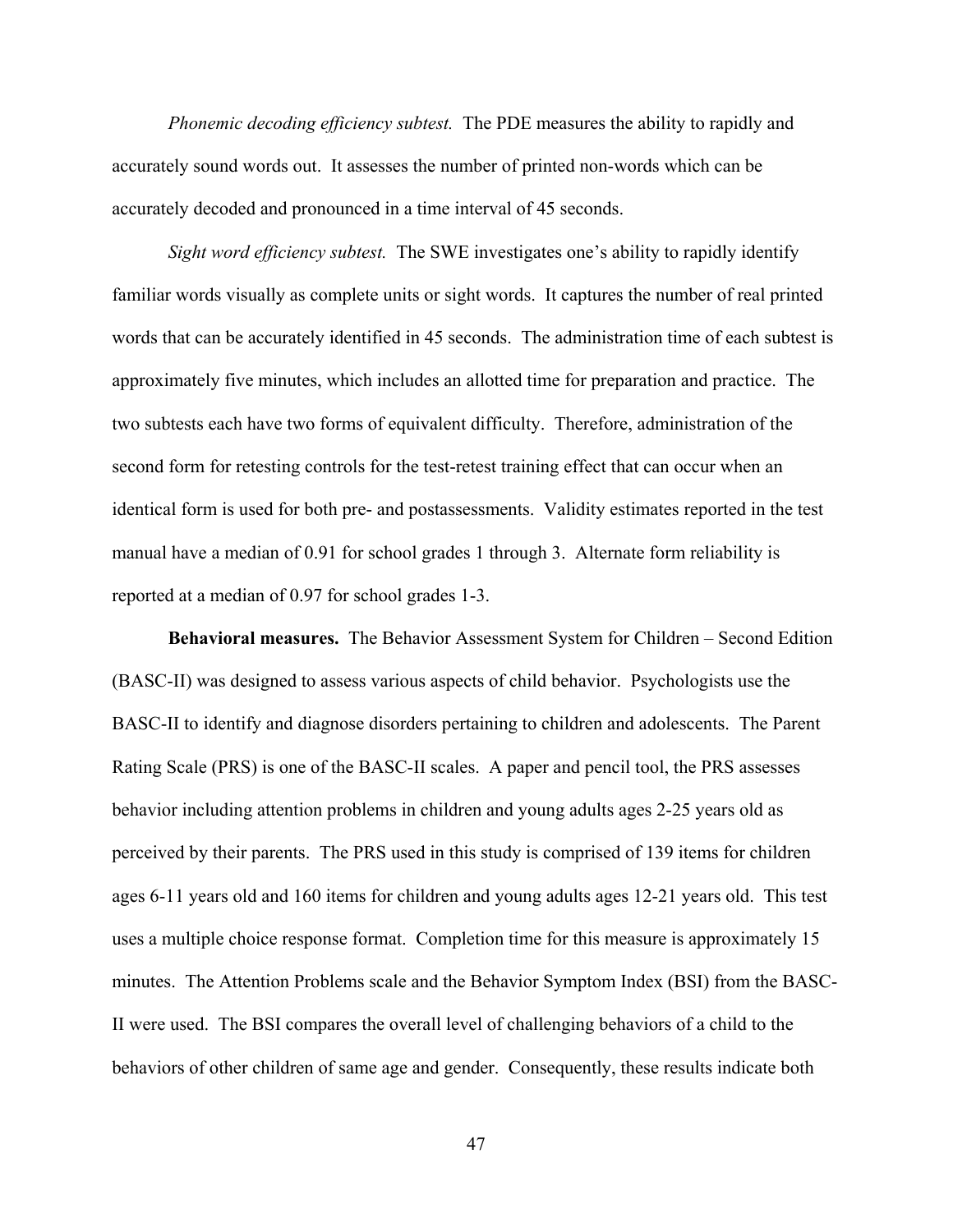*Phonemic decoding efficiency subtest.* The PDE measures the ability to rapidly and accurately sound words out. It assesses the number of printed non-words which can be accurately decoded and pronounced in a time interval of 45 seconds.

*Sight word efficiency subtest.* The SWE investigates one's ability to rapidly identify familiar words visually as complete units or sight words. It captures the number of real printed words that can be accurately identified in 45 seconds. The administration time of each subtest is approximately five minutes, which includes an allotted time for preparation and practice. The two subtests each have two forms of equivalent difficulty. Therefore, administration of the second form for retesting controls for the test-retest training effect that can occur when an identical form is used for both pre- and postassessments. Validity estimates reported in the test manual have a median of 0.91 for school grades 1 through 3. Alternate form reliability is reported at a median of 0.97 for school grades 1-3.

**Behavioral measures.** The Behavior Assessment System for Children – Second Edition (BASC-II) was designed to assess various aspects of child behavior. Psychologists use the BASC-II to identify and diagnose disorders pertaining to children and adolescents. The Parent Rating Scale (PRS) is one of the BASC-II scales. A paper and pencil tool, the PRS assesses behavior including attention problems in children and young adults ages 2-25 years old as perceived by their parents. The PRS used in this study is comprised of 139 items for children ages 6-11 years old and 160 items for children and young adults ages 12-21 years old. This test uses a multiple choice response format. Completion time for this measure is approximately 15 minutes. The Attention Problems scale and the Behavior Symptom Index (BSI) from the BASC-II were used. The BSI compares the overall level of challenging behaviors of a child to the behaviors of other children of same age and gender. Consequently, these results indicate both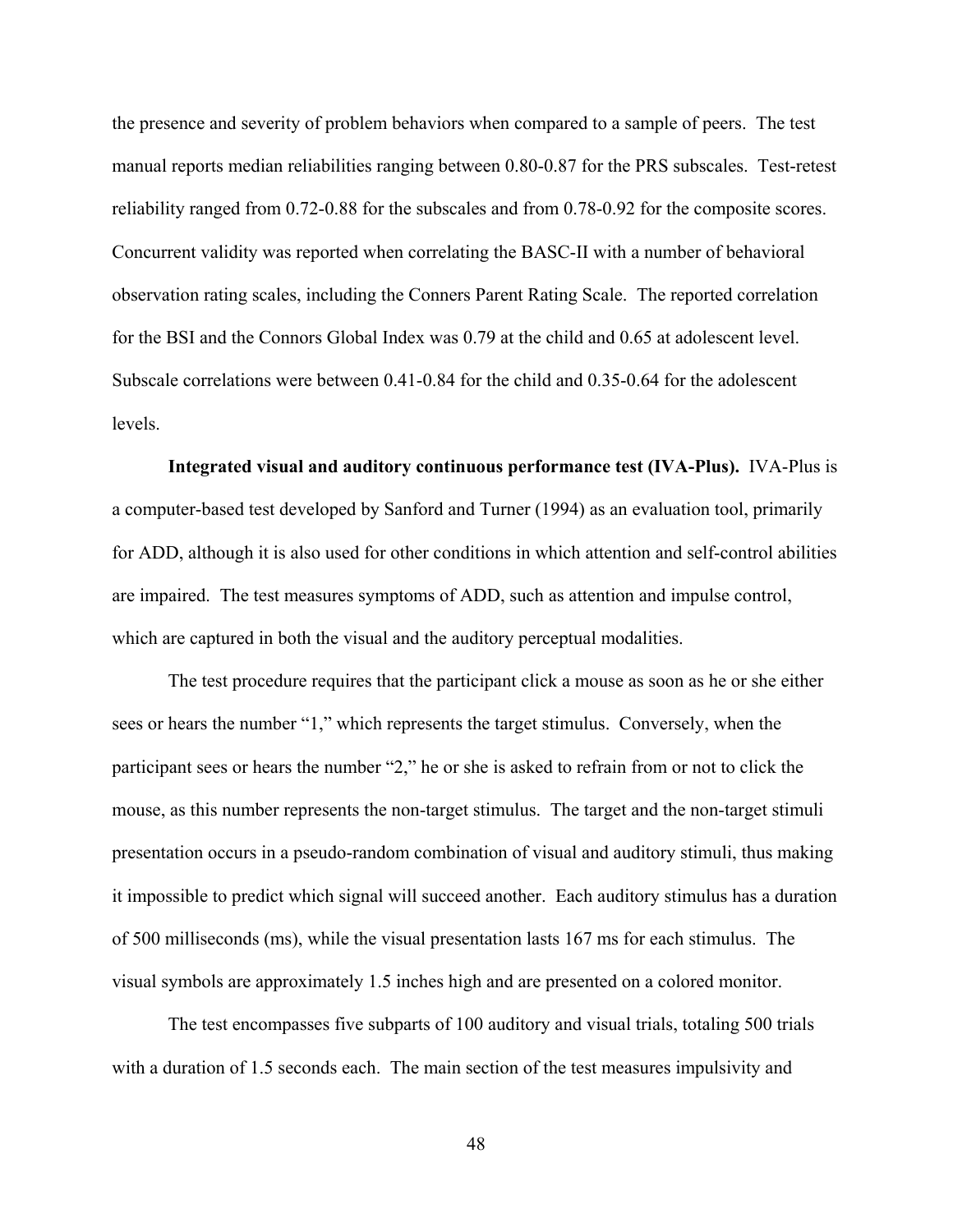the presence and severity of problem behaviors when compared to a sample of peers. The test manual reports median reliabilities ranging between 0.80-0.87 for the PRS subscales. Test-retest reliability ranged from 0.72-0.88 for the subscales and from 0.78-0.92 for the composite scores. Concurrent validity was reported when correlating the BASC-II with a number of behavioral observation rating scales, including the Conners Parent Rating Scale. The reported correlation for the BSI and the Connors Global Index was 0.79 at the child and 0.65 at adolescent level. Subscale correlations were between 0.41-0.84 for the child and 0.35-0.64 for the adolescent levels.

**Integrated visual and auditory continuous performance test (IVA-Plus).** IVA-Plus is a computer-based test developed by Sanford and Turner (1994) as an evaluation tool, primarily for ADD, although it is also used for other conditions in which attention and self-control abilities are impaired. The test measures symptoms of ADD, such as attention and impulse control, which are captured in both the visual and the auditory perceptual modalities.

The test procedure requires that the participant click a mouse as soon as he or she either sees or hears the number "1," which represents the target stimulus. Conversely, when the participant sees or hears the number "2," he or she is asked to refrain from or not to click the mouse, as this number represents the non-target stimulus. The target and the non-target stimuli presentation occurs in a pseudo-random combination of visual and auditory stimuli, thus making it impossible to predict which signal will succeed another. Each auditory stimulus has a duration of 500 milliseconds (ms), while the visual presentation lasts 167 ms for each stimulus. The visual symbols are approximately 1.5 inches high and are presented on a colored monitor.

The test encompasses five subparts of 100 auditory and visual trials, totaling 500 trials with a duration of 1.5 seconds each. The main section of the test measures impulsivity and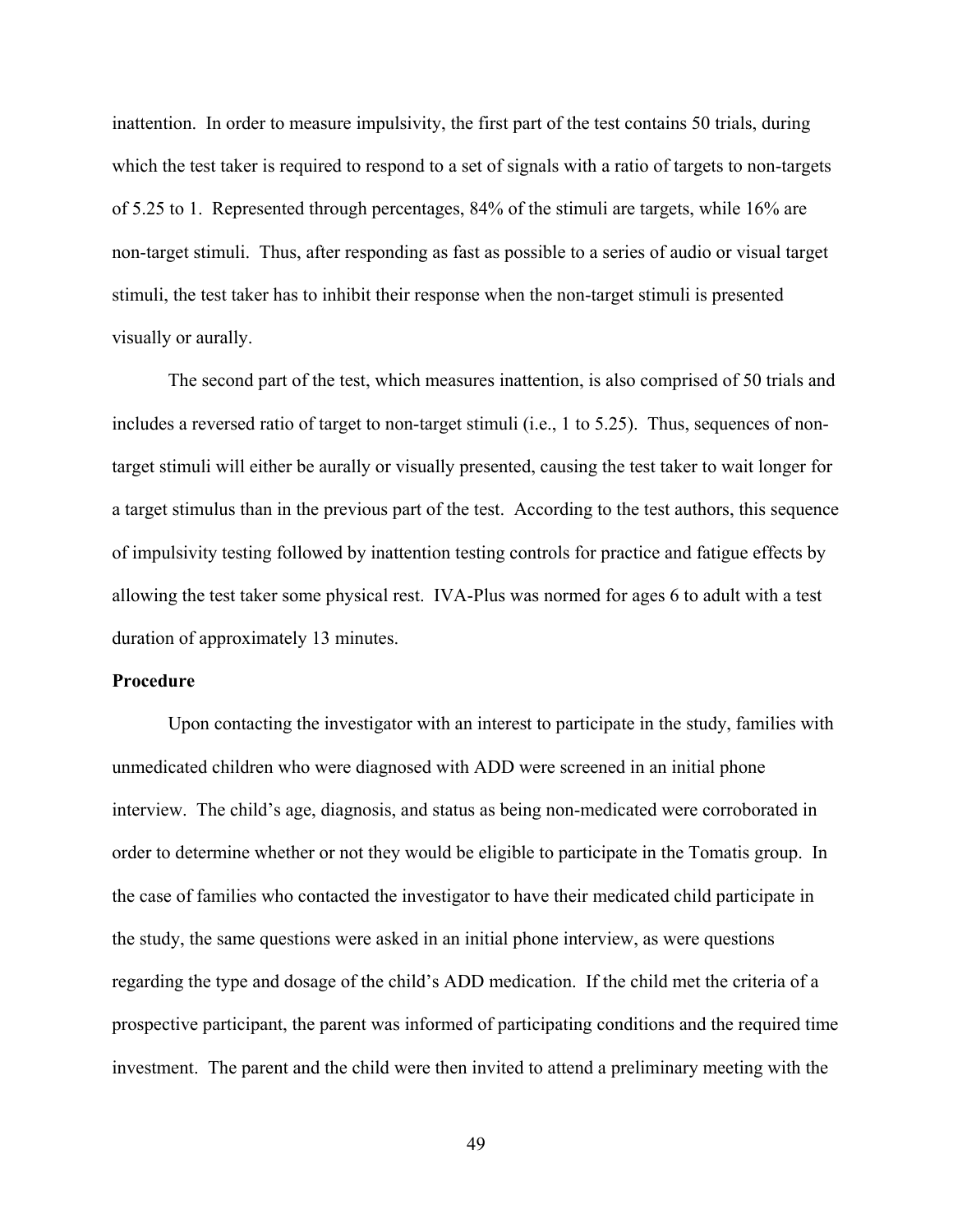inattention. In order to measure impulsivity, the first part of the test contains 50 trials, during which the test taker is required to respond to a set of signals with a ratio of targets to non-targets of 5.25 to 1. Represented through percentages, 84% of the stimuli are targets, while 16% are non-target stimuli. Thus, after responding as fast as possible to a series of audio or visual target stimuli, the test taker has to inhibit their response when the non-target stimuli is presented visually or aurally.

The second part of the test, which measures inattention, is also comprised of 50 trials and includes a reversed ratio of target to non-target stimuli (i.e., 1 to 5.25). Thus, sequences of non-target stimuli will either be aurally or visually presented, causing the test taker to wait longer for a target stimulus than in the previous part of the test. According to the test authors, this sequence of impulsivity testing followed by inattention testing controls for practice and fatigue effects by allowing the test taker some physical rest. IVA-Plus was normed for ages 6 to adult with a test duration of approximately 13 minutes.

**Procedure**

Upon contacting the investigator with an interest to participate in the study, families with unmedicated children who were diagnosed with ADD were screened in an initial phone interview. The child's age, diagnosis, and status as being non-medicated were corroborated in order to determine whether or not they would be eligible to participate in the Tomatis group. In the case of families who contacted the investigator to have their medicated child participate in the study, the same questions were asked in an initial phone interview, as were questions regarding the type and dosage of the child's ADD medication. If the child met the criteria of a prospective participant, the parent was informed of participating conditions and the required time investment. The parent and the child were then invited to attend a preliminary meeting with the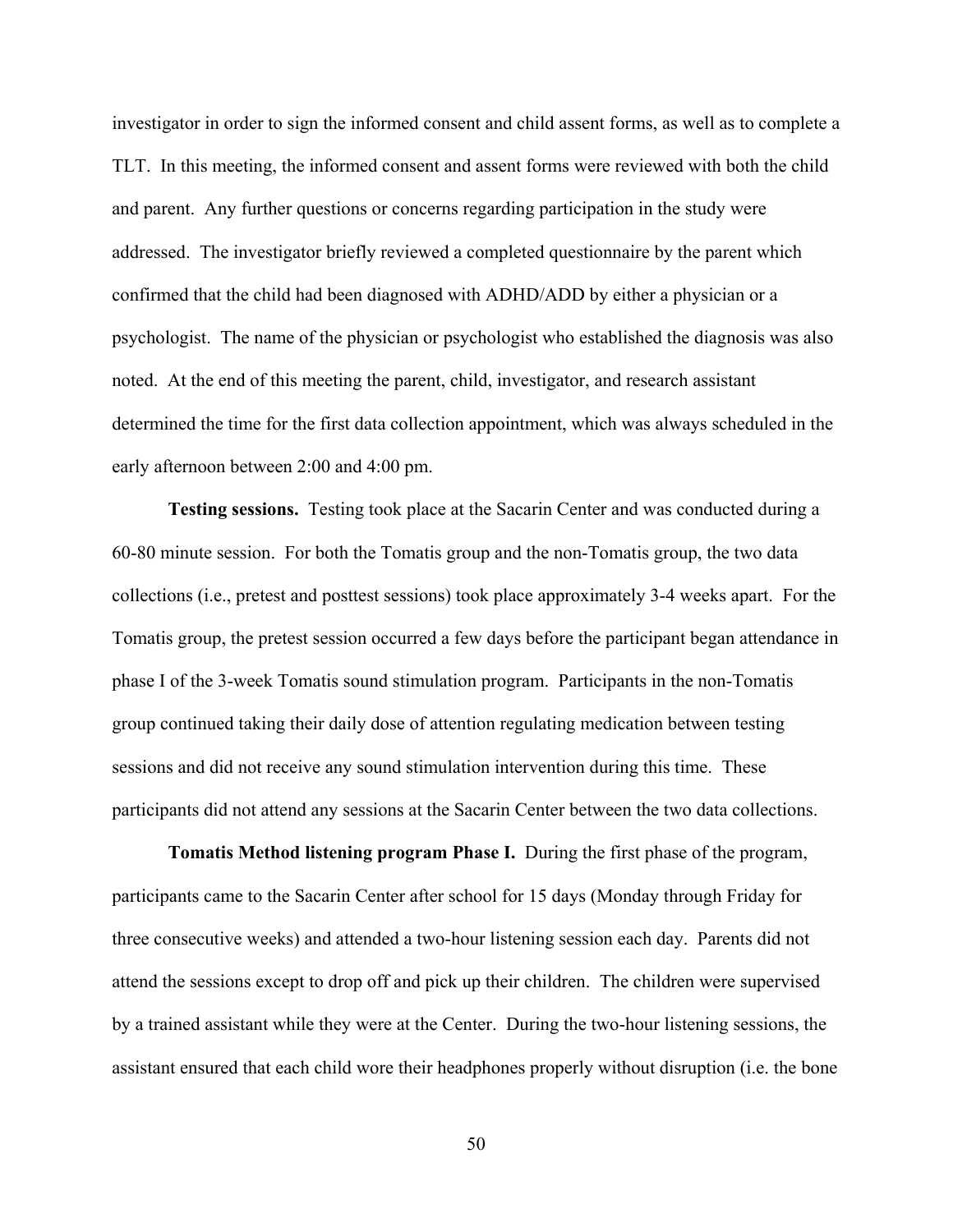investigator in order to sign the informed consent and child assent forms, as well as to complete a TLT. In this meeting, the informed consent and assent forms were reviewed with both the child and parent. Any further questions or concerns regarding participation in the study were addressed. The investigator briefly reviewed a completed questionnaire by the parent which confirmed that the child had been diagnosed with ADHD/ADD by either a physician or a psychologist. The name of the physician or psychologist who established the diagnosis was also noted. At the end of this meeting the parent, child, investigator, and research assistant determined the time for the first data collection appointment, which was always scheduled in the early afternoon between 2:00 and 4:00 pm.

**Testing sessions.** Testing took place at the Sacarin Center and was conducted during a 60-80 minute session. For both the Tomatis group and the non-Tomatis group, the two data collections (i.e., pretest and posttest sessions) took place approximately 3-4 weeks apart. For the Tomatis group, the pretest session occurred a few days before the participant began attendance in phase I of the 3-week Tomatis sound stimulation program. Participants in the non-Tomatis group continued taking their daily dose of attention regulating medication between testing sessions and did not receive any sound stimulation intervention during this time. These participants did not attend any sessions at the Sacarin Center between the two data collections.

**Tomatis Method listening program Phase I.** During the first phase of the program, participants came to the Sacarin Center after school for 15 days (Monday through Friday for three consecutive weeks) and attended a two-hour listening session each day. Parents did not attend the sessions except to drop off and pick up their children. The children were supervised by a trained assistant while they were at the Center. During the two-hour listening sessions, the assistant ensured that each child wore their headphones properly without disruption (i.e. the bone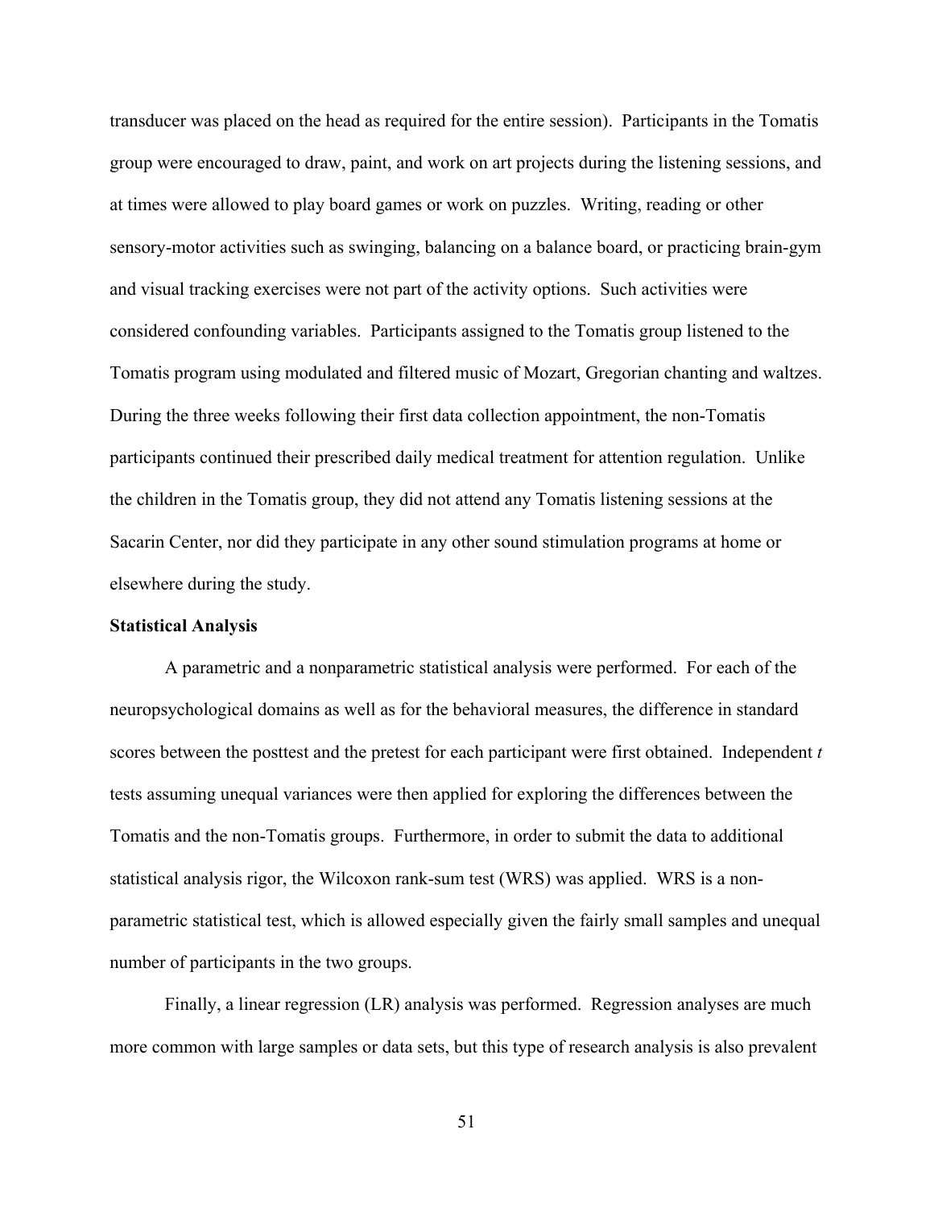transducer was placed on the head as required for the entire session). Participants in the Tomatis group were encouraged to draw, paint, and work on art projects during the listening sessions, and at times were allowed to play board games or work on puzzles. Writing, reading or other sensory-motor activities such as swinging, balancing on a balance board, or practicing brain-gym and visual tracking exercises were not part of the activity options. Such activities were considered confounding variables. Participants assigned to the Tomatis group listened to the Tomatis program using modulated and filtered music of Mozart, Gregorian chanting and waltzes. During the three weeks following their first data collection appointment, the non-Tomatis participants continued their prescribed daily medical treatment for attention regulation. Unlike the children in the Tomatis group, they did not attend any Tomatis listening sessions at the Sacarin Center, nor did they participate in any other sound stimulation programs at home or elsewhere during the study.

**Statistical Analysis**

A parametric and a nonparametric statistical analysis were performed. For each of the neuropsychological domains as well as for the behavioral measures, the difference in standard scores between the posttest and the pretest for each participant were first obtained. Independent *t* tests assuming unequal variances were then applied for exploring the differences between the Tomatis and the non-Tomatis groups. Furthermore, in order to submit the data to additional statistical analysis rigor, the Wilcoxon rank-sum test (WRS) was applied. WRS is a non-parametric statistical test, which is allowed especially given the fairly small samples and unequal number of participants in the two groups.

Finally, a linear regression (LR) analysis was performed. Regression analyses are much more common with large samples or data sets, but this type of research analysis is also prevalent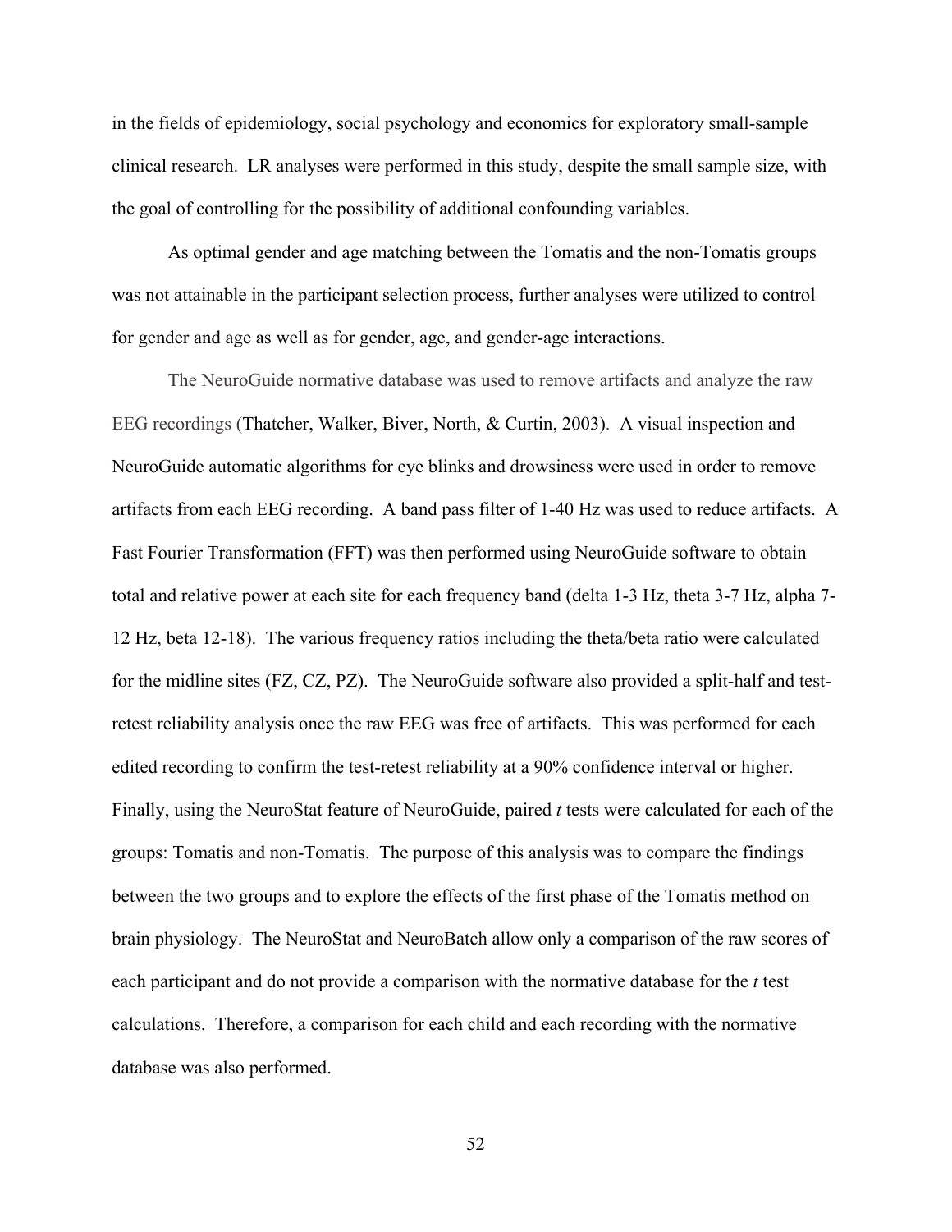in the fields of epidemiology, social psychology and economics for exploratory small-sample clinical research. LR analyses were performed in this study, despite the small sample size, with the goal of controlling for the possibility of additional confounding variables.

As optimal gender and age matching between the Tomatis and the non-Tomatis groups was not attainable in the participant selection process, further analyses were utilized to control for gender and age as well as for gender, age, and gender-age interactions.

The NeuroGuide normative database was used to remove artifacts and analyze the raw EEG recordings (Thatcher, Walker, Biver, North, & Curtin, 2003). A visual inspection and NeuroGuide automatic algorithms for eye blinks and drowsiness were used in order to remove artifacts from each EEG recording. A band pass filter of 1-40 Hz was used to reduce artifacts. A Fast Fourier Transformation (FFT) was then performed using NeuroGuide software to obtain total and relative power at each site for each frequency band (delta 1-3 Hz, theta 3-7 Hz, alpha 7-12 Hz, beta 12-18). The various frequency ratios including the theta/beta ratio were calculated for the midline sites (FZ, CZ, PZ). The NeuroGuide software also provided a split-half and test-retest reliability analysis once the raw EEG was free of artifacts. This was performed for each edited recording to confirm the test-retest reliability at a 90% confidence interval or higher. Finally, using the NeuroStat feature of NeuroGuide, paired *t* tests were calculated for each of the groups: Tomatis and non-Tomatis. The purpose of this analysis was to compare the findings between the two groups and to explore the effects of the first phase of the Tomatis method on brain physiology. The NeuroStat and NeuroBatch allow only a comparison of the raw scores of each participant and do not provide a comparison with the normative database for the *t* test calculations. Therefore, a comparison for each child and each recording with the normative database was also performed.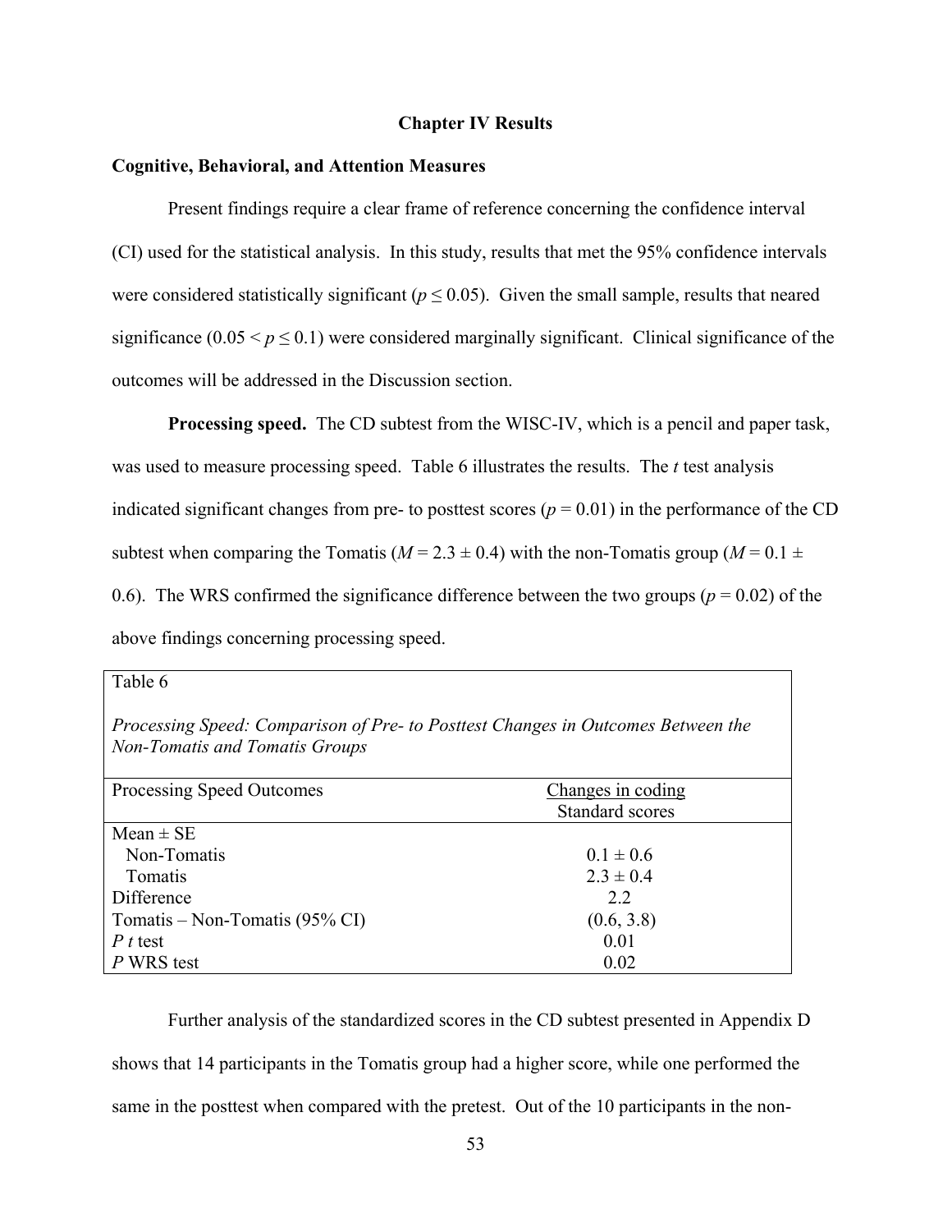## Chapter IV Results

### Cognitive, Behavioral, and Attention Measures

Present findings require a clear frame of reference concerning the confidence interval (CI) used for the statistical analysis. In this study, results that met the 95% confidence intervals were considered statistically significant ($p \leq 0.05$). Given the small sample, results that neared significance ($0.05 < p \leq 0.1$) were considered marginally significant. Clinical significance of the outcomes will be addressed in the Discussion section.

**Processing speed.** The CD subtest from the WISC-IV, which is a pencil and paper task, was used to measure processing speed. Table 6 illustrates the results. The *t* test analysis indicated significant changes from pre- to posttest scores ($p = 0.01$) in the performance of the CD subtest when comparing the Tomatis ($M = 2.3 \pm 0.4$) with the non-Tomatis group ($M = 0.1 \pm 0.6$). The WRS confirmed the significance difference between the two groups ($p = 0.02$) of the above findings concerning processing speed.

Table 6

*Processing Speed: Comparison of Pre- to Posttest Changes in Outcomes Between the Non-Tomatis and Tomatis Groups*

| Processing Speed Outcomes | Changes in coding Standard scores |
|---|---|
| Mean ± SE | |
| Non-Tomatis | 0.1 ± 0.6 |
| Tomatis | 2.3 ± 0.4 |
| Difference | 2.2 |
| Tomatis – Non-Tomatis (95% CI) | (0.6, 3.8) |
| *P* *t* test | 0.01 |
| *P* WRS test | 0.02 |

Further analysis of the standardized scores in the CD subtest presented in Appendix D shows that 14 participants in the Tomatis group had a higher score, while one performed the same in the posttest when compared with the pretest. Out of the 10 participants in the non-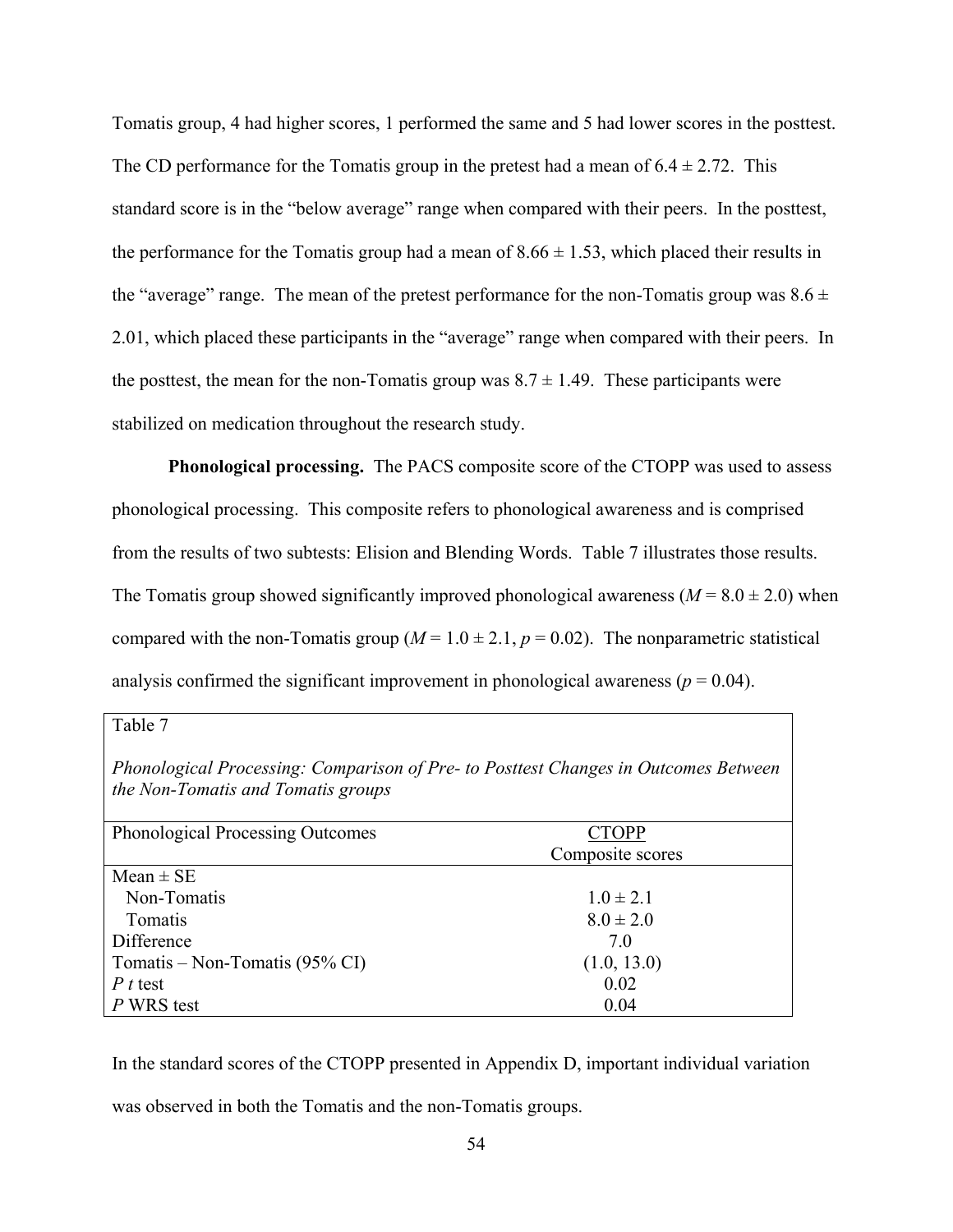Tomatis group, 4 had higher scores, 1 performed the same and 5 had lower scores in the posttest. The CD performance for the Tomatis group in the pretest had a mean of 6.4 ± 2.72. This standard score is in the "below average" range when compared with their peers. In the posttest, the performance for the Tomatis group had a mean of 8.66 ± 1.53, which placed their results in the "average" range. The mean of the pretest performance for the non-Tomatis group was 8.6 ± 2.01, which placed these participants in the "average" range when compared with their peers. In the posttest, the mean for the non-Tomatis group was 8.7 ± 1.49. These participants were stabilized on medication throughout the research study.

**Phonological processing.** The PACS composite score of the CTOPP was used to assess phonological processing. This composite refers to phonological awareness and is comprised from the results of two subtests: Elision and Blending Words. Table 7 illustrates those results. The Tomatis group showed significantly improved phonological awareness ($M = 8.0 \pm 2.0$) when compared with the non-Tomatis group ($M = 1.0 \pm 2.1$, $p = 0.02$). The nonparametric statistical analysis confirmed the significant improvement in phonological awareness ($p = 0.04$).

Table 7

*Phonological Processing: Comparison of Pre- to Posttest Changes in Outcomes Between the Non-Tomatis and Tomatis groups*

| Phonological Processing Outcomes | CTOPP Composite scores |
|---|---|
| Mean ± SE | |
| Non-Tomatis | 1.0 ± 2.1 |
| Tomatis | 8.0 ± 2.0 |
| Difference | 7.0 |
| Tomatis – Non-Tomatis (95% CI) | (1.0, 13.0) |
| *P t* test | 0.02 |
| *P* WRS test | 0.04 |

In the standard scores of the CTOPP presented in Appendix D, important individual variation was observed in both the Tomatis and the non-Tomatis groups.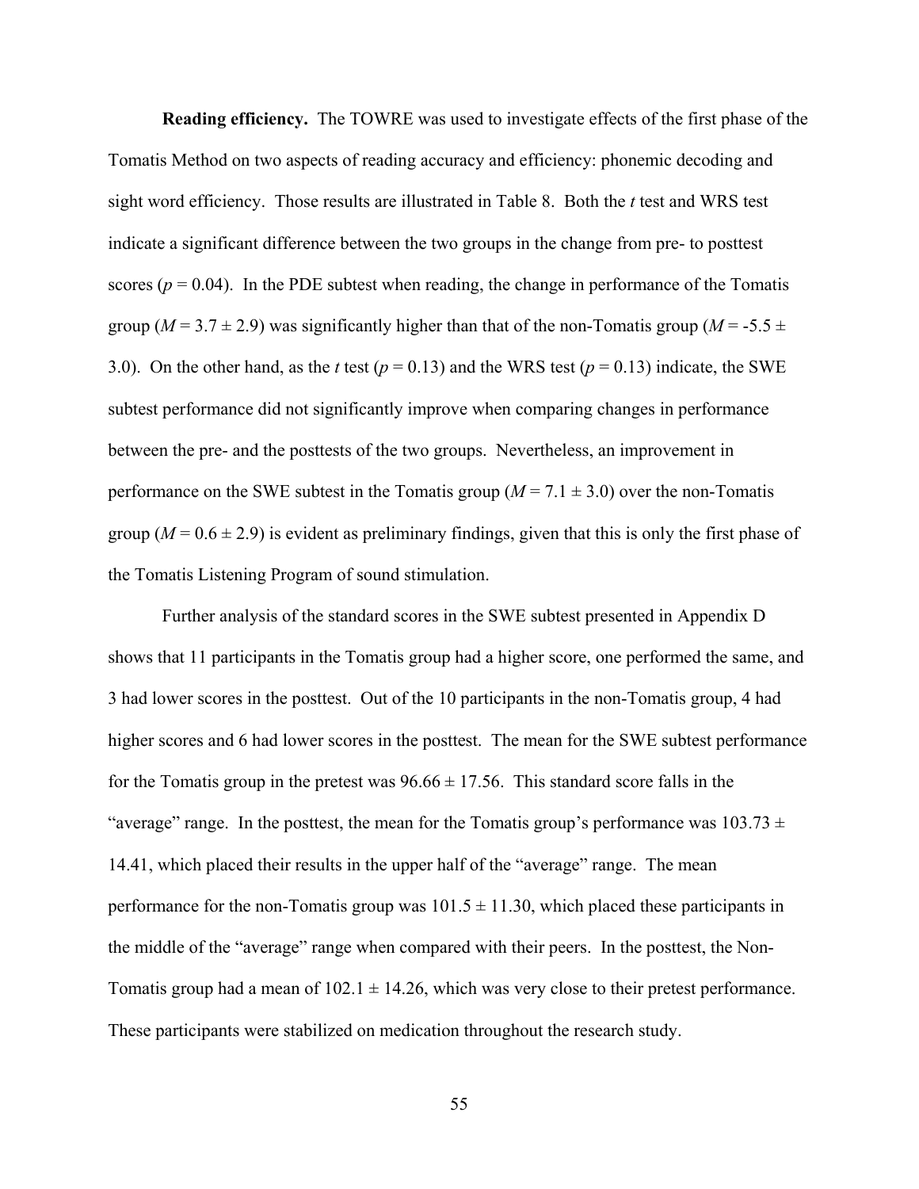**Reading efficiency.** The TOWRE was used to investigate effects of the first phase of the Tomatis Method on two aspects of reading accuracy and efficiency: phonemic decoding and sight word efficiency. Those results are illustrated in Table 8. Both the *t* test and WRS test indicate a significant difference between the two groups in the change from pre- to posttest scores ($p = 0.04$). In the PDE subtest when reading, the change in performance of the Tomatis group ($M = 3.7 \pm 2.9$) was significantly higher than that of the non-Tomatis group ($M = -5.5 \pm 3.0$). On the other hand, as the *t* test ($p = 0.13$) and the WRS test ($p = 0.13$) indicate, the SWE subtest performance did not significantly improve when comparing changes in performance between the pre- and the posttests of the two groups. Nevertheless, an improvement in performance on the SWE subtest in the Tomatis group ($M = 7.1 \pm 3.0$) over the non-Tomatis group ($M = 0.6 \pm 2.9$) is evident as preliminary findings, given that this is only the first phase of the Tomatis Listening Program of sound stimulation.

Further analysis of the standard scores in the SWE subtest presented in Appendix D shows that 11 participants in the Tomatis group had a higher score, one performed the same, and 3 had lower scores in the posttest. Out of the 10 participants in the non-Tomatis group, 4 had higher scores and 6 had lower scores in the posttest. The mean for the SWE subtest performance for the Tomatis group in the pretest was $96.66 \pm 17.56$. This standard score falls in the "average" range. In the posttest, the mean for the Tomatis group's performance was $103.73 \pm 14.41$, which placed their results in the upper half of the "average" range. The mean performance for the non-Tomatis group was $101.5 \pm 11.30$, which placed these participants in the middle of the "average" range when compared with their peers. In the posttest, the Non-Tomatis group had a mean of $102.1 \pm 14.26$, which was very close to their pretest performance. These participants were stabilized on medication throughout the research study.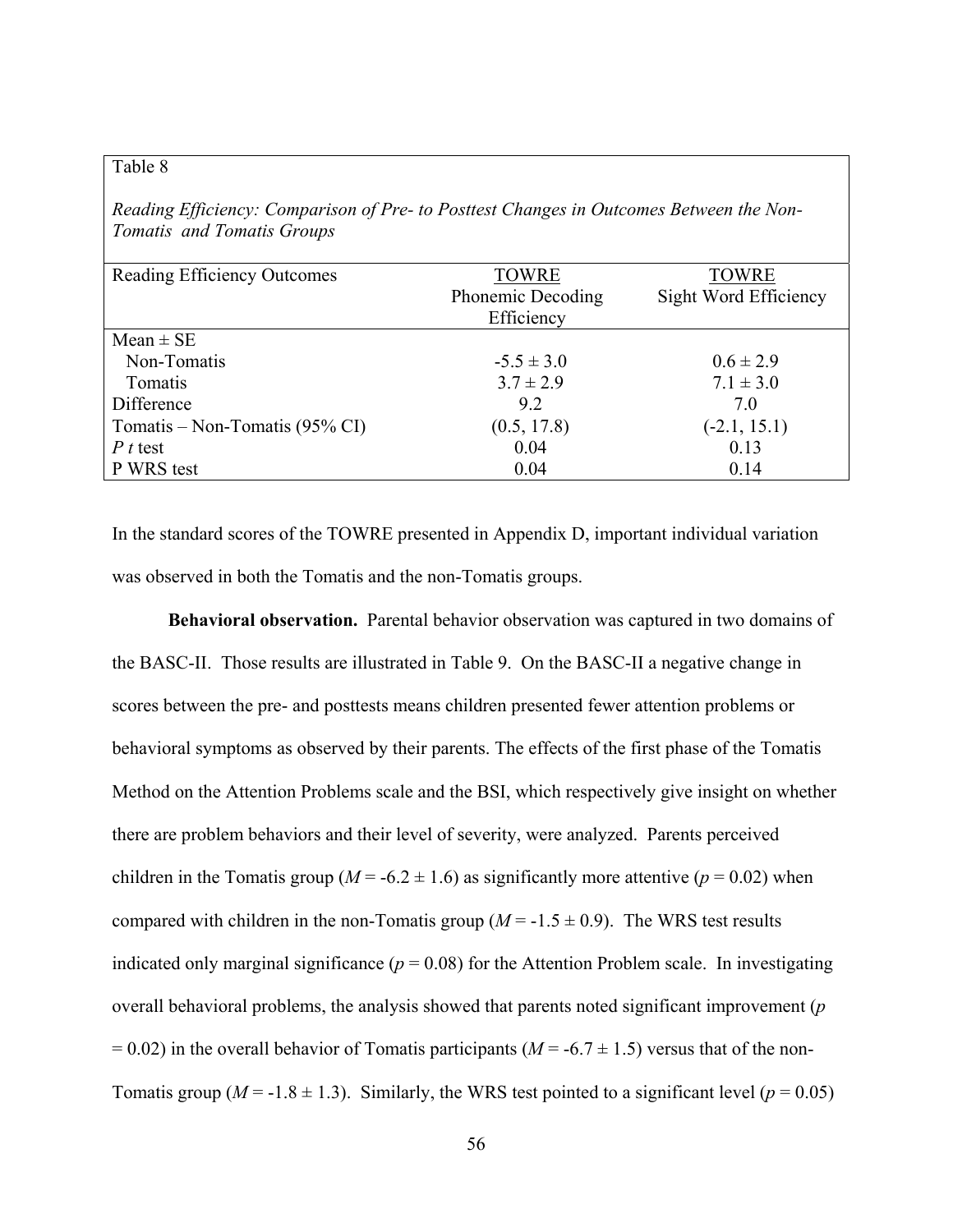Table 8

*Reading Efficiency: Comparison of Pre- to Posttest Changes in Outcomes Between the Non-Tomatis and Tomatis Groups*

| Reading Efficiency Outcomes | TOWRE Phonemic Decoding Efficiency | TOWRE Sight Word Efficiency |
|---|---|---|
| Mean ± SE | | |
| Non-Tomatis | -5.5 ± 3.0 | 0.6 ± 2.9 |
| Tomatis | 3.7 ± 2.9 | 7.1 ± 3.0 |
| Difference | 9.2 | 7.0 |
| Tomatis – Non-Tomatis (95% CI) | (0.5, 17.8) | (-2.1, 15.1) |
| *P t* test | 0.04 | 0.13 |
| P WRS test | 0.04 | 0.14 |

In the standard scores of the TOWRE presented in Appendix D, important individual variation was observed in both the Tomatis and the non-Tomatis groups.

**Behavioral observation.** Parental behavior observation was captured in two domains of the BASC-II. Those results are illustrated in Table 9. On the BASC-II a negative change in scores between the pre- and posttests means children presented fewer attention problems or behavioral symptoms as observed by their parents. The effects of the first phase of the Tomatis Method on the Attention Problems scale and the BSI, which respectively give insight on whether there are problem behaviors and their level of severity, were analyzed. Parents perceived children in the Tomatis group ($M = -6.2 \pm 1.6$) as significantly more attentive ($p = 0.02$) when compared with children in the non-Tomatis group ($M = -1.5 \pm 0.9$). The WRS test results indicated only marginal significance ($p = 0.08$) for the Attention Problem scale. In investigating overall behavioral problems, the analysis showed that parents noted significant improvement ($p = 0.02$) in the overall behavior of Tomatis participants ($M = -6.7 \pm 1.5$) versus that of the non-Tomatis group ($M = -1.8 \pm 1.3$). Similarly, the WRS test pointed to a significant level ($p = 0.05$)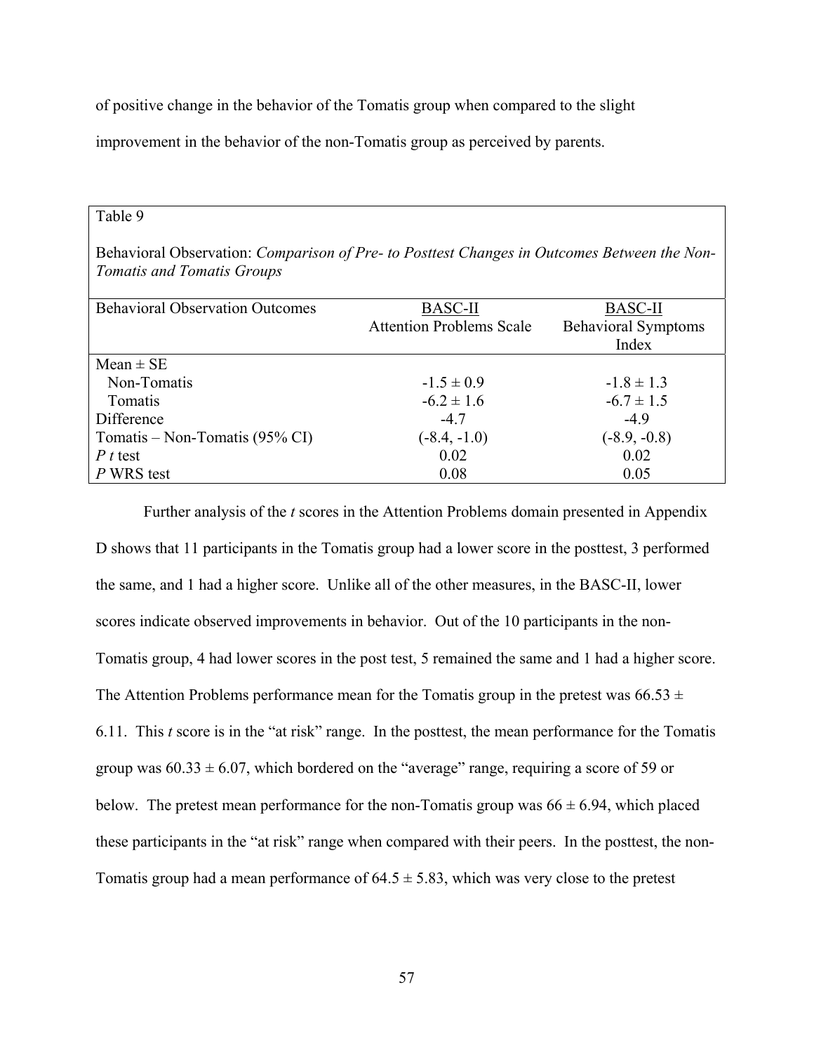of positive change in the behavior of the Tomatis group when compared to the slight improvement in the behavior of the non-Tomatis group as perceived by parents.

Table 9

Behavioral Observation: *Comparison of Pre- to Posttest Changes in Outcomes Between the Non-Tomatis and Tomatis Groups*

| Behavioral Observation Outcomes | BASC-II Attention Problems Scale | BASC-II Behavioral Symptoms Index |
|---|---|---|
| Mean ± SE | | |
| Non-Tomatis | -1.5 ± 0.9 | -1.8 ± 1.3 |
| Tomatis | -6.2 ± 1.6 | -6.7 ± 1.5 |
| Difference | -4.7 | -4.9 |
| Tomatis – Non-Tomatis (95% CI) | (-8.4, -1.0) | (-8.9, -0.8) |
| *P t* test | 0.02 | 0.02 |
| *P* WRS test | 0.08 | 0.05 |

Further analysis of the *t* scores in the Attention Problems domain presented in Appendix D shows that 11 participants in the Tomatis group had a lower score in the posttest, 3 performed the same, and 1 had a higher score. Unlike all of the other measures, in the BASC-II, lower scores indicate observed improvements in behavior. Out of the 10 participants in the non-Tomatis group, 4 had lower scores in the post test, 5 remained the same and 1 had a higher score. The Attention Problems performance mean for the Tomatis group in the pretest was 66.53 ± 6.11. This *t* score is in the "at risk" range. In the posttest, the mean performance for the Tomatis group was 60.33 ± 6.07, which bordered on the "average" range, requiring a score of 59 or below. The pretest mean performance for the non-Tomatis group was 66 ± 6.94, which placed these participants in the "at risk" range when compared with their peers. In the posttest, the non-Tomatis group had a mean performance of 64.5 ± 5.83, which was very close to the pretest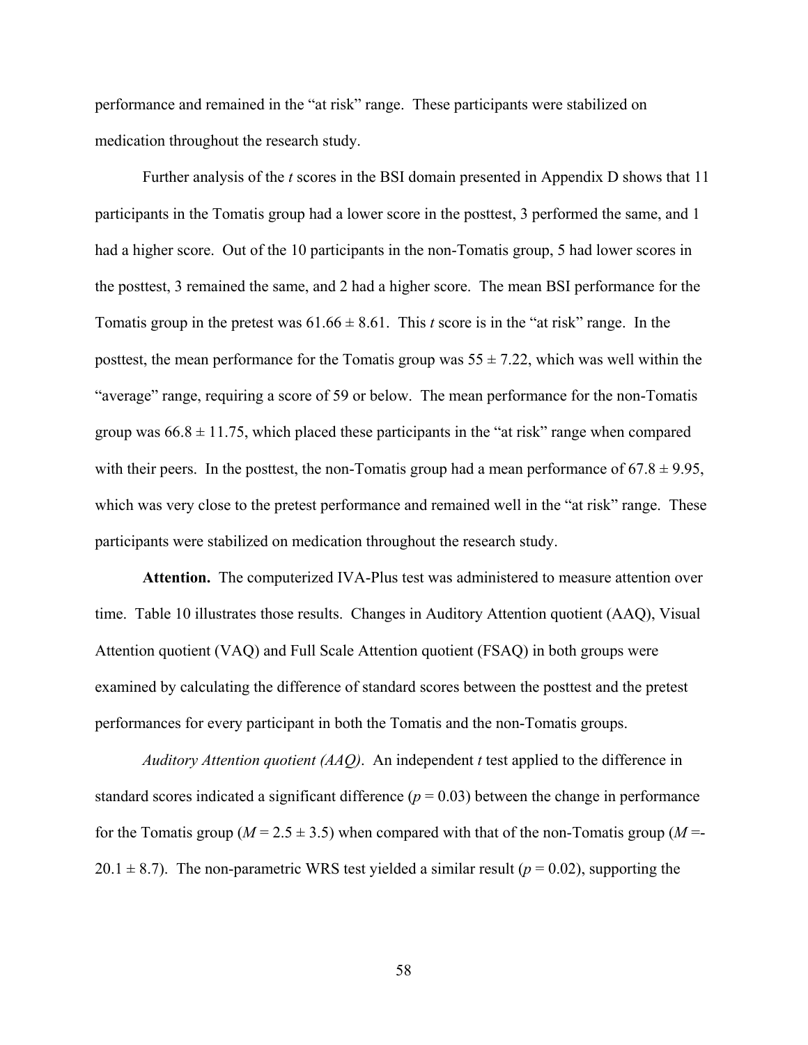performance and remained in the "at risk" range. These participants were stabilized on medication throughout the research study.

Further analysis of the *t* scores in the BSI domain presented in Appendix D shows that 11 participants in the Tomatis group had a lower score in the posttest, 3 performed the same, and 1 had a higher score. Out of the 10 participants in the non-Tomatis group, 5 had lower scores in the posttest, 3 remained the same, and 2 had a higher score. The mean BSI performance for the Tomatis group in the pretest was $61.66 \pm 8.61$. This *t* score is in the "at risk" range. In the posttest, the mean performance for the Tomatis group was $55 \pm 7.22$, which was well within the "average" range, requiring a score of 59 or below. The mean performance for the non-Tomatis group was $66.8 \pm 11.75$, which placed these participants in the "at risk" range when compared with their peers. In the posttest, the non-Tomatis group had a mean performance of $67.8 \pm 9.95$, which was very close to the pretest performance and remained well in the "at risk" range. These participants were stabilized on medication throughout the research study.

**Attention.** The computerized IVA-Plus test was administered to measure attention over time. Table 10 illustrates those results. Changes in Auditory Attention quotient (AAQ), Visual Attention quotient (VAQ) and Full Scale Attention quotient (FSAQ) in both groups were examined by calculating the difference of standard scores between the posttest and the pretest performances for every participant in both the Tomatis and the non-Tomatis groups.

*Auditory Attention quotient (AAQ)*. An independent *t* test applied to the difference in standard scores indicated a significant difference ($p = 0.03$) between the change in performance for the Tomatis group ($M = 2.5 \pm 3.5$) when compared with that of the non-Tomatis group ($M = -20.1 \pm 8.7$). The non-parametric WRS test yielded a similar result ($p = 0.02$), supporting the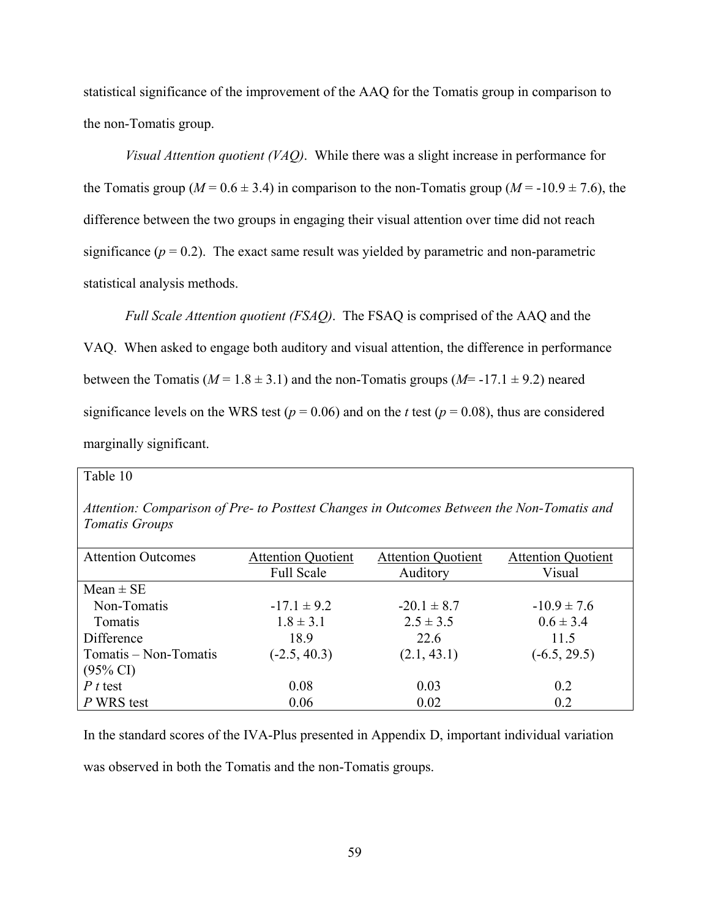statistical significance of the improvement of the AAQ for the Tomatis group in comparison to the non-Tomatis group.

*Visual Attention quotient (VAQ)*. While there was a slight increase in performance for the Tomatis group ($M = 0.6 \pm 3.4$) in comparison to the non-Tomatis group ($M = -10.9 \pm 7.6$), the difference between the two groups in engaging their visual attention over time did not reach significance ($p = 0.2$). The exact same result was yielded by parametric and non-parametric statistical analysis methods.

*Full Scale Attention quotient (FSAQ)*. The FSAQ is comprised of the AAQ and the VAQ. When asked to engage both auditory and visual attention, the difference in performance between the Tomatis ($M = 1.8 \pm 3.1$) and the non-Tomatis groups ($M = -17.1 \pm 9.2$) neared significance levels on the WRS test ($p = 0.06$) and on the *t* test ($p = 0.08$), thus are considered marginally significant.

Table 10

*Attention: Comparison of Pre- to Posttest Changes in Outcomes Between the Non-Tomatis and Tomatis Groups*

| Attention Outcomes | Attention Quotient Full Scale | Attention Quotient Auditory | Attention Quotient Visual |
|---|---|---|---|
| Mean ± SE | | | |
| Non-Tomatis | -17.1 ± 9.2 | -20.1 ± 8.7 | -10.9 ± 7.6 |
| Tomatis | 1.8 ± 3.1 | 2.5 ± 3.5 | 0.6 ± 3.4 |
| Difference | 18.9 | 22.6 | 11.5 |
| Tomatis – Non-Tomatis (95% CI) | (-2.5, 40.3) | (2.1, 43.1) | (-6.5, 29.5) |
| *P t* test | 0.08 | 0.03 | 0.2 |
| *P* WRS test | 0.06 | 0.02 | 0.2 |

In the standard scores of the IVA-Plus presented in Appendix D, important individual variation was observed in both the Tomatis and the non-Tomatis groups.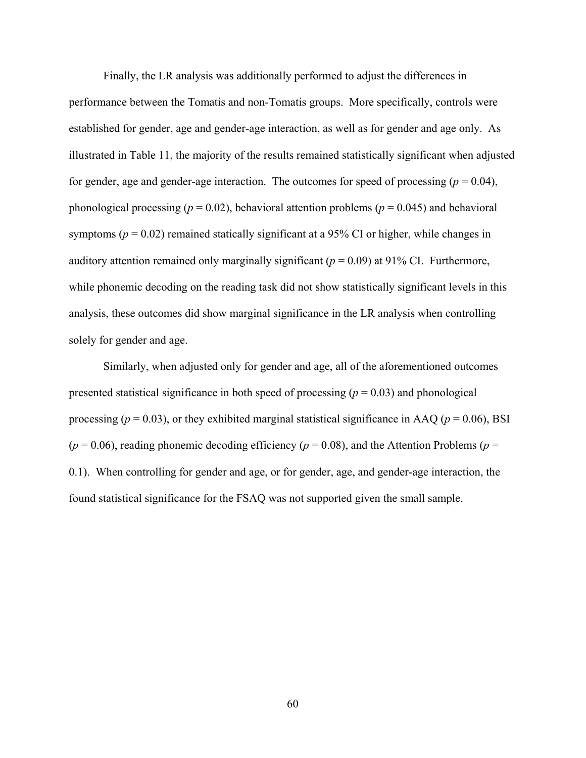Finally, the LR analysis was additionally performed to adjust the differences in performance between the Tomatis and non-Tomatis groups. More specifically, controls were established for gender, age and gender-age interaction, as well as for gender and age only. As illustrated in Table 11, the majority of the results remained statistically significant when adjusted for gender, age and gender-age interaction. The outcomes for speed of processing ($p = 0.04$), phonological processing ($p = 0.02$), behavioral attention problems ($p = 0.045$) and behavioral symptoms ($p = 0.02$) remained statically significant at a 95% CI or higher, while changes in auditory attention remained only marginally significant ($p = 0.09$) at 91% CI. Furthermore, while phonemic decoding on the reading task did not show statistically significant levels in this analysis, these outcomes did show marginal significance in the LR analysis when controlling solely for gender and age.

Similarly, when adjusted only for gender and age, all of the aforementioned outcomes presented statistical significance in both speed of processing ($p = 0.03$) and phonological processing ($p = 0.03$), or they exhibited marginal statistical significance in AAQ ($p = 0.06$), BSI ($p = 0.06$), reading phonemic decoding efficiency ($p = 0.08$), and the Attention Problems ($p = 0.1$). When controlling for gender and age, or for gender, age, and gender-age interaction, the found statistical significance for the FSAQ was not supported given the small sample.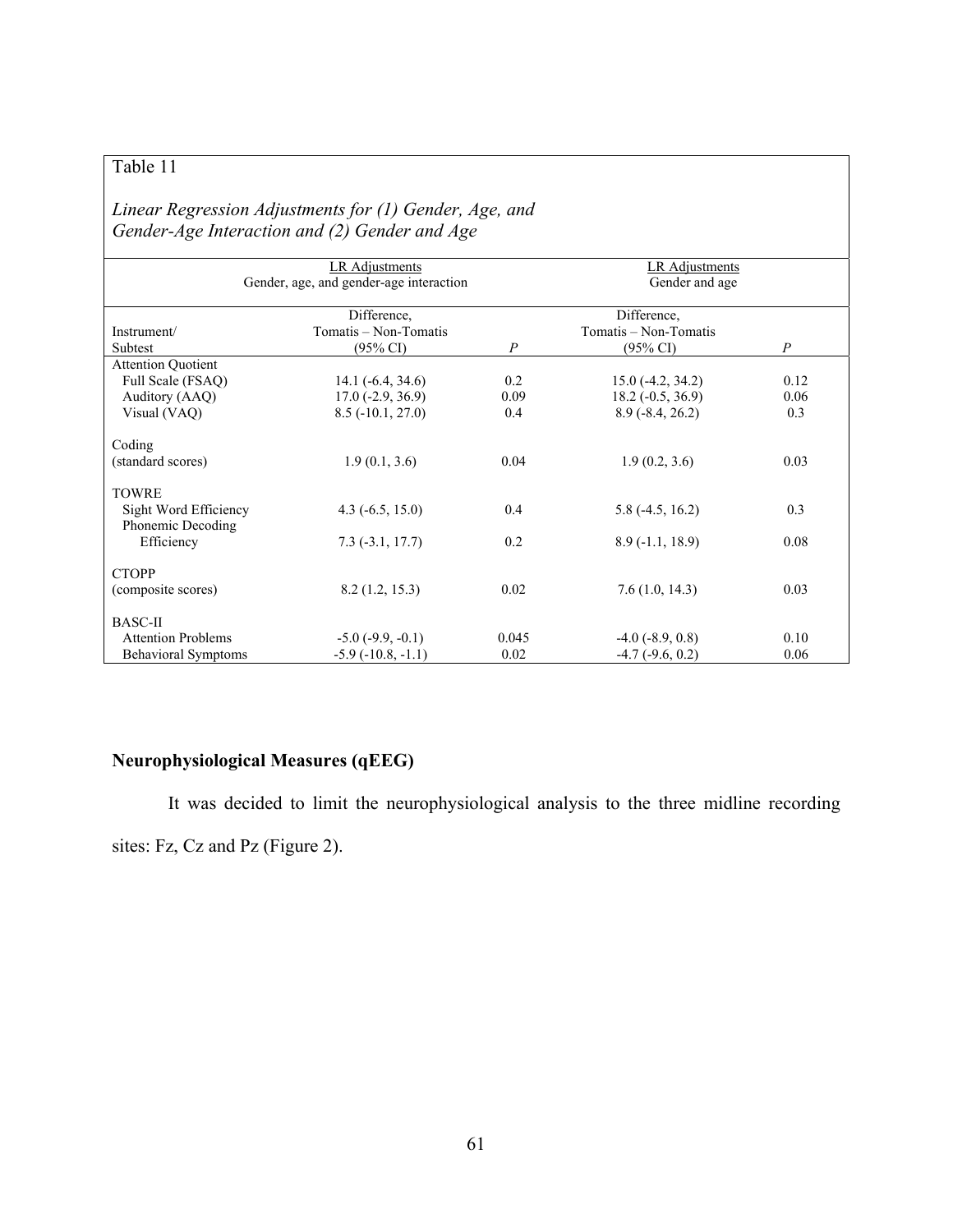Table 11

*Linear Regression Adjustments for (1) Gender, Age, and Gender-Age Interaction and (2) Gender and Age*

| | LR Adjustments<br>Gender, age, and gender-age interaction | | LR Adjustments<br>Gender and age | |
|---|---|---|---|---|
| Instrument/<br>Subtest | Difference,<br>Tomatis – Non-Tomatis<br>(95% CI) | *P* | Difference,<br>Tomatis – Non-Tomatis<br>(95% CI) | *P* |
| Attention Quotient | | | | |
| Full Scale (FSAQ) | 14.1 (-6.4, 34.6) | 0.2 | 15.0 (-4.2, 34.2) | 0.12 |
| Auditory (AAQ) | 17.0 (-2.9, 36.9) | 0.09 | 18.2 (-0.5, 36.9) | 0.06 |
| Visual (VAQ) | 8.5 (-10.1, 27.0) | 0.4 | 8.9 (-8.4, 26.2) | 0.3 |
| Coding<br>(standard scores) | 1.9 (0.1, 3.6) | 0.04 | 1.9 (0.2, 3.6) | 0.03 |
| TOWRE | | | | |
| Sight Word Efficiency | 4.3 (-6.5, 15.0) | 0.4 | 5.8 (-4.5, 16.2) | 0.3 |
| Phonemic Decoding Efficiency | 7.3 (-3.1, 17.7) | 0.2 | 8.9 (-1.1, 18.9) | 0.08 |
| CTOPP<br>(composite scores) | 8.2 (1.2, 15.3) | 0.02 | 7.6 (1.0, 14.3) | 0.03 |
| BASC-II | | | | |
| Attention Problems | -5.0 (-9.9, -0.1) | 0.045 | -4.0 (-8.9, 0.8) | 0.10 |
| Behavioral Symptoms | -5.9 (-10.8, -1.1) | 0.02 | -4.7 (-9.6, 0.2) | 0.06 |

**Neurophysiological Measures (qEEG)**

It was decided to limit the neurophysiological analysis to the three midline recording sites: Fz, Cz and Pz (Figure 2).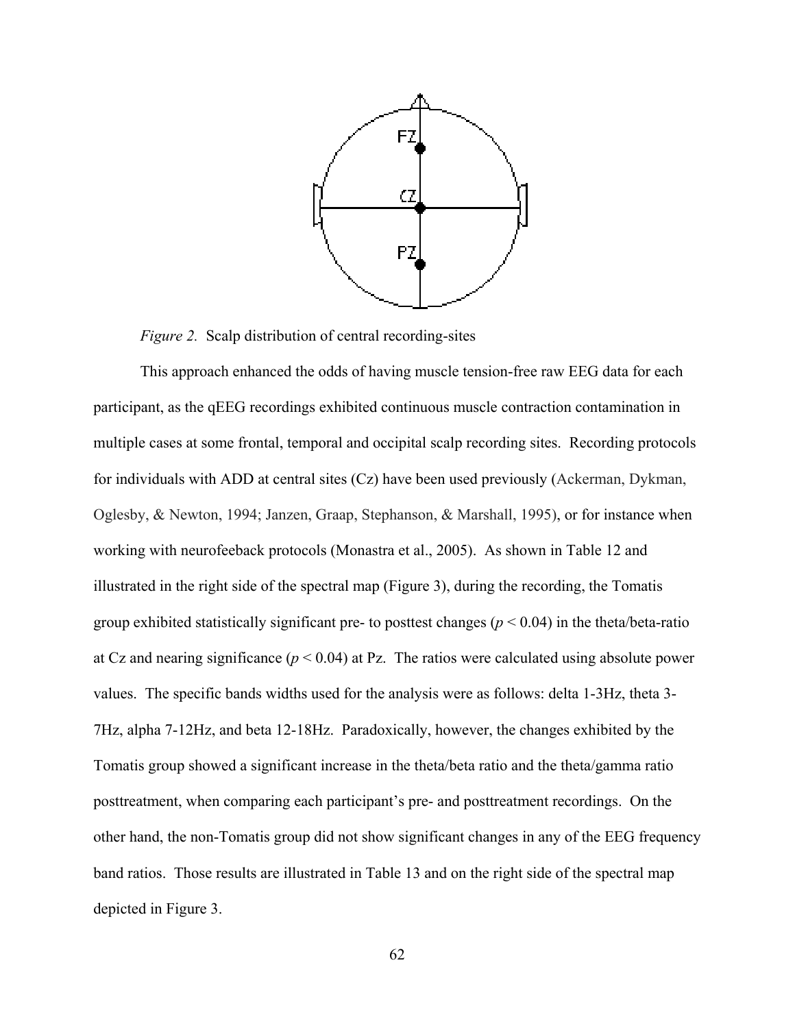*Figure 2.* Scalp distribution of central recording-sites

This approach enhanced the odds of having muscle tension-free raw EEG data for each participant, as the qEEG recordings exhibited continuous muscle contraction contamination in multiple cases at some frontal, temporal and occipital scalp recording sites. Recording protocols for individuals with ADD at central sites (Cz) have been used previously (Ackerman, Dykman, Oglesby, & Newton, 1994; Janzen, Graap, Stephanson, & Marshall, 1995), or for instance when working with neurofeedback protocols (Monastra et al., 2005). As shown in Table 12 and illustrated in the right side of the spectral map (Figure 3), during the recording, the Tomatis group exhibited statistically significant pre- to posttest changes ($p < 0.04$) in the theta/beta-ratio at Cz and nearing significance ($p < 0.04$) at Pz. The ratios were calculated using absolute power values. The specific bands widths used for the analysis were as follows: delta 1-3Hz, theta 3-7Hz, alpha 7-12Hz, and beta 12-18Hz. Paradoxically, however, the changes exhibited by the Tomatis group showed a significant increase in the theta/beta ratio and the theta/gamma ratio posttreatment, when comparing each participant's pre- and posttreatment recordings. On the other hand, the non-Tomatis group did not show significant changes in any of the EEG frequency band ratios. Those results are illustrated in Table 13 and on the right side of the spectral map depicted in Figure 3.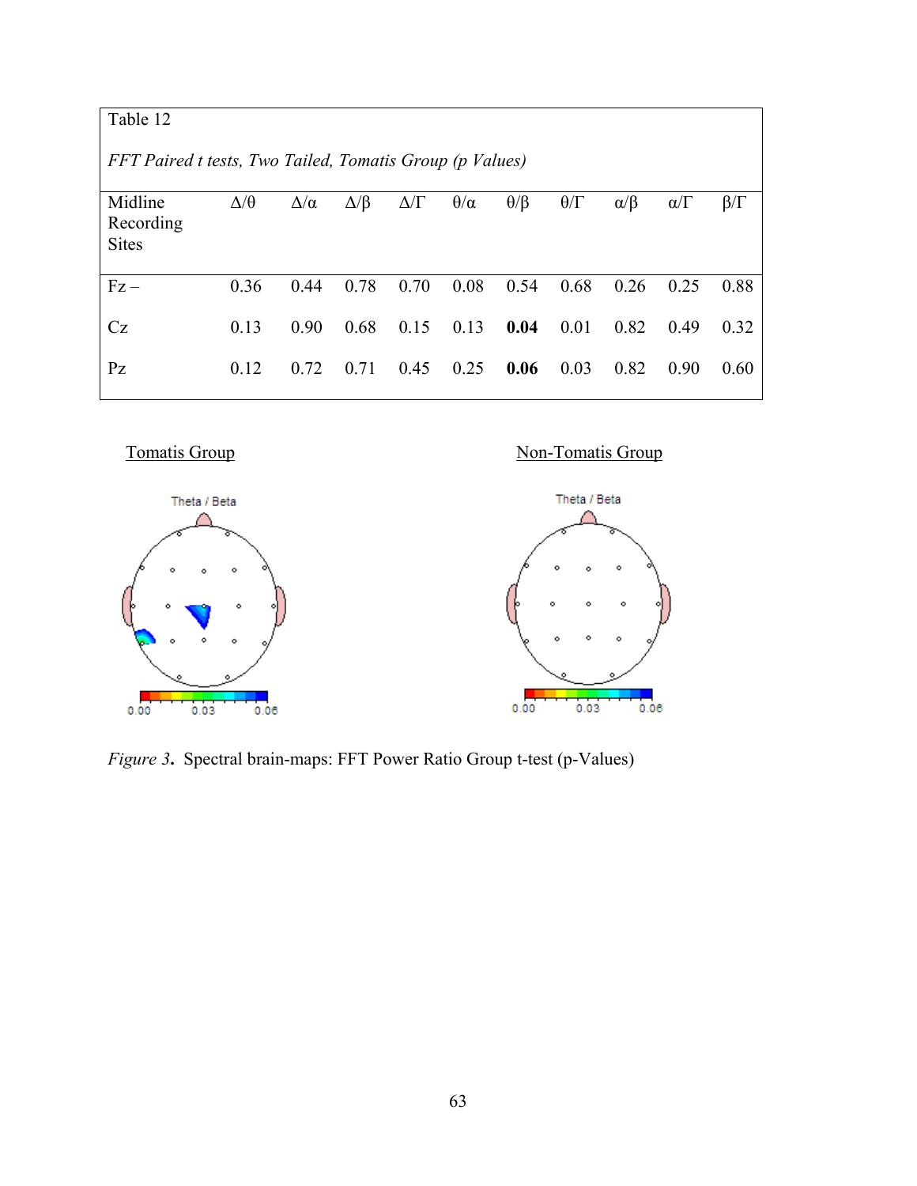Table 12

*FFT Paired t tests, Two Tailed, Tomatis Group (p Values)*

| Midline Recording Sites | Δ/θ | Δ/α | Δ/β | Δ/Γ | θ/α | θ/β | θ/Γ | α/β | α/Γ | β/Γ |
|---|---|---|---|---|---|---|---|---|---|---|
| Fz – | 0.36 | 0.44 | 0.78 | 0.70 | 0.08 | 0.54 | 0.68 | 0.26 | 0.25 | 0.88 |
| Cz | 0.13 | 0.90 | 0.68 | 0.15 | 0.13 | **0.04** | 0.01 | 0.82 | 0.49 | 0.32 |
| Pz | 0.12 | 0.72 | 0.71 | 0.45 | 0.25 | **0.06** | 0.03 | 0.82 | 0.90 | 0.60 |

Tomatis Group

Non-Tomatis Group

*Figure 3***.** Spectral brain-maps: FFT Power Ratio Group t-test (p-Values)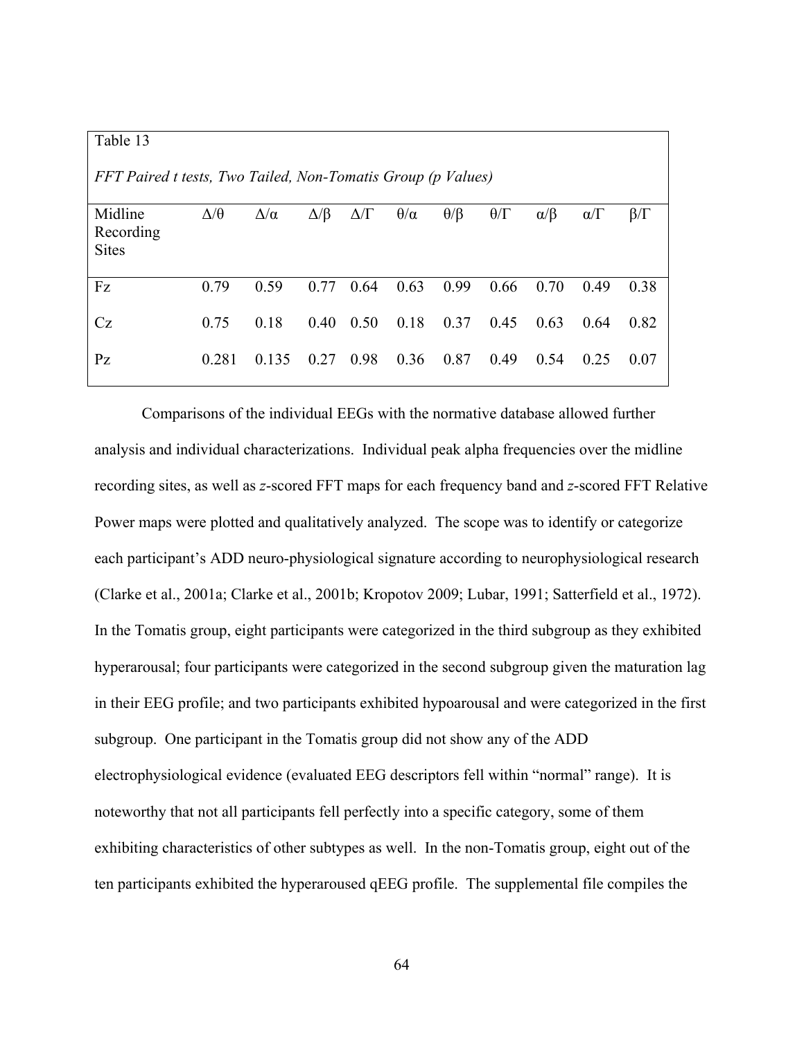Table 13

*FFT Paired t tests, Two Tailed, Non-Tomatis Group (p Values)*

| Midline Recording Sites | $\Delta/\theta$ | $\Delta/\alpha$ | $\Delta/\beta$ | $\Delta/\Gamma$ | $\theta/\alpha$ | $\theta/\beta$ | $\theta/\Gamma$ | $\alpha/\beta$ | $\alpha/\Gamma$ | $\beta/\Gamma$ |
|---|---|---|---|---|---|---|---|---|---|---|
| Fz | 0.79 | 0.59 | 0.77 | 0.64 | 0.63 | 0.99 | 0.66 | 0.70 | 0.49 | 0.38 |
| Cz | 0.75 | 0.18 | 0.40 | 0.50 | 0.18 | 0.37 | 0.45 | 0.63 | 0.64 | 0.82 |
| Pz | 0.281 | 0.135 | 0.27 | 0.98 | 0.36 | 0.87 | 0.49 | 0.54 | 0.25 | 0.07 |

Comparisons of the individual EEGs with the normative database allowed further analysis and individual characterizations. Individual peak alpha frequencies over the midline recording sites, as well as *z*-scored FFT maps for each frequency band and *z*-scored FFT Relative Power maps were plotted and qualitatively analyzed. The scope was to identify or categorize each participant's ADD neuro-physiological signature according to neurophysiological research (Clarke et al., 2001a; Clarke et al., 2001b; Kropotov 2009; Lubar, 1991; Satterfield et al., 1972). In the Tomatis group, eight participants were categorized in the third subgroup as they exhibited hyperarousal; four participants were categorized in the second subgroup given the maturation lag in their EEG profile; and two participants exhibited hypoarousal and were categorized in the first subgroup. One participant in the Tomatis group did not show any of the ADD electrophysiological evidence (evaluated EEG descriptors fell within "normal" range). It is noteworthy that not all participants fell perfectly into a specific category, some of them exhibiting characteristics of other subtypes as well. In the non-Tomatis group, eight out of the ten participants exhibited the hyperaroused qEEG profile. The supplemental file compiles the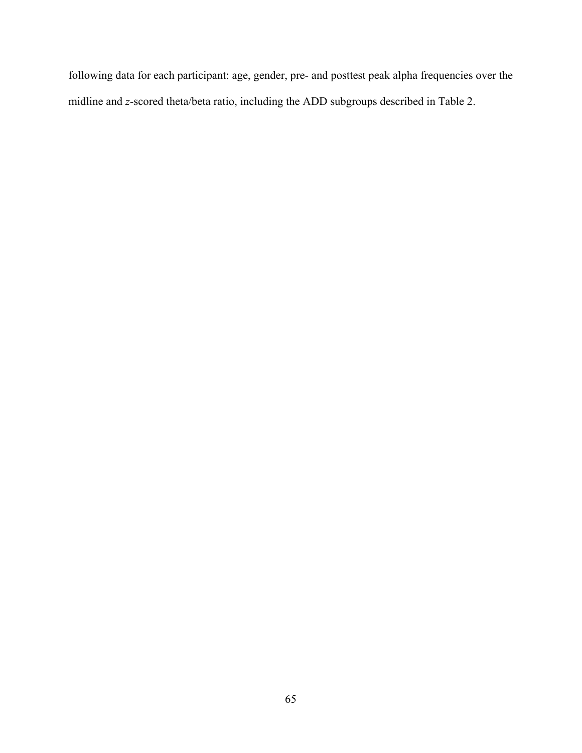following data for each participant: age, gender, pre- and posttest peak alpha frequencies over the midline and *z*-scored theta/beta ratio, including the ADD subgroups described in Table 2.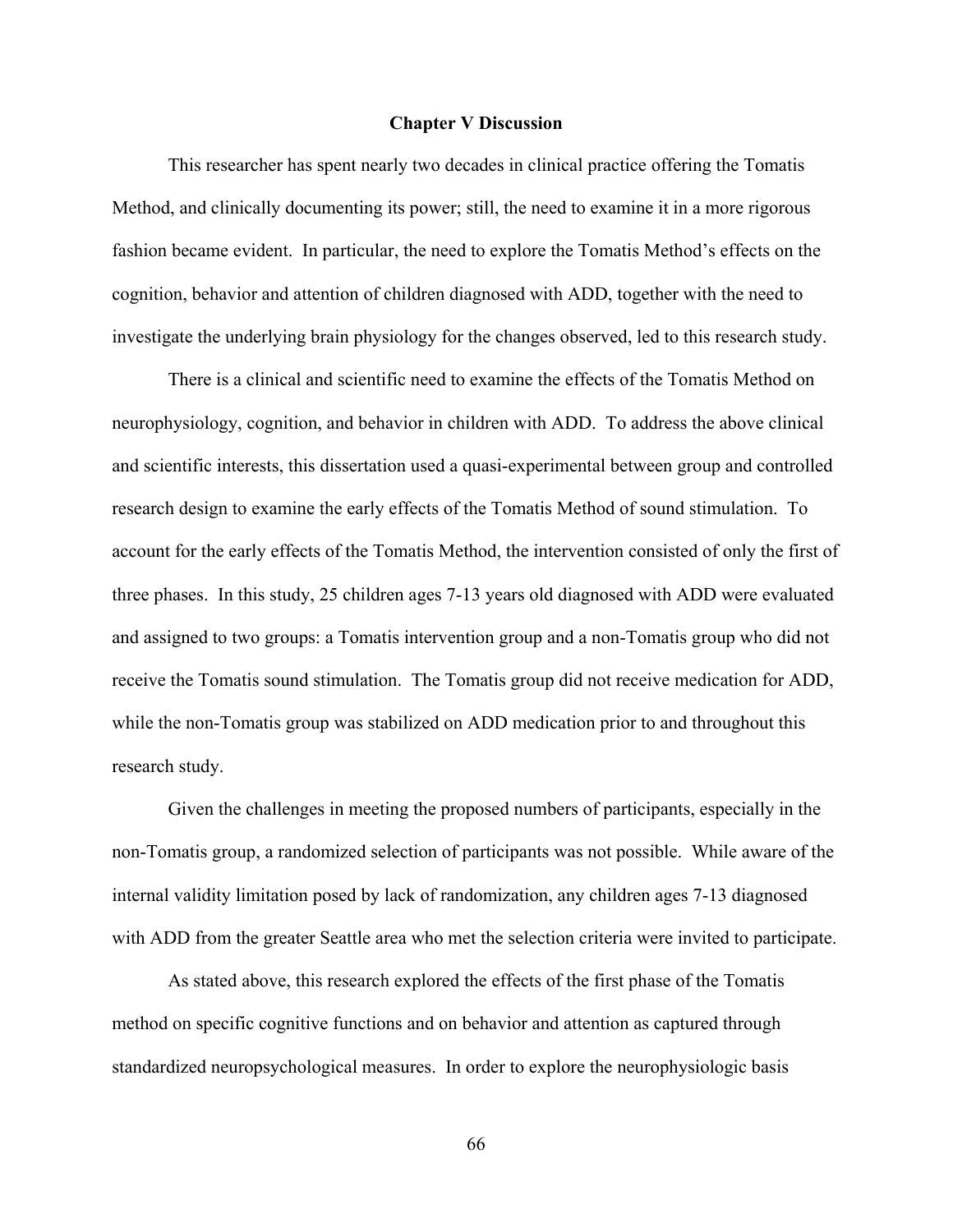## Chapter V Discussion

This researcher has spent nearly two decades in clinical practice offering the Tomatis Method, and clinically documenting its power; still, the need to examine it in a more rigorous fashion became evident. In particular, the need to explore the Tomatis Method's effects on the cognition, behavior and attention of children diagnosed with ADD, together with the need to investigate the underlying brain physiology for the changes observed, led to this research study.

There is a clinical and scientific need to examine the effects of the Tomatis Method on neurophysiology, cognition, and behavior in children with ADD. To address the above clinical and scientific interests, this dissertation used a quasi-experimental between group and controlled research design to examine the early effects of the Tomatis Method of sound stimulation. To account for the early effects of the Tomatis Method, the intervention consisted of only the first of three phases. In this study, 25 children ages 7-13 years old diagnosed with ADD were evaluated and assigned to two groups: a Tomatis intervention group and a non-Tomatis group who did not receive the Tomatis sound stimulation. The Tomatis group did not receive medication for ADD, while the non-Tomatis group was stabilized on ADD medication prior to and throughout this research study.

Given the challenges in meeting the proposed numbers of participants, especially in the non-Tomatis group, a randomized selection of participants was not possible. While aware of the internal validity limitation posed by lack of randomization, any children ages 7-13 diagnosed with ADD from the greater Seattle area who met the selection criteria were invited to participate.

As stated above, this research explored the effects of the first phase of the Tomatis method on specific cognitive functions and on behavior and attention as captured through standardized neuropsychological measures. In order to explore the neurophysiologic basis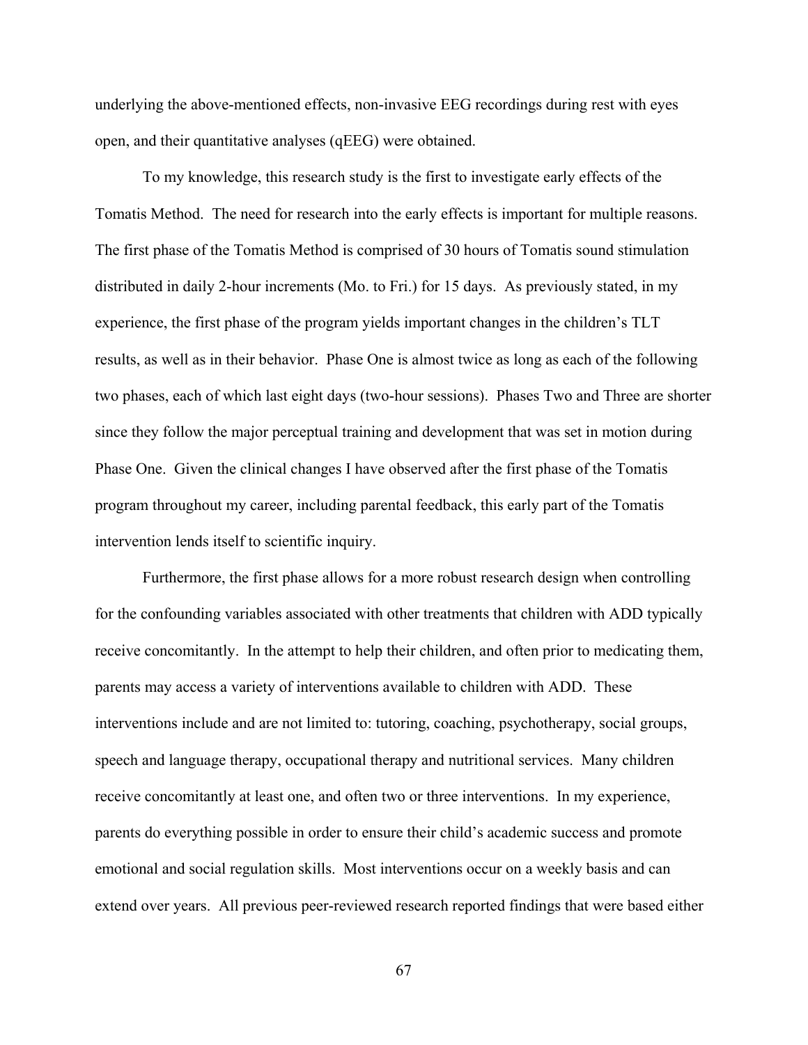underlying the above-mentioned effects, non-invasive EEG recordings during rest with eyes open, and their quantitative analyses (qEEG) were obtained.

To my knowledge, this research study is the first to investigate early effects of the Tomatis Method. The need for research into the early effects is important for multiple reasons. The first phase of the Tomatis Method is comprised of 30 hours of Tomatis sound stimulation distributed in daily 2-hour increments (Mo. to Fri.) for 15 days. As previously stated, in my experience, the first phase of the program yields important changes in the children's TLT results, as well as in their behavior. Phase One is almost twice as long as each of the following two phases, each of which last eight days (two-hour sessions). Phases Two and Three are shorter since they follow the major perceptual training and development that was set in motion during Phase One. Given the clinical changes I have observed after the first phase of the Tomatis program throughout my career, including parental feedback, this early part of the Tomatis intervention lends itself to scientific inquiry.

Furthermore, the first phase allows for a more robust research design when controlling for the confounding variables associated with other treatments that children with ADD typically receive concomitantly. In the attempt to help their children, and often prior to medicating them, parents may access a variety of interventions available to children with ADD. These interventions include and are not limited to: tutoring, coaching, psychotherapy, social groups, speech and language therapy, occupational therapy and nutritional services. Many children receive concomitantly at least one, and often two or three interventions. In my experience, parents do everything possible in order to ensure their child's academic success and promote emotional and social regulation skills. Most interventions occur on a weekly basis and can extend over years. All previous peer-reviewed research reported findings that were based either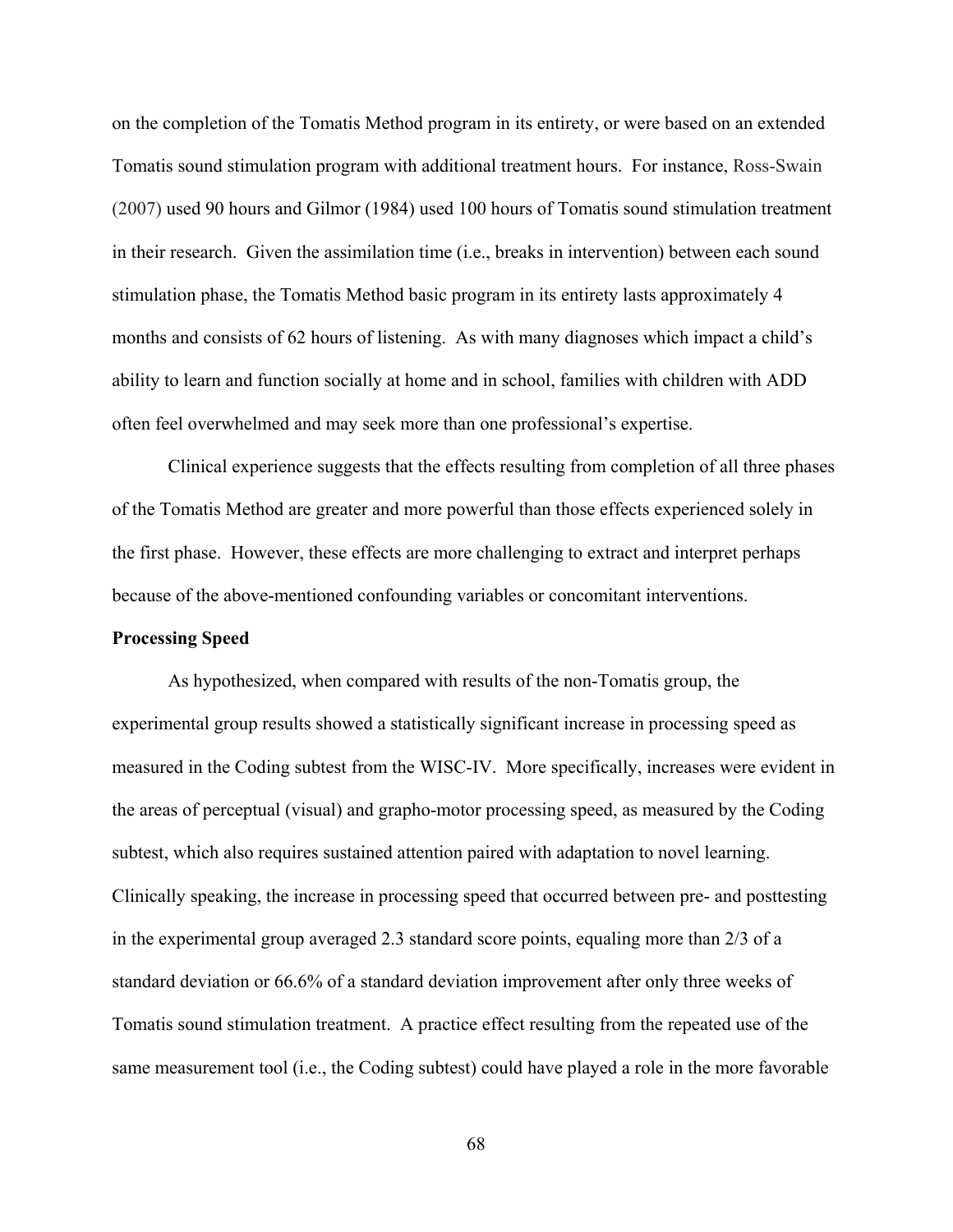on the completion of the Tomatis Method program in its entirety, or were based on an extended Tomatis sound stimulation program with additional treatment hours. For instance, Ross-Swain (2007) used 90 hours and Gilmor (1984) used 100 hours of Tomatis sound stimulation treatment in their research. Given the assimilation time (i.e., breaks in intervention) between each sound stimulation phase, the Tomatis Method basic program in its entirety lasts approximately 4 months and consists of 62 hours of listening. As with many diagnoses which impact a child's ability to learn and function socially at home and in school, families with children with ADD often feel overwhelmed and may seek more than one professional's expertise.

Clinical experience suggests that the effects resulting from completion of all three phases of the Tomatis Method are greater and more powerful than those effects experienced solely in the first phase. However, these effects are more challenging to extract and interpret perhaps because of the above-mentioned confounding variables or concomitant interventions.

**Processing Speed**

As hypothesized, when compared with results of the non-Tomatis group, the experimental group results showed a statistically significant increase in processing speed as measured in the Coding subtest from the WISC-IV. More specifically, increases were evident in the areas of perceptual (visual) and grapho-motor processing speed, as measured by the Coding subtest, which also requires sustained attention paired with adaptation to novel learning. Clinically speaking, the increase in processing speed that occurred between pre- and posttesting in the experimental group averaged 2.3 standard score points, equaling more than 2/3 of a standard deviation or 66.6% of a standard deviation improvement after only three weeks of Tomatis sound stimulation treatment. A practice effect resulting from the repeated use of the same measurement tool (i.e., the Coding subtest) could have played a role in the more favorable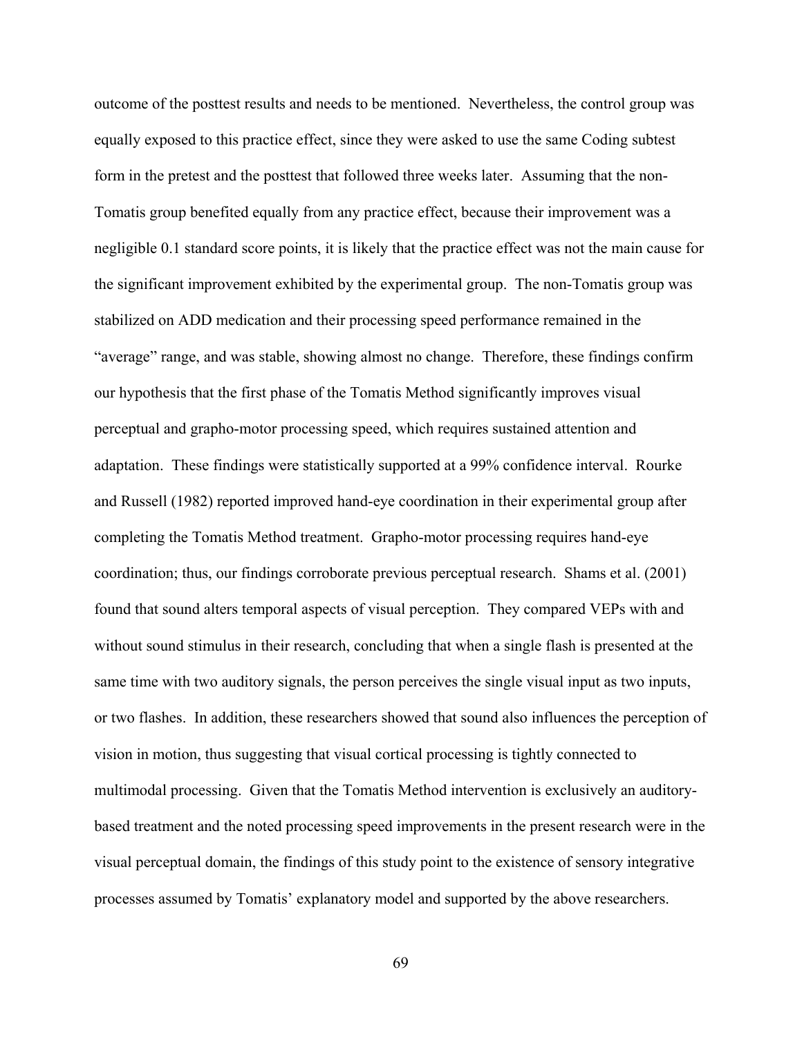outcome of the posttest results and needs to be mentioned. Nevertheless, the control group was equally exposed to this practice effect, since they were asked to use the same Coding subtest form in the pretest and the posttest that followed three weeks later. Assuming that the non-Tomatis group benefited equally from any practice effect, because their improvement was a negligible 0.1 standard score points, it is likely that the practice effect was not the main cause for the significant improvement exhibited by the experimental group. The non-Tomatis group was stabilized on ADD medication and their processing speed performance remained in the "average" range, and was stable, showing almost no change. Therefore, these findings confirm our hypothesis that the first phase of the Tomatis Method significantly improves visual perceptual and grapho-motor processing speed, which requires sustained attention and adaptation. These findings were statistically supported at a 99% confidence interval. Rourke and Russell (1982) reported improved hand-eye coordination in their experimental group after completing the Tomatis Method treatment. Grapho-motor processing requires hand-eye coordination; thus, our findings corroborate previous perceptual research. Shams et al. (2001) found that sound alters temporal aspects of visual perception. They compared VEPs with and without sound stimulus in their research, concluding that when a single flash is presented at the same time with two auditory signals, the person perceives the single visual input as two inputs, or two flashes. In addition, these researchers showed that sound also influences the perception of vision in motion, thus suggesting that visual cortical processing is tightly connected to multimodal processing. Given that the Tomatis Method intervention is exclusively an auditory-based treatment and the noted processing speed improvements in the present research were in the visual perceptual domain, the findings of this study point to the existence of sensory integrative processes assumed by Tomatis' explanatory model and supported by the above researchers.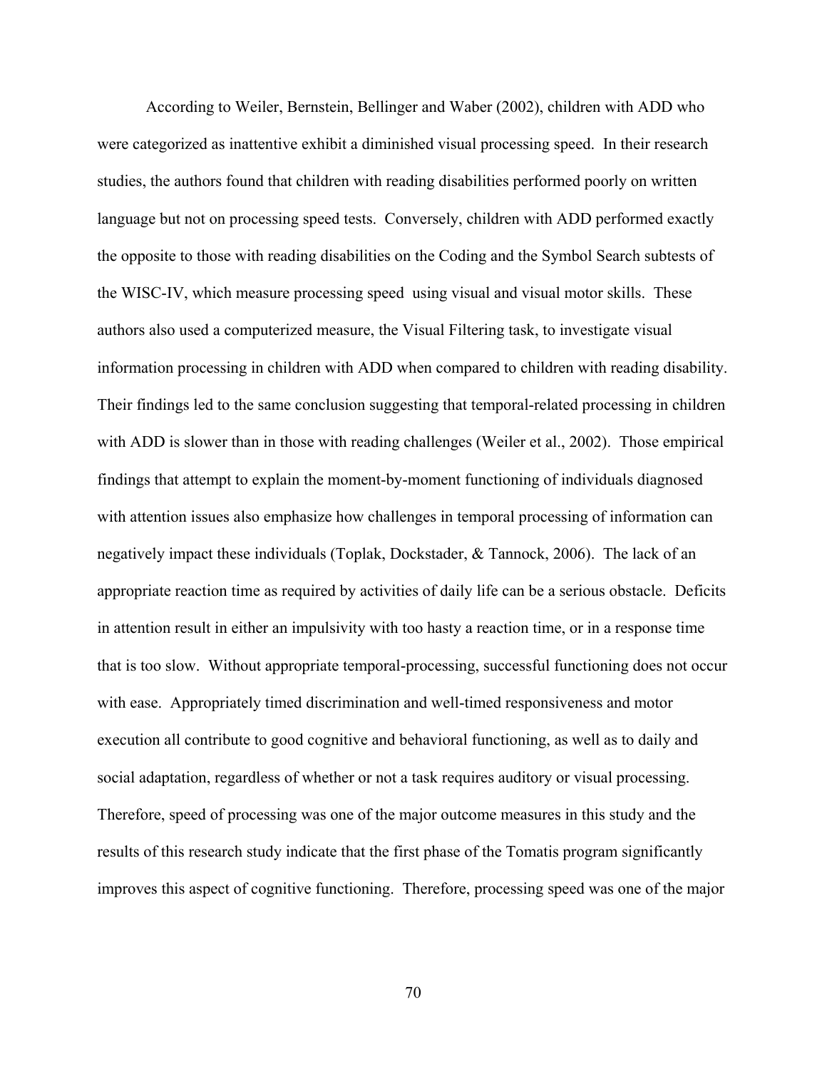According to Weiler, Bernstein, Bellinger and Waber (2002), children with ADD who were categorized as inattentive exhibit a diminished visual processing speed. In their research studies, the authors found that children with reading disabilities performed poorly on written language but not on processing speed tests. Conversely, children with ADD performed exactly the opposite to those with reading disabilities on the Coding and the Symbol Search subtests of the WISC-IV, which measure processing speed using visual and visual motor skills. These authors also used a computerized measure, the Visual Filtering task, to investigate visual information processing in children with ADD when compared to children with reading disability. Their findings led to the same conclusion suggesting that temporal-related processing in children with ADD is slower than in those with reading challenges (Weiler et al., 2002). Those empirical findings that attempt to explain the moment-by-moment functioning of individuals diagnosed with attention issues also emphasize how challenges in temporal processing of information can negatively impact these individuals (Toplak, Dockstader, & Tannock, 2006). The lack of an appropriate reaction time as required by activities of daily life can be a serious obstacle. Deficits in attention result in either an impulsivity with too hasty a reaction time, or in a response time that is too slow. Without appropriate temporal-processing, successful functioning does not occur with ease. Appropriately timed discrimination and well-timed responsiveness and motor execution all contribute to good cognitive and behavioral functioning, as well as to daily and social adaptation, regardless of whether or not a task requires auditory or visual processing. Therefore, speed of processing was one of the major outcome measures in this study and the results of this research study indicate that the first phase of the Tomatis program significantly improves this aspect of cognitive functioning. Therefore, processing speed was one of the major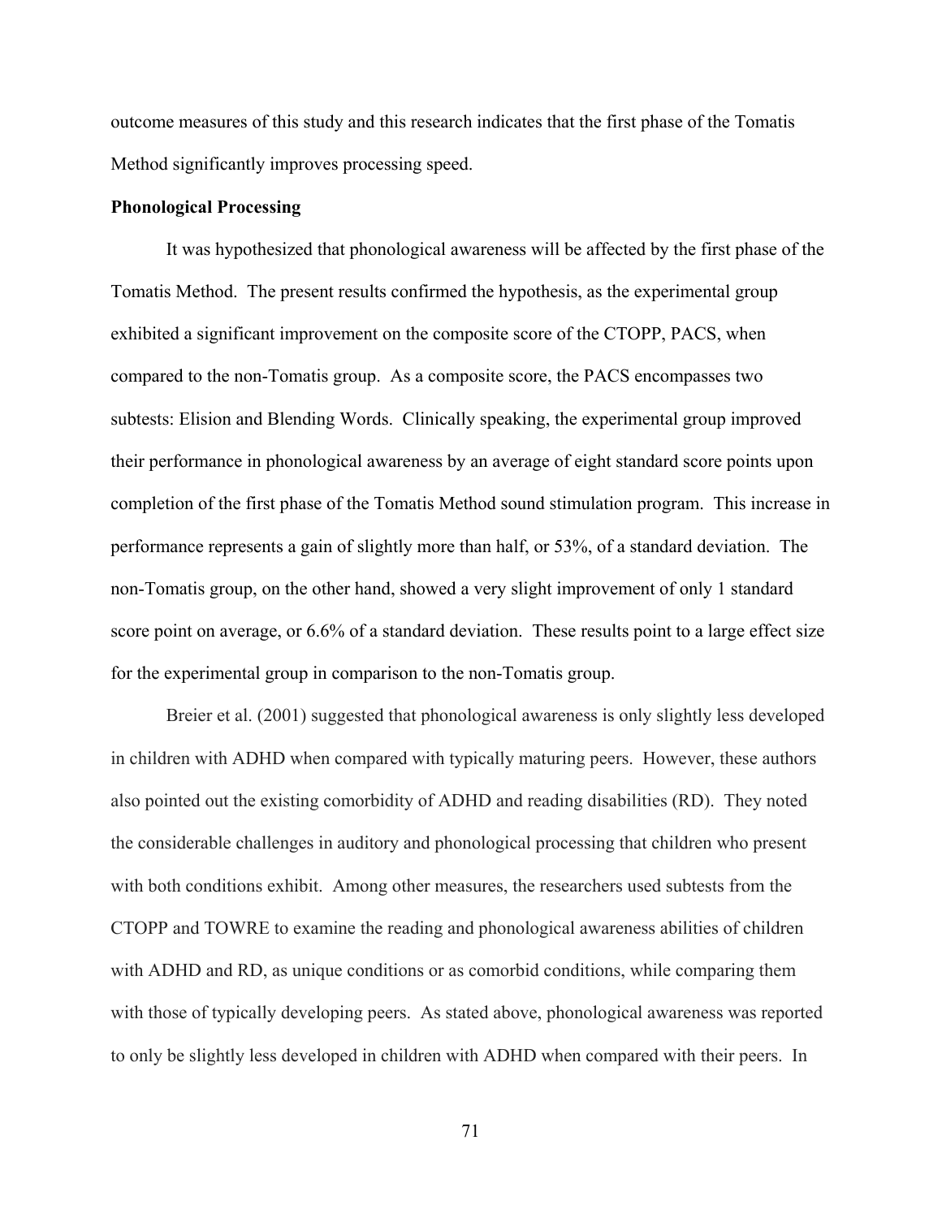outcome measures of this study and this research indicates that the first phase of the Tomatis Method significantly improves processing speed.

**Phonological Processing**

It was hypothesized that phonological awareness will be affected by the first phase of the Tomatis Method. The present results confirmed the hypothesis, as the experimental group exhibited a significant improvement on the composite score of the CTOPP, PACS, when compared to the non-Tomatis group. As a composite score, the PACS encompasses two subtests: Elision and Blending Words. Clinically speaking, the experimental group improved their performance in phonological awareness by an average of eight standard score points upon completion of the first phase of the Tomatis Method sound stimulation program. This increase in performance represents a gain of slightly more than half, or 53%, of a standard deviation. The non-Tomatis group, on the other hand, showed a very slight improvement of only 1 standard score point on average, or 6.6% of a standard deviation. These results point to a large effect size for the experimental group in comparison to the non-Tomatis group.

Breier et al. (2001) suggested that phonological awareness is only slightly less developed in children with ADHD when compared with typically maturing peers. However, these authors also pointed out the existing comorbidity of ADHD and reading disabilities (RD). They noted the considerable challenges in auditory and phonological processing that children who present with both conditions exhibit. Among other measures, the researchers used subtests from the CTOPP and TOWRE to examine the reading and phonological awareness abilities of children with ADHD and RD, as unique conditions or as comorbid conditions, while comparing them with those of typically developing peers. As stated above, phonological awareness was reported to only be slightly less developed in children with ADHD when compared with their peers. In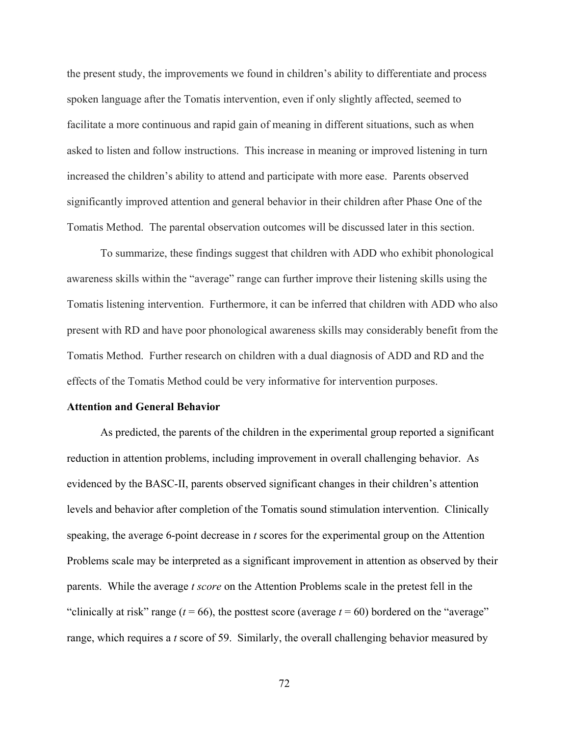the present study, the improvements we found in children's ability to differentiate and process spoken language after the Tomatis intervention, even if only slightly affected, seemed to facilitate a more continuous and rapid gain of meaning in different situations, such as when asked to listen and follow instructions. This increase in meaning or improved listening in turn increased the children's ability to attend and participate with more ease. Parents observed significantly improved attention and general behavior in their children after Phase One of the Tomatis Method. The parental observation outcomes will be discussed later in this section.

To summarize, these findings suggest that children with ADD who exhibit phonological awareness skills within the "average" range can further improve their listening skills using the Tomatis listening intervention. Furthermore, it can be inferred that children with ADD who also present with RD and have poor phonological awareness skills may considerably benefit from the Tomatis Method. Further research on children with a dual diagnosis of ADD and RD and the effects of the Tomatis Method could be very informative for intervention purposes.

**Attention and General Behavior**

As predicted, the parents of the children in the experimental group reported a significant reduction in attention problems, including improvement in overall challenging behavior. As evidenced by the BASC-II, parents observed significant changes in their children's attention levels and behavior after completion of the Tomatis sound stimulation intervention. Clinically speaking, the average 6-point decrease in *t* scores for the experimental group on the Attention Problems scale may be interpreted as a significant improvement in attention as observed by their parents. While the average *t score* on the Attention Problems scale in the pretest fell in the "clinically at risk" range ($t = 66$), the posttest score (average $t = 60$) bordered on the "average" range, which requires a *t* score of 59. Similarly, the overall challenging behavior measured by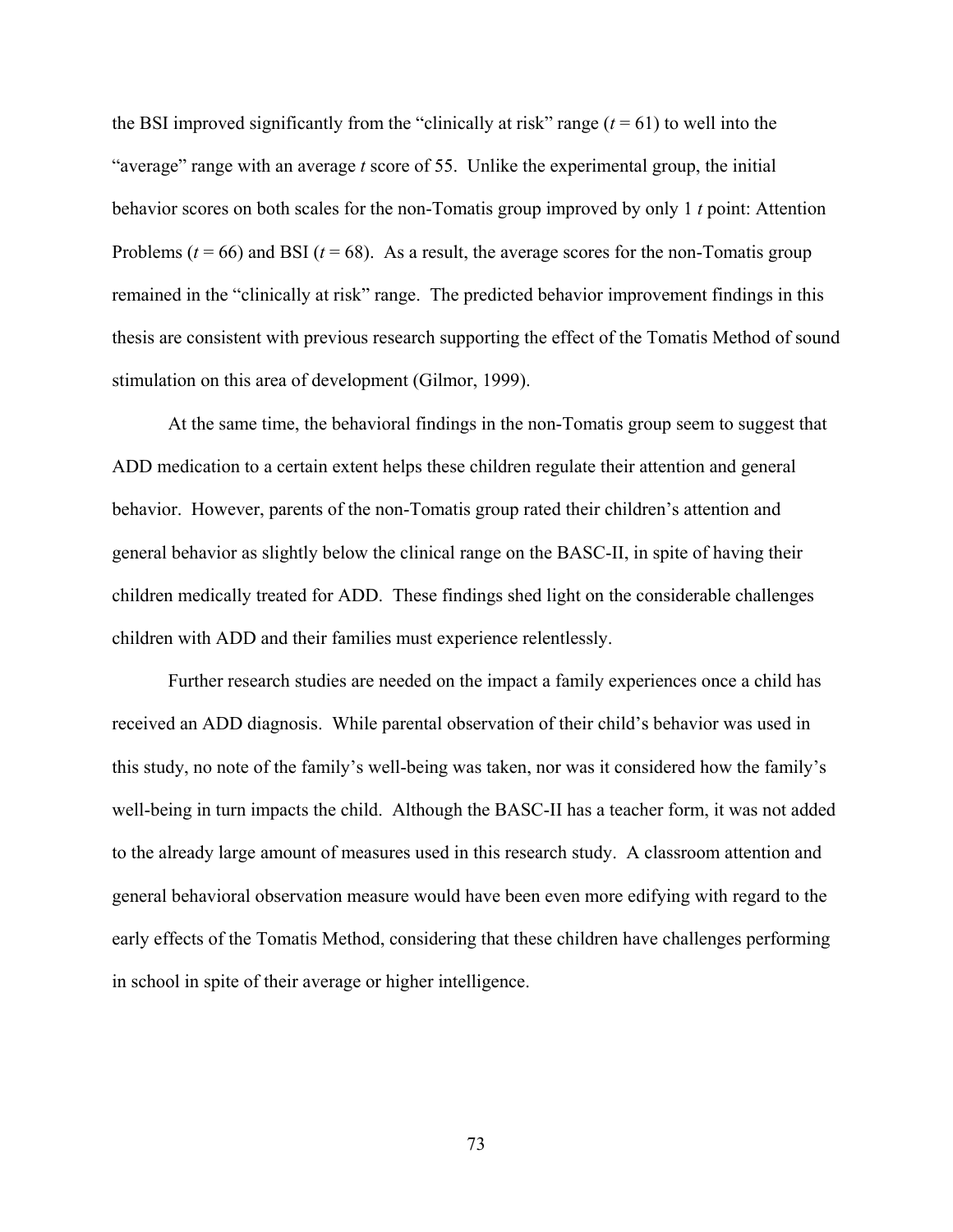the BSI improved significantly from the "clinically at risk" range ($t = 61$) to well into the "average" range with an average *t* score of 55. Unlike the experimental group, the initial behavior scores on both scales for the non-Tomatis group improved by only 1 *t* point: Attention Problems ($t = 66$) and BSI ($t = 68$). As a result, the average scores for the non-Tomatis group remained in the "clinically at risk" range. The predicted behavior improvement findings in this thesis are consistent with previous research supporting the effect of the Tomatis Method of sound stimulation on this area of development (Gilmor, 1999).

At the same time, the behavioral findings in the non-Tomatis group seem to suggest that ADD medication to a certain extent helps these children regulate their attention and general behavior. However, parents of the non-Tomatis group rated their children's attention and general behavior as slightly below the clinical range on the BASC-II, in spite of having their children medically treated for ADD. These findings shed light on the considerable challenges children with ADD and their families must experience relentlessly.

Further research studies are needed on the impact a family experiences once a child has received an ADD diagnosis. While parental observation of their child's behavior was used in this study, no note of the family's well-being was taken, nor was it considered how the family's well-being in turn impacts the child. Although the BASC-II has a teacher form, it was not added to the already large amount of measures used in this research study. A classroom attention and general behavioral observation measure would have been even more edifying with regard to the early effects of the Tomatis Method, considering that these children have challenges performing in school in spite of their average or higher intelligence.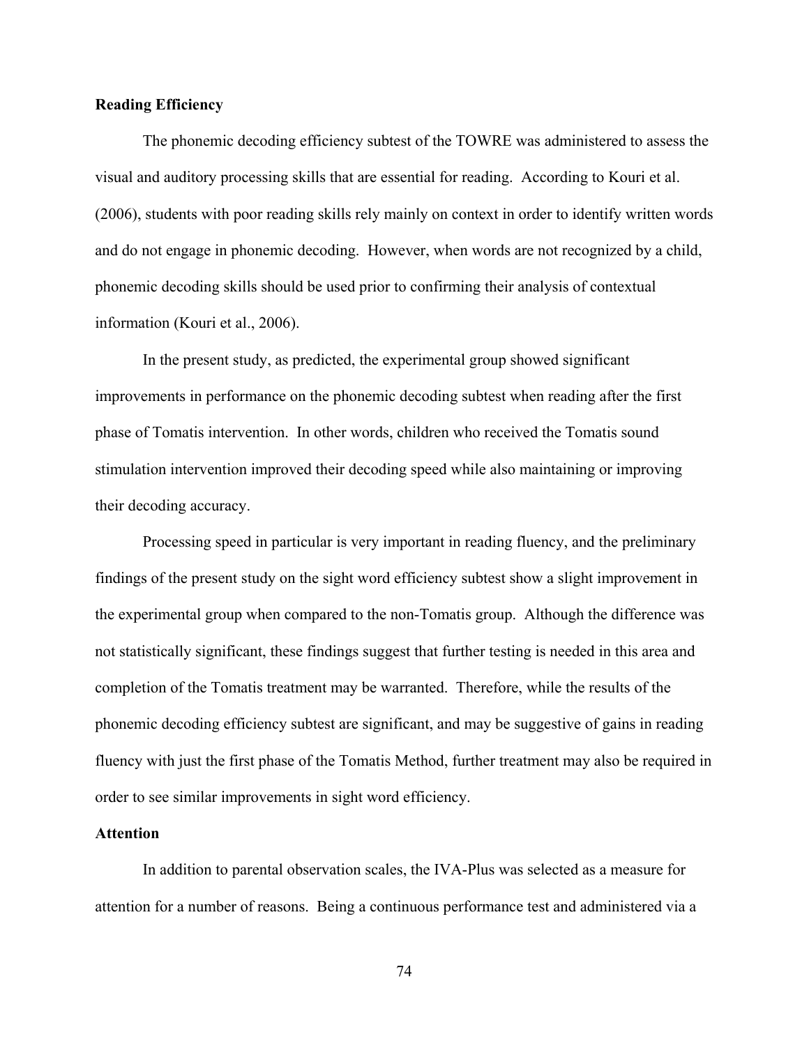**Reading Efficiency**

The phonemic decoding efficiency subtest of the TOWRE was administered to assess the visual and auditory processing skills that are essential for reading. According to Kouri et al. (2006), students with poor reading skills rely mainly on context in order to identify written words and do not engage in phonemic decoding. However, when words are not recognized by a child, phonemic decoding skills should be used prior to confirming their analysis of contextual information (Kouri et al., 2006).

In the present study, as predicted, the experimental group showed significant improvements in performance on the phonemic decoding subtest when reading after the first phase of Tomatis intervention. In other words, children who received the Tomatis sound stimulation intervention improved their decoding speed while also maintaining or improving their decoding accuracy.

Processing speed in particular is very important in reading fluency, and the preliminary findings of the present study on the sight word efficiency subtest show a slight improvement in the experimental group when compared to the non-Tomatis group. Although the difference was not statistically significant, these findings suggest that further testing is needed in this area and completion of the Tomatis treatment may be warranted. Therefore, while the results of the phonemic decoding efficiency subtest are significant, and may be suggestive of gains in reading fluency with just the first phase of the Tomatis Method, further treatment may also be required in order to see similar improvements in sight word efficiency.

**Attention**

In addition to parental observation scales, the IVA-Plus was selected as a measure for attention for a number of reasons. Being a continuous performance test and administered via a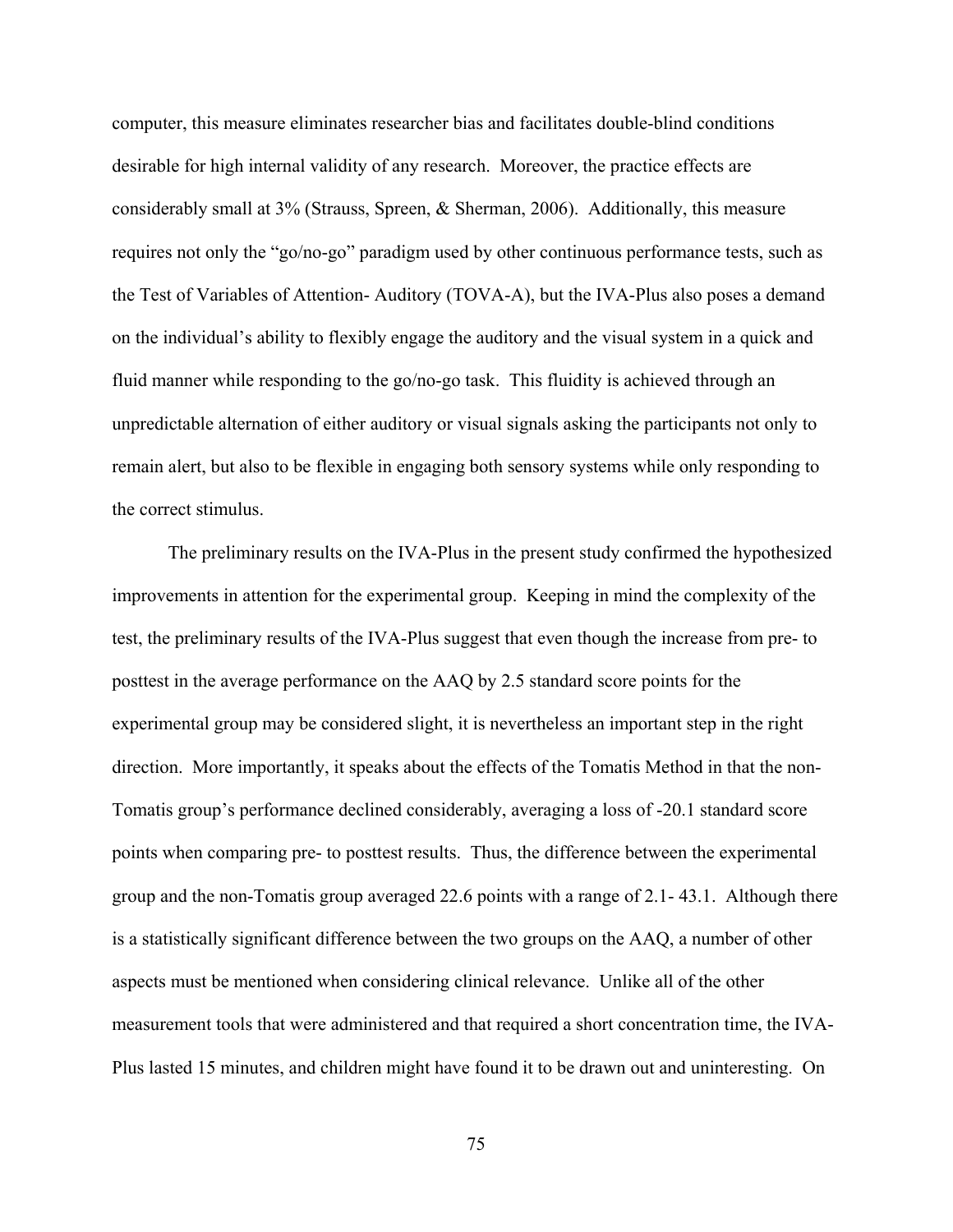computer, this measure eliminates researcher bias and facilitates double-blind conditions desirable for high internal validity of any research. Moreover, the practice effects are considerably small at 3% (Strauss, Spreen, & Sherman, 2006). Additionally, this measure requires not only the "go/no-go" paradigm used by other continuous performance tests, such as the Test of Variables of Attention- Auditory (TOVA-A), but the IVA-Plus also poses a demand on the individual's ability to flexibly engage the auditory and the visual system in a quick and fluid manner while responding to the go/no-go task. This fluidity is achieved through an unpredictable alternation of either auditory or visual signals asking the participants not only to remain alert, but also to be flexible in engaging both sensory systems while only responding to the correct stimulus.

The preliminary results on the IVA-Plus in the present study confirmed the hypothesized improvements in attention for the experimental group. Keeping in mind the complexity of the test, the preliminary results of the IVA-Plus suggest that even though the increase from pre- to posttest in the average performance on the AAQ by 2.5 standard score points for the experimental group may be considered slight, it is nevertheless an important step in the right direction. More importantly, it speaks about the effects of the Tomatis Method in that the non-Tomatis group's performance declined considerably, averaging a loss of -20.1 standard score points when comparing pre- to posttest results. Thus, the difference between the experimental group and the non-Tomatis group averaged 22.6 points with a range of 2.1- 43.1. Although there is a statistically significant difference between the two groups on the AAQ, a number of other aspects must be mentioned when considering clinical relevance. Unlike all of the other measurement tools that were administered and that required a short concentration time, the IVA-Plus lasted 15 minutes, and children might have found it to be drawn out and uninteresting. On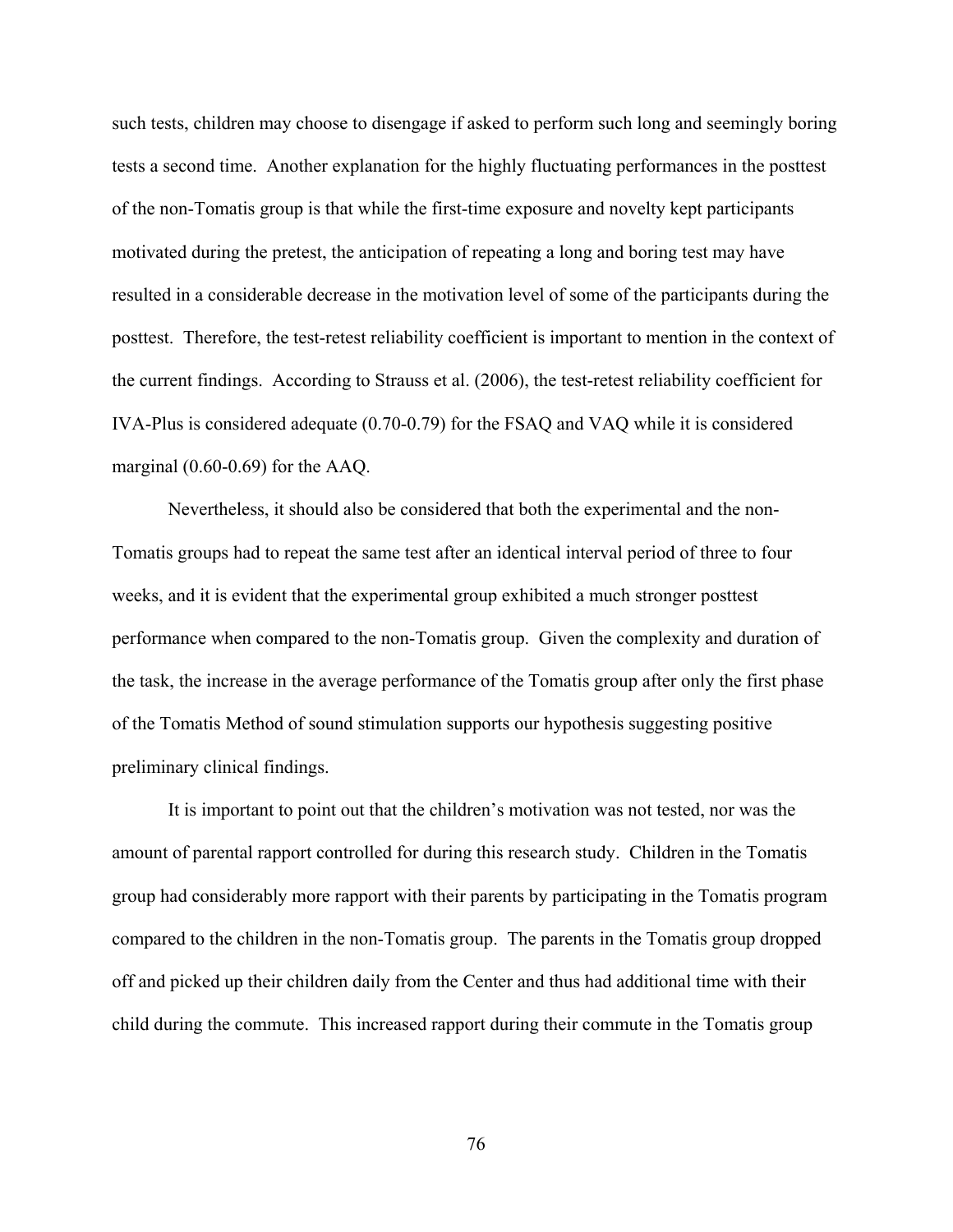such tests, children may choose to disengage if asked to perform such long and seemingly boring tests a second time. Another explanation for the highly fluctuating performances in the posttest of the non-Tomatis group is that while the first-time exposure and novelty kept participants motivated during the pretest, the anticipation of repeating a long and boring test may have resulted in a considerable decrease in the motivation level of some of the participants during the posttest. Therefore, the test-retest reliability coefficient is important to mention in the context of the current findings. According to Strauss et al. (2006), the test-retest reliability coefficient for IVA-Plus is considered adequate (0.70-0.79) for the FSAQ and VAQ while it is considered marginal (0.60-0.69) for the AAQ.

Nevertheless, it should also be considered that both the experimental and the non-Tomatis groups had to repeat the same test after an identical interval period of three to four weeks, and it is evident that the experimental group exhibited a much stronger posttest performance when compared to the non-Tomatis group. Given the complexity and duration of the task, the increase in the average performance of the Tomatis group after only the first phase of the Tomatis Method of sound stimulation supports our hypothesis suggesting positive preliminary clinical findings.

It is important to point out that the children's motivation was not tested, nor was the amount of parental rapport controlled for during this research study. Children in the Tomatis group had considerably more rapport with their parents by participating in the Tomatis program compared to the children in the non-Tomatis group. The parents in the Tomatis group dropped off and picked up their children daily from the Center and thus had additional time with their child during the commute. This increased rapport during their commute in the Tomatis group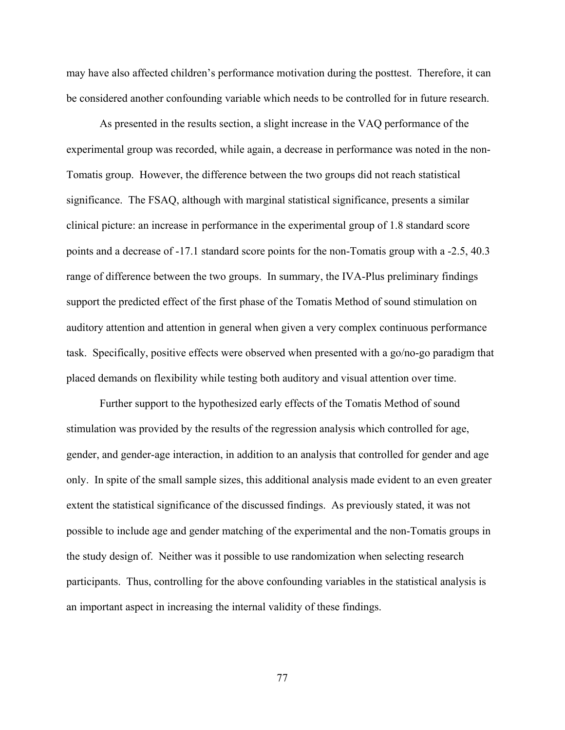may have also affected children's performance motivation during the posttest. Therefore, it can be considered another confounding variable which needs to be controlled for in future research.

As presented in the results section, a slight increase in the VAQ performance of the experimental group was recorded, while again, a decrease in performance was noted in the non-Tomatis group. However, the difference between the two groups did not reach statistical significance. The FSAQ, although with marginal statistical significance, presents a similar clinical picture: an increase in performance in the experimental group of 1.8 standard score points and a decrease of -17.1 standard score points for the non-Tomatis group with a -2.5, 40.3 range of difference between the two groups. In summary, the IVA-Plus preliminary findings support the predicted effect of the first phase of the Tomatis Method of sound stimulation on auditory attention and attention in general when given a very complex continuous performance task. Specifically, positive effects were observed when presented with a go/no-go paradigm that placed demands on flexibility while testing both auditory and visual attention over time.

Further support to the hypothesized early effects of the Tomatis Method of sound stimulation was provided by the results of the regression analysis which controlled for age, gender, and gender-age interaction, in addition to an analysis that controlled for gender and age only. In spite of the small sample sizes, this additional analysis made evident to an even greater extent the statistical significance of the discussed findings. As previously stated, it was not possible to include age and gender matching of the experimental and the non-Tomatis groups in the study design of. Neither was it possible to use randomization when selecting research participants. Thus, controlling for the above confounding variables in the statistical analysis is an important aspect in increasing the internal validity of these findings.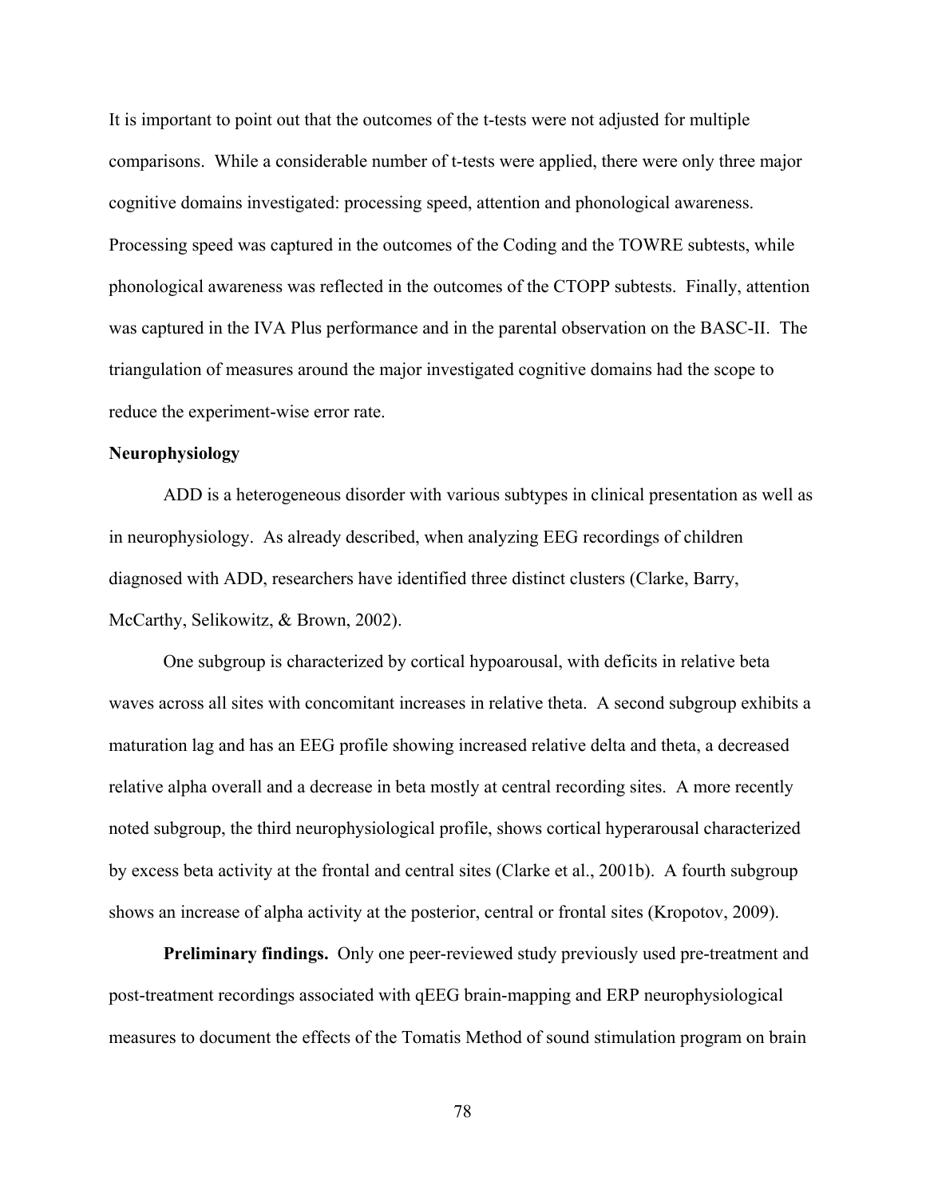It is important to point out that the outcomes of the t-tests were not adjusted for multiple comparisons. While a considerable number of t-tests were applied, there were only three major cognitive domains investigated: processing speed, attention and phonological awareness. Processing speed was captured in the outcomes of the Coding and the TOWRE subtests, while phonological awareness was reflected in the outcomes of the CTOPP subtests. Finally, attention was captured in the IVA Plus performance and in the parental observation on the BASC-II. The triangulation of measures around the major investigated cognitive domains had the scope to reduce the experiment-wise error rate.

**Neurophysiology**

ADD is a heterogeneous disorder with various subtypes in clinical presentation as well as in neurophysiology. As already described, when analyzing EEG recordings of children diagnosed with ADD, researchers have identified three distinct clusters (Clarke, Barry, McCarthy, Selikowitz, & Brown, 2002).

One subgroup is characterized by cortical hypoarousal, with deficits in relative beta waves across all sites with concomitant increases in relative theta. A second subgroup exhibits a maturation lag and has an EEG profile showing increased relative delta and theta, a decreased relative alpha overall and a decrease in beta mostly at central recording sites. A more recently noted subgroup, the third neurophysiological profile, shows cortical hyperarousal characterized by excess beta activity at the frontal and central sites (Clarke et al., 2001b). A fourth subgroup shows an increase of alpha activity at the posterior, central or frontal sites (Kropotov, 2009).

**Preliminary findings.** Only one peer-reviewed study previously used pre-treatment and post-treatment recordings associated with qEEG brain-mapping and ERP neurophysiological measures to document the effects of the Tomatis Method of sound stimulation program on brain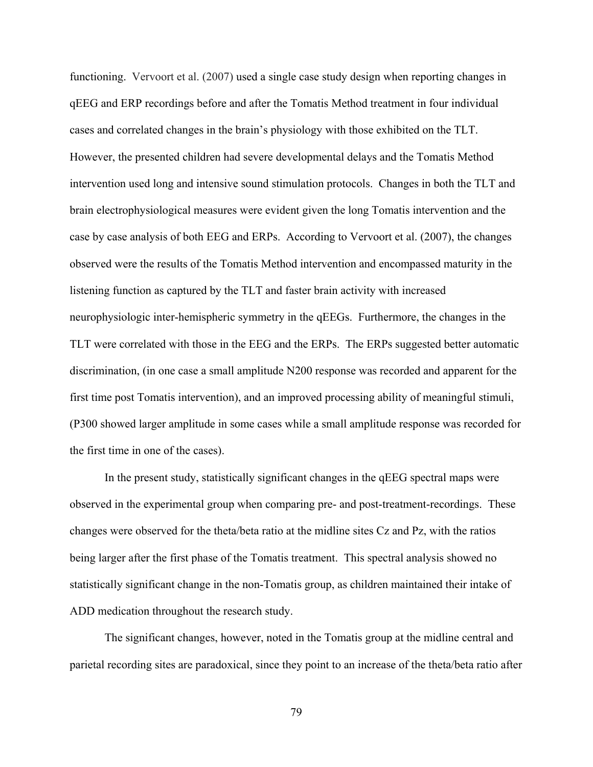functioning. Vervoort et al. (2007) used a single case study design when reporting changes in qEEG and ERP recordings before and after the Tomatis Method treatment in four individual cases and correlated changes in the brain's physiology with those exhibited on the TLT. However, the presented children had severe developmental delays and the Tomatis Method intervention used long and intensive sound stimulation protocols. Changes in both the TLT and brain electrophysiological measures were evident given the long Tomatis intervention and the case by case analysis of both EEG and ERPs. According to Vervoort et al. (2007), the changes observed were the results of the Tomatis Method intervention and encompassed maturity in the listening function as captured by the TLT and faster brain activity with increased neurophysiologic inter-hemispheric symmetry in the qEEGs. Furthermore, the changes in the TLT were correlated with those in the EEG and the ERPs. The ERPs suggested better automatic discrimination, (in one case a small amplitude N200 response was recorded and apparent for the first time post Tomatis intervention), and an improved processing ability of meaningful stimuli, (P300 showed larger amplitude in some cases while a small amplitude response was recorded for the first time in one of the cases).

In the present study, statistically significant changes in the qEEG spectral maps were observed in the experimental group when comparing pre- and post-treatment-recordings. These changes were observed for the theta/beta ratio at the midline sites Cz and Pz, with the ratios being larger after the first phase of the Tomatis treatment. This spectral analysis showed no statistically significant change in the non-Tomatis group, as children maintained their intake of ADD medication throughout the research study.

The significant changes, however, noted in the Tomatis group at the midline central and parietal recording sites are paradoxical, since they point to an increase of the theta/beta ratio after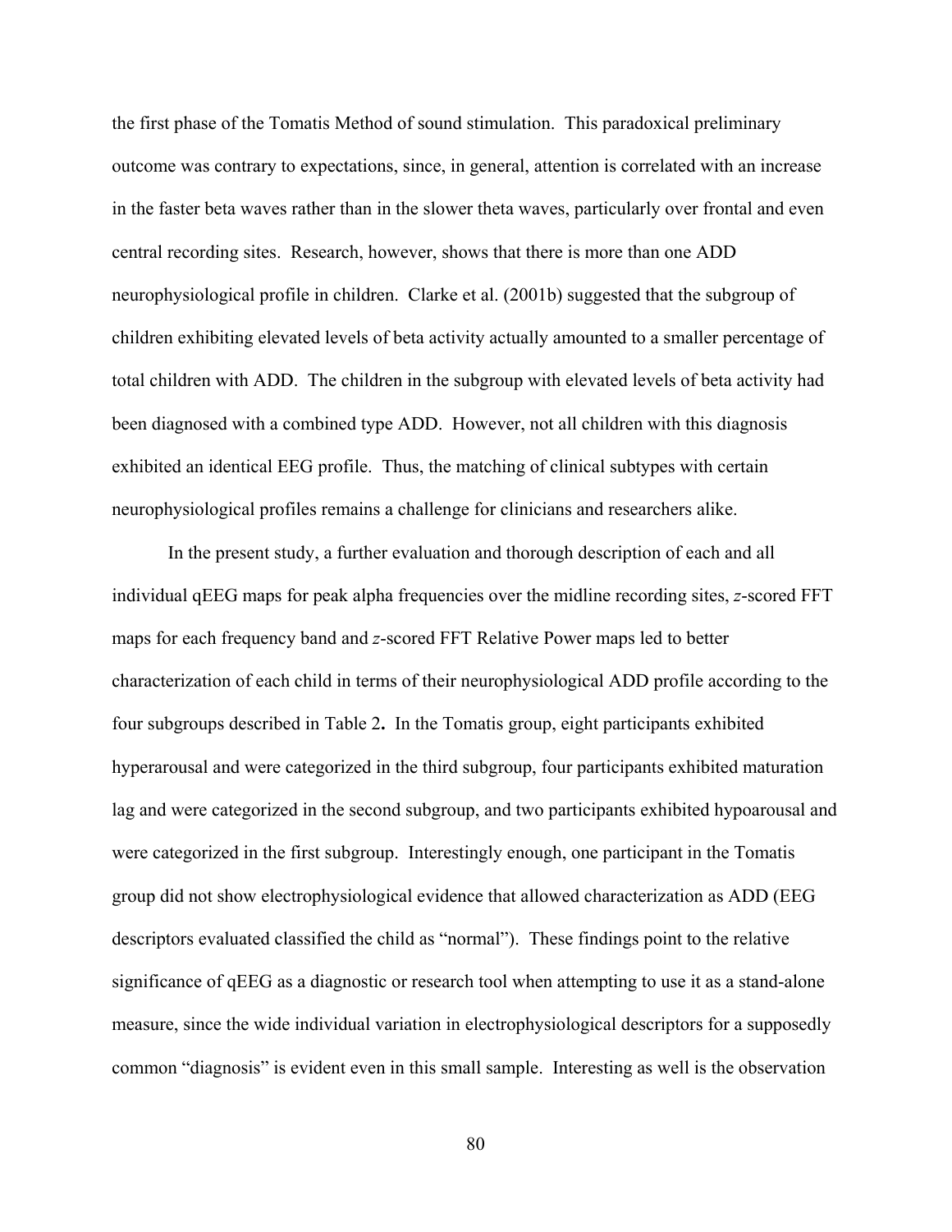the first phase of the Tomatis Method of sound stimulation. This paradoxical preliminary outcome was contrary to expectations, since, in general, attention is correlated with an increase in the faster beta waves rather than in the slower theta waves, particularly over frontal and even central recording sites. Research, however, shows that there is more than one ADD neurophysiological profile in children. Clarke et al. (2001b) suggested that the subgroup of children exhibiting elevated levels of beta activity actually amounted to a smaller percentage of total children with ADD. The children in the subgroup with elevated levels of beta activity had been diagnosed with a combined type ADD. However, not all children with this diagnosis exhibited an identical EEG profile. Thus, the matching of clinical subtypes with certain neurophysiological profiles remains a challenge for clinicians and researchers alike.

In the present study, a further evaluation and thorough description of each and all individual qEEG maps for peak alpha frequencies over the midline recording sites, *z*-scored FFT maps for each frequency band and *z*-scored FFT Relative Power maps led to better characterization of each child in terms of their neurophysiological ADD profile according to the four subgroups described in Table 2**.** In the Tomatis group, eight participants exhibited hyperarousal and were categorized in the third subgroup, four participants exhibited maturation lag and were categorized in the second subgroup, and two participants exhibited hypoarousal and were categorized in the first subgroup. Interestingly enough, one participant in the Tomatis group did not show electrophysiological evidence that allowed characterization as ADD (EEG descriptors evaluated classified the child as "normal"). These findings point to the relative significance of qEEG as a diagnostic or research tool when attempting to use it as a stand-alone measure, since the wide individual variation in electrophysiological descriptors for a supposedly common "diagnosis" is evident even in this small sample. Interesting as well is the observation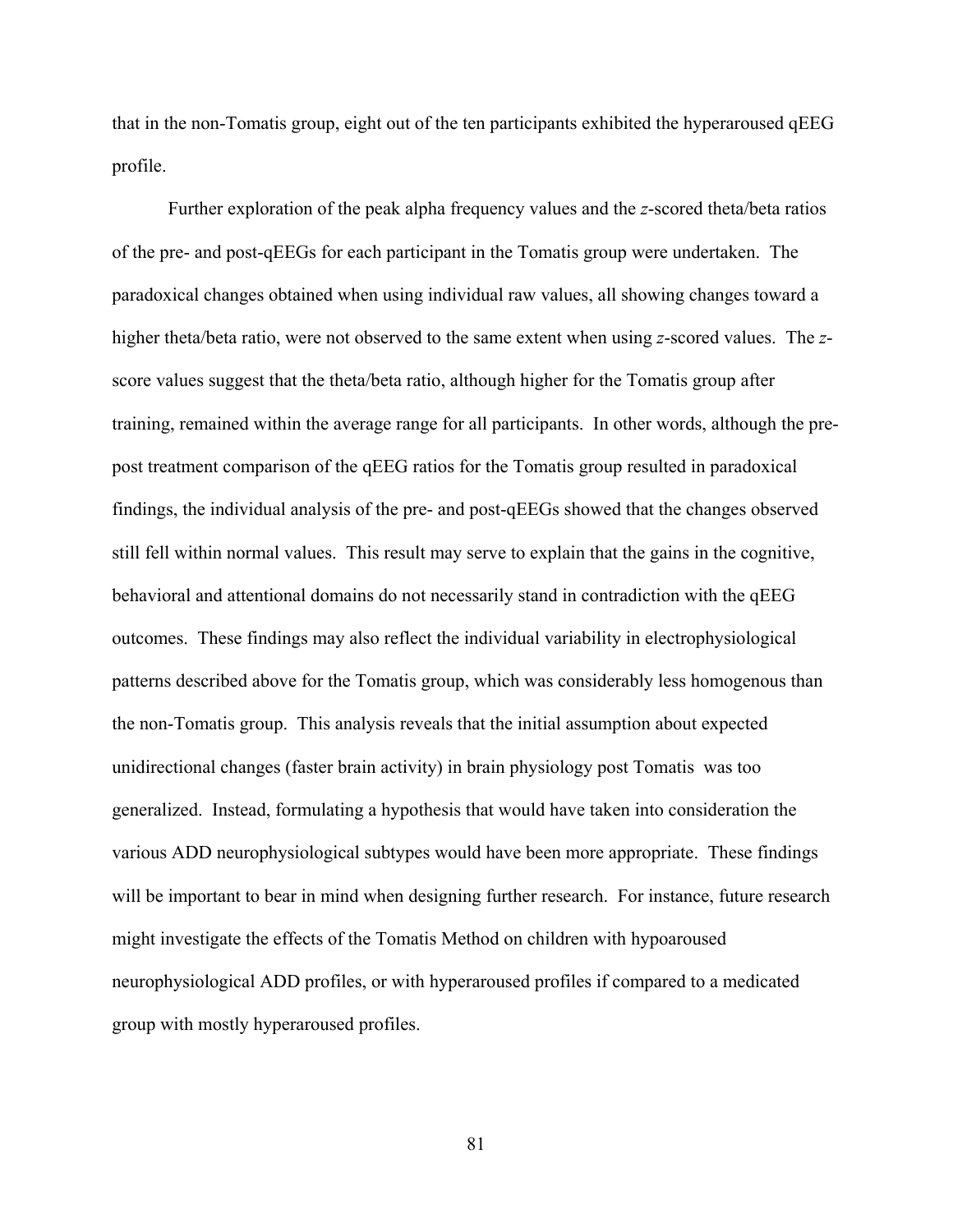that in the non-Tomatis group, eight out of the ten participants exhibited the hyperaroused qEEG profile.

Further exploration of the peak alpha frequency values and the *z*-scored theta/beta ratios of the pre- and post-qEEGs for each participant in the Tomatis group were undertaken. The paradoxical changes obtained when using individual raw values, all showing changes toward a higher theta/beta ratio, were not observed to the same extent when using *z*-scored values. The *z*-score values suggest that the theta/beta ratio, although higher for the Tomatis group after training, remained within the average range for all participants. In other words, although the pre-post treatment comparison of the qEEG ratios for the Tomatis group resulted in paradoxical findings, the individual analysis of the pre- and post-qEEGs showed that the changes observed still fell within normal values. This result may serve to explain that the gains in the cognitive, behavioral and attentional domains do not necessarily stand in contradiction with the qEEG outcomes. These findings may also reflect the individual variability in electrophysiological patterns described above for the Tomatis group, which was considerably less homogenous than the non-Tomatis group. This analysis reveals that the initial assumption about expected unidirectional changes (faster brain activity) in brain physiology post Tomatis was too generalized. Instead, formulating a hypothesis that would have taken into consideration the various ADD neurophysiological subtypes would have been more appropriate. These findings will be important to bear in mind when designing further research. For instance, future research might investigate the effects of the Tomatis Method on children with hypoaroused neurophysiological ADD profiles, or with hyperaroused profiles if compared to a medicated group with mostly hyperaroused profiles.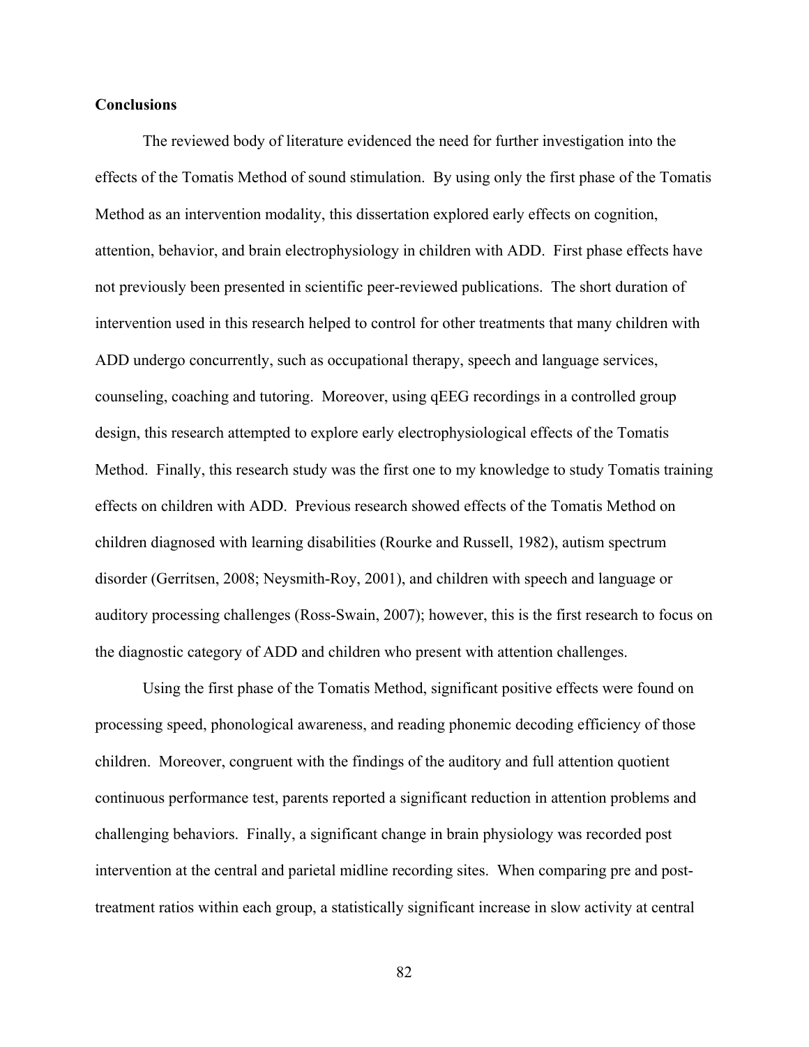**Conclusions**

The reviewed body of literature evidenced the need for further investigation into the effects of the Tomatis Method of sound stimulation. By using only the first phase of the Tomatis Method as an intervention modality, this dissertation explored early effects on cognition, attention, behavior, and brain electrophysiology in children with ADD. First phase effects have not previously been presented in scientific peer-reviewed publications. The short duration of intervention used in this research helped to control for other treatments that many children with ADD undergo concurrently, such as occupational therapy, speech and language services, counseling, coaching and tutoring. Moreover, using qEEG recordings in a controlled group design, this research attempted to explore early electrophysiological effects of the Tomatis Method. Finally, this research study was the first one to my knowledge to study Tomatis training effects on children with ADD. Previous research showed effects of the Tomatis Method on children diagnosed with learning disabilities (Rourke and Russell, 1982), autism spectrum disorder (Gerritsen, 2008; Neysmith-Roy, 2001), and children with speech and language or auditory processing challenges (Ross-Swain, 2007); however, this is the first research to focus on the diagnostic category of ADD and children who present with attention challenges.

Using the first phase of the Tomatis Method, significant positive effects were found on processing speed, phonological awareness, and reading phonemic decoding efficiency of those children. Moreover, congruent with the findings of the auditory and full attention quotient continuous performance test, parents reported a significant reduction in attention problems and challenging behaviors. Finally, a significant change in brain physiology was recorded post intervention at the central and parietal midline recording sites. When comparing pre and post-treatment ratios within each group, a statistically significant increase in slow activity at central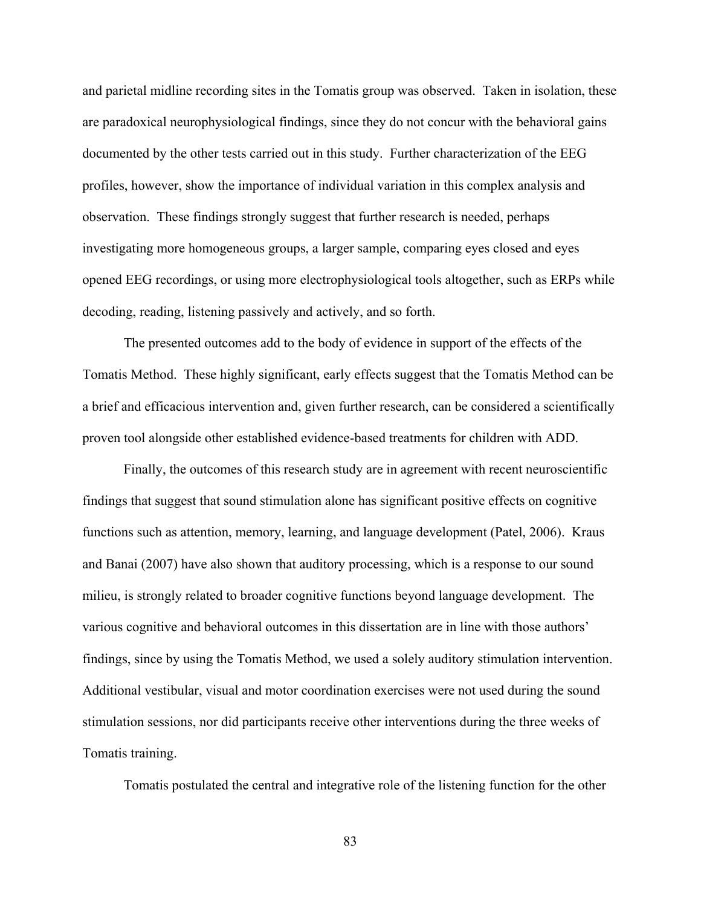and parietal midline recording sites in the Tomatis group was observed. Taken in isolation, these are paradoxical neurophysiological findings, since they do not concur with the behavioral gains documented by the other tests carried out in this study. Further characterization of the EEG profiles, however, show the importance of individual variation in this complex analysis and observation. These findings strongly suggest that further research is needed, perhaps investigating more homogeneous groups, a larger sample, comparing eyes closed and eyes opened EEG recordings, or using more electrophysiological tools altogether, such as ERPs while decoding, reading, listening passively and actively, and so forth.

The presented outcomes add to the body of evidence in support of the effects of the Tomatis Method. These highly significant, early effects suggest that the Tomatis Method can be a brief and efficacious intervention and, given further research, can be considered a scientifically proven tool alongside other established evidence-based treatments for children with ADD.

Finally, the outcomes of this research study are in agreement with recent neuroscientific findings that suggest that sound stimulation alone has significant positive effects on cognitive functions such as attention, memory, learning, and language development (Patel, 2006). Kraus and Banai (2007) have also shown that auditory processing, which is a response to our sound milieu, is strongly related to broader cognitive functions beyond language development. The various cognitive and behavioral outcomes in this dissertation are in line with those authors' findings, since by using the Tomatis Method, we used a solely auditory stimulation intervention. Additional vestibular, visual and motor coordination exercises were not used during the sound stimulation sessions, nor did participants receive other interventions during the three weeks of Tomatis training.

Tomatis postulated the central and integrative role of the listening function for the other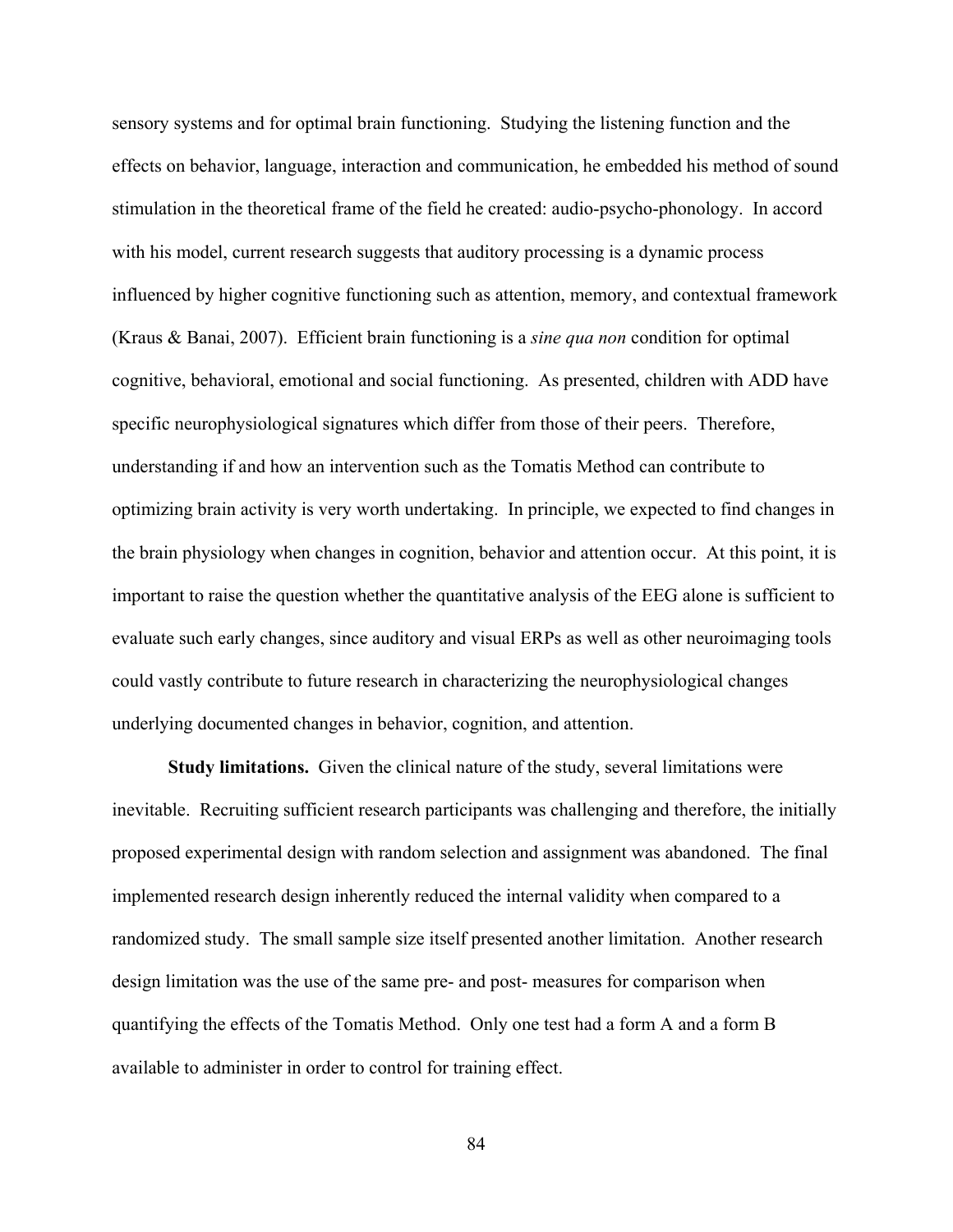sensory systems and for optimal brain functioning. Studying the listening function and the effects on behavior, language, interaction and communication, he embedded his method of sound stimulation in the theoretical frame of the field he created: audio-psycho-phonology. In accord with his model, current research suggests that auditory processing is a dynamic process influenced by higher cognitive functioning such as attention, memory, and contextual framework (Kraus & Banai, 2007). Efficient brain functioning is a *sine qua non* condition for optimal cognitive, behavioral, emotional and social functioning. As presented, children with ADD have specific neurophysiological signatures which differ from those of their peers. Therefore, understanding if and how an intervention such as the Tomatis Method can contribute to optimizing brain activity is very worth undertaking. In principle, we expected to find changes in the brain physiology when changes in cognition, behavior and attention occur. At this point, it is important to raise the question whether the quantitative analysis of the EEG alone is sufficient to evaluate such early changes, since auditory and visual ERPs as well as other neuroimaging tools could vastly contribute to future research in characterizing the neurophysiological changes underlying documented changes in behavior, cognition, and attention.

**Study limitations.** Given the clinical nature of the study, several limitations were inevitable. Recruiting sufficient research participants was challenging and therefore, the initially proposed experimental design with random selection and assignment was abandoned. The final implemented research design inherently reduced the internal validity when compared to a randomized study. The small sample size itself presented another limitation. Another research design limitation was the use of the same pre- and post- measures for comparison when quantifying the effects of the Tomatis Method. Only one test had a form A and a form B available to administer in order to control for training effect.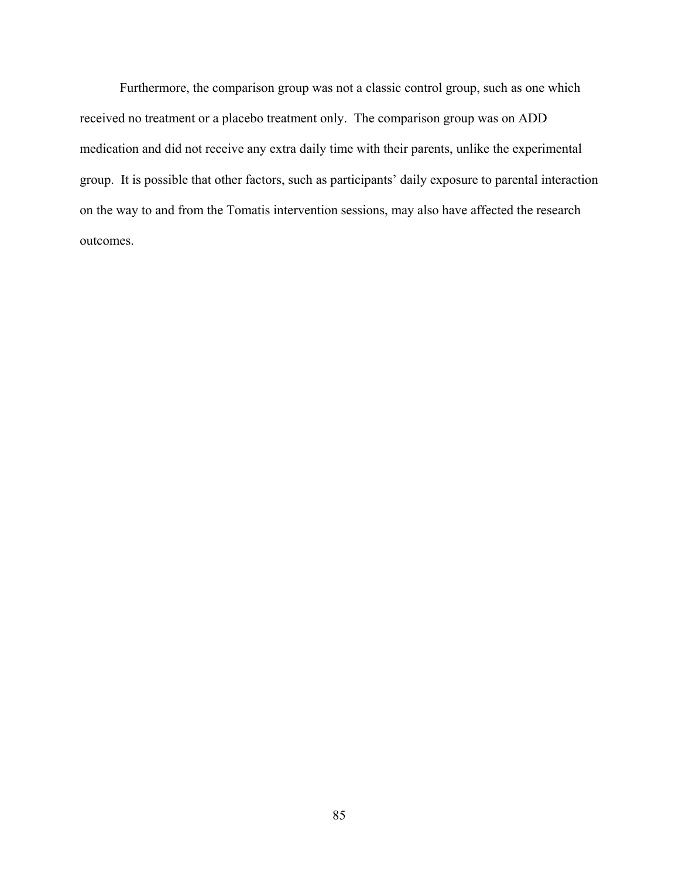Furthermore, the comparison group was not a classic control group, such as one which received no treatment or a placebo treatment only. The comparison group was on ADD medication and did not receive any extra daily time with their parents, unlike the experimental group. It is possible that other factors, such as participants' daily exposure to parental interaction on the way to and from the Tomatis intervention sessions, may also have affected the research outcomes.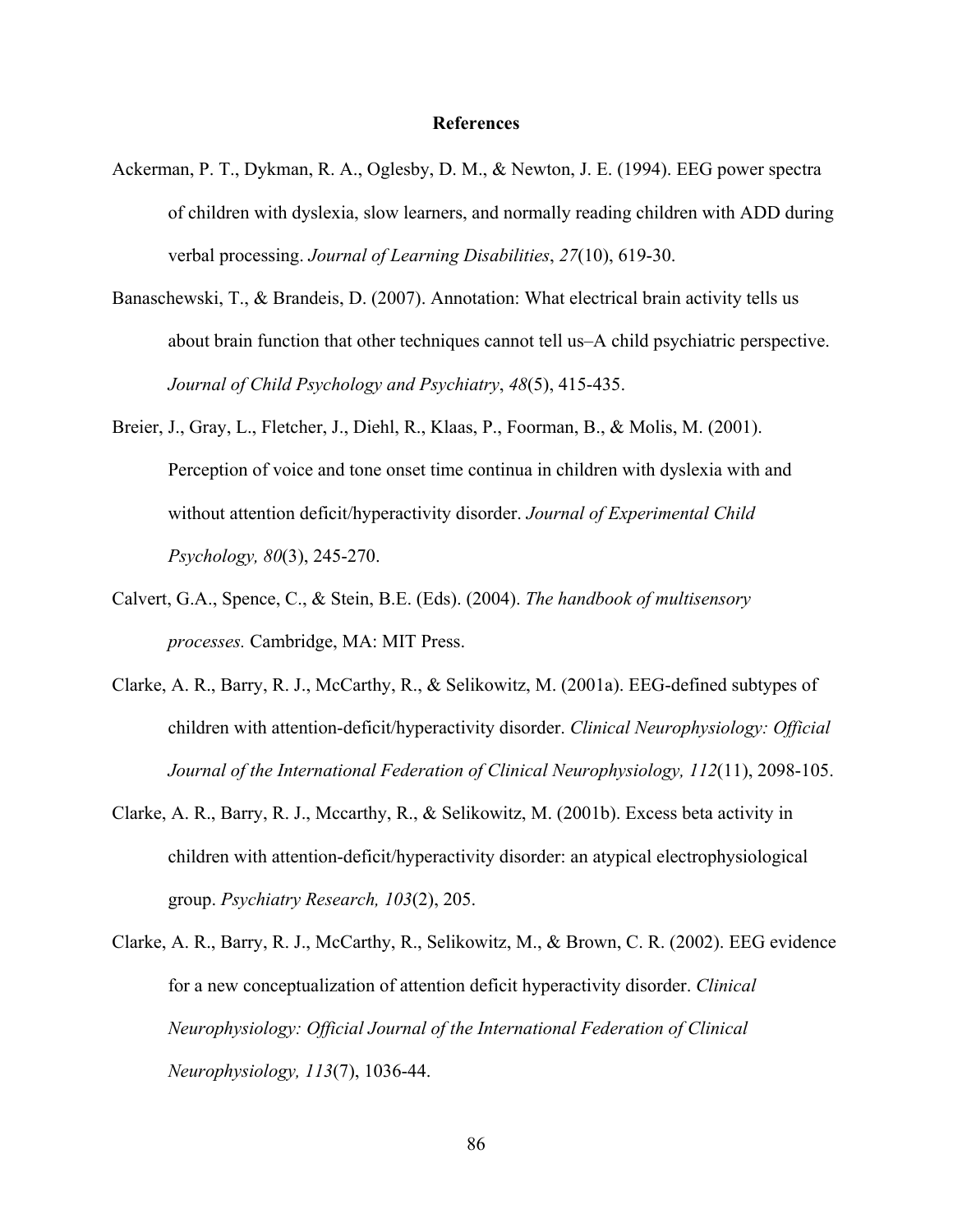# References

Ackerman, P. T., Dykman, R. A., Oglesby, D. M., & Newton, J. E. (1994). EEG power spectra of children with dyslexia, slow learners, and normally reading children with ADD during verbal processing. *Journal of Learning Disabilities*, *27*(10), 619-30.

Banaschewski, T., & Brandeis, D. (2007). Annotation: What electrical brain activity tells us about brain function that other techniques cannot tell us–A child psychiatric perspective. *Journal of Child Psychology and Psychiatry*, *48*(5), 415-435.

Breier, J., Gray, L., Fletcher, J., Diehl, R., Klaas, P., Foorman, B., & Molis, M. (2001). Perception of voice and tone onset time continua in children with dyslexia with and without attention deficit/hyperactivity disorder. *Journal of Experimental Child Psychology, 80*(3), 245-270.

Calvert, G.A., Spence, C., & Stein, B.E. (Eds). (2004). *The handbook of multisensory processes.* Cambridge, MA: MIT Press.

Clarke, A. R., Barry, R. J., McCarthy, R., & Selikowitz, M. (2001a). EEG-defined subtypes of children with attention-deficit/hyperactivity disorder. *Clinical Neurophysiology: Official Journal of the International Federation of Clinical Neurophysiology, 112*(11), 2098-105.

Clarke, A. R., Barry, R. J., Mccarthy, R., & Selikowitz, M. (2001b). Excess beta activity in children with attention-deficit/hyperactivity disorder: an atypical electrophysiological group. *Psychiatry Research, 103*(2), 205.

Clarke, A. R., Barry, R. J., McCarthy, R., Selikowitz, M., & Brown, C. R. (2002). EEG evidence for a new conceptualization of attention deficit hyperactivity disorder. *Clinical Neurophysiology: Official Journal of the International Federation of Clinical Neurophysiology, 113*(7), 1036-44.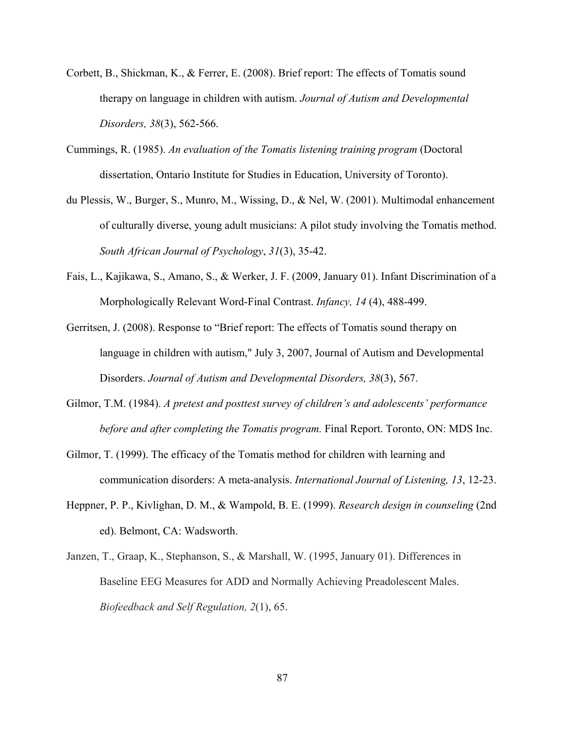Corbett, B., Shickman, K., & Ferrer, E. (2008). Brief report: The effects of Tomatis sound therapy on language in children with autism. *Journal of Autism and Developmental Disorders, 38*(3), 562-566.

Cummings, R. (1985). *An evaluation of the Tomatis listening training program* (Doctoral dissertation, Ontario Institute for Studies in Education, University of Toronto).

du Plessis, W., Burger, S., Munro, M., Wissing, D., & Nel, W. (2001). Multimodal enhancement of culturally diverse, young adult musicians: A pilot study involving the Tomatis method. *South African Journal of Psychology*, *31*(3), 35-42.

Fais, L., Kajikawa, S., Amano, S., & Werker, J. F. (2009, January 01). Infant Discrimination of a Morphologically Relevant Word-Final Contrast. *Infancy, 14* (4), 488-499.

Gerritsen, J. (2008). Response to "Brief report: The effects of Tomatis sound therapy on language in children with autism," July 3, 2007, Journal of Autism and Developmental Disorders. *Journal of Autism and Developmental Disorders, 38*(3), 567.

Gilmor, T.M. (1984). *A pretest and posttest survey of children's and adolescents' performance before and after completing the Tomatis program.* Final Report. Toronto, ON: MDS Inc.

Gilmor, T. (1999). The efficacy of the Tomatis method for children with learning and communication disorders: A meta-analysis. *International Journal of Listening, 13*, 12-23.

Heppner, P. P., Kivlighan, D. M., & Wampold, B. E. (1999). *Research design in counseling* (2nd ed). Belmont, CA: Wadsworth.

Janzen, T., Graap, K., Stephanson, S., & Marshall, W. (1995, January 01). Differences in Baseline EEG Measures for ADD and Normally Achieving Preadolescent Males. *Biofeedback and Self Regulation, 2*(1), 65.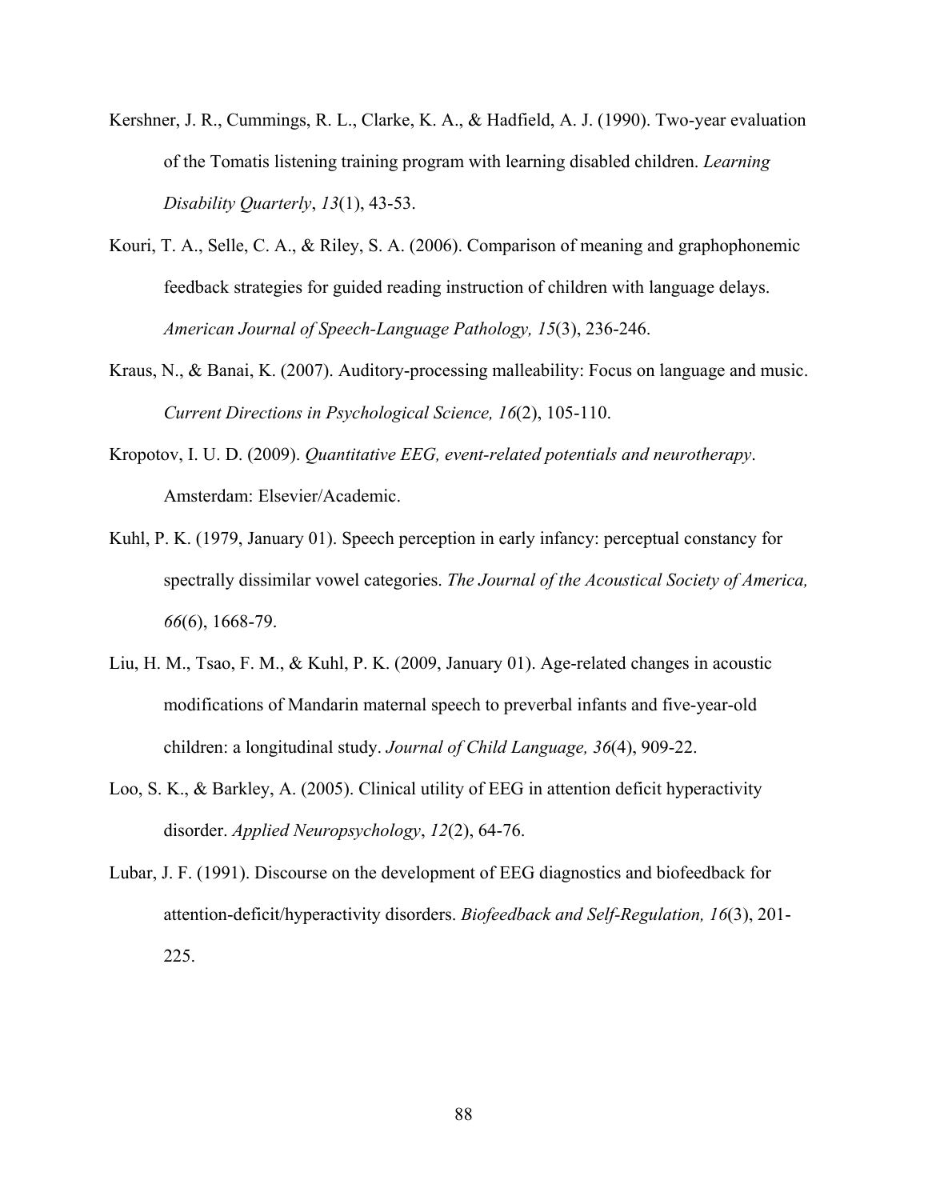Kershner, J. R., Cummings, R. L., Clarke, K. A., & Hadfield, A. J. (1990). Two-year evaluation of the Tomatis listening training program with learning disabled children. *Learning Disability Quarterly*, *13*(1), 43-53.

Kouri, T. A., Selle, C. A., & Riley, S. A. (2006). Comparison of meaning and graphophonemic feedback strategies for guided reading instruction of children with language delays. *American Journal of Speech-Language Pathology, 15*(3), 236-246.

Kraus, N., & Banai, K. (2007). Auditory-processing malleability: Focus on language and music. *Current Directions in Psychological Science, 16*(2), 105-110.

Kropotov, I. U. D. (2009). *Quantitative EEG, event-related potentials and neurotherapy*. Amsterdam: Elsevier/Academic.

Kuhl, P. K. (1979, January 01). Speech perception in early infancy: perceptual constancy for spectrally dissimilar vowel categories. *The Journal of the Acoustical Society of America, 66*(6), 1668-79.

Liu, H. M., Tsao, F. M., & Kuhl, P. K. (2009, January 01). Age-related changes in acoustic modifications of Mandarin maternal speech to preverbal infants and five-year-old children: a longitudinal study. *Journal of Child Language, 36*(4), 909-22.

Loo, S. K., & Barkley, A. (2005). Clinical utility of EEG in attention deficit hyperactivity disorder. *Applied Neuropsychology*, *12*(2), 64-76.

Lubar, J. F. (1991). Discourse on the development of EEG diagnostics and biofeedback for attention-deficit/hyperactivity disorders. *Biofeedback and Self-Regulation, 16*(3), 201-225.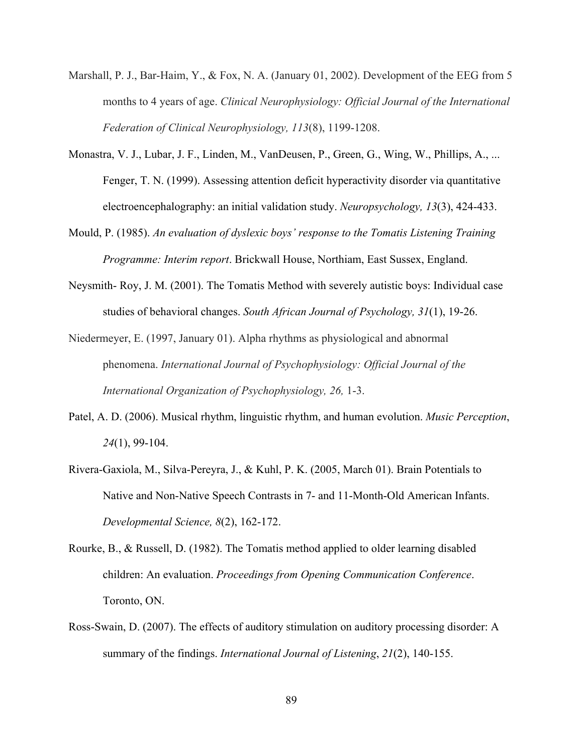Marshall, P. J., Bar-Haim, Y., & Fox, N. A. (January 01, 2002). Development of the EEG from 5 months to 4 years of age. *Clinical Neurophysiology: Official Journal of the International Federation of Clinical Neurophysiology, 113*(8), 1199-1208.

Monastra, V. J., Lubar, J. F., Linden, M., VanDeusen, P., Green, G., Wing, W., Phillips, A., ... Fenger, T. N. (1999). Assessing attention deficit hyperactivity disorder via quantitative electroencephalography: an initial validation study. *Neuropsychology, 13*(3), 424-433.

Mould, P. (1985). *An evaluation of dyslexic boys' response to the Tomatis Listening Training Programme: Interim report*. Brickwall House, Northiam, East Sussex, England.

Neysmith- Roy, J. M. (2001). The Tomatis Method with severely autistic boys: Individual case studies of behavioral changes. *South African Journal of Psychology, 31*(1), 19-26.

Niedermeyer, E. (1997, January 01). Alpha rhythms as physiological and abnormal phenomena. *International Journal of Psychophysiology: Official Journal of the International Organization of Psychophysiology, 26,* 1-3.

Patel, A. D. (2006). Musical rhythm, linguistic rhythm, and human evolution. *Music Perception*, *24*(1), 99-104.

Rivera-Gaxiola, M., Silva-Pereyra, J., & Kuhl, P. K. (2005, March 01). Brain Potentials to Native and Non-Native Speech Contrasts in 7- and 11-Month-Old American Infants. *Developmental Science, 8*(2), 162-172.

Rourke, B., & Russell, D. (1982). The Tomatis method applied to older learning disabled children: An evaluation. *Proceedings from Opening Communication Conference*. Toronto, ON.

Ross-Swain, D. (2007). The effects of auditory stimulation on auditory processing disorder: A summary of the findings. *International Journal of Listening*, *21*(2), 140-155.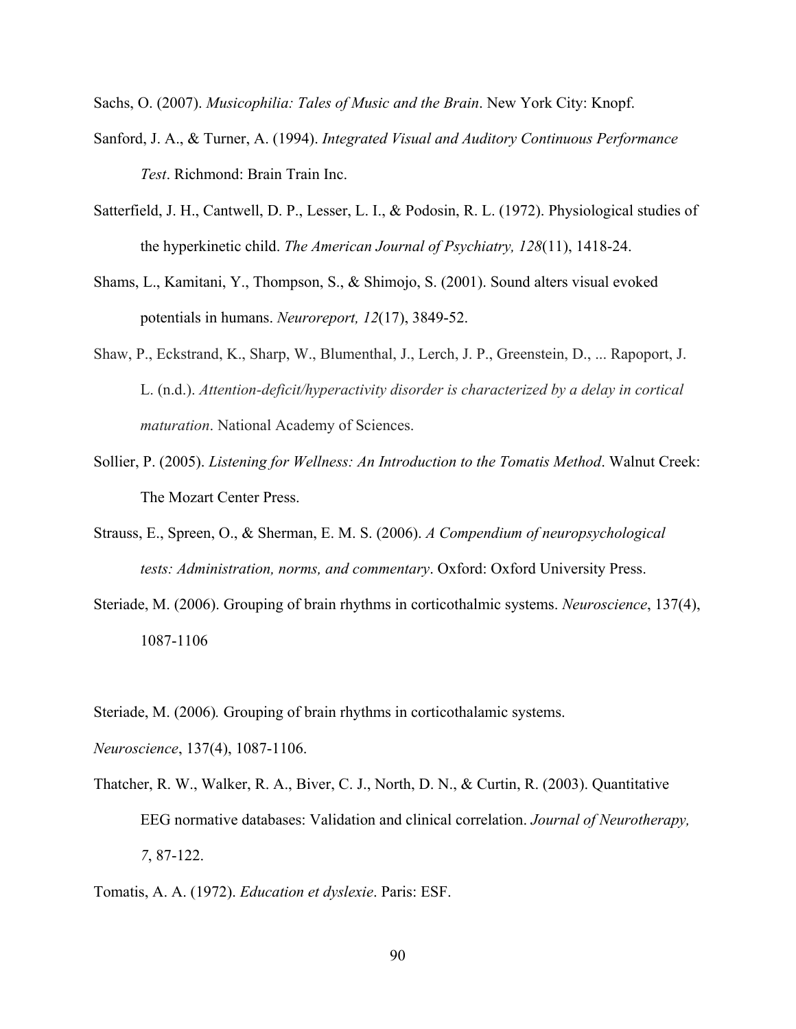Sachs, O. (2007). *Musicophilia: Tales of Music and the Brain*. New York City: Knopf.

Sanford, J. A., & Turner, A. (1994). *Integrated Visual and Auditory Continuous Performance Test*. Richmond: Brain Train Inc.

Satterfield, J. H., Cantwell, D. P., Lesser, L. I., & Podosin, R. L. (1972). Physiological studies of the hyperkinetic child. *The American Journal of Psychiatry, 128*(11), 1418-24.

Shams, L., Kamitani, Y., Thompson, S., & Shimojo, S. (2001). Sound alters visual evoked potentials in humans. *Neuroreport, 12*(17), 3849-52.

Shaw, P., Eckstrand, K., Sharp, W., Blumenthal, J., Lerch, J. P., Greenstein, D., ... Rapoport, J. L. (n.d.). *Attention-deficit/hyperactivity disorder is characterized by a delay in cortical maturation*. National Academy of Sciences.

Sollier, P. (2005). *Listening for Wellness: An Introduction to the Tomatis Method*. Walnut Creek: The Mozart Center Press.

Strauss, E., Spreen, O., & Sherman, E. M. S. (2006). *A Compendium of neuropsychological tests: Administration, norms, and commentary*. Oxford: Oxford University Press.

Steriade, M. (2006). Grouping of brain rhythms in corticothalmic systems. *Neuroscience*, 137(4), 1087-1106

Steriade, M. (2006). Grouping of brain rhythms in corticothalamic systems. *Neuroscience*, 137(4), 1087-1106.

Thatcher, R. W., Walker, R. A., Biver, C. J., North, D. N., & Curtin, R. (2003). Quantitative EEG normative databases: Validation and clinical correlation. *Journal of Neurotherapy, 7*, 87-122.

Tomatis, A. A. (1972). *Education et dyslexie*. Paris: ESF.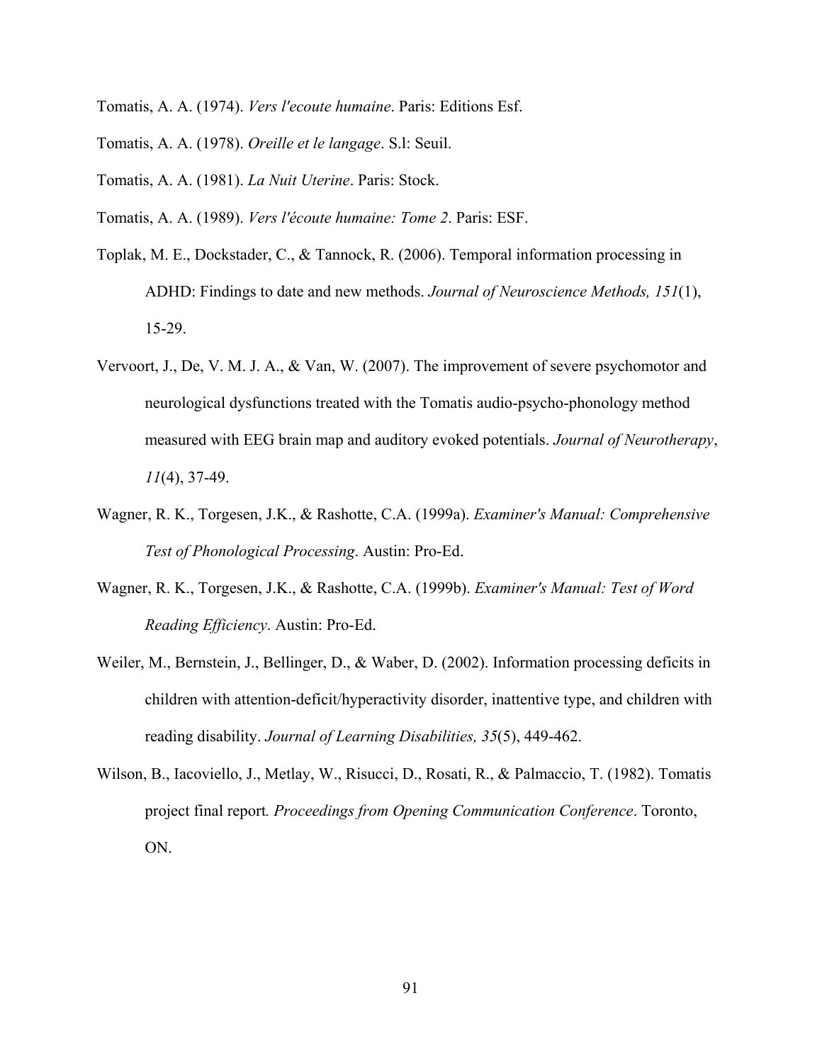Tomatis, A. A. (1974). *Vers l'ecoute humaine*. Paris: Editions Esf.

Tomatis, A. A. (1978). *Oreille et le langage*. S.l: Seuil.

Tomatis, A. A. (1981). *La Nuit Uterine*. Paris: Stock.

Tomatis, A. A. (1989). *Vers l'écoute humaine: Tome 2*. Paris: ESF.

Toplak, M. E., Dockstader, C., & Tannock, R. (2006). Temporal information processing in ADHD: Findings to date and new methods. *Journal of Neuroscience Methods, 151*(1), 15-29.

Vervoort, J., De, V. M. J. A., & Van, W. (2007). The improvement of severe psychomotor and neurological dysfunctions treated with the Tomatis audio-psycho-phonology method measured with EEG brain map and auditory evoked potentials. *Journal of Neurotherapy*, *11*(4), 37-49.

Wagner, R. K., Torgesen, J.K., & Rashotte, C.A. (1999a). *Examiner's Manual: Comprehensive Test of Phonological Processing*. Austin: Pro-Ed.

Wagner, R. K., Torgesen, J.K., & Rashotte, C.A. (1999b). *Examiner's Manual: Test of Word Reading Efficiency*. Austin: Pro-Ed.

Weiler, M., Bernstein, J., Bellinger, D., & Waber, D. (2002). Information processing deficits in children with attention-deficit/hyperactivity disorder, inattentive type, and children with reading disability. *Journal of Learning Disabilities, 35*(5), 449-462.

Wilson, B., Iacoviello, J., Metlay, W., Risucci, D., Rosati, R., & Palmaccio, T. (1982). Tomatis project final report*. Proceedings from Opening Communication Conference*. Toronto, ON.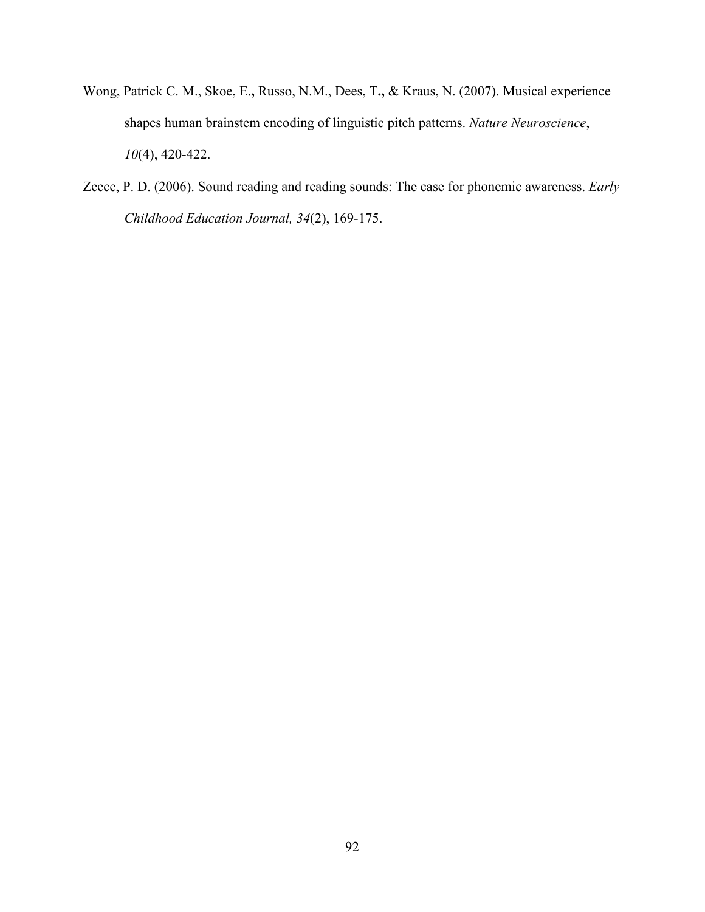Wong, Patrick C. M., Skoe, E.**,** Russo, N.M., Dees, T**.,** & Kraus, N. (2007). Musical experience shapes human brainstem encoding of linguistic pitch patterns. *Nature Neuroscience*, *10*(4), 420-422.

Zeece, P. D. (2006). Sound reading and reading sounds: The case for phonemic awareness. *Early Childhood Education Journal, 34*(2), 169-175.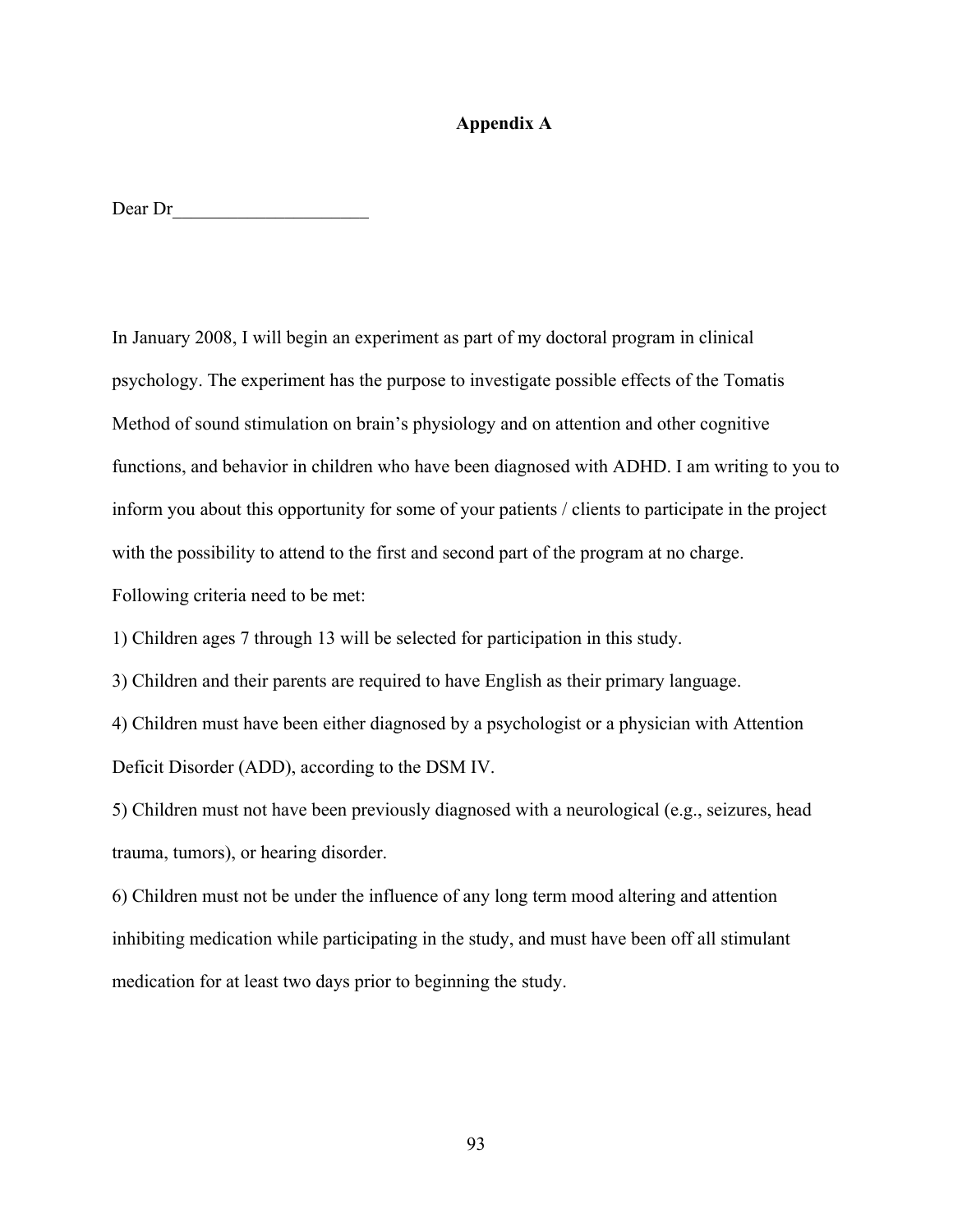# Appendix A

Dear Dr_____________________

In January 2008, I will begin an experiment as part of my doctoral program in clinical psychology. The experiment has the purpose to investigate possible effects of the Tomatis Method of sound stimulation on brain's physiology and on attention and other cognitive functions, and behavior in children who have been diagnosed with ADHD. I am writing to you to inform you about this opportunity for some of your patients / clients to participate in the project with the possibility to attend to the first and second part of the program at no charge.

Following criteria need to be met:

1) Children ages 7 through 13 will be selected for participation in this study.

3) Children and their parents are required to have English as their primary language.

4) Children must have been either diagnosed by a psychologist or a physician with Attention Deficit Disorder (ADD), according to the DSM IV.

5) Children must not have been previously diagnosed with a neurological (e.g., seizures, head trauma, tumors), or hearing disorder.

6) Children must not be under the influence of any long term mood altering and attention inhibiting medication while participating in the study, and must have been off all stimulant medication for at least two days prior to beginning the study.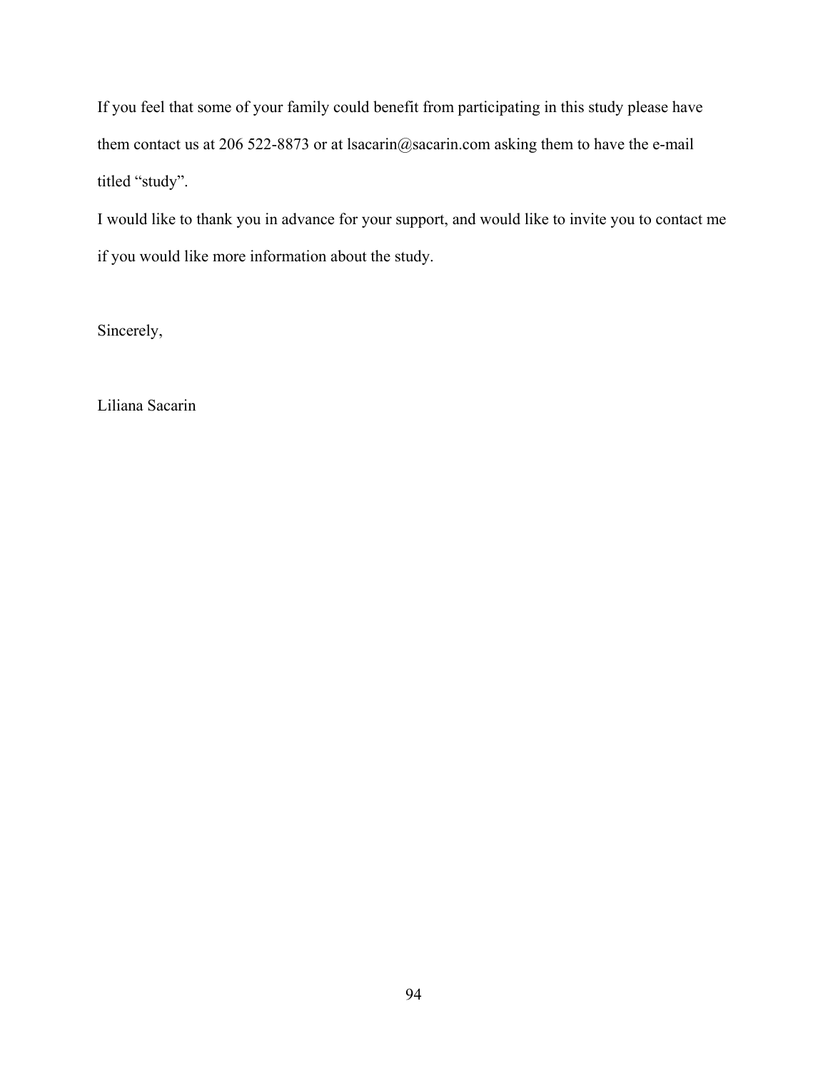If you feel that some of your family could benefit from participating in this study please have them contact us at 206 522-8873 or at lsacarin@sacarin.com asking them to have the e-mail titled "study".

I would like to thank you in advance for your support, and would like to invite you to contact me if you would like more information about the study.

Sincerely,

Liliana Sacarin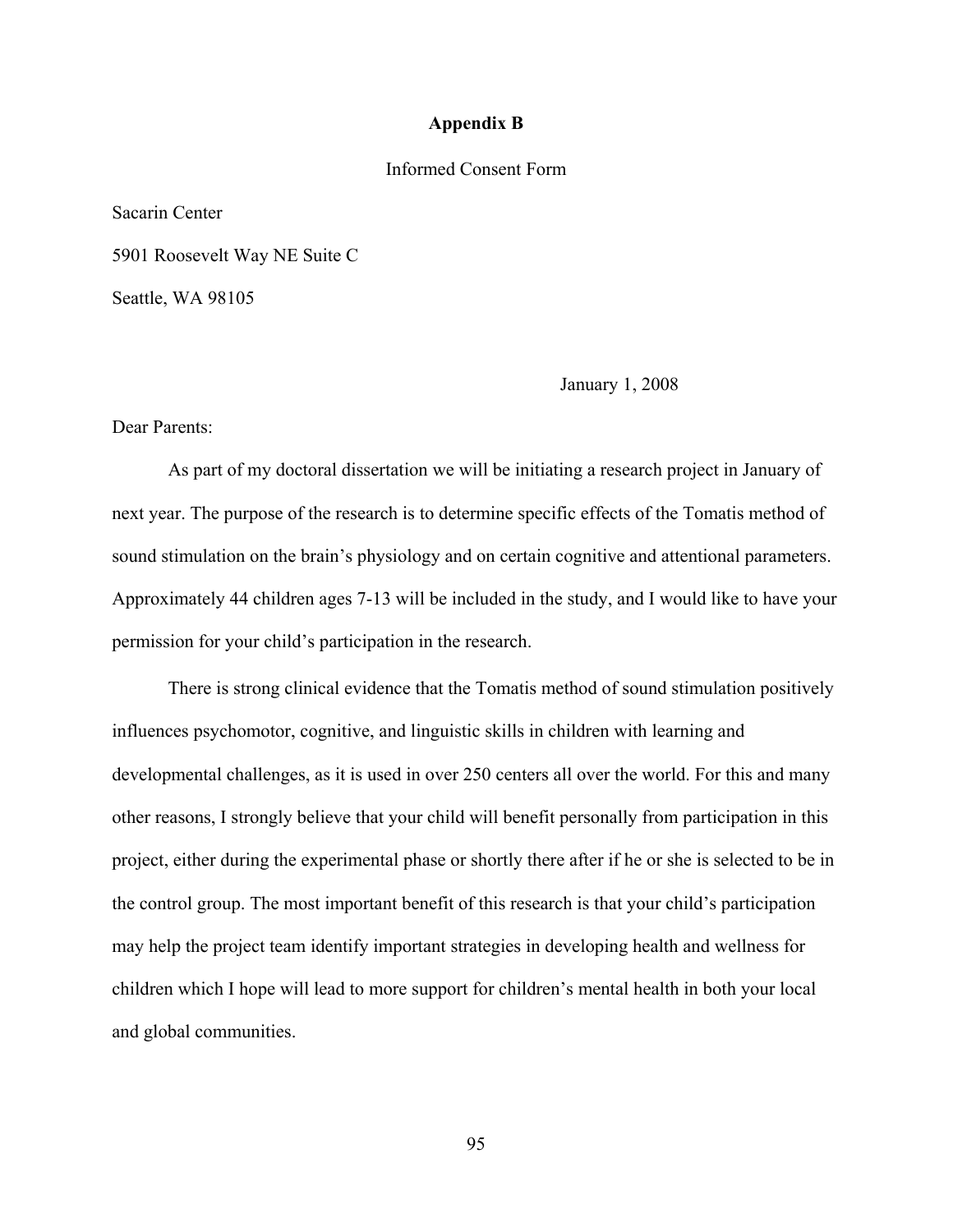## Appendix B

Informed Consent Form

Sacarin Center

5901 Roosevelt Way NE Suite C

Seattle, WA 98105

January 1, 2008

Dear Parents:

As part of my doctoral dissertation we will be initiating a research project in January of next year. The purpose of the research is to determine specific effects of the Tomatis method of sound stimulation on the brain's physiology and on certain cognitive and attentional parameters. Approximately 44 children ages 7-13 will be included in the study, and I would like to have your permission for your child's participation in the research.

There is strong clinical evidence that the Tomatis method of sound stimulation positively influences psychomotor, cognitive, and linguistic skills in children with learning and developmental challenges, as it is used in over 250 centers all over the world. For this and many other reasons, I strongly believe that your child will benefit personally from participation in this project, either during the experimental phase or shortly there after if he or she is selected to be in the control group. The most important benefit of this research is that your child's participation may help the project team identify important strategies in developing health and wellness for children which I hope will lead to more support for children's mental health in both your local and global communities.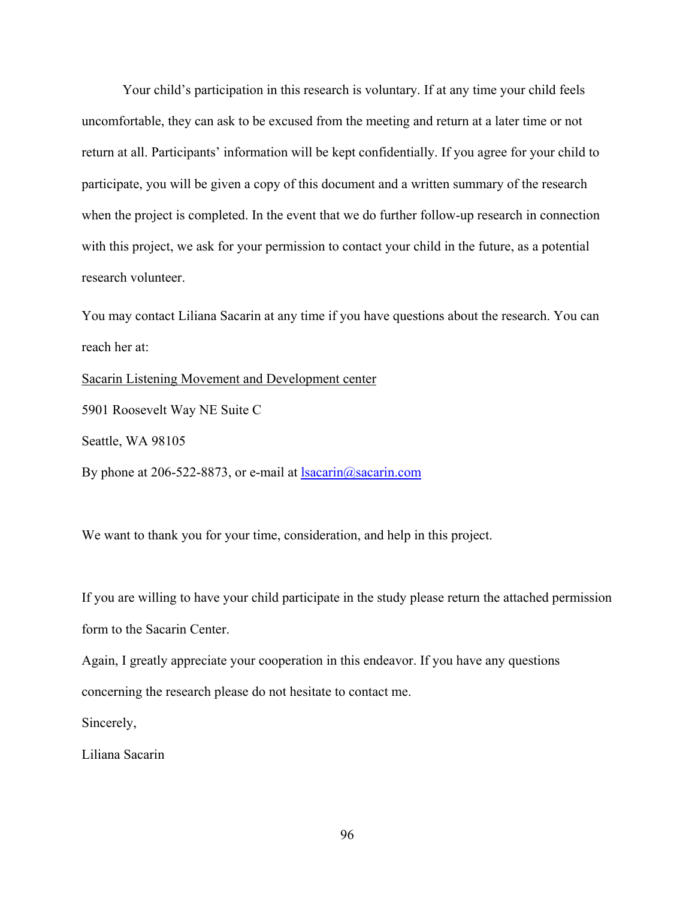Your child's participation in this research is voluntary. If at any time your child feels uncomfortable, they can ask to be excused from the meeting and return at a later time or not return at all. Participants' information will be kept confidentially. If you agree for your child to participate, you will be given a copy of this document and a written summary of the research when the project is completed. In the event that we do further follow-up research in connection with this project, we ask for your permission to contact your child in the future, as a potential research volunteer.

You may contact Liliana Sacarin at any time if you have questions about the research. You can reach her at:

Sacarin Listening Movement and Development center

5901 Roosevelt Way NE Suite C

Seattle, WA 98105

By phone at 206-522-8873, or e-mail at lsacarin@sacarin.com

We want to thank you for your time, consideration, and help in this project.

If you are willing to have your child participate in the study please return the attached permission form to the Sacarin Center.

Again, I greatly appreciate your cooperation in this endeavor. If you have any questions concerning the research please do not hesitate to contact me.

Sincerely,

Liliana Sacarin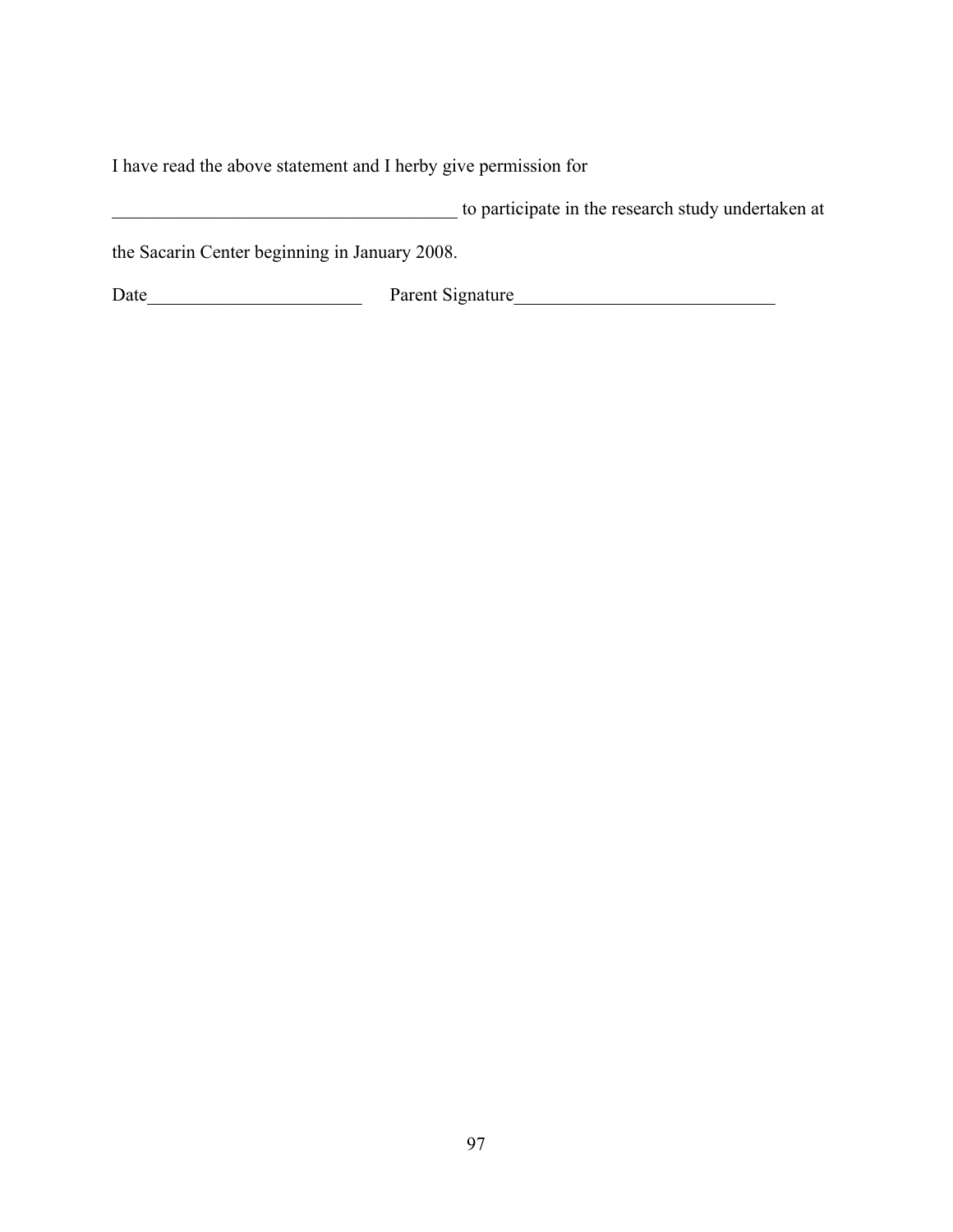I have read the above statement and I herby give permission for

_____________________________________ to participate in the research study undertaken at

the Sacarin Center beginning in January 2008.

Date_______________________ Parent Signature____________________________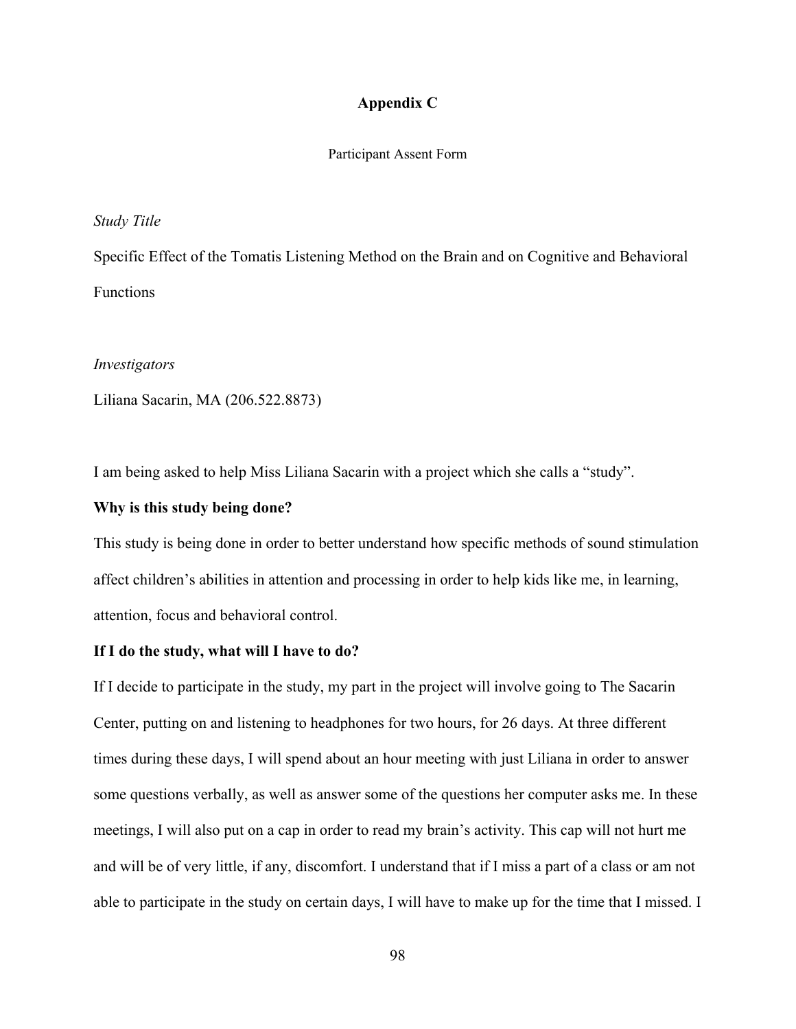## Appendix C

Participant Assent Form

*Study Title*

Specific Effect of the Tomatis Listening Method on the Brain and on Cognitive and Behavioral Functions

*Investigators*

Liliana Sacarin, MA (206.522.8873)

I am being asked to help Miss Liliana Sacarin with a project which she calls a "study".

**Why is this study being done?**

This study is being done in order to better understand how specific methods of sound stimulation affect children's abilities in attention and processing in order to help kids like me, in learning, attention, focus and behavioral control.

**If I do the study, what will I have to do?**

If I decide to participate in the study, my part in the project will involve going to The Sacarin Center, putting on and listening to headphones for two hours, for 26 days. At three different times during these days, I will spend about an hour meeting with just Liliana in order to answer some questions verbally, as well as answer some of the questions her computer asks me. In these meetings, I will also put on a cap in order to read my brain's activity. This cap will not hurt me and will be of very little, if any, discomfort. I understand that if I miss a part of a class or am not able to participate in the study on certain days, I will have to make up for the time that I missed. I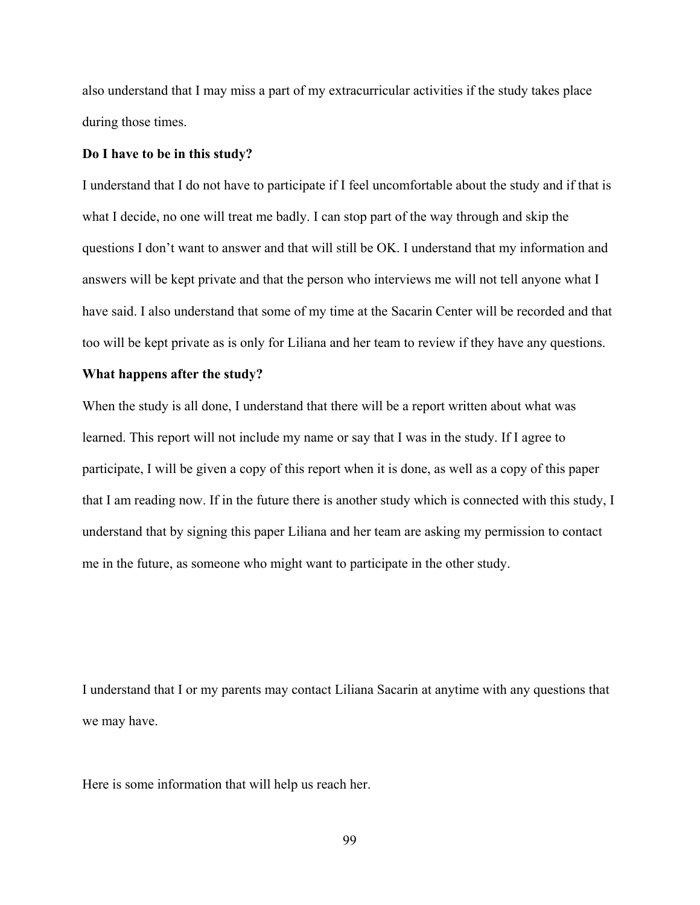also understand that I may miss a part of my extracurricular activities if the study takes place during those times.

**Do I have to be in this study?**

I understand that I do not have to participate if I feel uncomfortable about the study and if that is what I decide, no one will treat me badly. I can stop part of the way through and skip the questions I don't want to answer and that will still be OK. I understand that my information and answers will be kept private and that the person who interviews me will not tell anyone what I have said. I also understand that some of my time at the Sacarin Center will be recorded and that too will be kept private as is only for Liliana and her team to review if they have any questions.

**What happens after the study?**

When the study is all done, I understand that there will be a report written about what was learned. This report will not include my name or say that I was in the study. If I agree to participate, I will be given a copy of this report when it is done, as well as a copy of this paper that I am reading now. If in the future there is another study which is connected with this study, I understand that by signing this paper Liliana and her team are asking my permission to contact me in the future, as someone who might want to participate in the other study.

I understand that I or my parents may contact Liliana Sacarin at anytime with any questions that we may have.

Here is some information that will help us reach her.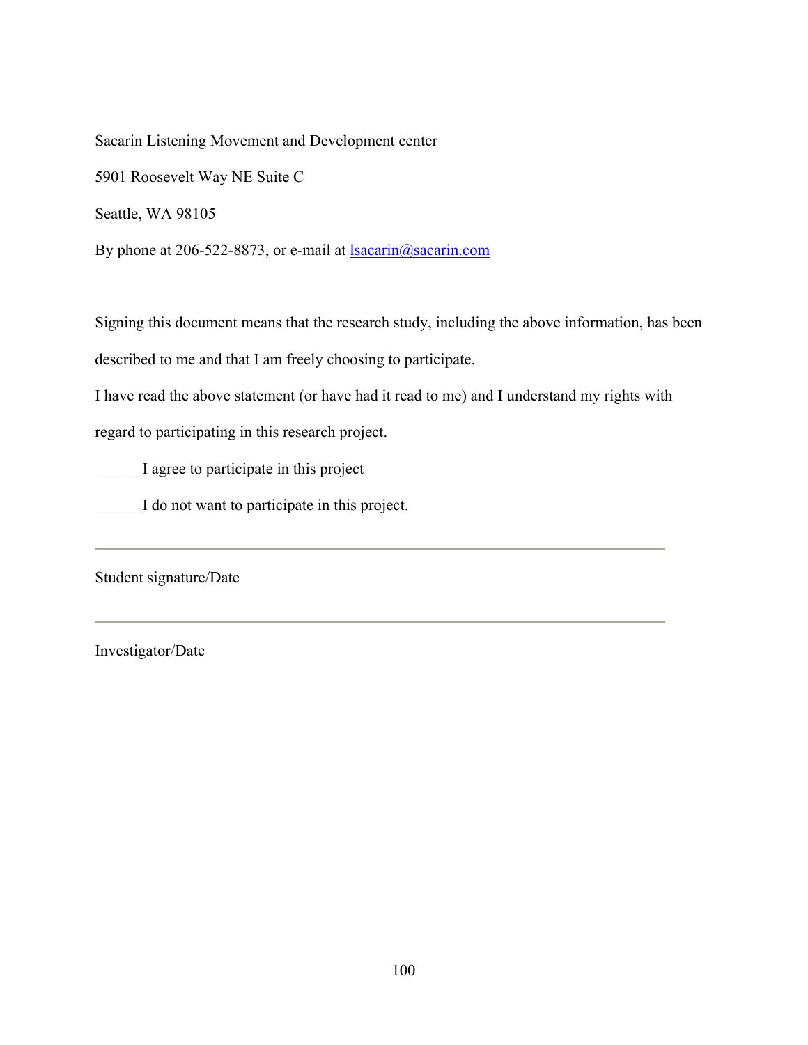Sacarin Listening Movement and Development center

5901 Roosevelt Way NE Suite C

Seattle, WA 98105

By phone at 206-522-8873, or e-mail at lsacarin@sacarin.com

Signing this document means that the research study, including the above information, has been described to me and that I am freely choosing to participate.

I have read the above statement (or have had it read to me) and I understand my rights with regard to participating in this research project.

______I agree to participate in this project

______I do not want to participate in this project.

---

Student signature/Date

---

Investigator/Date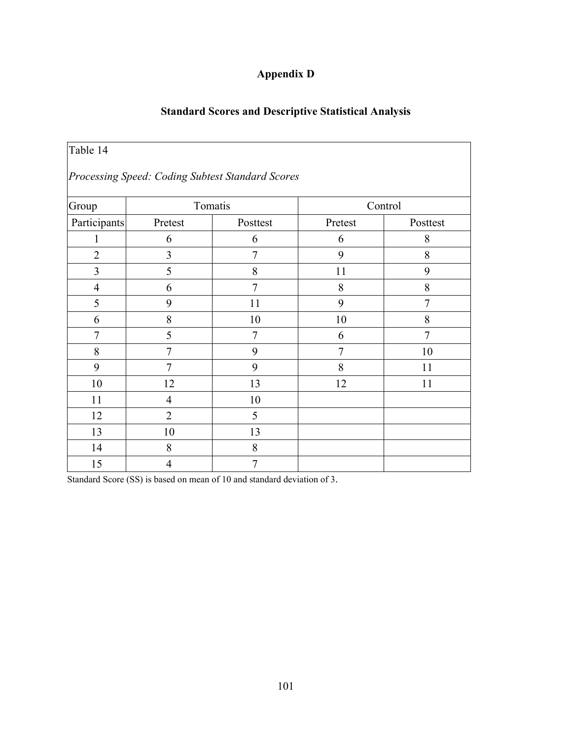# Appendix D

## Standard Scores and Descriptive Statistical Analysis

Table 14

*Processing Speed: Coding Subtest Standard Scores*

| Group | Tomatis | | Control | |
|---|---|---|---|---|
| Participants | Pretest | Posttest | Pretest | Posttest |
| 1 | 6 | 6 | 6 | 8 |
| 2 | 3 | 7 | 9 | 8 |
| 3 | 5 | 8 | 11 | 9 |
| 4 | 6 | 7 | 8 | 8 |
| 5 | 9 | 11 | 9 | 7 |
| 6 | 8 | 10 | 10 | 8 |
| 7 | 5 | 7 | 6 | 7 |
| 8 | 7 | 9 | 7 | 10 |
| 9 | 7 | 9 | 8 | 11 |
| 10 | 12 | 13 | 12 | 11 |
| 11 | 4 | 10 | | |
| 12 | 2 | 5 | | |
| 13 | 10 | 13 | | |
| 14 | 8 | 8 | | |
| 15 | 4 | 7 | | |

Standard Score (SS) is based on mean of 10 and standard deviation of 3.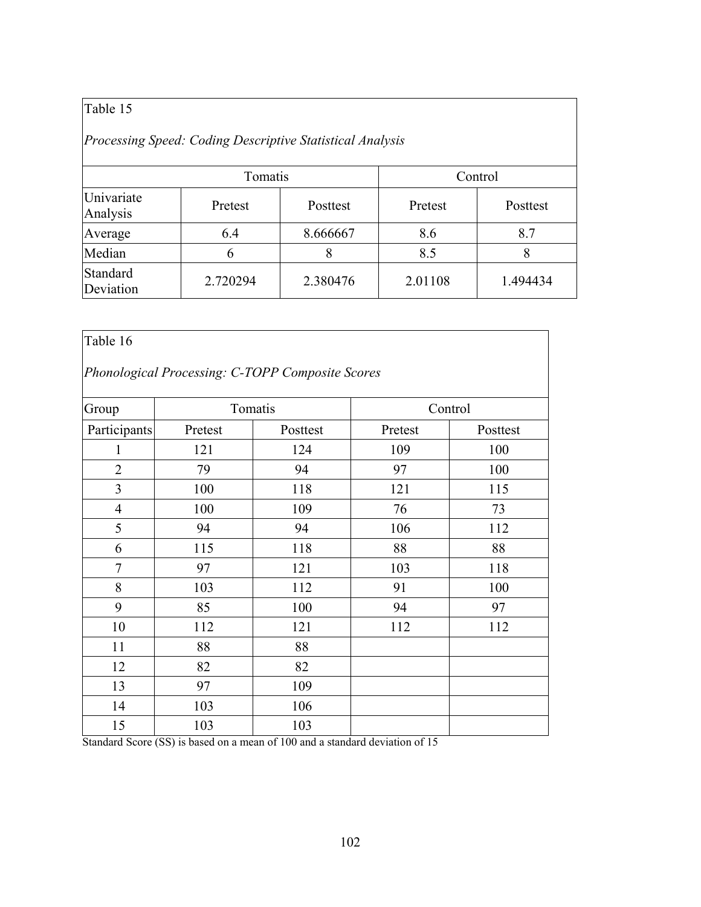Table 15

*Processing Speed: Coding Descriptive Statistical Analysis*

| | Tomatis | | Control | |
|---|---|---|---|---|
| Univariate Analysis | Pretest | Posttest | Pretest | Posttest |
| Average | 6.4 | 8.666667 | 8.6 | 8.7 |
| Median | 6 | 8 | 8.5 | 8 |
| Standard Deviation | 2.720294 | 2.380476 | 2.01108 | 1.494434 |

Table 16

*Phonological Processing: C-TOPP Composite Scores*

| Group | Tomatis | | Control | |
|---|---|---|---|---|
| Participants | Pretest | Posttest | Pretest | Posttest |
| 1 | 121 | 124 | 109 | 100 |
| 2 | 79 | 94 | 97 | 100 |
| 3 | 100 | 118 | 121 | 115 |
| 4 | 100 | 109 | 76 | 73 |
| 5 | 94 | 94 | 106 | 112 |
| 6 | 115 | 118 | 88 | 88 |
| 7 | 97 | 121 | 103 | 118 |
| 8 | 103 | 112 | 91 | 100 |
| 9 | 85 | 100 | 94 | 97 |
| 10 | 112 | 121 | 112 | 112 |
| 11 | 88 | 88 | | |
| 12 | 82 | 82 | | |
| 13 | 97 | 109 | | |
| 14 | 103 | 106 | | |
| 15 | 103 | 103 | | |

Standard Score (SS) is based on a mean of 100 and a standard deviation of 15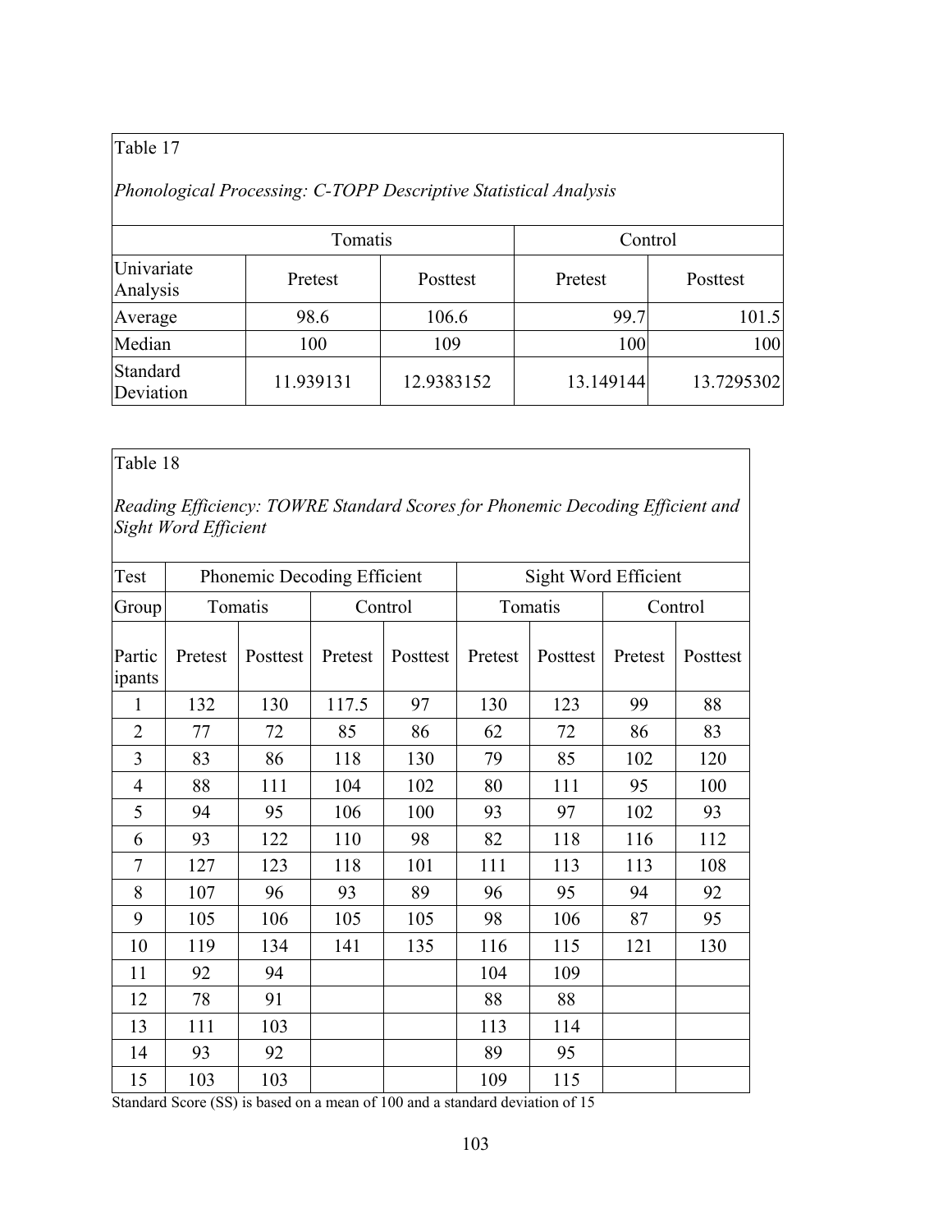Table 17

*Phonological Processing: C-TOPP Descriptive Statistical Analysis*

| | Tomatis | | Control | |
|---|---|---|---|---|
| Univariate Analysis | Pretest | Posttest | Pretest | Posttest |
| Average | 98.6 | 106.6 | 99.7 | 101.5 |
| Median | 100 | 109 | 100 | 100 |
| Standard Deviation | 11.939131 | 12.9383152 | 13.149144 | 13.7295302 |

Table 18

*Reading Efficiency: TOWRE Standard Scores for Phonemic Decoding Efficient and Sight Word Efficient*

| Test | Phonemic Decoding Efficient | | | | Sight Word Efficient | | | |
|---|---|---|---|---|---|---|---|---|
| Group | Tomatis | | Control | | Tomatis | | Control | |
| Participants | Pretest | Posttest | Pretest | Posttest | Pretest | Posttest | Pretest | Posttest |
| 1 | 132 | 130 | 117.5 | 97 | 130 | 123 | 99 | 88 |
| 2 | 77 | 72 | 85 | 86 | 62 | 72 | 86 | 83 |
| 3 | 83 | 86 | 118 | 130 | 79 | 85 | 102 | 120 |
| 4 | 88 | 111 | 104 | 102 | 80 | 111 | 95 | 100 |
| 5 | 94 | 95 | 106 | 100 | 93 | 97 | 102 | 93 |
| 6 | 93 | 122 | 110 | 98 | 82 | 118 | 116 | 112 |
| 7 | 127 | 123 | 118 | 101 | 111 | 113 | 113 | 108 |
| 8 | 107 | 96 | 93 | 89 | 96 | 95 | 94 | 92 |
| 9 | 105 | 106 | 105 | 105 | 98 | 106 | 87 | 95 |
| 10 | 119 | 134 | 141 | 135 | 116 | 115 | 121 | 130 |
| 11 | 92 | 94 | | | 104 | 109 | | |
| 12 | 78 | 91 | | | 88 | 88 | | |
| 13 | 111 | 103 | | | 113 | 114 | | |
| 14 | 93 | 92 | | | 89 | 95 | | |
| 15 | 103 | 103 | | | 109 | 115 | | |

Standard Score (SS) is based on a mean of 100 and a standard deviation of 15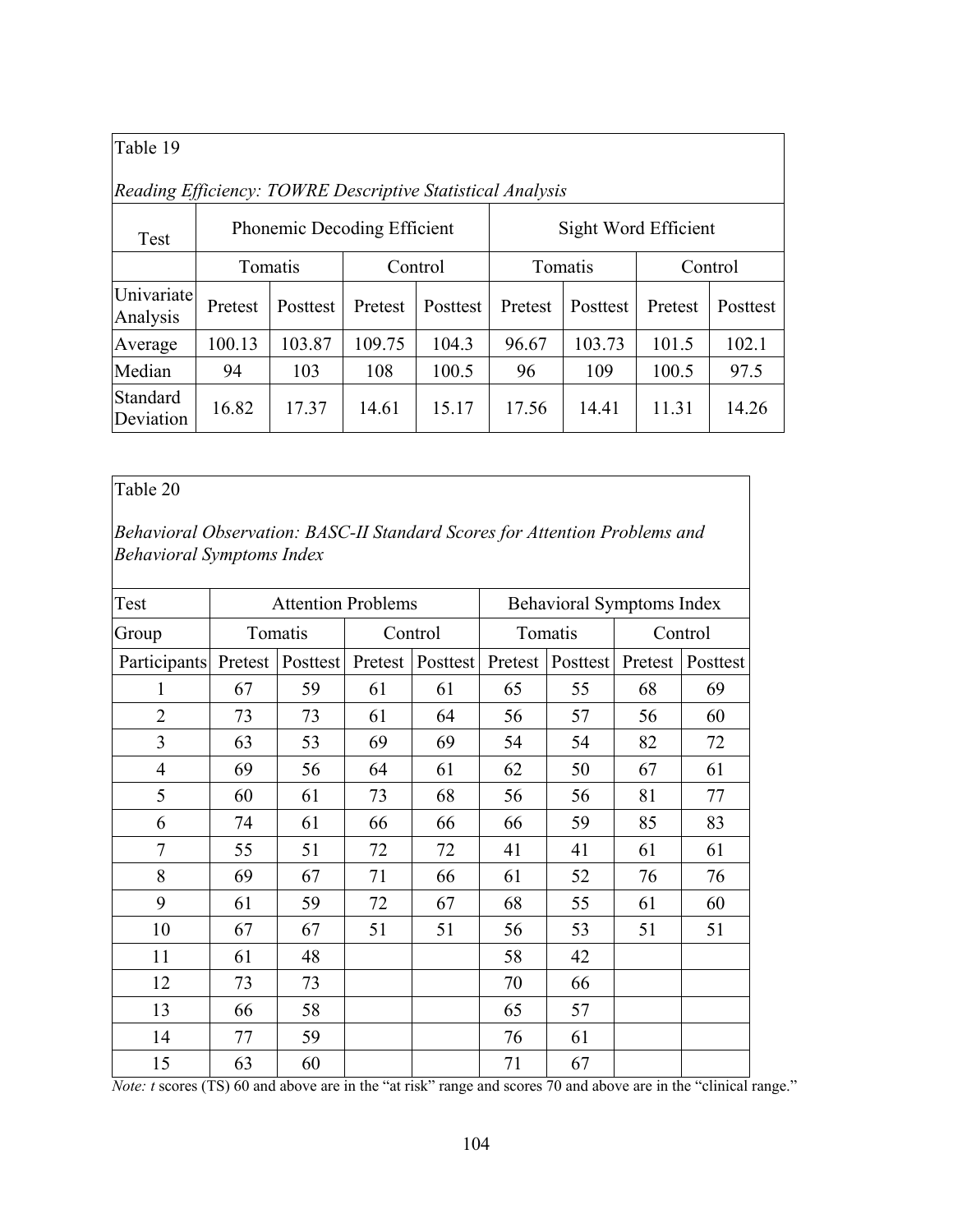Table 19

*Reading Efficiency: TOWRE Descriptive Statistical Analysis*

| Test | Phonemic Decoding Efficient | | | | Sight Word Efficient | | | |
|---|---|---|---|---|---|---|---|---|
| | Tomatis | | Control | | Tomatis | | Control | |
| Univariate Analysis | Pretest | Posttest | Pretest | Posttest | Pretest | Posttest | Pretest | Posttest |
| Average | 100.13 | 103.87 | 109.75 | 104.3 | 96.67 | 103.73 | 101.5 | 102.1 |
| Median | 94 | 103 | 108 | 100.5 | 96 | 109 | 100.5 | 97.5 |
| Standard Deviation | 16.82 | 17.37 | 14.61 | 15.17 | 17.56 | 14.41 | 11.31 | 14.26 |

Table 20

*Behavioral Observation: BASC-II Standard Scores for Attention Problems and Behavioral Symptoms Index*

| Test | Attention Problems | | | | Behavioral Symptoms Index | | | |
|---|---|---|---|---|---|---|---|---|
| Group | Tomatis | | Control | | Tomatis | | Control | |
| Participants | Pretest | Posttest | Pretest | Posttest | Pretest | Posttest | Pretest | Posttest |
| 1 | 67 | 59 | 61 | 61 | 65 | 55 | 68 | 69 |
| 2 | 73 | 73 | 61 | 64 | 56 | 57 | 56 | 60 |
| 3 | 63 | 53 | 69 | 69 | 54 | 54 | 82 | 72 |
| 4 | 69 | 56 | 64 | 61 | 62 | 50 | 67 | 61 |
| 5 | 60 | 61 | 73 | 68 | 56 | 56 | 81 | 77 |
| 6 | 74 | 61 | 66 | 66 | 66 | 59 | 85 | 83 |
| 7 | 55 | 51 | 72 | 72 | 41 | 41 | 61 | 61 |
| 8 | 69 | 67 | 71 | 66 | 61 | 52 | 76 | 76 |
| 9 | 61 | 59 | 72 | 67 | 68 | 55 | 61 | 60 |
| 10 | 67 | 67 | 51 | 51 | 56 | 53 | 51 | 51 |
| 11 | 61 | 48 | | | 58 | 42 | | |
| 12 | 73 | 73 | | | 70 | 66 | | |
| 13 | 66 | 58 | | | 65 | 57 | | |
| 14 | 77 | 59 | | | 76 | 61 | | |
| 15 | 63 | 60 | | | 71 | 67 | | |

*Note: t* scores (TS) 60 and above are in the "at risk" range and scores 70 and above are in the "clinical range."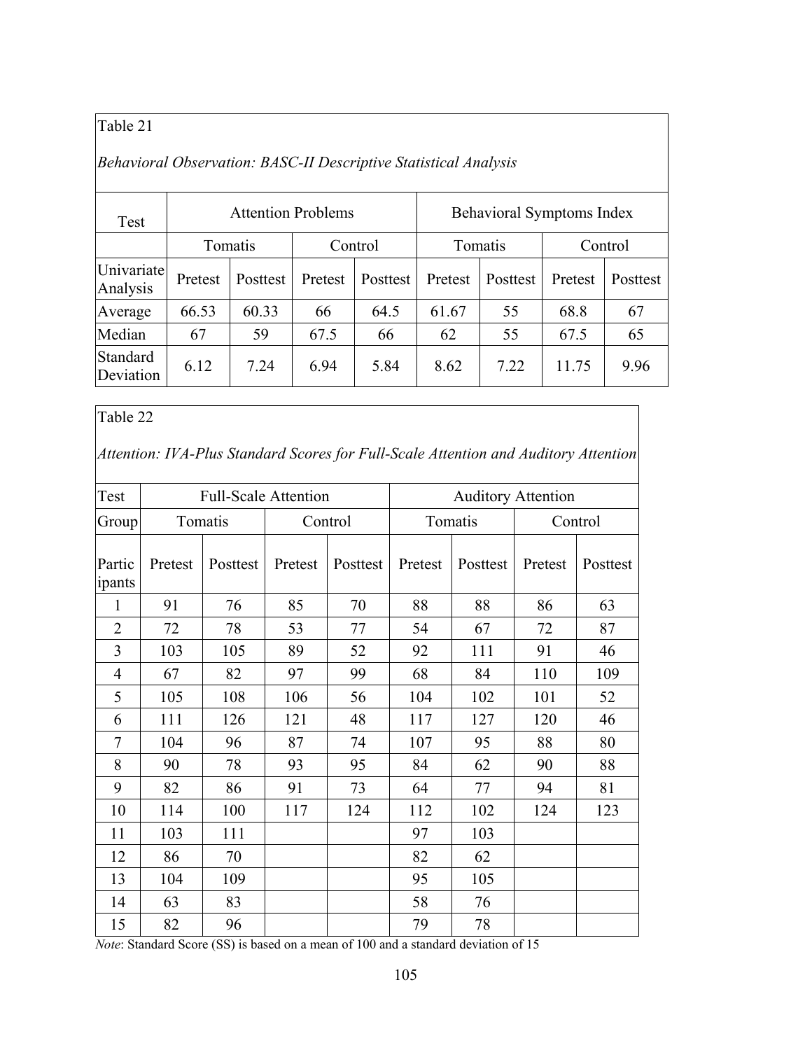Table 21

*Behavioral Observation: BASC-II Descriptive Statistical Analysis*

| Test | Attention Problems | | | | Behavioral Symptoms Index | | | |
|---|---|---|---|---|---|---|---|---|
| | Tomatis | | Control | | Tomatis | | Control | |
| Univariate Analysis | Pretest | Posttest | Pretest | Posttest | Pretest | Posttest | Pretest | Posttest |
| Average | 66.53 | 60.33 | 66 | 64.5 | 61.67 | 55 | 68.8 | 67 |
| Median | 67 | 59 | 67.5 | 66 | 62 | 55 | 67.5 | 65 |
| Standard Deviation | 6.12 | 7.24 | 6.94 | 5.84 | 8.62 | 7.22 | 11.75 | 9.96 |

Table 22

*Attention: IVA-Plus Standard Scores for Full-Scale Attention and Auditory Attention*

| Test | Full-Scale Attention | | | | Auditory Attention | | | |
|---|---|---|---|---|---|---|---|---|
| Group | Tomatis | | Control | | Tomatis | | Control | |
| Participants | Pretest | Posttest | Pretest | Posttest | Pretest | Posttest | Pretest | Posttest |
| 1 | 91 | 76 | 85 | 70 | 88 | 88 | 86 | 63 |
| 2 | 72 | 78 | 53 | 77 | 54 | 67 | 72 | 87 |
| 3 | 103 | 105 | 89 | 52 | 92 | 111 | 91 | 46 |
| 4 | 67 | 82 | 97 | 99 | 68 | 84 | 110 | 109 |
| 5 | 105 | 108 | 106 | 56 | 104 | 102 | 101 | 52 |
| 6 | 111 | 126 | 121 | 48 | 117 | 127 | 120 | 46 |
| 7 | 104 | 96 | 87 | 74 | 107 | 95 | 88 | 80 |
| 8 | 90 | 78 | 93 | 95 | 84 | 62 | 90 | 88 |
| 9 | 82 | 86 | 91 | 73 | 64 | 77 | 94 | 81 |
| 10 | 114 | 100 | 117 | 124 | 112 | 102 | 124 | 123 |
| 11 | 103 | 111 | | | 97 | 103 | | |
| 12 | 86 | 70 | | | 82 | 62 | | |
| 13 | 104 | 109 | | | 95 | 105 | | |
| 14 | 63 | 83 | | | 58 | 76 | | |
| 15 | 82 | 96 | | | 79 | 78 | | |

*Note*: Standard Score (SS) is based on a mean of 100 and a standard deviation of 15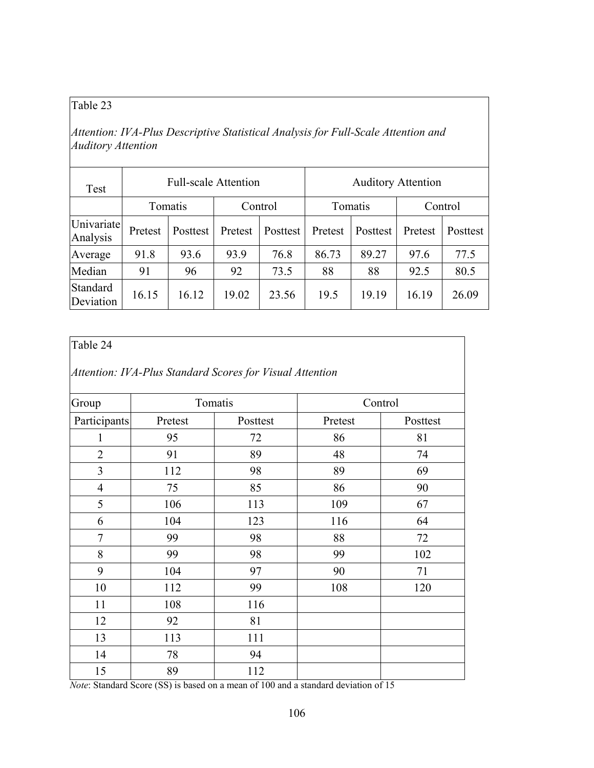Table 23

*Attention: IVA-Plus Descriptive Statistical Analysis for Full-Scale Attention and Auditory Attention*

| Test | Full-scale Attention | | | | Auditory Attention | | | |
|---|---|---|---|---|---|---|---|---|
| | Tomatis | | Control | | Tomatis | | Control | |
| Univariate Analysis | Pretest | Posttest | Pretest | Posttest | Pretest | Posttest | Pretest | Posttest |
| Average | 91.8 | 93.6 | 93.9 | 76.8 | 86.73 | 89.27 | 97.6 | 77.5 |
| Median | 91 | 96 | 92 | 73.5 | 88 | 88 | 92.5 | 80.5 |
| Standard Deviation | 16.15 | 16.12 | 19.02 | 23.56 | 19.5 | 19.19 | 16.19 | 26.09 |

Table 24

*Attention: IVA-Plus Standard Scores for Visual Attention*

| Group | Tomatis | | Control | |
|---|---|---|---|---|
| Participants | Pretest | Posttest | Pretest | Posttest |
| 1 | 95 | 72 | 86 | 81 |
| 2 | 91 | 89 | 48 | 74 |
| 3 | 112 | 98 | 89 | 69 |
| 4 | 75 | 85 | 86 | 90 |
| 5 | 106 | 113 | 109 | 67 |
| 6 | 104 | 123 | 116 | 64 |
| 7 | 99 | 98 | 88 | 72 |
| 8 | 99 | 98 | 99 | 102 |
| 9 | 104 | 97 | 90 | 71 |
| 10 | 112 | 99 | 108 | 120 |
| 11 | 108 | 116 | | |
| 12 | 92 | 81 | | |
| 13 | 113 | 111 | | |
| 14 | 78 | 94 | | |
| 15 | 89 | 112 | | |

*Note*: Standard Score (SS) is based on a mean of 100 and a standard deviation of 15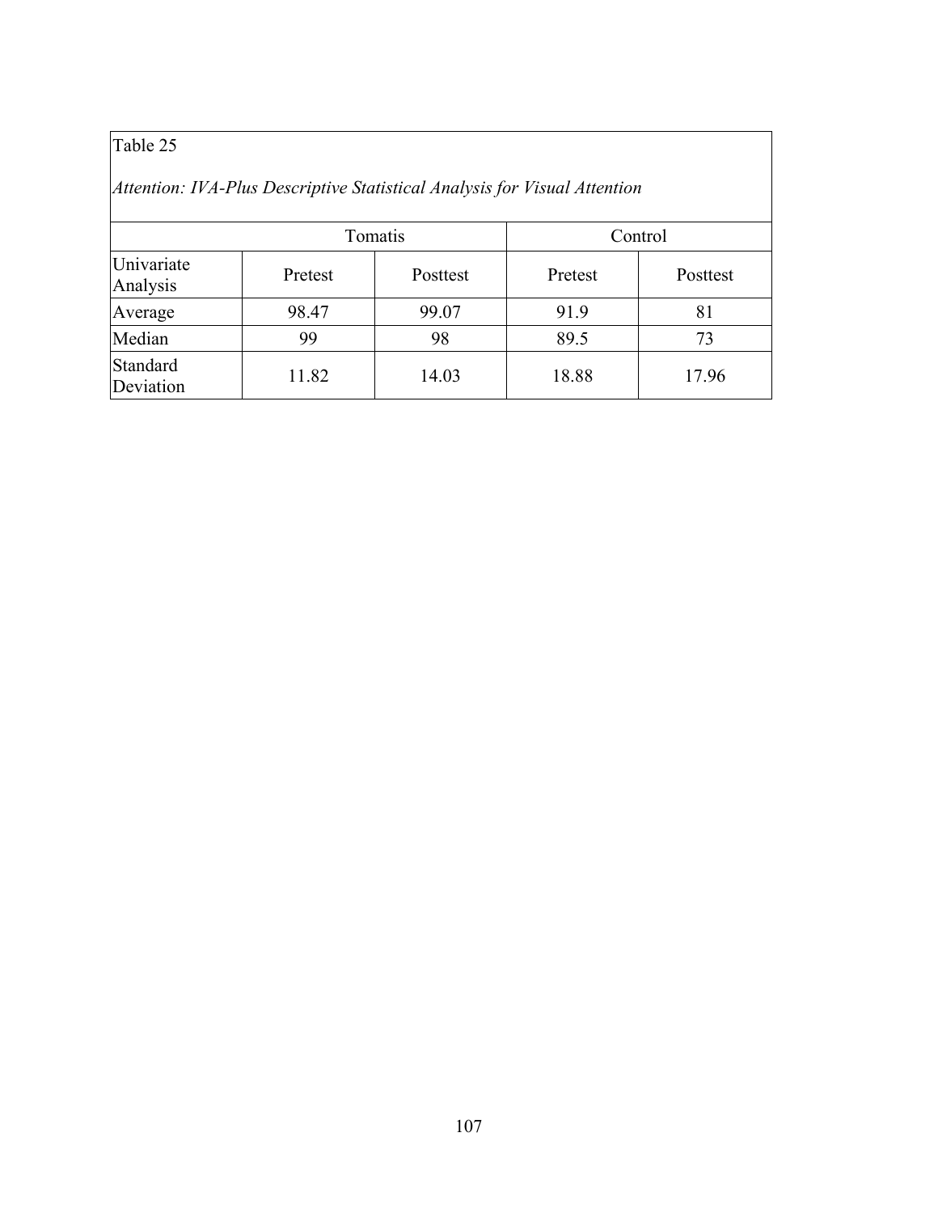Table 25

*Attention: IVA-Plus Descriptive Statistical Analysis for Visual Attention*

| | Tomatis | | Control | |
|---|---|---|---|---|
| Univariate Analysis | Pretest | Posttest | Pretest | Posttest |
| Average | 98.47 | 99.07 | 91.9 | 81 |
| Median | 99 | 98 | 89.5 | 73 |
| Standard Deviation | 11.82 | 14.03 | 18.88 | 17.96 |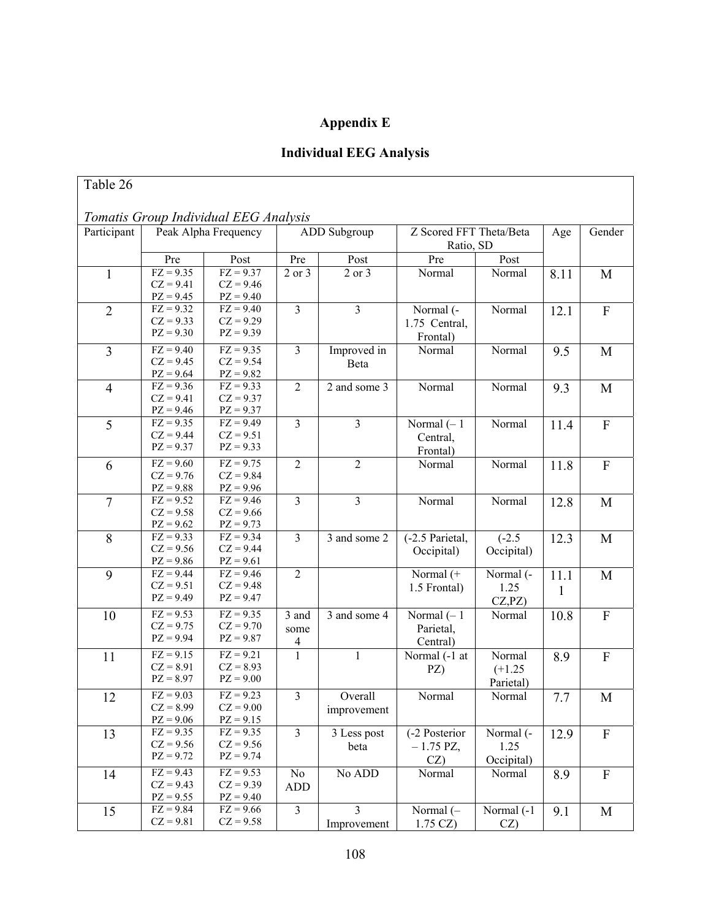# Appendix E

## Individual EEG Analysis

Table 26

*Tomatis Group Individual EEG Analysis*

| Participant | Peak Alpha Frequency | | ADD Subgroup | | Z Scored FFT Theta/Beta Ratio, SD | | Age | Gender |
|---|---|---|---|---|---|---|---|---|
| | Pre | Post | Pre | Post | Pre | Post | | |
| 1 | FZ = 9.35<br>CZ = 9.41<br>PZ = 9.45 | FZ = 9.37<br>CZ = 9.46<br>PZ = 9.40 | 2 or 3 | 2 or 3 | Normal | Normal | 8.11 | M |
| 2 | FZ = 9.32<br>CZ = 9.33<br>PZ = 9.30 | FZ = 9.40<br>CZ = 9.29<br>PZ = 9.39 | 3 | 3 | Normal (-1.75 Central, Frontal) | Normal | 12.1 | F |
| 3 | FZ = 9.40<br>CZ = 9.45<br>PZ = 9.64 | FZ = 9.35<br>CZ = 9.54<br>PZ = 9.82 | 3 | Improved in Beta | Normal | Normal | 9.5 | M |
| 4 | FZ = 9.36<br>CZ = 9.41<br>PZ = 9.46 | FZ = 9.33<br>CZ = 9.37<br>PZ = 9.37 | 2 | 2 and some 3 | Normal | Normal | 9.3 | M |
| 5 | FZ = 9.35<br>CZ = 9.44<br>PZ = 9.37 | FZ = 9.49<br>CZ = 9.51<br>PZ = 9.33 | 3 | 3 | Normal (– 1 Central, Frontal) | Normal | 11.4 | F |
| 6 | FZ = 9.60<br>CZ = 9.76<br>PZ = 9.88 | FZ = 9.75<br>CZ = 9.84<br>PZ = 9.96 | 2 | 2 | Normal | Normal | 11.8 | F |
| 7 | FZ = 9.52<br>CZ = 9.58<br>PZ = 9.62 | FZ = 9.46<br>CZ = 9.66<br>PZ = 9.73 | 3 | 3 | Normal | Normal | 12.8 | M |
| 8 | FZ = 9.33<br>CZ = 9.56<br>PZ = 9.86 | FZ = 9.34<br>CZ = 9.44<br>PZ = 9.61 | 3 | 3 and some 2 | (-2.5 Parietal, Occipital) | (-2.5 Occipital) | 12.3 | M |
| 9 | FZ = 9.44<br>CZ = 9.51<br>PZ = 9.49 | FZ = 9.46<br>CZ = 9.48<br>PZ = 9.47 | 2 | | Normal (+ 1.5 Frontal) | Normal (-1.25 CZ,PZ) | 11.11 | M |
| 10 | FZ = 9.53<br>CZ = 9.75<br>PZ = 9.94 | FZ = 9.35<br>CZ = 9.70<br>PZ = 9.87 | 3 and some 4 | 3 and some 4 | Normal (– 1 Parietal, Central) | Normal | 10.8 | F |
| 11 | FZ = 9.15<br>CZ = 8.91<br>PZ = 8.97 | FZ = 9.21<br>CZ = 8.93<br>PZ = 9.00 | 1 | 1 | Normal (-1 at PZ) | Normal (+1.25 Parietal) | 8.9 | F |
| 12 | FZ = 9.03<br>CZ = 8.99<br>PZ = 9.06 | FZ = 9.23<br>CZ = 9.00<br>PZ = 9.15 | 3 | Overall improvement | Normal | Normal | 7.7 | M |
| 13 | FZ = 9.35<br>CZ = 9.56<br>PZ = 9.72 | FZ = 9.35<br>CZ = 9.56<br>PZ = 9.74 | 3 | 3 Less post beta | (-2 Posterior – 1.75 PZ, CZ) | Normal (-1.25 Occipital) | 12.9 | F |
| 14 | FZ = 9.43<br>CZ = 9.43<br>PZ = 9.55 | FZ = 9.53<br>CZ = 9.39<br>PZ = 9.40 | No ADD | No ADD | Normal | Normal | 8.9 | F |
| 15 | FZ = 9.84<br>CZ = 9.81 | FZ = 9.66<br>CZ = 9.58 | 3 | 3 Improvement | Normal (– 1.75 CZ) | Normal (-1 CZ) | 9.1 | M |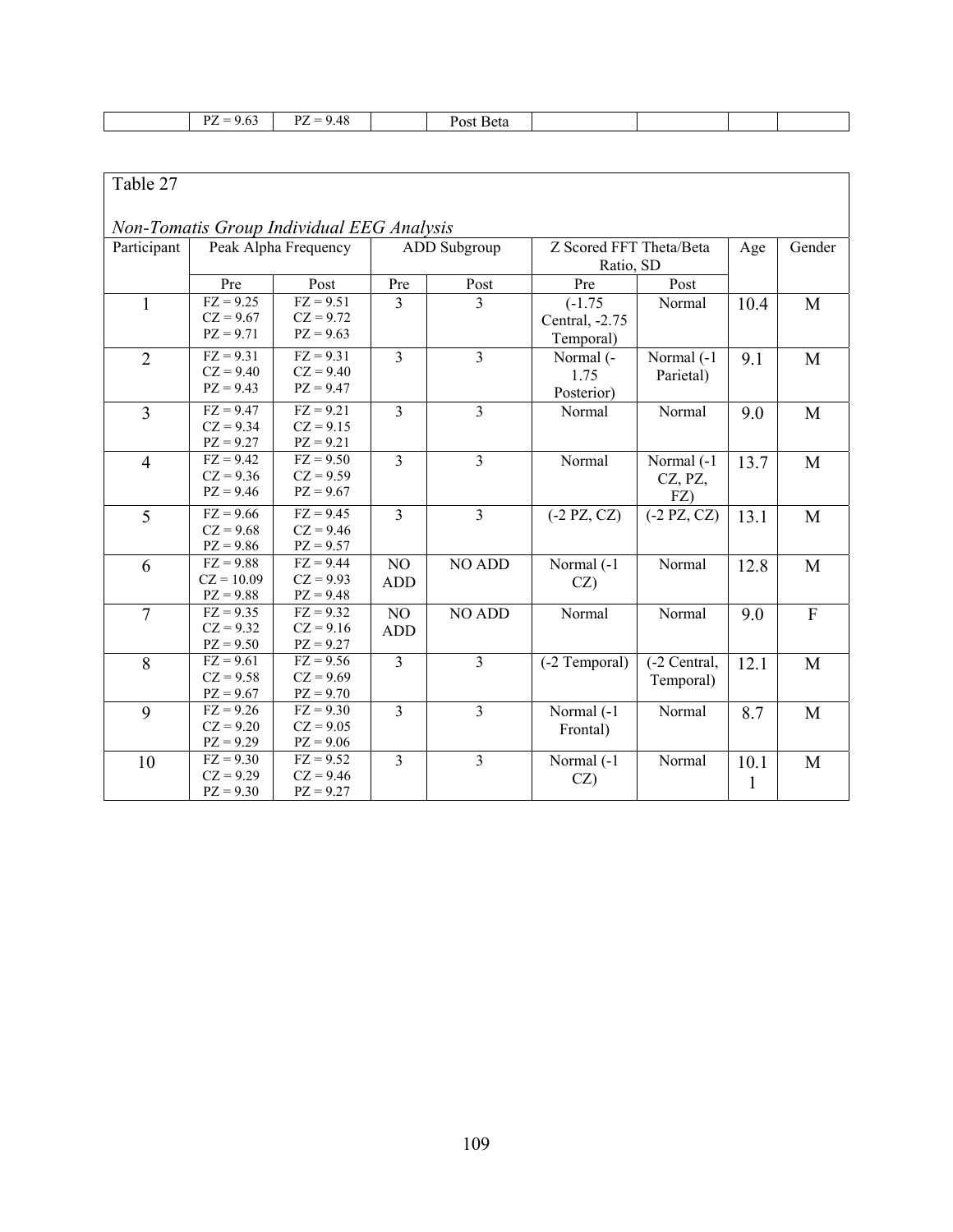| | PZ = 9.63 | PZ = 9.48 | | Post Beta | | | | |
|---|---|---|---|---|---|---|---|---|

Table 27

*Non-Tomatis Group Individual EEG Analysis*

| Participant | Peak Alpha Frequency | | ADD Subgroup | | Z Scored FFT Theta/Beta Ratio, SD | | Age | Gender |
|---|---|---|---|---|---|---|---|---|
| | Pre | Post | Pre | Post | Pre | Post | | |
| 1 | FZ = 9.25<br>CZ = 9.67<br>PZ = 9.71 | FZ = 9.51<br>CZ = 9.72<br>PZ = 9.63 | 3 | 3 | (-1.75 Central, -2.75 Temporal) | Normal | 10.4 | M |
| 2 | FZ = 9.31<br>CZ = 9.40<br>PZ = 9.43 | FZ = 9.31<br>CZ = 9.40<br>PZ = 9.47 | 3 | 3 | Normal (-1.75 Posterior) | Normal (-1 Parietal) | 9.1 | M |
| 3 | FZ = 9.47<br>CZ = 9.34<br>PZ = 9.27 | FZ = 9.21<br>CZ = 9.15<br>PZ = 9.21 | 3 | 3 | Normal | Normal | 9.0 | M |
| 4 | FZ = 9.42<br>CZ = 9.36<br>PZ = 9.46 | FZ = 9.50<br>CZ = 9.59<br>PZ = 9.67 | 3 | 3 | Normal | Normal (-1 CZ, PZ, FZ) | 13.7 | M |
| 5 | FZ = 9.66<br>CZ = 9.68<br>PZ = 9.86 | FZ = 9.45<br>CZ = 9.46<br>PZ = 9.57 | 3 | 3 | (-2 PZ, CZ) | (-2 PZ, CZ) | 13.1 | M |
| 6 | FZ = 9.88<br>CZ = 10.09<br>PZ = 9.88 | FZ = 9.44<br>CZ = 9.93<br>PZ = 9.48 | NO ADD | NO ADD | Normal (-1 CZ) | Normal | 12.8 | M |
| 7 | FZ = 9.35<br>CZ = 9.32<br>PZ = 9.50 | FZ = 9.32<br>CZ = 9.16<br>PZ = 9.27 | NO ADD | NO ADD | Normal | Normal | 9.0 | F |
| 8 | FZ = 9.61<br>CZ = 9.58<br>PZ = 9.67 | FZ = 9.56<br>CZ = 9.69<br>PZ = 9.70 | 3 | 3 | (-2 Temporal) | (-2 Central, Temporal) | 12.1 | M |
| 9 | FZ = 9.26<br>CZ = 9.20<br>PZ = 9.29 | FZ = 9.30<br>CZ = 9.05<br>PZ = 9.06 | 3 | 3 | Normal (-1 Frontal) | Normal | 8.7 | M |
| 10 | FZ = 9.30<br>CZ = 9.29<br>PZ = 9.30 | FZ = 9.52<br>CZ = 9.46<br>PZ = 9.27 | 3 | 3 | Normal (-1 CZ) | Normal | 10.11 | M |